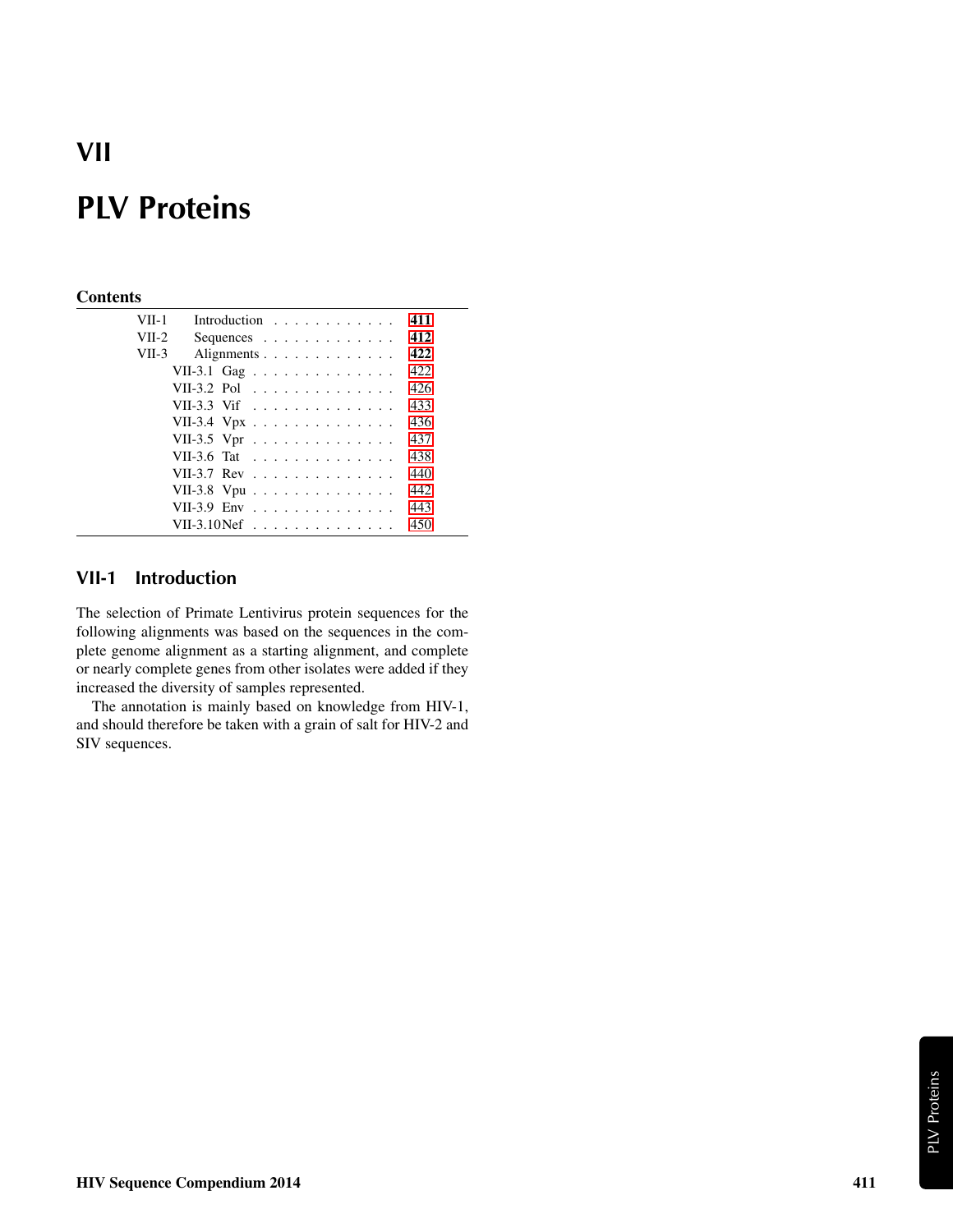# VII

# PLV Proteins

**Contents**

| | | |
|---|---|---|
| VII-1 | Introduction | **411** |
| VII-2 | Sequences | **412** |
| VII-3 | Alignments | **422** |
| VII-3.1 | Gag | 422 |
| VII-3.2 | Pol | 426 |
| VII-3.3 | Vif | 433 |
| VII-3.4 | Vpx | 436 |
| VII-3.5 | Vpr | 437 |
| VII-3.6 | Tat | 438 |
| VII-3.7 | Rev | 440 |
| VII-3.8 | Vpu | 442 |
| VII-3.9 | Env | 443 |
| VII-3.10 | Nef | 450 |

## VII-1 Introduction

The selection of Primate Lentivirus protein sequences for the following alignments was based on the sequences in the complete genome alignment as a starting alignment, and complete or nearly complete genes from other isolates were added if they increased the diversity of samples represented.

The annotation is mainly based on knowledge from HIV-1, and should therefore be taken with a grain of salt for HIV-2 and SIV sequences.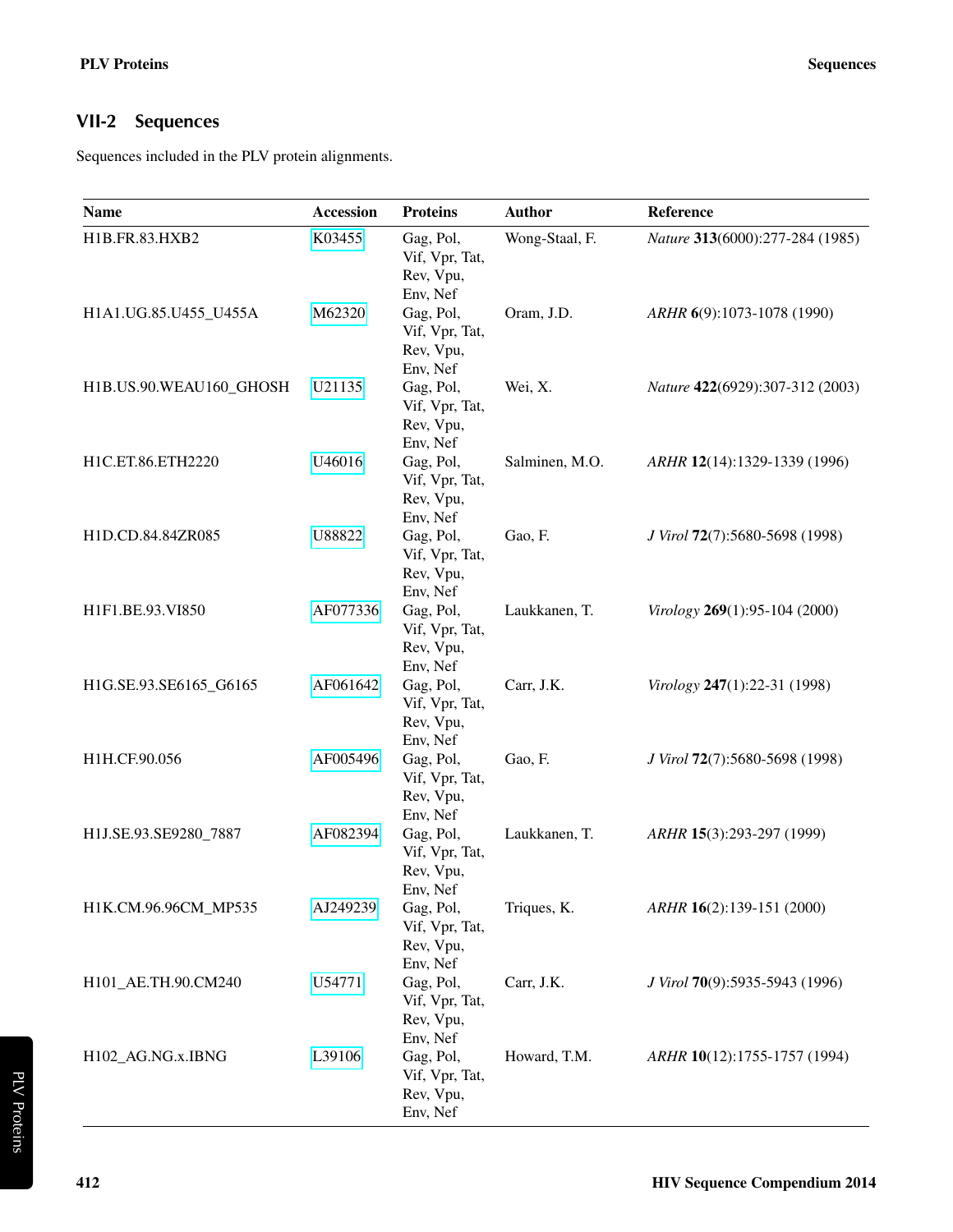## VII-2 Sequences

Sequences included in the PLV protein alignments.

| Name | Accession | Proteins | Author | Reference |
|---|---|---|---|---|
| H1B.FR.83.HXB2 | K03455 | Gag, Pol, Vif, Vpr, Tat, Rev, Vpu, Env, Nef | Wong-Staal, F. | *Nature* **313**(6000):277-284 (1985) |
| H1A1.UG.85.U455_U455A | M62320 | Gag, Pol, Vif, Vpr, Tat, Rev, Vpu, Env, Nef | Oram, J.D. | *ARHR* **6**(9):1073-1078 (1990) |
| H1B.US.90.WEAU160_GHOSH | U21135 | Gag, Pol, Vif, Vpr, Tat, Rev, Vpu, Env, Nef | Wei, X. | *Nature* **422**(6929):307-312 (2003) |
| H1C.ET.86.ETH2220 | U46016 | Gag, Pol, Vif, Vpr, Tat, Rev, Vpu, Env, Nef | Salminen, M.O. | *ARHR* **12**(14):1329-1339 (1996) |
| H1D.CD.84.84ZR085 | U88822 | Gag, Pol, Vif, Vpr, Tat, Rev, Vpu, Env, Nef | Gao, F. | *J Virol* **72**(7):5680-5698 (1998) |
| H1F1.BE.93.VI850 | AF077336 | Gag, Pol, Vif, Vpr, Tat, Rev, Vpu, Env, Nef | Laukkanen, T. | *Virology* **269**(1):95-104 (2000) |
| H1G.SE.93.SE6165_G6165 | AF061642 | Gag, Pol, Vif, Vpr, Tat, Rev, Vpu, Env, Nef | Carr, J.K. | *Virology* **247**(1):22-31 (1998) |
| H1H.CF.90.056 | AF005496 | Gag, Pol, Vif, Vpr, Tat, Rev, Vpu, Env, Nef | Gao, F. | *J Virol* **72**(7):5680-5698 (1998) |
| H1J.SE.93.SE9280_7887 | AF082394 | Gag, Pol, Vif, Vpr, Tat, Rev, Vpu, Env, Nef | Laukkanen, T. | *ARHR* **15**(3):293-297 (1999) |
| H1K.CM.96.96CM_MP535 | AJ249239 | Gag, Pol, Vif, Vpr, Tat, Rev, Vpu, Env, Nef | Triques, K. | *ARHR* **16**(2):139-151 (2000) |
| H101_AE.TH.90.CM240 | U54771 | Gag, Pol, Vif, Vpr, Tat, Rev, Vpu, Env, Nef | Carr, J.K. | *J Virol* **70**(9):5935-5943 (1996) |
| H102_AG.NG.x.IBNG | L39106 | Gag, Pol, Vif, Vpr, Tat, Rev, Vpu, Env, Nef | Howard, T.M. | *ARHR* **10**(12):1755-1757 (1994) |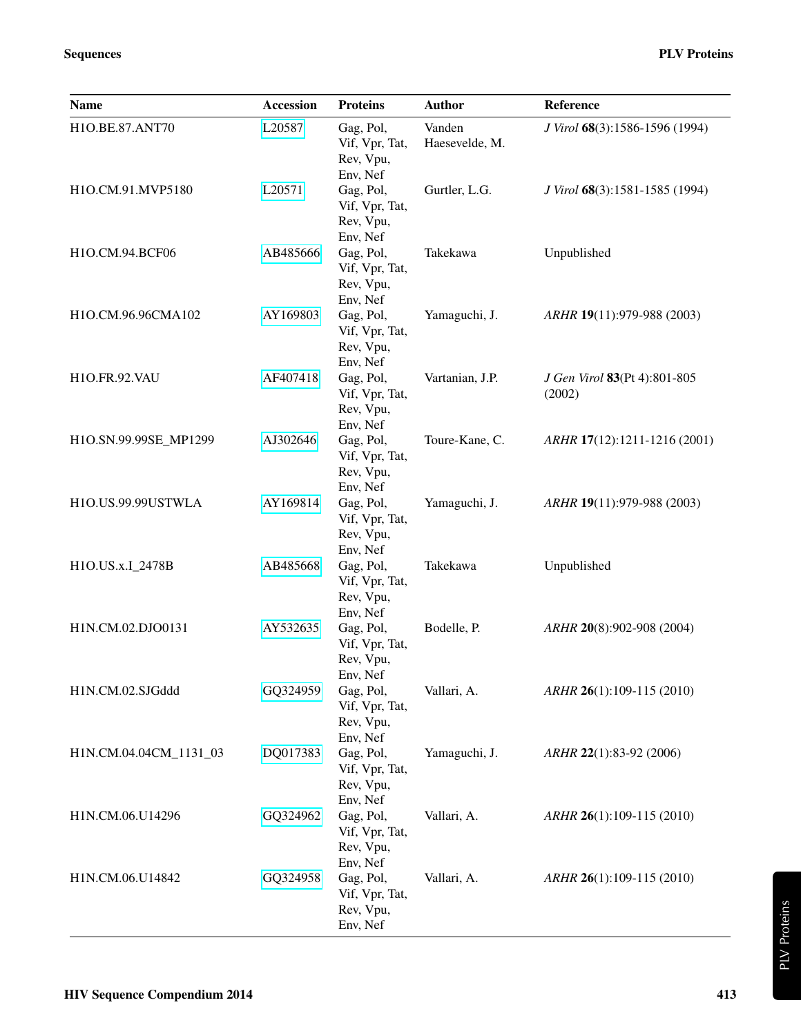| Name | Accession | Proteins | Author | Reference |
|---|---|---|---|---|
| H1O.BE.87.ANT70 | L20587 | Gag, Pol, Vif, Vpr, Tat, Rev, Vpu, Env, Nef | Vanden Haesevelde, M. | *J Virol* **68**(3):1586-1596 (1994) |
| H1O.CM.91.MVP5180 | L20571 | Gag, Pol, Vif, Vpr, Tat, Rev, Vpu, Env, Nef | Gurtler, L.G. | *J Virol* **68**(3):1581-1585 (1994) |
| H1O.CM.94.BCF06 | AB485666 | Gag, Pol, Vif, Vpr, Tat, Rev, Vpu, Env, Nef | Takekawa | Unpublished |
| H1O.CM.96.96CMA102 | AY169803 | Gag, Pol, Vif, Vpr, Tat, Rev, Vpu, Env, Nef | Yamaguchi, J. | *ARHR* **19**(11):979-988 (2003) |
| H1O.FR.92.VAU | AF407418 | Gag, Pol, Vif, Vpr, Tat, Rev, Vpu, Env, Nef | Vartanian, J.P. | *J Gen Virol* **83**(Pt 4):801-805 (2002) |
| H1O.SN.99.99SE_MP1299 | AJ302646 | Gag, Pol, Vif, Vpr, Tat, Rev, Vpu, Env, Nef | Toure-Kane, C. | *ARHR* **17**(12):1211-1216 (2001) |
| H1O.US.99.99USTWLA | AY169814 | Gag, Pol, Vif, Vpr, Tat, Rev, Vpu, Env, Nef | Yamaguchi, J. | *ARHR* **19**(11):979-988 (2003) |
| H1O.US.x.I_2478B | AB485668 | Gag, Pol, Vif, Vpr, Tat, Rev, Vpu, Env, Nef | Takekawa | Unpublished |
| H1N.CM.02.DJO0131 | AY532635 | Gag, Pol, Vif, Vpr, Tat, Rev, Vpu, Env, Nef | Bodelle, P. | *ARHR* **20**(8):902-908 (2004) |
| H1N.CM.02.SJGddd | GQ324959 | Gag, Pol, Vif, Vpr, Tat, Rev, Vpu, Env, Nef | Vallari, A. | *ARHR* **26**(1):109-115 (2010) |
| H1N.CM.04.04CM_1131_03 | DQ017383 | Gag, Pol, Vif, Vpr, Tat, Rev, Vpu, Env, Nef | Yamaguchi, J. | *ARHR* **22**(1):83-92 (2006) |
| H1N.CM.06.U14296 | GQ324962 | Gag, Pol, Vif, Vpr, Tat, Rev, Vpu, Env, Nef | Vallari, A. | *ARHR* **26**(1):109-115 (2010) |
| H1N.CM.06.U14842 | GQ324958 | Gag, Pol, Vif, Vpr, Tat, Rev, Vpu, Env, Nef | Vallari, A. | *ARHR* **26**(1):109-115 (2010) |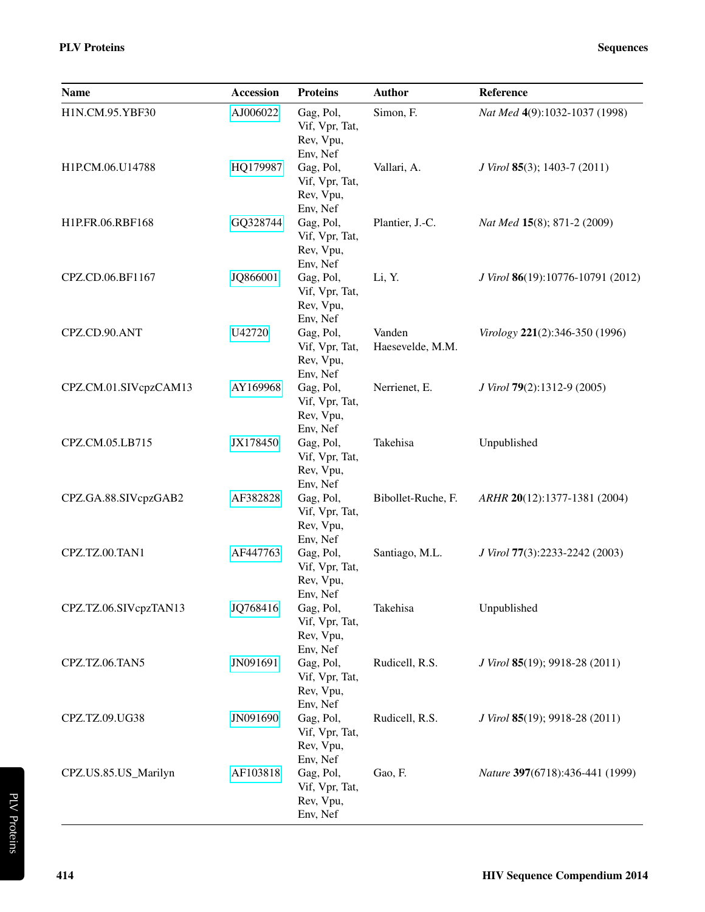| Name | Accession | Proteins | Author | Reference |
|---|---|---|---|---|
| H1N.CM.95.YBF30 | AJ006022 | Gag, Pol, Vif, Vpr, Tat, Rev, Vpu, Env, Nef | Simon, F. | *Nat Med* **4**(9):1032-1037 (1998) |
| H1P.CM.06.U14788 | HQ179987 | Gag, Pol, Vif, Vpr, Tat, Rev, Vpu, Env, Nef | Vallari, A. | *J Virol* **85**(3); 1403-7 (2011) |
| H1P.FR.06.RBF168 | GQ328744 | Gag, Pol, Vif, Vpr, Tat, Rev, Vpu, Env, Nef | Plantier, J.-C. | *Nat Med* **15**(8); 871-2 (2009) |
| CPZ.CD.06.BF1167 | JQ866001 | Gag, Pol, Vif, Vpr, Tat, Rev, Vpu, Env, Nef | Li, Y. | *J Virol* **86**(19):10776-10791 (2012) |
| CPZ.CD.90.ANT | U42720 | Gag, Pol, Vif, Vpr, Tat, Rev, Vpu, Env, Nef | Vanden Haesevelde, M.M. | *Virology* **221**(2):346-350 (1996) |
| CPZ.CM.01.SIVcpzCAM13 | AY169968 | Gag, Pol, Vif, Vpr, Tat, Rev, Vpu, Env, Nef | Nerrienet, E. | *J Virol* **79**(2):1312-9 (2005) |
| CPZ.CM.05.LB715 | JX178450 | Gag, Pol, Vif, Vpr, Tat, Rev, Vpu, Env, Nef | Takehisa | Unpublished |
| CPZ.GA.88.SIVcpzGAB2 | AF382828 | Gag, Pol, Vif, Vpr, Tat, Rev, Vpu, Env, Nef | Bibollet-Ruche, F. | *ARHR* **20**(12):1377-1381 (2004) |
| CPZ.TZ.00.TAN1 | AF447763 | Gag, Pol, Vif, Vpr, Tat, Rev, Vpu, Env, Nef | Santiago, M.L. | *J Virol* **77**(3):2233-2242 (2003) |
| CPZ.TZ.06.SIVcpzTAN13 | JQ768416 | Gag, Pol, Vif, Vpr, Tat, Rev, Vpu, Env, Nef | Takehisa | Unpublished |
| CPZ.TZ.06.TAN5 | JN091691 | Gag, Pol, Vif, Vpr, Tat, Rev, Vpu, Env, Nef | Rudicell, R.S. | *J Virol* **85**(19); 9918-28 (2011) |
| CPZ.TZ.09.UG38 | JN091690 | Gag, Pol, Vif, Vpr, Tat, Rev, Vpu, Env, Nef | Rudicell, R.S. | *J Virol* **85**(19); 9918-28 (2011) |
| CPZ.US.85.US_Marilyn | AF103818 | Gag, Pol, Vif, Vpr, Tat, Rev, Vpu, Env, Nef | Gao, F. | *Nature* **397**(6718):436-441 (1999) |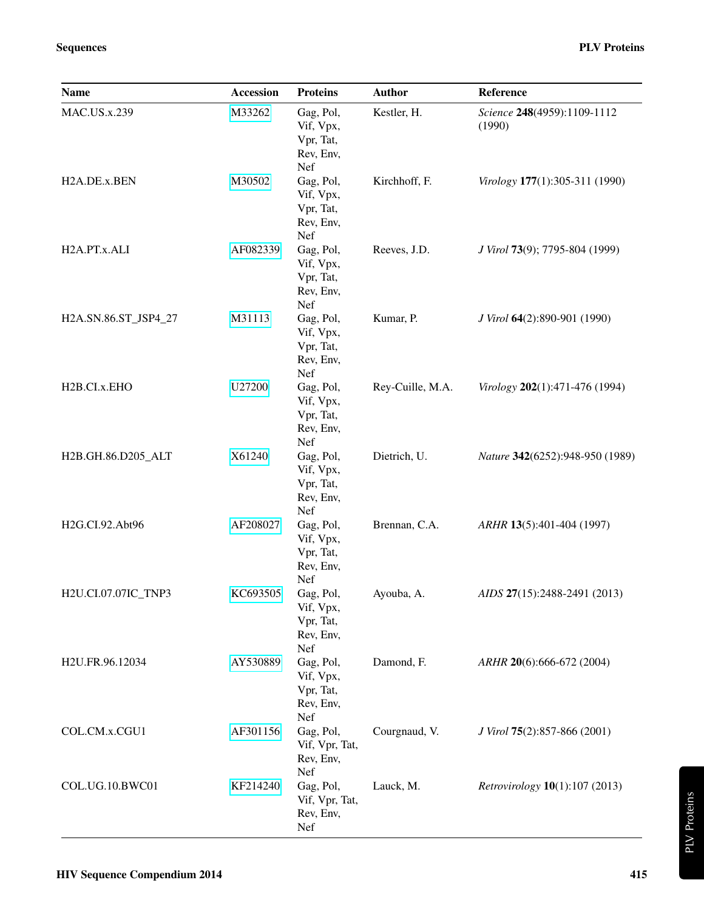| Name | Accession | Proteins | Author | Reference |
|---|---|---|---|---|
| MAC.US.x.239 | M33262 | Gag, Pol, Vif, Vpx, Vpr, Tat, Rev, Env, Nef | Kestler, H. | *Science* **248**(4959):1109-1112 (1990) |
| H2A.DE.x.BEN | M30502 | Gag, Pol, Vif, Vpx, Vpr, Tat, Rev, Env, Nef | Kirchhoff, F. | *Virology* **177**(1):305-311 (1990) |
| H2A.PT.x.ALI | AF082339 | Gag, Pol, Vif, Vpx, Vpr, Tat, Rev, Env, Nef | Reeves, J.D. | *J Virol* **73**(9); 7795-804 (1999) |
| H2A.SN.86.ST_JSP4_27 | M31113 | Gag, Pol, Vif, Vpx, Vpr, Tat, Rev, Env, Nef | Kumar, P. | *J Virol* **64**(2):890-901 (1990) |
| H2B.CI.x.EHO | U27200 | Gag, Pol, Vif, Vpx, Vpr, Tat, Rev, Env, Nef | Rey-Cuille, M.A. | *Virology* **202**(1):471-476 (1994) |
| H2B.GH.86.D205_ALT | X61240 | Gag, Pol, Vif, Vpx, Vpr, Tat, Rev, Env, Nef | Dietrich, U. | *Nature* **342**(6252):948-950 (1989) |
| H2G.CI.92.Abt96 | AF208027 | Gag, Pol, Vif, Vpx, Vpr, Tat, Rev, Env, Nef | Brennan, C.A. | *ARHR* **13**(5):401-404 (1997) |
| H2U.CI.07.07IC_TNP3 | KC693505 | Gag, Pol, Vif, Vpx, Vpr, Tat, Rev, Env, Nef | Ayouba, A. | *AIDS* **27**(15):2488-2491 (2013) |
| H2U.FR.96.12034 | AY530889 | Gag, Pol, Vif, Vpx, Vpr, Tat, Rev, Env, Nef | Damond, F. | *ARHR* **20**(6):666-672 (2004) |
| COL.CM.x.CGU1 | AF301156 | Gag, Pol, Vif, Vpr, Tat, Rev, Env, Nef | Courgnaud, V. | *J Virol* **75**(2):857-866 (2001) |
| COL.UG.10.BWC01 | KF214240 | Gag, Pol, Vif, Vpr, Tat, Rev, Env, Nef | Lauck, M. | *Retrovirology* **10**(1):107 (2013) |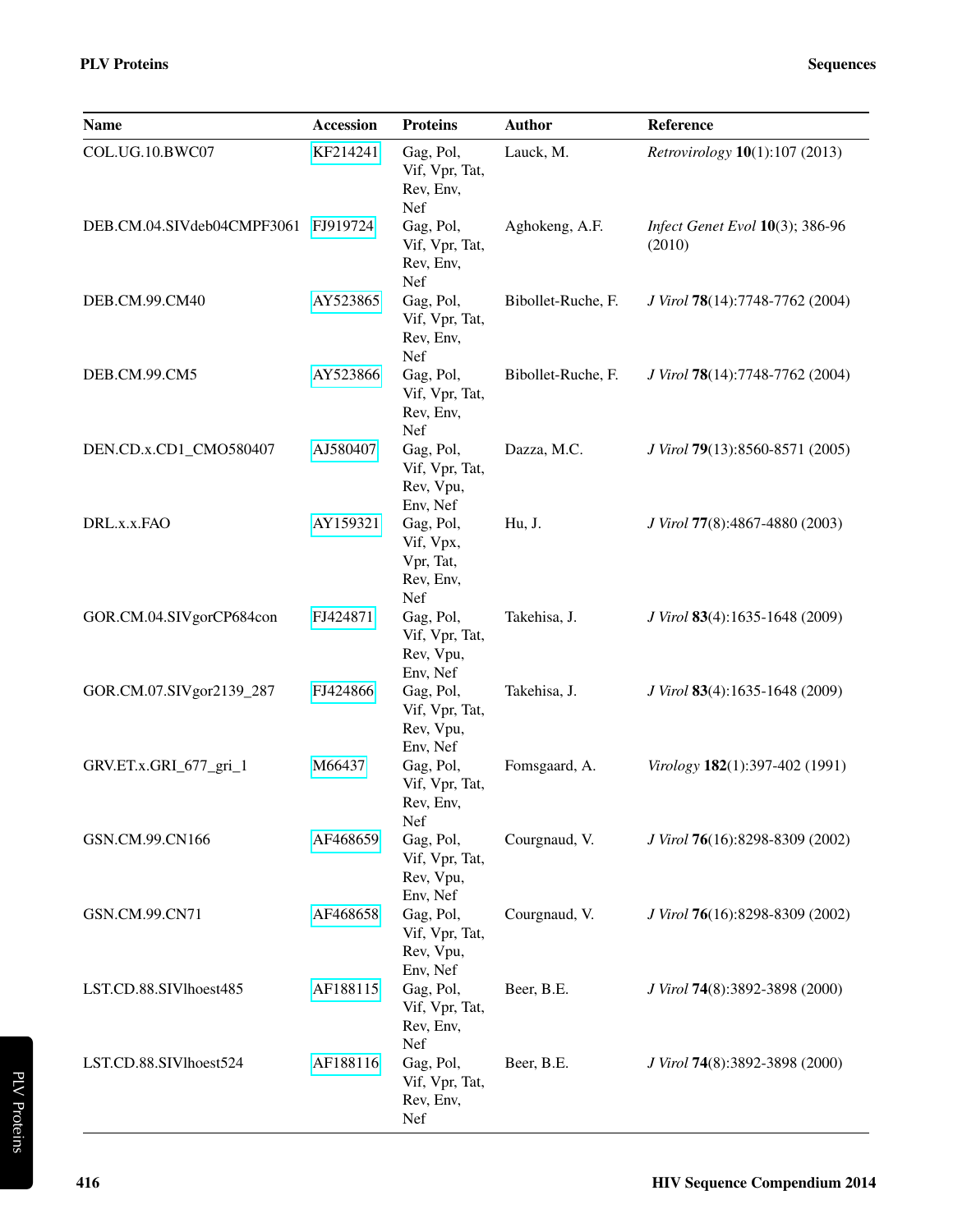| Name | Accession | Proteins | Author | Reference |
|---|---|---|---|---|
| COL.UG.10.BWC07 | KF214241 | Gag, Pol, Vif, Vpr, Tat, Rev, Env, Nef | Lauck, M. | *Retrovirology* **10**(1):107 (2013) |
| DEB.CM.04.SIVdeb04CMPF3061 | FJ919724 | Gag, Pol, Vif, Vpr, Tat, Rev, Env, Nef | Aghokeng, A.F. | *Infect Genet Evol* **10**(3); 386-96 (2010) |
| DEB.CM.99.CM40 | AY523865 | Gag, Pol, Vif, Vpr, Tat, Rev, Env, Nef | Bibollet-Ruche, F. | *J Virol* **78**(14):7748-7762 (2004) |
| DEB.CM.99.CM5 | AY523866 | Gag, Pol, Vif, Vpr, Tat, Rev, Env, Nef | Bibollet-Ruche, F. | *J Virol* **78**(14):7748-7762 (2004) |
| DEN.CD.x.CD1_CMO580407 | AJ580407 | Gag, Pol, Vif, Vpr, Tat, Rev, Vpu, Env, Nef | Dazza, M.C. | *J Virol* **79**(13):8560-8571 (2005) |
| DRL.x.x.FAO | AY159321 | Gag, Pol, Vif, Vpx, Vpr, Tat, Rev, Env, Nef | Hu, J. | *J Virol* **77**(8):4867-4880 (2003) |
| GOR.CM.04.SIVgorCP684con | FJ424871 | Gag, Pol, Vif, Vpr, Tat, Rev, Vpu, Env, Nef | Takehisa, J. | *J Virol* **83**(4):1635-1648 (2009) |
| GOR.CM.07.SIVgor2139_287 | FJ424866 | Gag, Pol, Vif, Vpr, Tat, Rev, Vpu, Env, Nef | Takehisa, J. | *J Virol* **83**(4):1635-1648 (2009) |
| GRV.ET.x.GRI_677_gri_1 | M66437 | Gag, Pol, Vif, Vpr, Tat, Rev, Env, Nef | Fomsgaard, A. | *Virology* **182**(1):397-402 (1991) |
| GSN.CM.99.CN166 | AF468659 | Gag, Pol, Vif, Vpr, Tat, Rev, Vpu, Env, Nef | Courgnaud, V. | *J Virol* **76**(16):8298-8309 (2002) |
| GSN.CM.99.CN71 | AF468658 | Gag, Pol, Vif, Vpr, Tat, Rev, Vpu, Env, Nef | Courgnaud, V. | *J Virol* **76**(16):8298-8309 (2002) |
| LST.CD.88.SIVlhoest485 | AF188115 | Gag, Pol, Vif, Vpr, Tat, Rev, Env, Nef | Beer, B.E. | *J Virol* **74**(8):3892-3898 (2000) |
| LST.CD.88.SIVlhoest524 | AF188116 | Gag, Pol, Vif, Vpr, Tat, Rev, Env, Nef | Beer, B.E. | *J Virol* **74**(8):3892-3898 (2000) |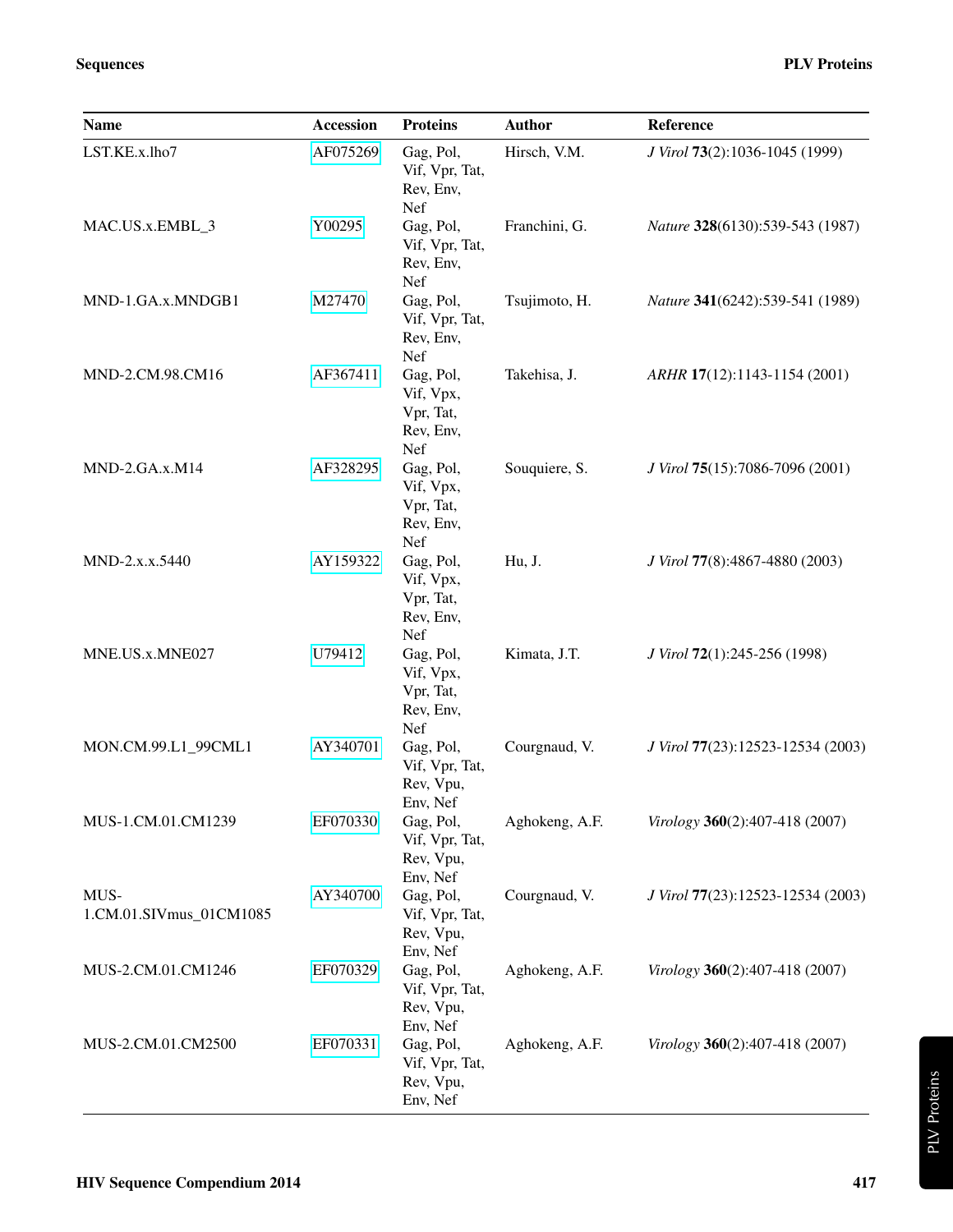| Name | Accession | Proteins | Author | Reference |
|---|---|---|---|---|
| LST.KE.x.lho7 | AF075269 | Gag, Pol, Vif, Vpr, Tat, Rev, Env, Nef | Hirsch, V.M. | *J Virol* **73**(2):1036-1045 (1999) |
| MAC.US.x.EMBL_3 | Y00295 | Gag, Pol, Vif, Vpr, Tat, Rev, Env, Nef | Franchini, G. | *Nature* **328**(6130):539-543 (1987) |
| MND-1.GA.x.MNDGB1 | M27470 | Gag, Pol, Vif, Vpr, Tat, Rev, Env, Nef | Tsujimoto, H. | *Nature* **341**(6242):539-541 (1989) |
| MND-2.CM.98.CM16 | AF367411 | Gag, Pol, Vif, Vpx, Vpr, Tat, Rev, Env, Nef | Takehisa, J. | *ARHR* **17**(12):1143-1154 (2001) |
| MND-2.GA.x.M14 | AF328295 | Gag, Pol, Vif, Vpx, Vpr, Tat, Rev, Env, Nef | Souquiere, S. | *J Virol* **75**(15):7086-7096 (2001) |
| MND-2.x.x.5440 | AY159322 | Gag, Pol, Vif, Vpx, Vpr, Tat, Rev, Env, Nef | Hu, J. | *J Virol* **77**(8):4867-4880 (2003) |
| MNE.US.x.MNE027 | U79412 | Gag, Pol, Vif, Vpx, Vpr, Tat, Rev, Env, Nef | Kimata, J.T. | *J Virol* **72**(1):245-256 (1998) |
| MON.CM.99.L1_99CML1 | AY340701 | Gag, Pol, Vif, Vpr, Tat, Rev, Vpu, Env, Nef | Courgnaud, V. | *J Virol* **77**(23):12523-12534 (2003) |
| MUS-1.CM.01.CM1239 | EF070330 | Gag, Pol, Vif, Vpr, Tat, Rev, Vpu, Env, Nef | Aghokeng, A.F. | *Virology* **360**(2):407-418 (2007) |
| MUS-1.CM.01.SIVmus_01CM1085 | AY340700 | Gag, Pol, Vif, Vpr, Tat, Rev, Vpu, Env, Nef | Courgnaud, V. | *J Virol* **77**(23):12523-12534 (2003) |
| MUS-2.CM.01.CM1246 | EF070329 | Gag, Pol, Vif, Vpr, Tat, Rev, Vpu, Env, Nef | Aghokeng, A.F. | *Virology* **360**(2):407-418 (2007) |
| MUS-2.CM.01.CM2500 | EF070331 | Gag, Pol, Vif, Vpr, Tat, Rev, Vpu, Env, Nef | Aghokeng, A.F. | *Virology* **360**(2):407-418 (2007) |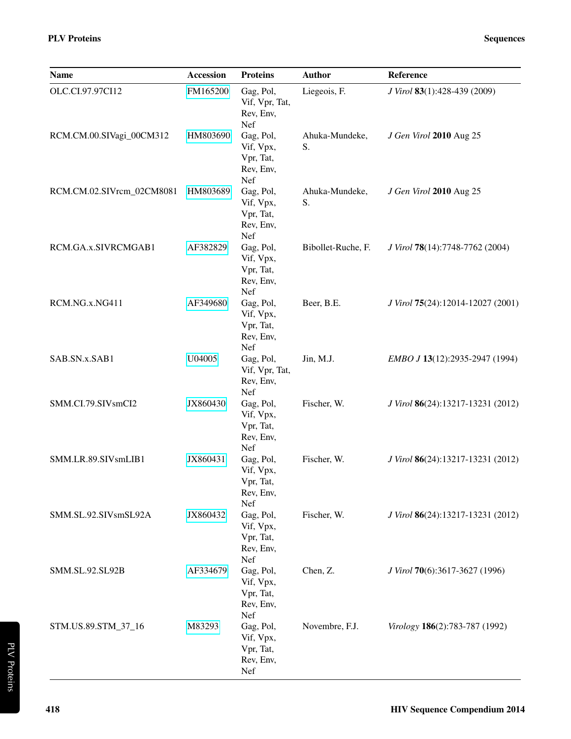| Name | Accession | Proteins | Author | Reference |
|---|---|---|---|---|
| OLC.CI.97.97CI12 | FM165200 | Gag, Pol, Vif, Vpr, Tat, Rev, Env, Nef | Liegeois, F. | *J Virol* **83**(1):428-439 (2009) |
| RCM.CM.00.SIVagi_00CM312 | HM803690 | Gag, Pol, Vif, Vpx, Vpr, Tat, Rev, Env, Nef | Ahuka-Mundeke, S. | *J Gen Virol* **2010** Aug 25 |
| RCM.CM.02.SIVrcm_02CM8081 | HM803689 | Gag, Pol, Vif, Vpx, Vpr, Tat, Rev, Env, Nef | Ahuka-Mundeke, S. | *J Gen Virol* **2010** Aug 25 |
| RCM.GA.x.SIVRCMGAB1 | AF382829 | Gag, Pol, Vif, Vpx, Vpr, Tat, Rev, Env, Nef | Bibollet-Ruche, F. | *J Virol* **78**(14):7748-7762 (2004) |
| RCM.NG.x.NG411 | AF349680 | Gag, Pol, Vif, Vpx, Vpr, Tat, Rev, Env, Nef | Beer, B.E. | *J Virol* **75**(24):12014-12027 (2001) |
| SAB.SN.x.SAB1 | U04005 | Gag, Pol, Vif, Vpr, Tat, Rev, Env, Nef | Jin, M.J. | *EMBO J* **13**(12):2935-2947 (1994) |
| SMM.CI.79.SIVsmCI2 | JX860430 | Gag, Pol, Vif, Vpx, Vpr, Tat, Rev, Env, Nef | Fischer, W. | *J Virol* **86**(24):13217-13231 (2012) |
| SMM.LR.89.SIVsmLIB1 | JX860431 | Gag, Pol, Vif, Vpx, Vpr, Tat, Rev, Env, Nef | Fischer, W. | *J Virol* **86**(24):13217-13231 (2012) |
| SMM.SL.92.SIVsmSL92A | JX860432 | Gag, Pol, Vif, Vpx, Vpr, Tat, Rev, Env, Nef | Fischer, W. | *J Virol* **86**(24):13217-13231 (2012) |
| SMM.SL.92.SL92B | AF334679 | Gag, Pol, Vif, Vpx, Vpr, Tat, Rev, Env, Nef | Chen, Z. | *J Virol* **70**(6):3617-3627 (1996) |
| STM.US.89.STM_37_16 | M83293 | Gag, Pol, Vif, Vpx, Vpr, Tat, Rev, Env, Nef | Novembre, F.J. | *Virology* **186**(2):783-787 (1992) |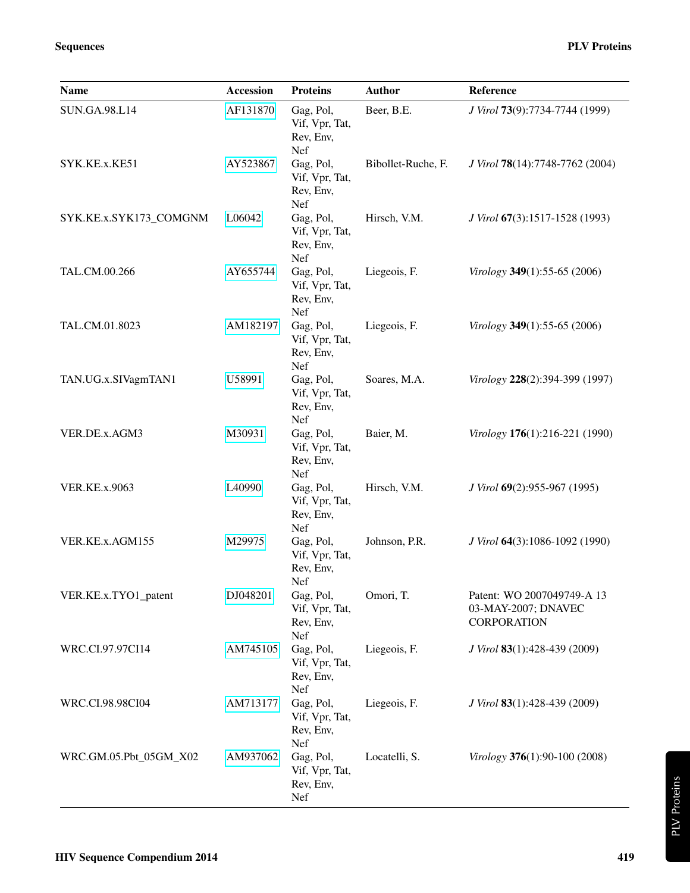| Name | Accession | Proteins | Author | Reference |
|---|---|---|---|---|
| SUN.GA.98.L14 | AF131870 | Gag, Pol, Vif, Vpr, Tat, Rev, Env, Nef | Beer, B.E. | *J Virol* **73**(9):7734-7744 (1999) |
| SYK.KE.x.KE51 | AY523867 | Gag, Pol, Vif, Vpr, Tat, Rev, Env, Nef | Bibollet-Ruche, F. | *J Virol* **78**(14):7748-7762 (2004) |
| SYK.KE.x.SYK173_COMGNM | L06042 | Gag, Pol, Vif, Vpr, Tat, Rev, Env, Nef | Hirsch, V.M. | *J Virol* **67**(3):1517-1528 (1993) |
| TAL.CM.00.266 | AY655744 | Gag, Pol, Vif, Vpr, Tat, Rev, Env, Nef | Liegeois, F. | *Virology* **349**(1):55-65 (2006) |
| TAL.CM.01.8023 | AM182197 | Gag, Pol, Vif, Vpr, Tat, Rev, Env, Nef | Liegeois, F. | *Virology* **349**(1):55-65 (2006) |
| TAN.UG.x.SIVagmTAN1 | U58991 | Gag, Pol, Vif, Vpr, Tat, Rev, Env, Nef | Soares, M.A. | *Virology* **228**(2):394-399 (1997) |
| VER.DE.x.AGM3 | M30931 | Gag, Pol, Vif, Vpr, Tat, Rev, Env, Nef | Baier, M. | *Virology* **176**(1):216-221 (1990) |
| VER.KE.x.9063 | L40990 | Gag, Pol, Vif, Vpr, Tat, Rev, Env, Nef | Hirsch, V.M. | *J Virol* **69**(2):955-967 (1995) |
| VER.KE.x.AGM155 | M29975 | Gag, Pol, Vif, Vpr, Tat, Rev, Env, Nef | Johnson, P.R. | *J Virol* **64**(3):1086-1092 (1990) |
| VER.KE.x.TYO1_patent | DJ048201 | Gag, Pol, Vif, Vpr, Tat, Rev, Env, Nef | Omori, T. | Patent: WO 2007049749-A 13 03-MAY-2007; DNAVEC CORPORATION |
| WRC.CI.97.97CI14 | AM745105 | Gag, Pol, Vif, Vpr, Tat, Rev, Env, Nef | Liegeois, F. | *J Virol* **83**(1):428-439 (2009) |
| WRC.CI.98.98CI04 | AM713177 | Gag, Pol, Vif, Vpr, Tat, Rev, Env, Nef | Liegeois, F. | *J Virol* **83**(1):428-439 (2009) |
| WRC.GM.05.Pbt_05GM_X02 | AM937062 | Gag, Pol, Vif, Vpr, Tat, Rev, Env, Nef | Locatelli, S. | *Virology* **376**(1):90-100 (2008) |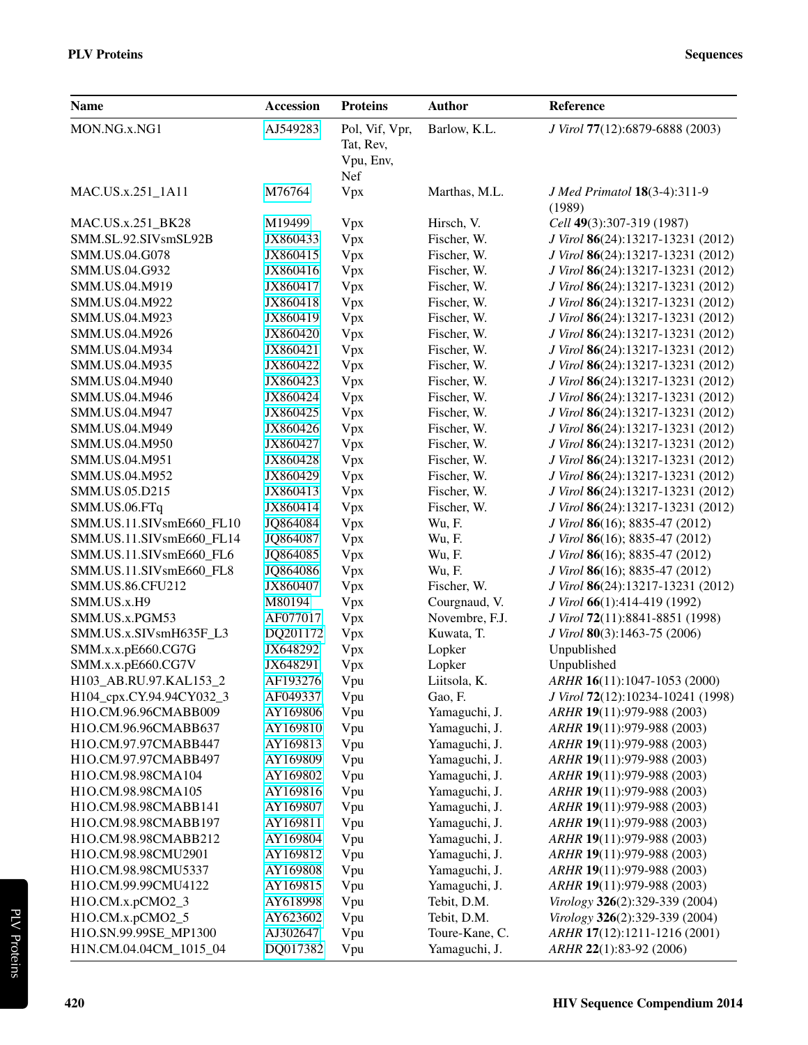| Name | Accession | Proteins | Author | Reference |
|---|---|---|---|---|
| MON.NG.x.NG1 | AJ549283 | Pol, Vif, Vpr, Tat, Rev, Vpu, Env, Nef | Barlow, K.L. | *J Virol* **77**(12):6879-6888 (2003) |
| MAC.US.x.251_1A11 | M76764 | Vpx | Marthas, M.L. | *J Med Primatol* **18**(3-4):311-9 (1989) |
| MAC.US.x.251_BK28 | M19499 | Vpx | Hirsch, V. | *Cell* **49**(3):307-319 (1987) |
| SMM.SL.92.SIVsmSL92B | JX860433 | Vpx | Fischer, W. | *J Virol* **86**(24):13217-13231 (2012) |
| SMM.US.04.G078 | JX860415 | Vpx | Fischer, W. | *J Virol* **86**(24):13217-13231 (2012) |
| SMM.US.04.G932 | JX860416 | Vpx | Fischer, W. | *J Virol* **86**(24):13217-13231 (2012) |
| SMM.US.04.M919 | JX860417 | Vpx | Fischer, W. | *J Virol* **86**(24):13217-13231 (2012) |
| SMM.US.04.M922 | JX860418 | Vpx | Fischer, W. | *J Virol* **86**(24):13217-13231 (2012) |
| SMM.US.04.M923 | JX860419 | Vpx | Fischer, W. | *J Virol* **86**(24):13217-13231 (2012) |
| SMM.US.04.M926 | JX860420 | Vpx | Fischer, W. | *J Virol* **86**(24):13217-13231 (2012) |
| SMM.US.04.M934 | JX860421 | Vpx | Fischer, W. | *J Virol* **86**(24):13217-13231 (2012) |
| SMM.US.04.M935 | JX860422 | Vpx | Fischer, W. | *J Virol* **86**(24):13217-13231 (2012) |
| SMM.US.04.M940 | JX860423 | Vpx | Fischer, W. | *J Virol* **86**(24):13217-13231 (2012) |
| SMM.US.04.M946 | JX860424 | Vpx | Fischer, W. | *J Virol* **86**(24):13217-13231 (2012) |
| SMM.US.04.M947 | JX860425 | Vpx | Fischer, W. | *J Virol* **86**(24):13217-13231 (2012) |
| SMM.US.04.M949 | JX860426 | Vpx | Fischer, W. | *J Virol* **86**(24):13217-13231 (2012) |
| SMM.US.04.M950 | JX860427 | Vpx | Fischer, W. | *J Virol* **86**(24):13217-13231 (2012) |
| SMM.US.04.M951 | JX860428 | Vpx | Fischer, W. | *J Virol* **86**(24):13217-13231 (2012) |
| SMM.US.04.M952 | JX860429 | Vpx | Fischer, W. | *J Virol* **86**(24):13217-13231 (2012) |
| SMM.US.05.D215 | JX860413 | Vpx | Fischer, W. | *J Virol* **86**(24):13217-13231 (2012) |
| SMM.US.06.FTq | JX860414 | Vpx | Fischer, W. | *J Virol* **86**(24):13217-13231 (2012) |
| SMM.US.11.SIVsmE660_FL10 | JQ864084 | Vpx | Wu, F. | *J Virol* **86**(16); 8835-47 (2012) |
| SMM.US.11.SIVsmE660_FL14 | JQ864087 | Vpx | Wu, F. | *J Virol* **86**(16); 8835-47 (2012) |
| SMM.US.11.SIVsmE660_FL6 | JQ864085 | Vpx | Wu, F. | *J Virol* **86**(16); 8835-47 (2012) |
| SMM.US.11.SIVsmE660_FL8 | JQ864086 | Vpx | Wu, F. | *J Virol* **86**(16); 8835-47 (2012) |
| SMM.US.86.CFU212 | JX860407 | Vpx | Fischer, W. | *J Virol* **86**(24):13217-13231 (2012) |
| SMM.US.x.H9 | M80194 | Vpx | Courgnaud, V. | *J Virol* **66**(1):414-419 (1992) |
| SMM.US.x.PGM53 | AF077017 | Vpx | Novembre, F.J. | *J Virol* **72**(11):8841-8851 (1998) |
| SMM.US.x.SIVsmH635F_L3 | DQ201172 | Vpx | Kuwata, T. | *J Virol* **80**(3):1463-75 (2006) |
| SMM.x.x.pE660.CG7G | JX648292 | Vpx | Lopker | Unpublished |
| SMM.x.x.pE660.CG7V | JX648291 | Vpx | Lopker | Unpublished |
| H103_AB.RU.97.KAL153_2 | AF193276 | Vpu | Liitsola, K. | *ARHR* **16**(11):1047-1053 (2000) |
| H104_cpx.CY.94.94CY032_3 | AF049337 | Vpu | Gao, F. | *J Virol* **72**(12):10234-10241 (1998) |
| H1O.CM.96.96CMABB009 | AY169806 | Vpu | Yamaguchi, J. | *ARHR* **19**(11):979-988 (2003) |
| H1O.CM.96.96CMABB637 | AY169810 | Vpu | Yamaguchi, J. | *ARHR* **19**(11):979-988 (2003) |
| H1O.CM.97.97CMABB447 | AY169813 | Vpu | Yamaguchi, J. | *ARHR* **19**(11):979-988 (2003) |
| H1O.CM.97.97CMABB497 | AY169809 | Vpu | Yamaguchi, J. | *ARHR* **19**(11):979-988 (2003) |
| H1O.CM.98.98CMA104 | AY169802 | Vpu | Yamaguchi, J. | *ARHR* **19**(11):979-988 (2003) |
| H1O.CM.98.98CMA105 | AY169816 | Vpu | Yamaguchi, J. | *ARHR* **19**(11):979-988 (2003) |
| H1O.CM.98.98CMABB141 | AY169807 | Vpu | Yamaguchi, J. | *ARHR* **19**(11):979-988 (2003) |
| H1O.CM.98.98CMABB197 | AY169811 | Vpu | Yamaguchi, J. | *ARHR* **19**(11):979-988 (2003) |
| H1O.CM.98.98CMABB212 | AY169804 | Vpu | Yamaguchi, J. | *ARHR* **19**(11):979-988 (2003) |
| H1O.CM.98.98CMU2901 | AY169812 | Vpu | Yamaguchi, J. | *ARHR* **19**(11):979-988 (2003) |
| H1O.CM.98.98CMU5337 | AY169808 | Vpu | Yamaguchi, J. | *ARHR* **19**(11):979-988 (2003) |
| H1O.CM.99.99CMU4122 | AY169815 | Vpu | Yamaguchi, J. | *ARHR* **19**(11):979-988 (2003) |
| H1O.CM.x.pCMO2_3 | AY618998 | Vpu | Tebit, D.M. | *Virology* **326**(2):329-339 (2004) |
| H1O.CM.x.pCMO2_5 | AY623602 | Vpu | Tebit, D.M. | *Virology* **326**(2):329-339 (2004) |
| H1O.SN.99.99SE_MP1300 | AJ302647 | Vpu | Toure-Kane, C. | *ARHR* **17**(12):1211-1216 (2001) |
| H1N.CM.04.04CM_1015_04 | DQ017382 | Vpu | Yamaguchi, J. | *ARHR* **22**(1):83-92 (2006) |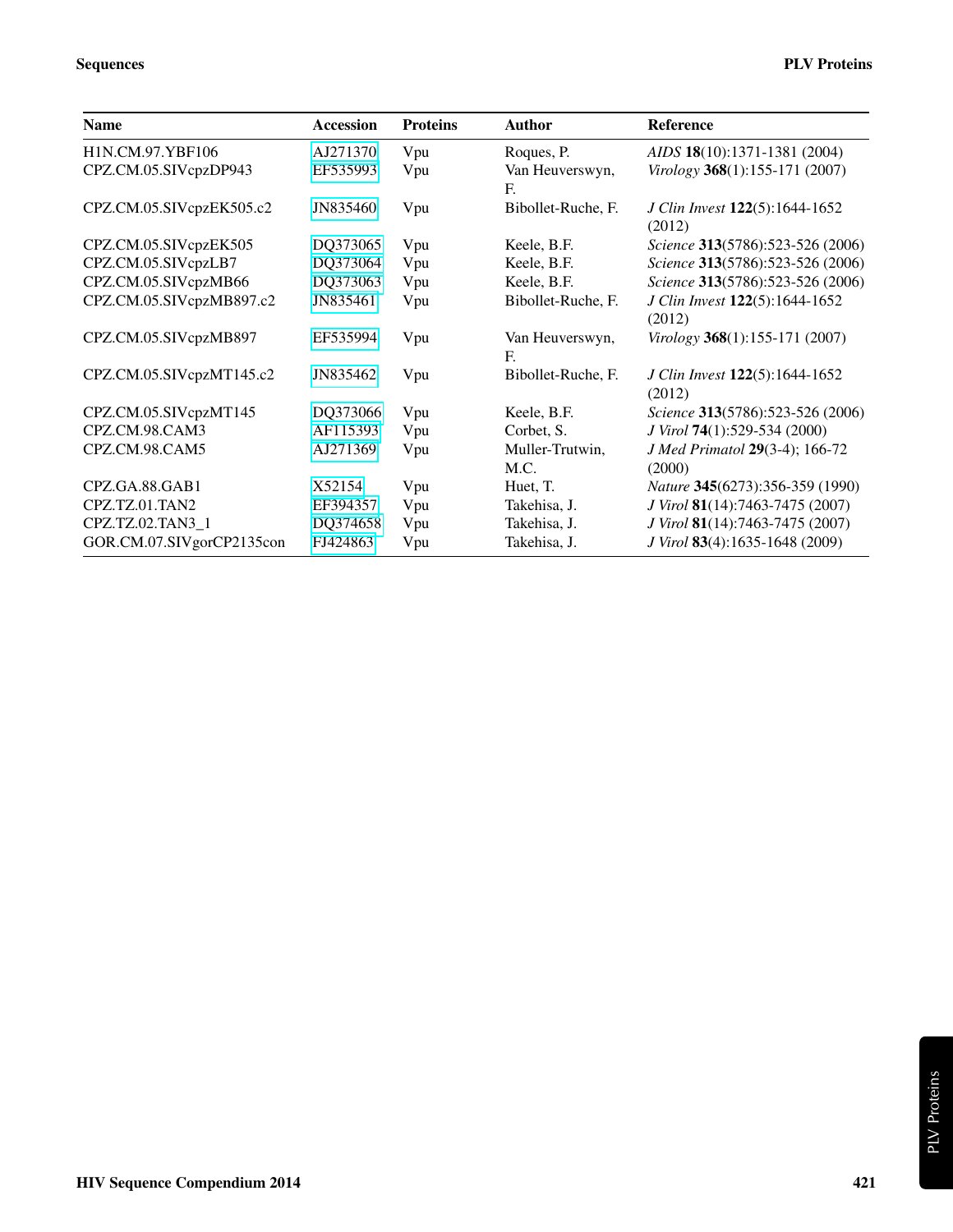| Name | Accession | Proteins | Author | Reference |
|---|---|---|---|---|
| H1N.CM.97.YBF106 | AJ271370 | Vpu | Roques, P. | *AIDS* **18**(10):1371-1381 (2004) |
| CPZ.CM.05.SIVcpzDP943 | EF535993 | Vpu | Van Heuverswyn, F. | *Virology* **368**(1):155-171 (2007) |
| CPZ.CM.05.SIVcpzEK505.c2 | JN835460 | Vpu | Bibollet-Ruche, F. | *J Clin Invest* **122**(5):1644-1652 (2012) |
| CPZ.CM.05.SIVcpzEK505 | DQ373065 | Vpu | Keele, B.F. | *Science* **313**(5786):523-526 (2006) |
| CPZ.CM.05.SIVcpzLB7 | DQ373064 | Vpu | Keele, B.F. | *Science* **313**(5786):523-526 (2006) |
| CPZ.CM.05.SIVcpzMB66 | DQ373063 | Vpu | Keele, B.F. | *Science* **313**(5786):523-526 (2006) |
| CPZ.CM.05.SIVcpzMB897.c2 | JN835461 | Vpu | Bibollet-Ruche, F. | *J Clin Invest* **122**(5):1644-1652 (2012) |
| CPZ.CM.05.SIVcpzMB897 | EF535994 | Vpu | Van Heuverswyn, F. | *Virology* **368**(1):155-171 (2007) |
| CPZ.CM.05.SIVcpzMT145.c2 | JN835462 | Vpu | Bibollet-Ruche, F. | *J Clin Invest* **122**(5):1644-1652 (2012) |
| CPZ.CM.05.SIVcpzMT145 | DQ373066 | Vpu | Keele, B.F. | *Science* **313**(5786):523-526 (2006) |
| CPZ.CM.98.CAM3 | AF115393 | Vpu | Corbet, S. | *J Virol* **74**(1):529-534 (2000) |
| CPZ.CM.98.CAM5 | AJ271369 | Vpu | Muller-Trutwin, M.C. | *J Med Primatol* **29**(3-4); 166-72 (2000) |
| CPZ.GA.88.GAB1 | X52154 | Vpu | Huet, T. | *Nature* **345**(6273):356-359 (1990) |
| CPZ.TZ.01.TAN2 | EF394357 | Vpu | Takehisa, J. | *J Virol* **81**(14):7463-7475 (2007) |
| CPZ.TZ.02.TAN3_1 | DQ374658 | Vpu | Takehisa, J. | *J Virol* **81**(14):7463-7475 (2007) |
| GOR.CM.07.SIVgorCP2135con | FJ424863 | Vpu | Takehisa, J. | *J Virol* **83**(4):1635-1648 (2009) |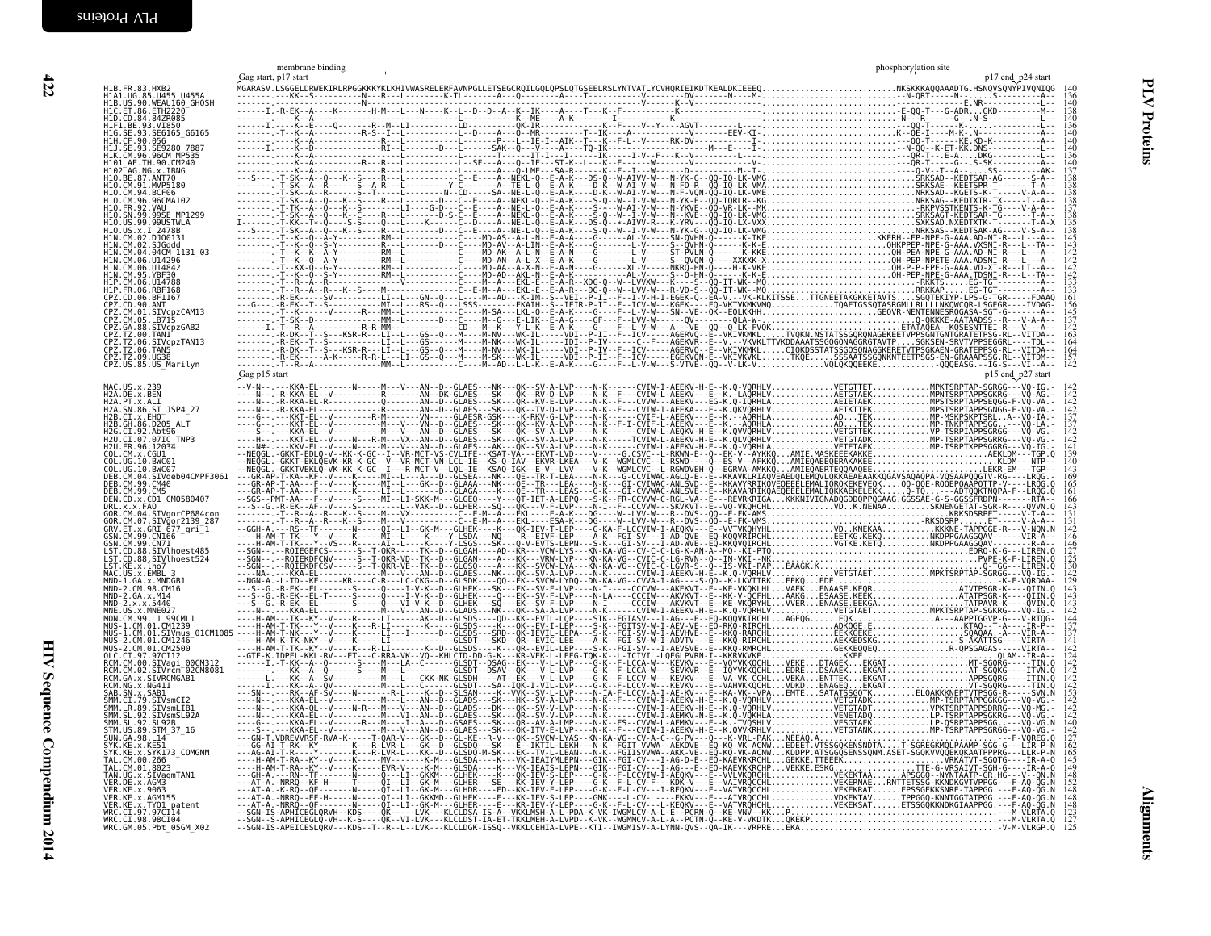```
                    membrane binding                                                                 phosphorylation site
                    Gag start, p17 start                                                                                                  p17 end p24 start
H1B.FR.83.HXB2                MGARASV.LSGGELDRWEKIRLRPGGKKKYKLKHIVWASRELERFAVNPGLLETSEGCRQILGQLQPSLQTGSEELRSLYNTVATLYCVHQRIEIKDTKEALDKIEEEQ..............................NKSKKKAQQAAADTG.HSNQVSQNYPIVQNIQG  140
H1A1.UG.85.U455_U455A         136
H1B.US.90.WEAU160_GHOSH       140
H1C.ET.86.ETH2220             138
H1D.CD.84.84ZR085             140
H1F1.BE.93.VI850              136
H1G.SE.93.SE6165_G6165        140
H1H.CF.90.056                 136
H1J.SE.93.SE9280_7887         140
H1K.CM.96.96CM_MP535          140
H101_AE.TH.90.CM240           138
H102_AG.NG.x.IBNG             140
H1O.BE.87.ANT70               137
H1O.CM.91.MVP5180             138
H1O.CM.94.BCF06               138
H1O.CM.96.96CMA102            138
H1O.FR.92.VAU                 137
H1O.SN.99.99SE_MP1299         138
H1O.US.99.99USTWLA            135
H1O.US.x.I_2478B              138
H1N.CM.02.DJO0131             145
H1N.CM.02.SJGddd              143
H1N.CM.04.04CM_1131_03        142
H1N.CM.06.U14296              142
H1N.CM.06.U14842              142
H1N.CM.95.YBF30               133
H1P.CM.06.U14788              133
H1P.FR.06.RBF168              133
CPZ.CD.06.BF1167              161
CPZ.CD.90.ANT                 156
CPZ.CM.01.SIVcpzCAM13         145
CPZ.CM.05.LB715               137
CPZ.GA.88.SIVcpzGAB2          142
CPZ.TZ.00.TAN1                163
CPZ.TZ.06.SIVcpzTAN13         164
CPZ.TZ.06.TAN5                164
CPZ.TZ.09.UG38                157
CPZ.US.85.US_Marilyn          142

                    Gag p15 start                                                                                                         p15 end p27 start
MAC.US.x.239                  142
H2A.DE.x.BEN                  142
H2A.PT.x.ALI                  142
H2A.SN.86.ST_JSP4_27          142
H2B.CI.x.EHO                  137
H2B.GH.86.D205_ALT            137
H2G.CI.92.Abt96               142
H2U.CI.07.07IC_TNP3           142
H2U.FR.96.12034               141
COL.CM.x.CGU1                 139
COL.UG.10.BWC01               140
COL.UG.10.BWC07               142
DEB.CM.04.SIVdeb04CMPF3061    169
DEB.CM.99.CM40                165
DEB.CM.99.CM5                 166
DEN.CD.x.CD1_CM0580407        166
DRL.x.x.FAO                   131
GOR.CM.04.SIVgorCP684con      131
GOR.CM.07.SIVgor2139_287      131
GRV.ET.x.GRI_677_gri_1        146
GSN.CM.99.CN166               146
GSN.CM.99.CN71                146
LST.CD.88.SIVlhoest485        127
LST.CD.88.SIVlhoest524        125
LST.KE.x.lho7                 130
MAC.US.x.EMBL_3               142
MND-1.GA.x.MNDGB1             129
MND-2.CM.98.CM16              143
MND-2.GA.x.M14                143
MND-2.x.x.5440                143
MNE.US.x.MNE027               142
MON.CM.99.L1_99CML1           144
MUS-1.CM.01.CM1239            137
MUS-1.CM.01.SIVmus_01CM1085   143
MUS-2.CM.01.CM1246            141
MUS-2.CM.01.CM2500            142
OLC.CI.97.97CI12              124
RCM.CM.00.SIVagi_00CM312      142
RCM.CM.02.SIVrcm_02CM8081     142
RCM.GA.x.SIVRCMGAB1           142
RCM.NG.x.NG411                142
SAB.SN.x.SAB1                 153
SMM.CI.79.SIVsmCI2            142
SMM.LR.89.SIVsmLIB1           142
SMM.SL.92.SIVsmSL92A          142
SMM.SL.92.SL92B               140
STM.US.89.STM_37_16           142
SUN.GA.98.L14                 127
SYK.KE.x.KE51                 162
SYK.KE.x.SYK173_COMGNM        165
TAL.CM.00.266                 145
TAL.CM.01.8023                149
TAN.UG.x.SIVagmTAN1           148
VER.DE.x.AGM3                 152
VER.KE.x.9063                 148
VER.KE.x.AGM155               148
VER.KE.x.TYO1_patent          148
WRC.CI.97.97CI14              123
WRC.CI.98.98CI04              127
WRC.GM.05.Pbt_05GM_X02        125
```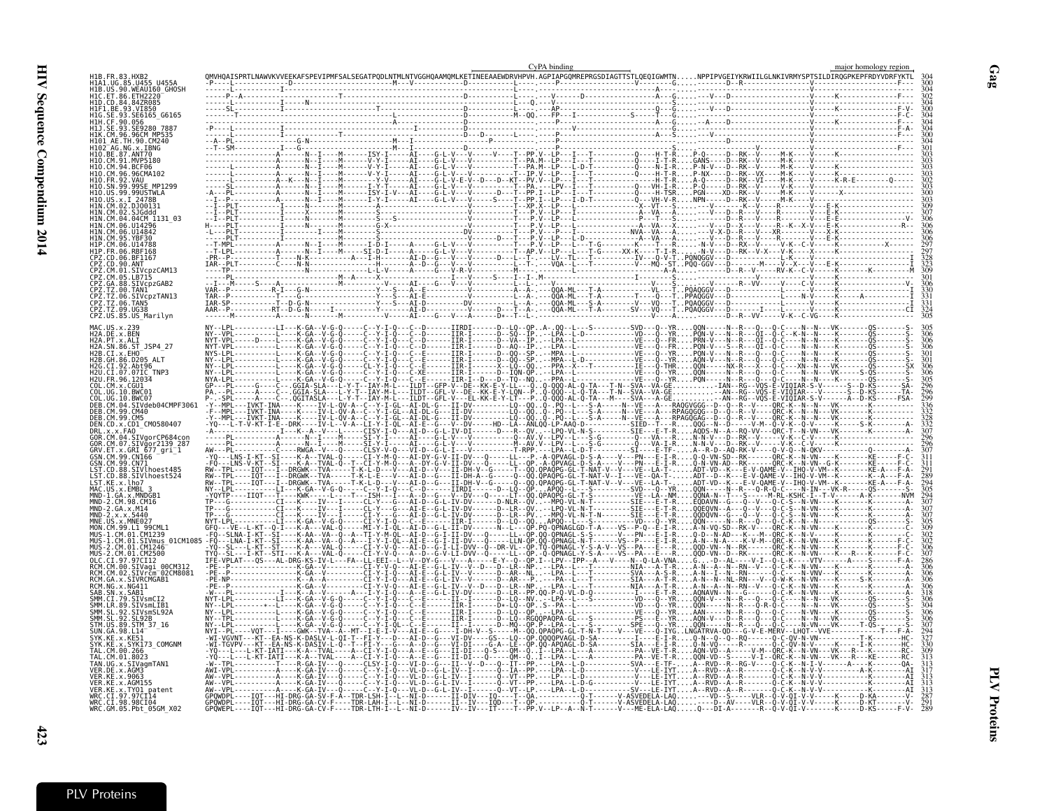CyPA binding

major homology region

```
H1B.FR.83.HXB2    QMVHQAISPRTLNAWVKVVEEKAFSPEVIPMFSALSEGATPQDLNTMLNTVGGHQAAMQMLKETINEEAAEWDRVHPVH.AGPIAPGQMREPRGSDIAGTTSTLQEQIGWMTN.....NPPIPVGEIYKRWIILGLNKIVRMYSPTSILDIRQGPKEPFRDYVDRFYKTL  304
```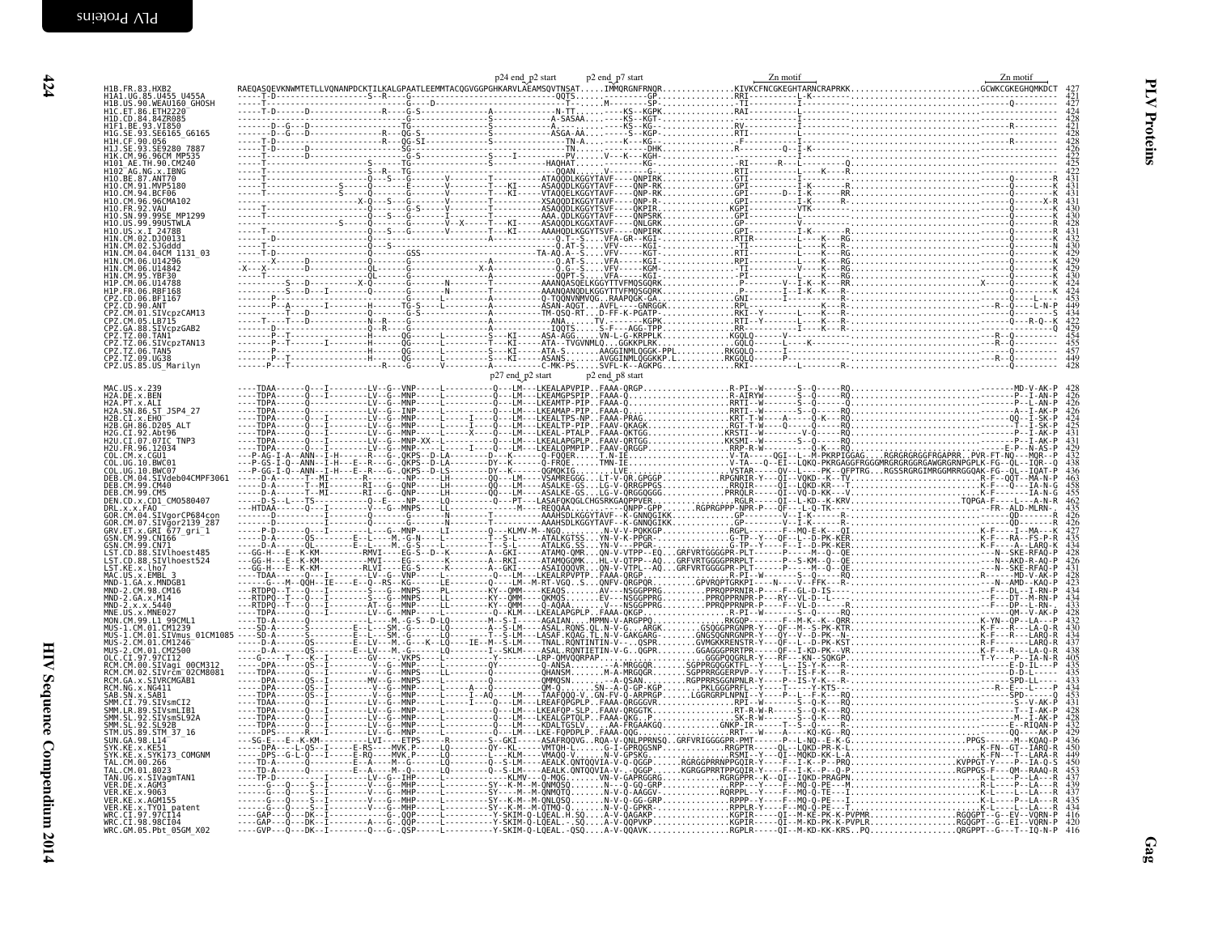```
                    p24 end_p2 start       p2 end_p7 start              Zn motif                               Zn motif
H1B.FR.83.HXB2                RAEQASQEVKNWMTETLLVQNANPDCKTILKALGPAATLEEMMTACQGVGGPGHKARVLAEAMSQVTNSAT.....IMMQRGNFRNQR...............KIVKCFNCGKEGHTARNCRAPRKK.........................GCWKCGKEGHQMKDCT 427
H1A1.UG.85.U455_U455A         421
H1B.US.90.WEAU160_GHOSH       427
H1C.ET.86.ETH2220             424
H1D.CD.84.84ZR085             428
H1F1.BE.93.VI850              421
H1G.SE.93.SE6165_G6165        428
H1H.CF.90.056                 428
H1J.SE.93.SE9280_7887         426
H1K.CM.96.96CM_MP535          422
H101_AE.TH.90.CM240           425
H102_AG.NG.x.IBNG             422
H1O.BE.87.ANT70               431
H1O.CM.91.MVP5180             431
H1O.CM.94.BCF06               431
H1O.CM.96.96CMA102            431
H1O.FR.92.VAU                 430
H1O.SN.99.99SE_MP1299         430
H1O.US.99.99USTWLA            428
H1O.US.x.I_2478B              431
H1N.CM.02.DJO0131             432
H1N.CM.02.SJGddd              430
H1N.CM.04.04CM_1131_03        429
H1N.CM.06.U14296              429
H1N.CM.06.U14842              429
H1N.CM.95.YBF30               430
H1P.CM.06.U14788              424
H1P.FR.06.RBF168              424
CPZ.CD.06.BF1167              453
CPZ.CD.90.ANT                 449
CPZ.CM.01.SIVcpzCAM13         434
CPZ.CM.05.LB715               422
CPZ.GA.88.SIVcpzGAB2          429
CPZ.TZ.00.TAN1                454
CPZ.TZ.06.SIVcpzTAN13         455
CPZ.TZ.06.TAN5                457
CPZ.TZ.09.UG38                449
CPZ.US.85.US_Marilyn          428

                    p27 end_p2 start       p2 end_p8 start
MAC.US.x.239                  428
H2A.DE.x.BEN                  426
H2A.PT.x.ALI                  426
H2A.SN.86.ST_JSP4_27          426
H2B.CI.x.EHO                  424
H2B.GH.86.D205_ALT            425
H2G.CI.92.Abt96               426
H2U.CI.07.07IC_TNP3           431
H2U.FR.96.12034               429
COL.CM.x.CGU1                 432
COL.UG.10.BWC01               438
COL.UG.10.BWC07               438
DEB.CM.04.SIVdeb04CMPF3061    463
DEB.CM.99.CM40                458
DEB.CM.99.CM5                 455
DEN.CD.x.CD1_CM0580407        462
DRL.x.x.FAO                   435
GOR.CM.04.SIVgorCP684con      426
GOR.CM.07.SIVgor2139_287      426
GRV.ET.x.GRI_677_gri_1        427
GSN.CM.99.CN166               435
GSN.CM.99.CN71                434
LST.CD.88.SIVlhoest485        428
LST.CD.88.SIVlhoest524        426
LST.KE.x.lho7                 428
MAC.US.x.EMBL_3               428
MND-1.GA.x.MNDGB1             423
MND-2.CM.98.CM16              434
MND-2.GA.x.M14                434
MND-2.x.x.5440                433
MNE.US.x.MNE027               428
MON.CM.99.L1_99CML1           432
MUS-1.CM.01.CM1239            430
MUS-1.CM.01.SIVmus_01CM1085   434
MUS-2.CM.01.CM1246            437
MUS-2.CM.01.CM2500            438
OLC.CI.97.97CI12              405
RCM.CM.00.SIVagi_00CM312      435
RCM.CM.02.SIVrcm_02CM8081     435
RCM.GA.x.SIVRCMGAB1           433
RCM.NG.x.NG411                434
SAB.SN.x.SAB1                 453
SMM.CI.79.SIVsmCI2            431
SMM.LR.89.SIVsmLIB1           428
SMM.SL.92.SIVsmSL92A          428
SMM.SL.92.SL92B               432
STM.US.89.STM_37_16           429
SUN.GA.98.L14                 436
SYK.KE.x.KE51                 450
SYK.KE.x.SYK173_COMGNM        449
TAL.CM.00.266                 450
TAL.CM.01.8023                453
TAN.UG.x.SIVagmTAN1           438
VER.DE.x.AGM3                 439
VER.KE.x.9063                 437
VER.KE.x.AGM155               435
VER.KE.x.TYO1_patent          434
WRC.CI.97.97CI14              416
WRC.CI.98.98CI04              420
WRC.GM.05.Pbt_05GM_X02        416
```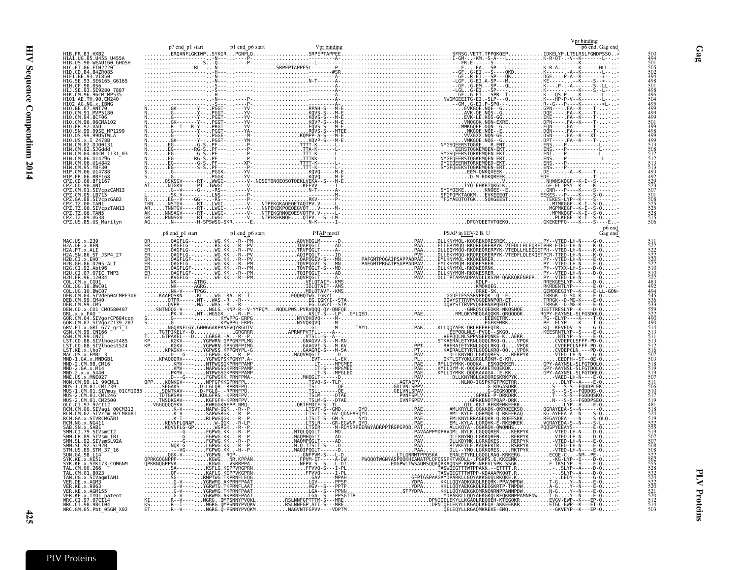```
                          p7 end_p1 start       p1 end_p6 start               Vpr binding                                                            Vpr binding
                                                                                                                                                  p6 end, Gag end
H1B.FR.83.HXB2            .........ERQANFLGKIWP..SYKGR...PGNFLQ.................SRPEPTAPPEE.............................SFRSG.VETT.TPPQKQEP............IDKELYP.LTSLRSLFGNDPSSQ..*  500
H1A1.UG.85.U455_U455A     .........-----------...-----...-----P.....................------------A-..............................I-GM-...KM.-S-A---L..........K-R-QT-.-V--K-------L-...-  494
H1B.US.90.WEAU160_GHOSH   .........----------S...-Q---...-----P.....................------L-------.............................--FR.E---.---S-------...........------.------K--------...-  501
H1C.ET.86.ETH2220         .........--------RL-...-N---...-----P.....SRPEPTAPPESL....--------P-.............................F....EA-.--SP---L..........K-R-A.------K------HLL-..-  505
H1D.CD.84.84ZR085         .........-----------...-H---...-----P.....................--------#SR............................--GF..G-EI.--S----QKD..........K-------.-A--K------L-...-  502
H1F1.BE.93.VI850          .........-----------...-N---...-----P.....................------------A-.........................--GF..R-EI.--SP---QK...........DGE.---P-A--K------+---.-  494
H1G.SE.93.SE6165_G6165    .........-----------...-N---...-----P.....................N-T---------A-.........................--LGF..G-EI.A-SP---M...........KE-------.-K-------S--+--.-  498
H1H.CF.90.056             .........-----------...-S---...-----P.....................------------A-.........................--GF..G-EM.--SP---QL..........K---.P-.-A-------S--LL-..-  501
H1J.SE.93.SE9280_7887     .........-----------...-S---...-----P.....................------------A-.........................--LGL..G-EI.--SP---.............K----------K------S--L-..-  498
H1K.CM.96.96CM_MP535      .........-----------...-H---...-----P.....................------------A-.........................--GF..G-EI.--SPR--T...........K---QS-P---K-------L-...-  496
H101_AE.TH.90.CM240       .........-----------...-N---...-----P.....................------------A-.........................NWGMGEEITG-EI.-SLP---Q..........K---HP-P-V--K-------L-...-  504
H102_AG.NG.x.IBNG         .........-----------...-S---...-----P.....................------------A-.........................--GM..G-EI.P-SPQ--...............R--G---P-----K------+L.-..-  495
H1O.BE.87.ANT70           N........GK-------Y---.PGGT-.-----YV-.....................RPAH-S---M-E...........................EVKGQE.NQE--G..............GPN-----.FA--K----T-...-  499
H1O.CM.91.MVP5180         N........G--------Y---.PGGT-.-----YV-.....................KQVS-S---M-E...........................AVK-QE.NQS--G..............DQE-----.FA--K----T-...-  499
H1O.CM.94.BCF06           N........G--------Y---.PGGT-.-----YV-.....................KQVS-S---M-E...........................EVK-LE.KQS-GG..............EKE-----.FA--K----T-...-  499
H1O.CM.96.96CMA102        N........GK-------Y---.PGGT-.-----YV-.....................KQVP-S---M-E...........................VMQGQE.NQN-EXRE............DPN-----.FA--K----T-...-  501
H1O.FR.92.VAU             N........R--T---K-Y---.PRGT-.-----YV-.....................EQVS-S---M-E...........................MMKGQEE.DQN--G..............EQN-----.FA--K----T-...-  499
H1O.SN.99.99SE_MP1299     N........G--------Y---.PRGT-.-----YA-.....................RQVS-S---MTEE..........................MKGQE.NQE--E..............DQN-----.FA-------T-...-  498
H1O.US.99.99USTWLA        N........G--------Y---.PGGE-.-----M--.....................KQMPP-A-S---M-E.........................VVXGXX.NQN-GE..............DSN-----.FA--K---XT-...-  499
H1O.US.x.I_2478B          N........GK-------Y---.PGGT-.-----YM-.....................KQVP-S---M-E...........................VMKGQE.NQG--G..............DPT-----.FA--K----T-...-  499
H1N.CM.02.DJO0131         N........EG--------G-S.PF----.-----P-.....................TTTT-K------L-......................NYGSQEERSTQGKE...R-ENT...........ENS.---P-----------L--.-  513
H1N.CM.02.SJGddd          N........EG-------RG-S.PF----.-----P-.....................TTA-K-------L-...........................EERSTQGKEMQEN-EKT...........ENS.---P-----------L--.-  508
H1N.CM.04.04CM_1131_03    N........EG--------G-S.PF----.-----P-.....................TTT-K-------L-......................SYGSQEERSTQRKEMQEN-EKT.........ENT.---P-----------L--.-  512
H1N.CM.06.U14296          N........EG-------RG-S.PF----.-----P-.....................TTTKK-------L-......................NYGFQEERSTQGKEMQEN-ERT.........ENS.---P-----------L--.-  512
H1N.CM.06.U14842          N........EG--------G-S.PF----.-----XP.....................TTTT-K------L-......................DYGCQEERNTQRKEMQED-EKT.........ENS.---P--------------.-  513
H1N.CM.95.YBF30           N........EG--------S-S.PF----.-----P-.....................TTT-K-------L-......................SYGFQEEKSTQGKEMQEN-ERT.........ENS.---P--------------.-  512
H1P.CM.06.U14788          S........G------------.PGGK-.-----YV-.....................KQVQ-----M-E..........................EEM-QNKQXEEK..............DE------.-A--K----T-...-  493
H1P.FR.06.RBF168          S........G------------.PGGK-.-----YV-.....................KQVQ-----M-E..........................D-M-RDKQREEK..............EDE----------------T-...-  492
CPZ.CD.06.BF1167          .....QSKSGV-----RT--.WWGC-.-------V-.NQSQTQNQEQSQTQEKLVEKA--S---M-E.................................V..............NHWNSKDGF--K-I--S-....-  529
CPZ.CD.90.ANT             AT.......NTGKV-----PT-.TWWGC-.-------V-.....................KEEVV------I-.........................IYQ-EHKRTQKGLK.............GE-EL-PSY--K----K--..-  523
CPZ.CM.01.SIVcpzCAM13     N........G--V------G--.RS----.-----V-.....................N-T-------A-.........................SYGYQEKE.......KNQEE--E..........GNR---P----K-----S---..-  507
CPZ.CM.05.LB715           .........SK.V---------.LNS----.-----P-.....................-------------.........................SFGFQPKTAQKM...EVKEEEQT..........EEKES---P----K-----S-Q---.-  501
CPZ.GA.88.SIVcpzGAB2      N........EG--V----GG--.RS----.-----P-.....................RKV-------M-.........................TFGYAEQTQTGK....SQKGEEST..........TEKES-LYP--K------S-Q--.-  508
CPZ.TZ.00.TAN1            TRN......NSTGV-----RT-.LWGC-.-------V-...NTPEKGKAQEQETAQTPV.V-----L-..............................................MTMKGEF--K-I--S-Q---.-  525
CPZ.TZ.06.SIVcpzTAN13     AR.......TNNTGV----RT-.LWGC-.-------V-...NNPEKEKPQEQEQVQT..V-----M-...............................................MGPMKEGF--K-I--S-Q---.-  525
CPZ.TZ.06.TAN5            AK.......NNSAGV----RT-.LWGC-.-------V-...NTPEKGRNQEQESVQTPV.V-----L-..............................................MPMKDGF--K-I--S-Q---.-  528
CPZ.TZ.09.UG38            GR.......PNNSGV----RT-.LWGC-.-------V-...NTPEKEKNQE.....QTPV.-S--LM-...............................................PLKEGF--K-I--S-Q---.-  515
CPZ.US.85.US_Marilyn      AG.......N---------H-SPSWSG-SKR.-------E-.....................N-K------I-............................DFGYQEETVTQEKQ..........GKEKEPFQ----K----S----E..-  506
```

```
                          p8 end_p1 start        p1 end_p6 start             PTAP motif                           PSAP in HIV-2 B, U                        p6 end
                                                                                                                                                            Gag end
MAC.US.x.239              DR.......QAGFLG-----...-WG.KK..-R--PM.............AQVHQGLM------D...............................PAV....DLLKNYMQL-KQQREKQRESREK.............PY--VTED-LH-N-----G-Q.....-  511
H2A.DE.x.BEN              ER.......QAGFLG-----...-RG.KK..-R--PV.............TQAPQGLT------A-D.............................PAA....ELLERYMQQ-RKQREQRERPYK-VTEDLLHLEQRETPHR-ETED-LH-N----K-Q.....-  522
H2A.PT.x.ALI              ER.......QAGFLG-----...-WG.KK..-R--PV.............TRVPQGLT------A-..............................PAA....DLLEQYMQQ-RKQREQRERPYK-VTEDLLHLEQGETPH--VTED-LH-N----K-Q.....-  522
H2A.SN.86.ST_JSP4_27      ER.......QAGFLG-----...-WG.KK..-R--PV.............AQIPQGLT------ID..............................PVE....DLLEKYMQQ-RKQREQRERPYK-VTEDFLQLEKQETPCR-TTED-LH-N----K-Q.....-  522
H2B.CI.x.EHO              ER.......QAGFLGF----...-WG.KK..-R--PV.............QAPQGIV-S---MN.......PAFGMTPQGAIPSAPPADPAE....EMLKNYMQL-KKQKENRER.............PY--VTED-LH-N----E-Q.....-  522
H2B.GH.86.D205_ALT        ER.......QAGFLGF----...-WG.KK..-R--PM.............TQVPQGVT-S---MN.......PAEGMTPRGATPSAPPADPAE....EMLKSYMQM-RQQREERER.............PY--VTED-LH-N----E-Q.....-  522
H2G.CI.92.Abt96           ER.......QAGFLG-----...-WG.KK..-R--PM.............TQVPQGLT-S---M-...............................PAE....DLLKNYMXL-RKQKEQRNK.............PY--VTXX-LH-N----E-Q.....-  510
H2U.CI.07.07IC_TNP3       ER.......QAGFLGF----...-WG.KK..-R--PM.............TQIPQGLT------AD.............................PAV....DLLKNYMQM-RKQKESRER.............PY--VTED-LH-N----D-Q.....-  510
H2U.FR.96.12034           ET.......KVGFLG-----...-WE.KK..-R--PM.............AQVPQGLT-----P-...............................PAV....DLLTPTAPPADPAVDLLKSYM-QGKKQKENRER...PY--VTED-LH-N----E-Q.....-  522
COL.CM.x.CGU1             .........NK------ATRG...............................VELQTAIF--KMS.............................................KDLP-................RREKGESLYP--K----D-Q.....-  483
COL.UG.10.BWC01           .........NK------AGRG...............................IDLQTAIF--AMS...........................................KMQKQEG..............RKRDENTLYP-------E-Q.....-  492
COL.UG.10.BWC07           .........NK-V----TPGG...............................MDLQTAVF--KMS...........................................QRKE-SK..............GEMDREGIYP--K----E-LL-GQN-  494
DEB.CM.04.SIVdeb04CMPF3061  ....KAAPQSKN----KL-...-WG.-RA.-R--I-..............EQQHQTWG.IGKYI--T......................................GGDEIFSSSRVPEQK--Q--E-...........TRRGK--D-SD-K----E-Q.....-  545
DEB.CM.99.CM40            .........QTPR-----NT-...WAS.-R..-R--.............EG.IGKYI--STA...........................................DQVYSTTRVPVQGQENNPQR-ET...........TRRGK--D-MG-K----E-Q.....-  536
DEB.CM.99.CM5             .........QVPR-----NA-...WAS.-R..-R--.............EG.IGKYI--STA...........................................DQVYSTTRVPVQGERNAPQEDTT...........TRRGK--D-MG-K----E-Q.....-  533
DEN.CD.x.CD1_CMO580407    .....SNTNDQG-V------.NGLG.-KNP-R--V-YYPQM...NQDLPWS.PVRVQQQ-QY-QNFQE......................................-GNDSQEDKR-NKQSHQE.........DEETTRESLYP--K----D-Q.....-  559
DRL.x.x.FAO               .........PK-V-----NT-.WGSGK........-R--P-.......ASLT-S---LP...GYLQED.........PAE..............RMLQKYMEQGAQQKR-QRQQQQK.............RGPY-EAYNSL-SLFGSDQLQ.....-  522
GOR.CM.04.SIVgorCP684con  S........G-----------.......KYWPPG-ERPG...........NYVQKQVQ------M-...................................EEEKETRK................PG--ELYP----K----T-Q.....-  490
GOR.CM.07.SIVgor2139_287  S........G-----------.......KYWPPG-ERPG...........NYVQKQVQ------M-...................................EGEKEMRK................PE--ELYP----K----T-Q.....-  490
GRV.ET.x.GRI_677_gri_1    .........NGQANFLGY.GHWGGAKPRNFVQYRGDTV...................GL-------M-.....TAYD............PAK....KLLQQYAEK-QRLREEREQTR...........KQ--KEVEDV--S----G-Q.....-  514
GSN.CM.99.CN166           .....TGTPIKELY--D..............LGRGRR...............APRNFPVTFLL---A-...................................EEPQQLNLS-PVGE--SKGQ...........KEESRNTLYP--S----E-Q.....-  513
GSN.CM.99.CN71            T....GTPAKEL---D....LGRGR..A...-R--P.................VTSLL-S--A-....................................VEPQQLNLSPPVGEPQNKE-K..AEKR...........NTLYP--S----E-Q.....-  511
LST.CD.88.SIVlhoest485    KP.......KGKV-------.YGPWRN.GPPGNFPLMG.............GNAGVV-S---M-RN.......................STKAERALETYRNLGQQLRKQ-Q....VPQK...........CVDEPCLSFFF-PD-Q.....-  513
LST.CD.88.SIVlhoest524    KP.......KGKV-------.YGPWRN.GPSGNFPIMG.............GAAGVI-S---M-KV........................PPT....RAERAIETYRNLGQQLRKQ-Q....VPQK...........CVDEPCLNFFF-PD-Q.....-  512
LST.KE.x.lho7             .........KPKGKV-----.YGPWSS.KPPGNYPL-G.............GAAGRI-S---M-SA.......................PT......KAERALETYRTLGQQLRKQ-QQ....VPQK...........CVDEPCLN.---PD-Q.....-  516
MAC.US.x.EMBL_3           .........D---G------.LGPWG.KK..-R--P.............MAQVHQGLT------D...............................PAV....DLLKNYMQ.LGKQQRES....REKPYK...........VTED-LH-N----G-Q.....-  507
MND-1.GA.x.MNDGB1         .....KPAQQQRV-------.YGPWGPSKPGNYP.A-...........EVT------L-EK...............................PL.......QKTLSTYQKLGRGLRQKM-E-KR...............EEDFH--ST--QE-Q.....-  503
MND-2.CM.98.CM16          .........KMV--------.NTPWGSGKPRNFPAMP.............LT-----PGMED...............................PAE....RMLLDYMKK-QQQKA..ESKQEKKER.......GPY-AAYNSL-SLFGTDQLQ.....-  518
MND-2.GA.x.M14            .........KMV--------.NAPWGSGKPRNFPAMP.............LT-S---PGMED...............................PAE....KMLLDYM-K-QQQRAAKETKQEKDK.........GPY-AAYNSL-SLFGTDQLQ.....-  519
MND-2.x.x.5440            .........PKMV-------.NTPWGSGKPRNFPAMP.............LT-S---MPGLED...............................PAE....KMLLDYMKK-QQQRAAGA--E-KK............GPY-AAYNSL-SLFGTDQLQ.....-  519
MNE.US.x.MNE027           .........D---G------.FGPWGKK.PRNFPMA-.............MHQGLT------D-...............................PAV....DLLKNYMQ.LGKQQRESKRKPYK............VAED-LH-N----E-Q.....-  507
MON.CM.99.L1_99CML1       QPP......KQNKGV-----.NPFGPKKGPRNFPL...................TSVQ-S--TLP.......................AGTAEPV........NLNQ-IGSPKTGTPKETRR.............DLYP--A----E-Q.....-  511
MUS-1.CM.01.CM1239        .....SEGAKS------.D-LGLQR.-RPRNFPQ..................TSLL------QE.........................GDLVNLSPPV...................G-KDGASDRK...........S---S-S--FQDDPLEK....-  506
MUS-1.CM.01.SIVmus_01CM1085  ....SDNTKAV-----.D-FGLQ--RPRNFPQ...................TSLL------QE.........................GELVNLSPAV...................G-G-GEGKQDRK.........S---S-S--FQDDQS-Q.....-  510
MUS-2.CM.01.CM1246        .....TDTGKSAV-----.KDLGFRS.-KPRNFPV..................TSLM------DTAE........................PVNFSPLV...................GPKEE-P-DRKDRK........T---S-S--FGDDQSKQ.....-  517
MUS-2.CM.01.CM2500        .....TNSDKGAV-----.KGFGFH-KPRNFPV...................TSLM-S---DTAE........................IVNFSPEV...................GPRKENQTPQAP-DRK........N---S-S--FGDDPSEQ.....-  519
OLC.CI.97.97CI12          ....VGGQQQQSKV-----.KWGGGKAEPPLNMQ...............QRTEMDIF-S--TL-.........................................QIL-KGT.REKREMKEEKK.............LYP--A----E-Q.....-  481
RCM.CM.00.SIVagi_00CM312  .........K-V--------.NAPW-QGK..-R--P.............LTSVT-S--GMD.......QYD.........PAE....AMLKRYLE.QGKKQK-QKRQEEKSQ.........QGRAYEEA-S---N----E-Q.....-  518
RCM.CM.02.SIVrcm_02CM8081  .........K-V--------.SAPWSRGK..-R--P.............LTSLT-S--GV-QDNHASQYD.........PAE....AML-KYLE.QGRMQK-Q-RKEEKAQ.........KG-AYEEA-A---N----S-Q.....-  524
RCM.GA.x.SIVRCMGAB1       .........K-I--------.RLPWGQGK..-R--P.............LTSLT-S--GM-S.....NYD.........PAE....EMLKNYLRRAGEQKR-Q.RQEESKK.........REGAYQEA-S---N----S-QLQ...-  519
RCM.NG.x.NG411            .......KEVNFGLNAP---.W-QGK..-R--LP.............LTSLR----GR-EGWNP.QYD.........PAE....EML-KYLA.LGRQHK-E-RKENKEK..........VGRAYEDA-S---N----S-L.....-  522
SAB.SN.x.SAB1             .......KQVNFLG-GP---.WGRGK..-R--P.............LTSIR-----M-RDYSRPEENWYADRPPTRGPGPDD.PAT....ALLKQYA-.QGKRQK-QWQNHS.........PQQSPYEEAYS-------E-Q.....-  555
SMM.CI.79.SIVsmCI2        .........----G------.FGPWG.KK..-R--P.............MTQLQQGLT------MD.......................PAVAAPPMDPAVDML-NYLK.LGQQQRER....KERPYK.........VTED-LH-N----E-Q.....-  519
SMM.LR.89.SIVsmLIB1       .........-----G-----.FGPWG.KK..-R--P.............MAQMHQGLT------AD...............................PAV....DLLKNYMQ.LGKKQREN....RERPYK.........VTED-LH-N----D-Q.....-  507
SMM.SL.92.SIVsmSL92A      .........-----G-----.FGPWG.KK..-R--P.............MAQMPQGLT------AD...............................PAV....DLLKDYMK.LGRKQKES....RERPYK.........VTED-LH-N----E-Q.....-  507
SMM.SL.92.SL92B           .........NQK-G------.LGPWG.KK..-R--P.............M.Q.TTSLT-S---D...............................PAA....RIVKEYLE.KAQREKTR....RSRPYK.........VTED-LH-N----E-Q.....-  508
STM.US.89.STM_37_16       .........---VG------.FGPWG.KK..-H--P.............MAQIPQGLT------D...............................PAA....DLL--YMQ.LGKKQRES....RKTPYK.........VTED-LH-N----E-Q.....-  508
SUN.GA.98.L14             .........QGK-V------.YGPWN..RGP-...................GNFPVM-S---L-D.............LTLGNRMTPPQSKA...ERALETYRLLGQGLRAQ-KRKERG........ECQE-C...-NM--PE-.....-  522
SYK.KE.x.KE51             QPRKGQGNPPP---------.KGWG...NR.KPPAN...............FPVM-ET-----A-DW....PWQQQTWGNYASPQQKHIAMATPLQPQSSPKTVKDLL-.PGKPS.E.KKEEMK........KG-LYP--Q----D-Q.....-  562
SYK.KE.x.SYK173_COMGNM    QPKRNQGPPVA---------.KGWG...VSRRPPA...............NFPV-S---L-DI.............EDGPWLTWSAQMSQQAQAKAQNSP-KKPP-NREVLSPK-SSGK........E-TKSLYP--S----E-Q.....-  555
TAL.CM.00.266             .........SA---------.KSFLG.KIPPVRGPRN...............FPVVQ-S---I-PL..................................TASWQEGTTTWTPPAKK.--ETTTT.R..........-.SLYP--A----D-Q.....-  528
TAL.CM.01.8023            .........QP---------.KAFLG.KIPPVKGPRN...............FPVVQ-----I-PL..................................TASWQEGTTTWTPP-KDAAAPKQQT.R.........-.SLYP--A----D-Q.....-  532
TAN.UG.x.SIVagmTAN1       .........SG---------.RMPTWG.TKPRNFLEQG.............GAV-----MPAH.........................GFPTGSPAAGAYDPARKLLEQYAKKGDQLRKQKE.K...........LEDY--S----G-Q.....-  524
VER.DE.x.AGM3             .........G-V--------.YGRWG.AKPRNFPAAT..............LGV-----PPSP.................................YDPA.....KKLLQQYADKGKQLREQRK-PPAVNPDW..........T-G.....Y--N----E-Q.....-  522
VER.KE.x.9063             .........G-V--------.YGRWTG.TKPRNFLAAT.............HGV--S---PPTP.................................YDPA.....KKLLQQYAEKGKQLREQGKRTP-TNPDW..........A-G.....Y--N----E-Q.....-  520
VER.KE.x.AGM155           .........G-V--------.YGRWMG.TKPRNFPAAT.............LGA--S---PPNN.......................STPYDPA.....KKLLQQYAEKGKQMRNQNRNPPANNPDW..........N-G.....Y--N----E-Q.....-  521
VER.KE.x.TYO1_patent      .........G-V--------.YGRWG.AKPRNFPAAT..............LGA--S---PPSGTTP.................................YDPAKKLLQQYAEKGKQLREQKRNPPAMNPDW.....T-G.....Y--N----E-Q.....-  520
WRC.CI.97.97CI14          KI.......R--V-------.NGRG..QMPSNNYPVQKL.......RSLNNFGFTTM-S---MRE.........................DPNIQELEKYLLKGAQLREQQEH-KTEGQKR..........EVGV-EWP--K---EP-Q.....-  512
WRC.CI.98.98CI04          KS.......R--I-------.NGRG.QMPSNNYPVQKV.........RSLNNFGP.ATI-S---MRE.........................DPNIQELEKYLLKGAQLREQA-AKKEEKKR..........ETGL-EWP--K---ET-Q.....-  514
WRC.GM.05.Pbt_05GM_X02    ET.......R--V-------.NGRG.Q-PSNNYPVQKM.........NAGVNTFGPVV----VDPTM.........................QELEQYLLRGAQMKREKE-EMQ................--GKVEYP--K---EP-Q.....-  503
```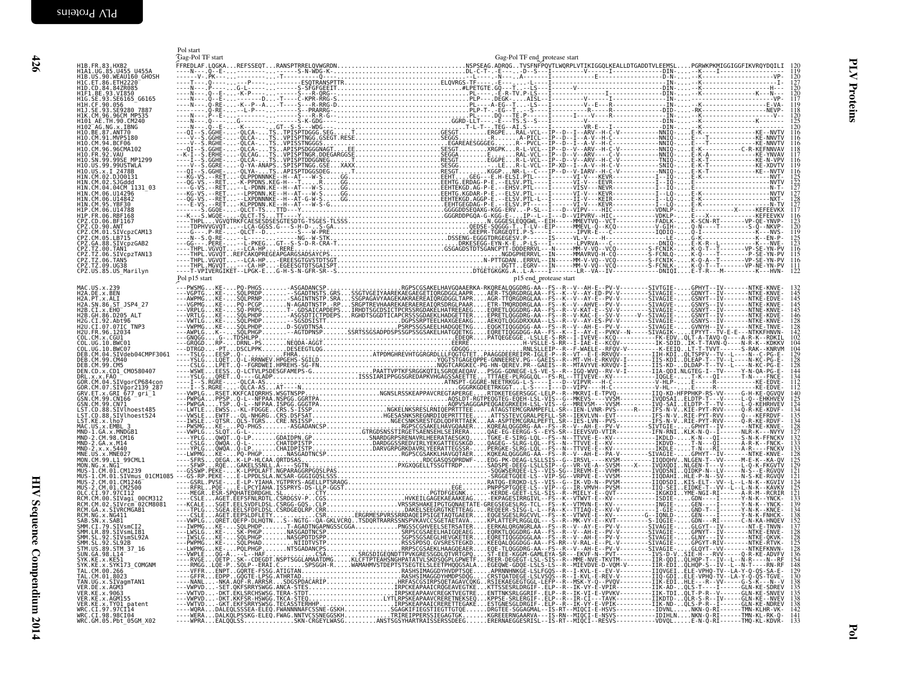Pol start

Gag-Pol TF start

Gag-Pol TF end_protease start

```
H1B.FR.83.HXB2                FFREDLAF.LQGKA...REFSSEQT...RANSPTRRELQVWGRDN.......................................NSPSEAG.ADRQG..TVSFNFPQVTLWQRPLVTIKIGGQLKEALLDTGADDTVLEEMSL....PGRWKPKMIGGIGGFIKVRQYDQILI  120
H1A1.UG.85.U455_U455A         ----N----.Q--E-.......-------S-N-WDG-K-.......................................DL-C-T-.-E-.....D--S---I---------V-------I---------------DIN-.....-K-----I--------------  119
H1B.US.90.WEAU160_GHOSH       ------V-.PK----.......-T--------------.......................................-L-----.-N-----.A--------I----------------E----------------D-N-.....-K-------------------VP-  120
H1C.ET.86.ETH2220             ----T---.Q-----......--P---.----ESQTRANSPTTR.........................................ELQVRGS-TF----E-----------------------------------------IN-.....-K---------------------I-  127
H1D.CD.84.84ZR085             ----N---.P-----.G-L----.----S-SFGFGEEIT.........................................#LPETGTE.GQ---T--.-LS---I------V-----------------------------DIN-.....-K-------------------H--  120
H1F1.BE.93.VI850              ----N---.Q--E-.--K-P---.----S---R-QRG-.........................................PL---.-E-R-TV.P-LS---I----------------I-----------------------DIN-.....-K----------------K---N---  120
H1G.SE.93.SE6165_G6165        ----N---.Q-----.-------D---T----C-KPR-RRG-S.......................................PLP---.-DEGK---.AISL--I------------------------------------DIN-.....-K---------------------VP-  117
H1H.CF.90.056                 ----N---.Q-RE--.--K--P--A...T----S---R-RRG-D.......................................PL.....A-EG--T---LS---I---------V---E---R------------------IN-.....-K------------------E-VA-  119
H1J.SE.93.SE9280_7887         ----N---.Q-RE--.---L-P---.------S---PRARRG-.......................................PLP-T---EG--T---S--.I--------------R-----R-----------------DID-.....-RK--------------------NEVP-  118
H1K.CM.96.96CM_MP535          ----N---.P---E--.------------S---R-R-G-.......................................SESGG---.-DQ--TE.P---------I------------------------------------IN-.....-K------------------------  120
H101_AE.TH.90.CM240           ----N---.Q-----.G------.----S-K-GDG-.......................................GGRD-LLT---.-E---TS.S--S---I-----------------------------------DIN-.....-K------------------------  125
H102_AG.NG.x.IBNG             ----N---.Q--E-.--K-----.----GT--S-S---WDG-.......................................T-L-T--.-TEG--AI.S-----I-----------VR-E----I-------------------DIN-.....-K-------------------  120
H1O.BE.87.ANT70               ---QI--S.GGHE--.---QLCA---TS..TPISPTDGGG.SEG....T.....................................GESGT.........ERGPE...RAL-VCL--IP--D--I--ARV--H-C-V------------NNIQ-.....E-K-------------------KE--NVTV  116
H1O.CM.91.MVP5180             ----V--S.GGHE--.---QLCA---TS..VPISPTNGGG.GSEGT.RESE...................................SEGGS.........-R.....A-PICL--IP--D--I--A-V--H-C-------------NNIQ-.....E-K-T----------------KE-NNVTV  116
H1O.CM.94.BCF06               ----V--S.RGHE--.---QLCA---TS..VPISSTNGGGS.......................................EGAREAESGGGEG.....R--PVCL--IP--D--I--A-V--H-C-------------NNIQ-.....E---T------------------KE-NNVTV  118
H1O.CM.96.96CMA102            ---QI--S.GGHE--.---QLCA---TS..APISPSDGGGNAGT...EE.....................................SESGT.........XRGPK...R-L-VCL--IP--D--V--ARV--H-C-V------------NNIQ-.....E-K-T-----------C-R-KEFNVAV  117
H1O.FR.92.VAU                 --K-I--S.ERHE--.---QLCAG---TS..VPISPTNGR.DDEGARGGSE.......................................SEGGA.........E.....RAL-VCL--IP--D--I--ARV-----C-V------------NNIQ-.....E-K-A--------------KE-YNVAV  117
H1O.SN.99.99SE_MP1299         ----I--S.GGHE--.---QLCA---TS..VPISPTDDGGNEG....T.....................................RESGT.........EGGPE...R-L-VCL--IP--D--V--ARV--H-C-V------------TNIQ-.....E-K-T-----------------KE-N-VPV  116
H1O.US.99.99USTWLA            ----V--S.GGRE--.---Q-YA-ANAPS..SPISPTNGG.GSE...XAXX.....................................SESGG.........LE.....R-L-VCL--IP-XD--I--A-V--H-C-V------------SNIQ-.....E-K-T-----------------KE-XDVTV  119
H1O.US.x.I_2478B              ---QI--S.GGHE--.---QLYA---TS..APISPTDGGSDEG....T.....................................RESGT.........KGGP...NR-L--C---IP--D--V-IARV--H-C-V------------NNIQ-.....E-K-T-----------------KE-NNVTV  116
H1N.CM.02.DJO0131             ---KG-VS.--RET--.---QLPPDNNNKE.-H--AT---W-S.....GG.....................................EEHT..........GEG---E.H-ELSI.PTL----I-------VI-V----KEVR-------------I--IQ-.....E-K-------------------NVTT  125
H1N.CM.02.SJGddd              ---QG-VS.--RET--.---K-PPDNS.KEG-H---T---.R.....GG.....................................EEHTG.ERDAG-P-E.--ELSV.PTL----I-------VI-V----EEVR-------------I--IQ-.....E-K-------------------NVTV  119
H1N.CM.04.04CM_1131_03        ---G-VS.--RET--.---L-PDNN.KE--H--AT---W-S.....GG.....................................EEHTEKGD.AG-P-E.--EHSV.PTL----I-------VISV----NEVR-------------I--IQ-.....E-K--------------------N-T-  127
H1N.CM.06.U14296              ---KG-VS.--RET--.---LPPDNN.KE--H--AT---W-S.....GG.....................................EEHTG.KGDAR-P-E.--ELSV.PTL----I-------VI-V----KEVR-------------I--LQ-.....E-K-------------------NVTV  127
H1N.CM.06.U14842              ---KG-VS.--RET--.---LXPDNNNKE.-H--AT-G-W-S.....GG.....................................EEHTEKGD.AGP-E.--ELSV.PTL-L--I-------II-V----KEIR-------------I--LQ-.....E-K-------------------NVTV  122
H1N.CM.95.YBF30               ---E-VS.--RET--.---KLPPDNN.KE--H--AT---W-S-G.....................................EEHTGEGDAG-P-E.--ELSV.PT----I-------VI-V----KEIR-------------I--LQ-.....E-K-------------------NVTV  127
H1P.CM.06.U14788              ---S.GGQE--.---QLCT-TS...TTD-----Y.......................................GGGGDDSEQAXG-KGG-ERV.--P-SL--I---D--VIPV----HIC------------VDNLP-.....E-K---------X--------KEFEGVKX  116
H1P.FR.06.RBF168              ---K---S.WGQE--.---QLCT-TS...TT----Y.......................................GGGRDDPGQA-G-KGG-E-...IP--L--I---D--VIPVRV--HIC------------VDKLP-.....E---X-----------------KEFEEVKV  116
CPZ.CD.06.BF1167              ----THPL..VGVQTRKFCAESESDSESGTESDTG-TSGES-TLSSS.......................................N.GGGESLEQQGWL--EIH-----MMEVTVQ--VCT------------FADLK-.....K-SCN-RT-------VP-QE-YNVP-  123
CPZ.CM.90.ANT                 ----TDPHVQVQT.....LCA-GGSS.G---S-H-D---S-GA.......................................QEDST..SQGGG-T..T-LV--EIP-----MMEVL-Q--KCQ------------V-GIH-.....Q-N----T---------S-Q-KVPV-  119
CPZ.CM.01.SIVcpzCAM13         ----G----.P-RE--.---QLCT-D---.---S---W-PRE.......................................GEEPR-TGRQEGIT.P-S----I------IPVR-E--C-------------IQDIQ-.....Q-I-------------------K---NVS-  119
CPZ.CM.05.LB715               ----N--S.Q-RE--.---L-------------NG--W-STK.......................................DSSENG-EGGGTDRGEGESV.P----IS-----VL-V----H-------------------LE-.....G-K-----------------K--EN-P-  125
CPZ.GA.88.SIVcpzGAB2          ---GG---.PERE--.---L-PKEG...GT--S-S-D-R-CRA-T.......................................DRKESEGG-EYN.K-E..P-LS----I-LPVRVA---C--------------DNIQ-.....E-K-R--L-------------K--NVE-  123
CPZ.TZ.00.TAN1                ----THPL.VGVQT....LCA-HP....RERE.......................................GSGAGDSTDTSGANCPTT-DDDERRVL---N-----MM-V-VQ--VCQ-----------S-FCNIK-.....K-Q-T--T--------VP-SE-YN-PV  116
CPZ.TZ.06.SIVcpzTAN13         ----THPL.VGVQT..REFCAKQPREGEAPGARGSADSAYCPS.......................................NGDGPHERRVL--IN-----MMAVRVQ-H-CQ-------------S-FCNLQ-.....K-Q---T--------P-SE-YN-PV  115
CPZ.TZ.06.TAN5                ----THPL.VGVQT.....LCA-HP.....EREESGTGVSTDTSGT.......................................N-PTTGDAN..ERRVL--IN-----MMAVRV-V-CQ-------------S-FCNIK-.....K-Q-A--T-------P-SE-YN-PV  116
CPZ.TZ.09.UG38                ----THPL.MGVQT.....CA-HP.....EGEESGTDTSGAISPT.......................................DGTT..EGRV---IN-----MM-V-VQ--VCQ-------------S-FCNLK-.....K-Q-T--T--------VP-NE-YN-PV  111
CPZ.US.85.US_Marilyn          ----T-VPIVERGIKET--LPGK-E...G-H-S-N-GFR-SR--S.......................................DTGETGKGKG.A..L-A-----I-----LR--VA--IV-------------DNIQI-.....E-T-R---M---------K---HVN-  122
```

Pol p15 start

p15 end_protease start

```
MAC.US.x.239                  ---PWSMG...KE-...PQ-PHGS.......-ASGADANCSP.......................................RGPCSGASKELHAVGQAERKA-RKQREALQGGDRG-AA--FS--R--V--AH-E--PV-V---------SIVTGIE-.....GPHYT--IV--------NTKE-KNVE-  132
H2A.DE.x.BEN                  ---VGPTG...KE-...SQLPRDP.......-SGADTNSTS.GRS...SSGTVGEIVAAREKAEGAEGETIQRGDGGLAAPR....AER-TSQRGDRGLAA--FS--R--V--AY-ED-PV-V---------SIVAGIE-.....GDNYT--IV--------NTKE-EDVE-  145
H2A.PT.x.ALI                  ---AWPMG...KE-...SQLPNRP.......-SAGINTNSTP.SRA...SSGPAGAVYAAGEKAKREAEIQRGDGGLTAPR....AGR-TTQRGDRGLAA--FS--R--V--AY-E--PV-V---------SIVAGIE-.....GSNYT--IV--------NTKE-EDVE-  145
H2A.SN.86.ST_JSP4_27          ---VGPMG...KE-...SQ-PCGP.......N-AGADTNSTP.-RP...SRGPTREVHAAREKAEAREAEIQRSDRGLPAAR....ETR-TMQRDDRGLAA--FS--R--V--AHVE--PV-V---------SIVAGVE-.....GSNYS--IV--------NTKE-EDVE-  145
H2B.CI.x.EHO                  ---LWPMG...KE-...SQLPRPG.......T-GDSAICAPDEPS...IRHDTSGCDSICTPCRSSRGDAKELHATREEAEG....EQRETLQGGDRG-AA--FS--R--V--KAI-E--PV-V---------SIVAGIE-.....GHNYT--IV--------NTKE-KNVE-  145
H2B.GH.86.D205_ALT            ---VRTLG...KE-...SQLPHDP.......-ASGSDTICTPDEPS...RGHDTSGGDTICAPCRSSSGDAEKLHADGETTER....EPRETLQGGDRG-AA--FS--R--V-KAC-E--SV-V-----V--SIVAGIE-.....GSNYT--IV--------NTKE-KDVE-  146
H2C.CI.92.Abt96               ---VWTLG...KE-...SQLPHDP.......-SGSDSISTT.......................................DQPSSRPTEELHAXGEEAKG....AEKQTLQGGDRXAA--LS--R--V--AY-ES-PV-V---------SIVAGIE-.....GSNYS--IV--------NTKE-KNVE-  128
H2G.CI.07.07IC_TNP3           ---VWPMG...KE-...SQLPHDP.......D-SGVDTNSA.......................................PSRPSSGASEELHADGQETKE....EQGKTIQGGDRG-AA--FS--R--V--AH-E--PV-V---------SIVAGIE-.....GVNYH--IV--------NTKE-TNVE-  125
H2U.FR.96.12034               ---AWPLG...K----.SQLPHGP.......-AGTDPNSP.......SSRTSSGSADPDSPSSGPSSGSAKELHATGQETKG....EQRETIQGGDRGLAA--FS--K--I--AY-E--PVKV--V---NNSIVAGIK-.....EPYYT--TV-E-E---NTKKFHNVN-  142
COL.CM.x.CGU1                  ---GNQGG...G-.-TDSHLPP.......................................EDEQR....PATQEGEGGE.-LSLLE-S-RR--I-IVEVE--KQ-V------------FK-EDV..QLT-A-TAVQ-Q-----A-R-K---RDKIL  102
COL.UG.10.BWC01                ---GRQGD...-RP--.DRNL-PS.......NEQDA-AGGT.......................................EEDRE....H-LSELE-S-RR--I-IAI-E--KCQV-----------IK-SDI..IK-T-TAVN-Q-----N-R-K--RDKVV  104
COL.UG.10.BWC07                ---DTRGD...-PT..DSCLPPK.......DESEEGTLQG.......................................GDGQG....RNLSLLEIP--R--F-WAELE--RFQV-V----------K-EEIQ..LT-T-TVVT------S-RAK--KNRVM  104
DEB.CM.04.SIVdeb04CMPF3061    ---TSLG...EESP.Q--.......FHRA.......ATPDMGHREVHTGGRGRDLLFQGTGTET..PAAGGDEEREIPR-IGLE-P--R-VT--L-E-RRVQV---------IIH-KDI..QLTSPFV--TV--L-----N-KC-PG-E-  129
DEB.CM.99.CM40                ---ISLG...LRET.Q--L-RRNWEV.HPGEHS-SGILD.......................................YQGTSTGAEQPPE-GNAEERGV-PN--PS--R--MT-VH-E--RRVQV---------IIS-KDI..DLEAP-T--TV--L-----N-KC-PG-E-  128
DEB.CM.99.CM5                 ---CSLG...LPET.Q--FGRDWEI.HPREHS-SG-FN.......................................NQGTCARGKEC-PG-HN-QEREV.PR--GAEIS--R--MTAVYVE-KRVQV-I------IIS-KD-..DLDAP-T--TV--L-----N-KC-PG-E-  128
DEN.CD.x.CD1_CM0580407        ---WSWE...EESS..Q-LCTVLPSDESGFAMEPS-G.......................................PAATTVPTKFSRGGKQTILSGRQEAEQAV..PSGG-DENEGE-LS-VE-S--R-IGQ-WVQ--RV-V-I------IIA-QDI.NLGTEG-I--TV----Y-N-QA-PG-E  144
DRL.x.x.FAO                   ---YSLG...QRET.Q----GLADP.......................................ISSSIARIPPGGSGREDAPKVHGAGSSAETTE...TTAHE-PLRGGLDG-FS-RL--V-TTIVEVE-KV----------IQGLE-.....T-K---QI-------T-N---FNCE-  112
GOR.CM.04.SIVgorCP684con      ---I--S.RGRE--.---QLCA-AS.......................................ATNSPT-GGGRE-NEETRKGG-L-S-----I---D--VIPVR---H-C-V----------V-HLP-.....E-----R-------------KE-EDVE-  112
GOR.CM.07.SIVgor2139_287      ---I--S.RGRE--.---QLCA-AS..AT---N.......................................GGGRKGDEETRKGGT.--S-----I---D--VIPV----H-C------------V-HL--.....E-----R-------------KE-EDVE-  112
GRV.ET.x.GRI_677_gri_1        ---VWPLG...RSET.KKFCAIQRRHS.WSGTNSPP.......................................NGNSLRSSKEAPPAVCREGTAPERGE...RTDKETEGERSGGCC-LELP--R-MKRVI-E-TPVQ---------IIQ-KD-HFPPHKP-RS-VV------G-H-KE-QGVQV  140
GSN.CM.99.CN166               ---PWPGA...PPSP..Q-L--NFPAA.NSPGG.GGRTPA.......................................AQSLDT-RGTPEQGTEG-EQEH-LSL-VIS--G-MKEVS---VVSM---------IVQDSAI..ELDTP-T--V------L-Q--EHKHVEV  125
GSN.CM.99.CN71                ---PWPGA...TSP..Q-L--NFPAA.ISPGG.GGGTPA.......................................AQPVSAGGGAPEQGAEGRKEEH-LSL-VIS--G-MREVSM---VVSM---------IVQ-SAI..ELDTP-T--V------L-Q-KEHRHVEV  124
LST.CD.88.SIVlhoest485        ---LWTILE...EWSS..K--FDGGE..CRS-S-ISSP.......................................NGKELNKSRESIRNIQEPETTEE.....ATAGSTEMCGRAMPEFL-SR--IEN-LVNR-PVS----R--IFS-N-V..KIE-PYT-RVV-----Q-R-KE-KDVF-  134
LST.CD.88.SIVlhoest524        ---VWSLE...EWTF..-QL-NHGRG..CRS.DSFSAT.......................................HGESASNKSREGNRDIQEPRTTTEE.....ATTSSTEVCGRALPEFLL-SR--IEKVLVN--EVT---------IFS-N-V..RIE-PYT-RVV-----Q---KEFRDVF-  135
LST.KE.x.lho7                 ---IWSLE...QTSR..QLS-TGRS....CRE.NSISSP.......................................NGECSNKSRESTGDLQDFRTTAEK...AA-ASPTEMCGRALPEFTL.SR--IES-LVN--PVS---------IFS-N-V..RIE-PYT-RVV-----Q-R-KE-RDVF-  134
MAC.US.x.EMBL_3               ---PWSMG...KE-...PQ-PHGS.......-ASGADANCSP.......................................RGPCSGASKELHAVGQAAER....KQREALQGGDRG-AA--FS--R--V--AH-E--PV-V---------SIVTGIE-.....GPHYT--IV--------NTKE-KNVE-  128
MND-1.GA.x.MNDGB1             ---VWPLG...SLQT..G-L-.......................................GTRGDSNSSTIRGETSAENSEHLSEIRERA.....QAE-EG-EERGG-S--EYS-SR--IEEVSVD-VTIR----------IFN-RNI..KLK-N-Q--I-------NLR-K---NVYV  127
MND-2.CM.98.CM16              ---YPLG...QWQT..Q-LP.......GDAIDPN.GP.......................................SNARDGRPSRENAVRLHEERATAESGKQ.....TGKE-E-SIRG-LQL--FS--N--TTVVE-E--KV------------IKDLD-.....K-N---QI--------S-N-K-FFNCKV  132
MND-2.GA.x.M14                ---CSLG...QWQA..Q-L-.......CHATDPTSTP.......................................DARDGGSRENIVRLYEKGATTEGSKGD.....DAGEG--SLRG-LQL--FS--N--TTVVE-E--KV------------IKDVD-.....T-N---QI--------A-R-K--FNCK-  133
MND-2.x.x.5440                ---YPLG...QWQA..Q-L-.......CHAIDPISTP.......................................DARVGRPGRKDAVRLYEERATTEGGSR.....PERGKE-SLRG-LQL--FS--N--TTVVE-E--KV------------IKDLE-.....T-N---RI--------A-R-K--FNCKV  133
MNE.US.x.MNE027               ---LWPMG...KE-...PQ-PHGP.......NASGADTNCSP.......................................RGPCSGASKELHAVGQTAER....KQKEALQGGGRG-AA--FS--R--V--AH-E--PA-V---------SIVAGIE-.....GPHYT--IV--------NTKE-KNVE-  128
MON.CM.99.L1_99CML1           ---SFRS...DEGA..K-LP-HLCAA.QRTDSAS.......................................RDCGASQSQPRDWF.....EDG-PK-DEAG-LSLLSIS--G-IRSVL----VVSM---------IIQDQHV..NLGEN-T--VV------M-E-K--KA-QV  125
MON.NG.x.NG1                  ---SFWP...RQE...GAKELSSNLL.A----SGTN.......................................PXGXQGELLTSSGTTRDP.....SADSPE-DEEG-LSLLSIP--G-VR-VE-A--SVSM----X----IVQXQDI..NLGEN-T--V------L-Q-K-FKGVTV  129
MUS-1.CM.01.CM1239            ---GSSWP.PEKE...K-LPPDLAFT.NGPARAGGRPGQSLPAS.......................................SGQWSERQEE-LS--VIS-SG-IREVM-E--VVHM---------IVQDSNI..QIDKP-N--LV------N-S---E-RGVQV  121
MUS-1.CM.01.SIVmus_01CM1085   ---GS-RP.PEKE...L-LPPDLSLA.NCSAR-GGGIGQSLSS.......................................SRGGETQEE-LS--VIP-SG-VRPVE-E--VVSM---------IIQDAHI..HLE-P-N--SV------N-S-KE-RGVQV  121
MUS-2.CM.01.CM1246            ---GSRL.PVSE...E-LP-YIAHA.YGTPRYS-AGELLPTSRAQG.......................................RATQG-ERQKD-LS--VIS--G--IK-VD-N--PVSM---------IIQDSDI..KIS-ELT--VV--L--L-N-K--KGVIV  124
MUS-2.CM.01.CM2500            ---RFRL...PQE...E-LPCYIAHA.ISSPRYS-DS-LLP-GGST.......................................PNPPSPTGQEE-LS--VIP--G-IR-VMVH--PVSM---------IIQ-SEI..EIDKE-T--VV--L--L-N-K-KAVKV  125
OLC.CI.97.97CI12              ---MRGR...ESR-SPQHAT EDRDGHL...CTY.......................................PGTDFEGKNL.....-KERDE-GEET-LSL-SIS-S--MIELV-E--QVT---------IKGKDI..YME-NGI-RI------A-R-M--RCRIR  123
RCM.CM.00.SIVagi_00CM312      ---CSLE...AGET.EEFSFNLRDTL.CSRDGSV-P..CGS.......................................HVKEILGAGEKAEAAKEAG....-EKPAGESIRRGIVL-FS--R--V-VTWVT-E--KV------------ISDIE-.....GDN----I--------Y-N-K---YNCK-  133
RCM.CM.02.SIVrcm_02CM8081     ---KCALE...SGET.ELSVFDLDSL.CSRGG-GQS..CLP.......................................VRSSRSHAKEIPGTGQNAETATE-GREGGEGESLRG-TCL--FS--R--V-VTMVN-E--KV------------INGIE-.....GEN----I--------Y-N-K---FNCK-  139
RCM.GA.x.SIVRCMGAB1           ---TPLG...SGEA.EELSVFDLDSL.CSRDGEQLPP..CRR.......................................DAKELSEEGRGKTETEAG.....REDER-SISG-LL--FA--K--TTIAQ-E--KV------------I-GIE-.....GND-T--I--------Y-N-K---KNCE-  134
RCM.NG.x.NG411                ---CSLE...AGET.EEPSLDFLETY...........CSR.......................................ERGRMESPVRSSRRDAQEIPSIGETAQTGAEER.....EQGESGEESLRGCVL--FS--R--V-VTWVE-E--KV-----------G--IQNLD-.....GEN----I--------Y-N-K---FNCK-  136
SAB.SN.x.SAB1                 ---VWPLG...QRET.QEFP-DLHQTN...S--NGTG--QA-GKLVCRQ.......................................TSDQRTRARRSSNSPVKAVCCSETAETAVA.....KPLATTEPLRGGLQL--S--R--MK-VY-E-KVT-------S-IQGIE-.....GDN---RI------C-N-KA-HNQEV  152
SMM.CI.79.SIVsmCI2            ---IWPMG...KE-...SQLPHDP.......T-AGADTNGAPNGSSCGGA.......................................PNGSSCGHVEELSETRSATER....EERKALQRGNRGLAA--FS--R--V--AY-E--PV-V---------SIVAGIE-.....GLGYT--IV--------NT-E-TNVN-  137
SMM.LR.89.SIVsmLIB1           ---LWSLG...KE-...SK-PHGP.......NASGADTNCSP.......................................SRPSCGSAKELHAIGQEAEG....EQRKTLQGGDRG-AA--FS--R--V--AH-E--PV-V---------SIVAGIE-.....GSNYT--IV--------NTKE-ENVE-  128
SMM.SL.92.SIVsmSL92A          ---IWSLG...KE-...SQLPHGP.......NASGPDTDSPP.......................................SGPSSGSAEGLHEVGKETER....EQRETIQGGDGGLAA--FS--R--V--AH-E--PV-V---------SIVAGIE-.....GLNY---IV--------NTKE-QKVK-  125
SMM.SL.92.SL92B               ---PWPMG...KE-...SQLPHAD.......NIIDTVSTP.......................................RSSSPDSQ.GVSRESTEGKD....KEEQALQGGDGG-AA--FS--R--V-RAL-E--PL-V---------SIVAGIE-.....GPGYT-RIV--------NTKE-RTVK-  125
STM.US.89.STM_37_16           ---LWPMG...KE-...PQLPHGP.......NTSGADANCPS.......................................RRPSCGSAKELHAAGQEAER....EQE-TLQGGDRG-AA--FS--R--V--AH-E--PV-V---------SIVAGIE-.....GLQYT--VV--------NTKEFKNVN-  128
SUN.GA.98.L14                 ---VWPLE...QG-A..L--K--HAF.......CSA.......................................SRGSDIGEQNDTTPVKGRESSGDLQTVRTGPQ.....ST-EEE-KGGM-GAMLEYA-SR---EKVF-N--PVT------------IVS-D-V..SIE-H---RVV------Q-R-KE-ADVFV  136
SYK.KE.x.KE51                 ---RVGE...QETP..SK--CHEGDT.NSPTSGGLAMAATDMG.......................................KLCFTPTEAHSNGHPATATVLSKDSQGPLGPWETF.....REER-DEGEGT-LSL-SIS--R--MME-NVE-TKVTM---------IIR-QDI..QLHQP-T--IV--L--N-R----N--RF  154
SYK.KE.x.SYK173_COMGNM        ---RMGG..LQE-P..SQLP--ERAI.C.......SPSGGH-R.......................................WAMAHMVSTDEPTSTSEGTELSLEETPHQQGSALA.....EGEQWE-GDQE-LSLS-LS--R--MIEVDVE-D-VQM-V-------IIR-EDI..QLHQP-S--IV--L--N-T----RN-RF  148
TAL.CM.00.266                 ---VFFR...ENPT..GQRTE-FSSG.ATIGTAN.......................................RASHSIMAGGDYHVDPTSQE.....APRNNHNKGE-LSLFGQS--R--I-KVL-E--EV-V---------IIQVGEI..ELE-VPHQ-TV--LA-Y-Q-QS-SA-E-  129
TAL.CM.01.8023                ---GFFR...EDPP..GQGTE-LPSG.ATHRTAD.......................................RASHSIMAGGDYHMDPSDQG.....CRSTQATDEGE-LSLVSQS--R--I-KVL-E-REV-V---------IIQ-GDI..ELE-VPHQ-TV--LA-Y-Q-QS-TGVE-  130
TAN.UG.x.SIVagmTAN1           ---NANL...-NKA.AQF-R.ARRSR...SDGSPDACARIP.......................................HRFASCGSIRPSQETAGAVCQKG..RSIEKAEGEGTGGL-LEFP--R--MSK-Y-Q--PVQV---------IIK-EDI..HLE---R--VV------G-S-K---N--V  135
VER.DE.x.AGM3                 ---VWPVD...-SET.QKFSRRYSWGG.ANCA-STES.......................................IRPCKEAPAAICRQGEAVEGTKE..KTTSSESRLDRGIF-.ELP--R--IK-VY-E-VPIR---------IIK-AD-..QLS-T----I------GLN-KE-SDRV  135
VER.DE.x.AGM3                 ---VWPVD...-DKT.EKLSRCHSWSG.TERA-STDT.......................................IRPSKEAPAAVCREGKTVEGTRE..ENTTNKSRLGGRIF-.ELP--R--IK-VI-E-VPVKV---------IIK-TDI..QLT-P-R--V------GLN-KE-SNVEV  135
VER.KE.x.9063                 ---VWPVD...-DKT.KKFSR-HSWGG.TKCA-STD.......................................LYTLRPSKEAPAAVCRERETNEKSEQ..KPPSE-SRLERGIF-.ELP--R--IR-CI---TAVK---------IIKDTD-..QLR-S-R--IV-----GLN-KE-NDVE  138
VER.KE.x.AGM155               ---VWPVD...-DKT.EKFSRRYSWSG.TECASSTERHHP.......................................IRPSKEAPAAICRERETTEGAKE..ESTGNESCLDRGIF-.ELP--R--IK-VY-E-VPIK---------IIK-ND-..QLS-P-R--I------GLN-KE-NDREV  138
VER.KE.x.TYO1_patent          ---WQRA...DALEQLSSSEA-ELEQ.FWANNNNAFCSSNE-GSKH.......................................SGAGKIFIEGSTIEGTTGTQE.....DRGTEE-SGGAGMAL--IS-RN-MT--MIQCI-E-HSVS-----------IDVNL.....NKN-Q-RI------TMN-KLHR-VK-  142
WRC.CI.97.97CI14              ---WERA...DALKQLPSSKG-ELEQ.FWAG.NNTVCSSNEGGSKH.......................................TRIREIPPERSSIEGAGTGK.....KGREEERNGAARVA---IS-RN-MIQCI-E-HSVS-----------IDIHLN.....NKN-Q-RI------TMN-KL-RK-Q-  141
WRC.CI.98.98CI04              ---WPRA...EALQQLSS...........SKN-CRGEYLWASG.......................................ANSTSGSYHARTRAISSERSSDEEG.....ERERNAEGGESRISL--IS-RT-MIQCI-E-RSVS-----------VDVQL.....E-N-Q-RI------TMQ-KL-KDVR-  133
WRC.GM.05.Pbt_05GM_X02
```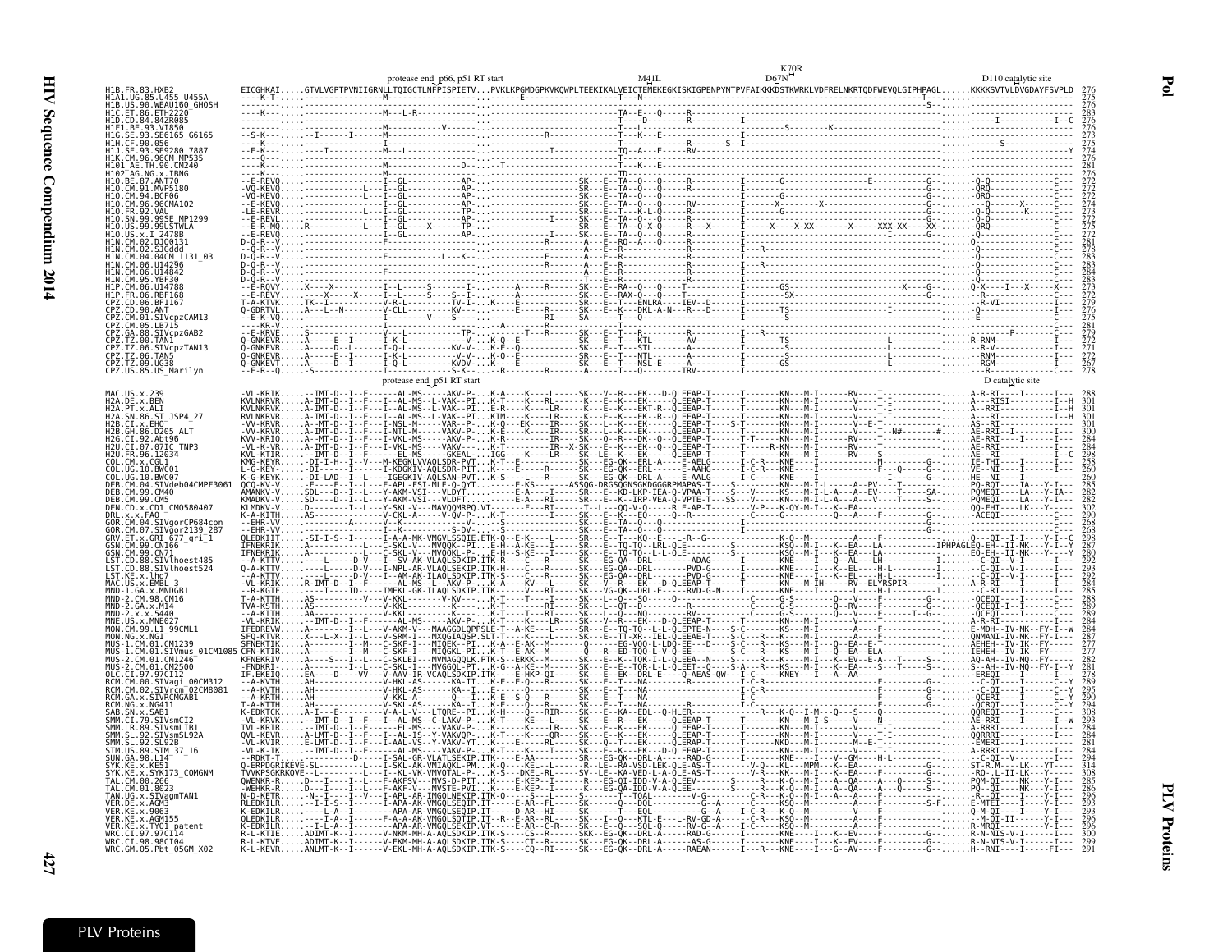```
                           protease end_p66, p51 RT start                    M41L        K70R
                                                                                         D67N                D110 catalytic site
H1B.FR.83.HXB2             EICGHKAI.....GTVLVGPTPVNIIGRNLLTQIGCTLNFPISPIETV...PVKLKPGMDGPKVKQWPLTEEKIKALVEICTEMEKEGKISKIGPENPYNTPVFAIKKKDSTKWRKLVDFRELNKRTQDFWEVQLGIPHPAGL......KKKKSVTVLDVGDAYFSVPLD  276
H1A1.UG.85.U455_U455A                                                                                                                                                                     275
H1B.US.90.WEAU160_GHOSH                                                                                                                                                                   276
H1C.ET.86.ETH2220                                                                                                                                                                         283
H1D.CD.84.84ZR085                                                                                                                                                                         276
H1F1.BE.93.VI850                                                                                                                                                                          276
H1G.SE.93.SE6165_G6165                                                                                                                                                                    273
H1H.CF.90.056                                                                                                                                                                             275
H1J.SE.93.SE9280_7887                                                                                                                                                                     274
H1K.CM.96.96CM_MP535                                                                                                                                                                      276
H101_AE.TH.90.CM240                                                                                                                                                                       281
H102_AG.NG.x.IBNG                                                                                                                                                                         276
H1O.BE.87.ANT70                                                                                                                                                                           272
H1O.CM.91.MVP5180                                                                                                                                                                         272
H1O.CM.94.BCF06                                                                                                                                                                           272
H1O.CM.96.96CMA102                                                                                                                                                                        274
H1O.FR.92.VAU                                                                                                                                                                             273
H1O.SN.99.99SE_MP1299                                                                                                                                                                     272
H1O.US.99.99USTWLA                                                                                                                                                                        275
H1O.US.x.I_2478B                                                                                                                                                                          272
H1N.CM.02.DJO0131                                                                                                                                                                         281
H1N.CM.02.SJGddd                                                                                                                                                                          278
H1N.CM.04.04CM_1131_03                                                                                                                                                                    283
H1N.CM.06.U14296                                                                                                                                                                          283
H1N.CM.06.U14842                                                                                                                                                                          284
H1N.CM.95.YBF30                                                                                                                                                                           283
H1P.CM.06.U14788                                                                                                                                                                          273
H1P.FR.06.RBF168                                                                                                                                                                          272
CPZ.CD.06.BF1167                                                                                                                                                                          279
CPZ.CD.90.ANT                                                                                                                                                                             276
CPZ.CM.01.SIVcpzCAM13                                                                                                                                                                     275
CPZ.CM.05.LB715                                                                                                                                                                           281
CPZ.GA.88.SIVcpzGAB2                                                                                                                                                                      279
CPZ.TZ.00.TAN1                                                                                                                                                                            272
CPZ.TZ.06.SIVcpzTAN13                                                                                                                                                                     271
CPZ.TZ.06.TAN5                                                                                                                                                                            272
CPZ.TZ.09.UG38                                                                                                                                                                            267
CPZ.US.85.US_Marilyn                                                                                                                                                                      278

                           protease end_p51 RT start                                                                                 D catalytic site

MAC.US.x.239                                                                                                                                                                              288
H2A.DE.x.BEN                                                                                                                                                                              301
H2A.PT.x.ALI                                                                                                                                                                              301
H2A.SN.86.ST_JSP4_27                                                                                                                                                                      301
H2B.CI.x.EHO                                                                                                                                                                              301
H2B.GH.86.D205_ALT                                                                                                                                                                        300
H2G.CI.92.Abt96                                                                                                                                                                           284
H2U.CI.07.07IC_TNP3                                                                                                                                                                       284
H2U.FR.96.12034                                                                                                                                                                           298
COL.CM.x.CGU1                                                                                                                                                                             258
COL.CG.10.BWC01                                                                                                                                                                           265
COL.CG.10.BWC07                                                                                                                                                                           260
DEB.CM.04.SIVdeb04CMPF3061                                                                                                                                                                285
DEB.CM.99.CM40                                                                                                                                                                            282
DEB.CM.99.CM5                                                                                                                                                                             282
DEN.CD.x.CD1_CM0580407                                                                                                                                                                    302
DRL.x.x.FAO                                                                                                                                                                               290
GOR.CM.04.SIVgorCP684con                                                                                                                                                                  268
GOR.CM.07.SIVgor2139_287                                                                                                                                                                  268
GRV.ET.x.GRI_677_gri_1                                                                                                                                                                    298
GSN.CM.99.CN166                                                                                                                                                                           287
GSN.CM.99.CN71                                                                                                                                                                            280
LST.CD.88.SIVlhoest485                                                                                                                                                                    292
LST.CD.88.SIVlhoest524                                                                                                                                                                    293
LST.KE.x.lho7                                                                                                                                                                             293
MAC.US.x.EMBL_3                                                                                                                                                                           284
MND-1.GA.x.MNDGB1                                                                                                                                                                         285
MND-2.CM.98.CM16                                                                                                                                                                          288
MND-2.GA.x.M14                                                                                                                                                                            289
MND-2.x.x.5440                                                                                                                                                                            289
MNE.US.x.MNE027                                                                                                                                                                           284
MON.CM.99.L1_99CML1                                                                                                                                                                       284
MON.NG.x.NG1                                                                                                                                                                              287
MUS-1.CM.01.CM1239                                                                                                                                                                        277
MUS-1.CM.01.SIVmus_01CM1085                                                                                                                                                               277
MUS-2.CM.01.CM1246                                                                                                                                                                        282
MUS-2.CM.01.CM2500                                                                                                                                                                        281
OLC.CI.97.97CI12                                                                                                                                                                          278
RCM.CM.00.SIVagi_00CM312                                                                                                                                                                  289
RCM.CM.02.SIVrcm_02CM8081                                                                                                                                                                 295
RCM.GA.x.SIVRCMGAB1                                                                                                                                                                       290
RCM.NG.x.NG411                                                                                                                                                                            294
SAB.SN.x.SAB1                                                                                                                                                                             308
SMM.CI.79.SIVsmCI2                                                                                                                                                                        293
SMM.LR.89.SIVsmLIB1                                                                                                                                                                       284
SMM.SL.92.SIVsmSL92A                                                                                                                                                                      284
SMM.SL.92.SL92B                                                                                                                                                                           281
STM.US.89.STM_37_16                                                                                                                                                                       284
SUN.GA.98.L14                                                                                                                                                                             294
SYK.KE.x.KE51                                                                                                                                                                             314
SYK.KE.x.SYK173_COMGNM                                                                                                                                                                    308
TAL.CM.00.266                                                                                                                                                                             285
TAL.CM.01.8023                                                                                                                                                                            286
TAN.UG.x.SIVagmTAN1                                                                                                                                                                       296
VER.DE.x.AGM3                                                                                                                                                                             293
VER.KE.x.9063                                                                                                                                                                             293
VER.KE.x.AGM155                                                                                                                                                                           296
VER.KE.x.TYO1_patent                                                                                                                                                                      296
WRC.CI.97.97CI14                                                                                                                                                                          300
WRC.CI.98.98CI04                                                                                                                                                                          299
WRC.GM.05.Pbt_05GM_X02                                                                                                                                                                    291
```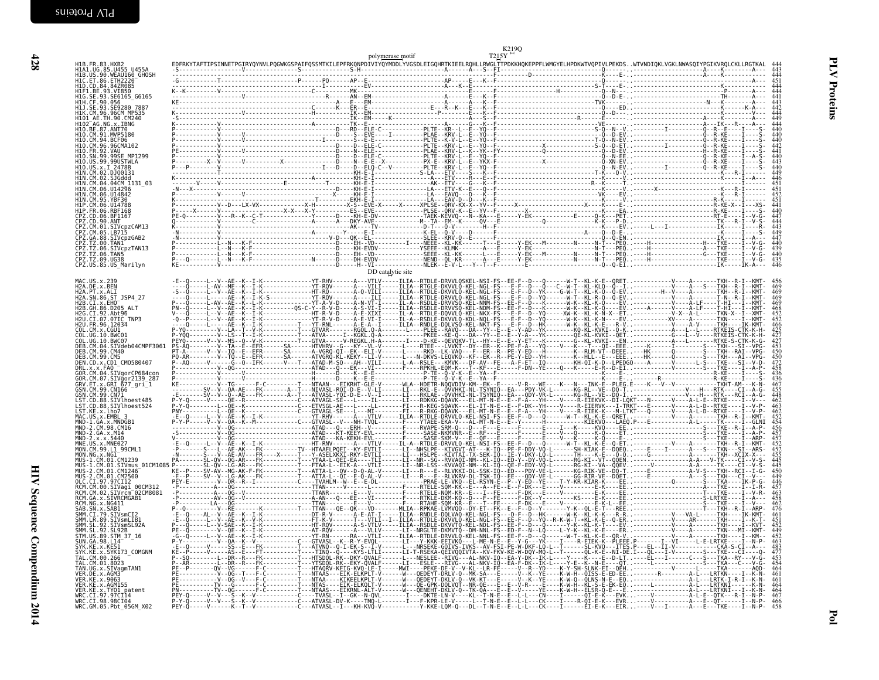```
                                                                                      K219Q
                                                  polymerase motif              T215Y

H1B.FR.83.HXB2              EDFRKYTAFTIPSINNETPGIRYQYNVLPQGWKGSPAIFQSSMTKILEPFRKQNPDIVIYQYMDDLYVGSDLEIGQHRTKIEELRQHLLRWGLTTPDKKHQKEPPFLWMGYELHPDKWTVQPIVLPEKDS..WTVNDIQKLVGKLNWASQIYPGIKVRQLCKLLRGTKAL  444
H1A1.UG.85.U455_U455A       443
H1B.US.90.WEAU160_GHOSH     444
H1C.ET.86.ETH2220           451
H1D.CD.84.84ZR085           444
H1F1.BE.93.VI850            444
H1G.SE.93.SE6165_G6165      441
H1H.CF.90.056               443
H1J.SE.93.SE9280_7887       442
H1K.CM.96.96CM_MP535        444
H101_AE.TH.90.CM240         449
H102_AG.NG.x.IBNG           444
H1O.BE.87.ANT70             440
H1O.CM.91.MVP5180           440
H1O.CM.94.BCF06             440
H1O.CM.96.96CMA102          442
H1O.FR.92.VAU               441
H1O.SN.99.99SE_MP1299       440
H1O.US.99.99USTWLA          443
H1O.US.x.I_2478B            440
H1N.CM.02.DJO0131           449
H1N.CM.02.SJGddd            446
H1N.CM.04.04CM_1131_03      451
H1N.CM.06.U14296            451
H1N.CM.06.U14842            452
H1N.CM.95.YBF30             451
H1P.CM.06.U14788            441
H1P.FR.06.RBF168            440
CPZ.CD.06.BF1167            447
CPZ.CD.90.ANT               444
CPZ.CM.01.SIVcpzCAM13       443
CPZ.CM.05.LB715             449
CPZ.GA.88.SIVcpzGAB2        447
CPZ.TZ.00.TAN1              442
CPZ.TZ.06.SIVcpzTAN13       439
CPZ.TZ.06.TAN5              440
CPZ.TZ.09.UG38              435
CPZ.US.85.US_Marilyn        446

                                                  DD catalytic site

MAC.US.x.239                456
H2A.DE.x.BEN                469
H2A.PT.x.ALI                469
H2A.SN.86.ST_JSP4_27        469
H2B.CI.x.EHO                469
H2B.GH.86.D205_ALT          468
H2G.CI.92.Abt96             452
H2U.CI.07.07IC_TNP3         452
H2U.FR.96.12034             466
COL.CM.x.CGU1               427
COL.UG.10.BWC01             427
COL.UG.10.BWC07             427
DEB.CM.04.SIVdeb04CMPF3061  453
DEB.CM.99.CM40              460
DEB.CM.99.CM5               458
DEN.CD.x.CD1_CM0580407      472
DRL.x.x.FAO                 458
GOR.CM.04.SIVgorCP684con    436
GOR.CM.07.SIVgor2139_287    436
GRV.ET.x.GRI_677_gri_1      467
GSN.CM.99.CN166             455
GSN.CM.99.CN71              448
LST.CD.88.SIVlhoest485      462
LST.CD.88.SIVlhoest524      463
LST.KE.x.lho7               462
MAC.US.x.EMBL_3             452
MND-1.GA.x.MNDGB1           454
MND-2.CM.98.CM16            456
MND-2.GA.x.M14              457
MND-2.x.x.5440              457
MNE.US.x.MNE027             452
MON.CM.99.L1_99CML1         455
MON.NG.x.NG1                455
MUS-1.CM.01.CM1239          445
MUS-1.CM.01.SIVmus_01CM1085 445
MUS-2.CM.01.CM1246          450
MUS-2.CM.01.CM2500          449
OLC.CI.97.97CI12            446
RCM.CM.00.SIVagi_00CM312    457
RCM.CM.02.SIVrcm_02CM8081   463
RCM.GA.x.SIVRCMGAB1         458
RCM.NG.x.NG411              462
SAB.SN.x.SAB1               476
SMM.CI.79.SIVsmCI2          461
SMM.LR.89.SIVsmLIB1         451
SMM.SL.92.SIVsmSL92A        452
SMM.SL.92.SL92B             449
STM.US.89.STM_37_16         452
SUN.GA.98.L14               463
SYK.KE.x.KE51               483
SYK.KE.x.SYK173_COMGNM      477
TAL.CM.00.266               453
TAL.CM.01.8023              454
TAN.UG.x.SIVagmTAN1         464
VER.DE.x.AGM3               461
VER.KE.x.9063               461
VER.KE.x.AGM155             464
VER.KE.x.TYO1_patent        464
WRC.CI.97.97CI14            467
WRC.CI.98.98CI04            466
WRC.GM.05.Pbt_05GM_X02      458
```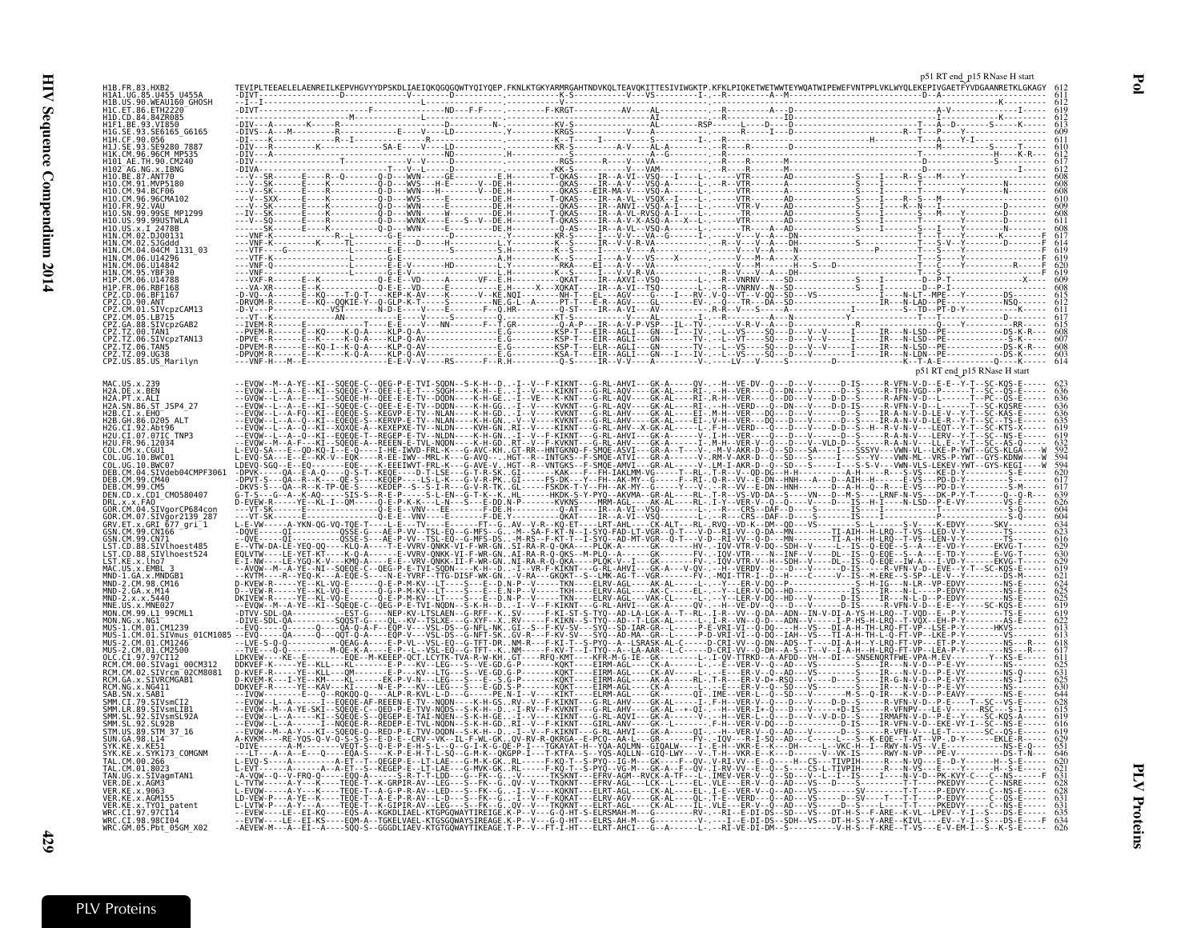```
                                                                                                                                                                p51 RT end_p15 RNase H start
H1B.FR.83.HXB2              TEVIPLTEEAELELAENREILKEPVHGVYYDPSKDLIAEIQKQGQGQWTYQIYQEP.FKNLKTGKYARMRGAHTNDVKQLTEAVQKITTESIVIWGKTP.KFKLPIQKETWETWWTEYWQATWIPEWEFVNTPPLVKLWYQLEKEPIVGAETFYVDGAANRETKLGKAGY  612
H1A1.UG.85.U455_U455A       611
H1B.US.90.WEAU160_GHOSH     612
H1C.ET.86.ETH2220           612
H1D.CD.84.84ZR085           612
H1F1.BE.93.VI850            613
H1G.SE.93.SE6165_G6165      609
H1H.CF.90.056               611
H1J.SE.93.SE9280_7887       610
H1K.CM.96.96CM_MP535        612
H101_AE.TH.90.CM240         617
H102_AG.NG.x.IBNG           612
H1O.BE.87.ANT70             608
H1O.CM.91.MVP5180           608
H1O.CM.94.BCF06             608
H1O.CM.96.96CMA102          610
H1O.FR.92.VAU               609
H1O.SN.99.99SE_MP1299       608
H1O.US.99.99USTWLA          611
H1O.US.x.I_2478B            608
H1N.CM.02.DJO0131           617
H1N.CM.02.SJGddd            619
H1N.CM.04.04CM_1131_03      619
H1N.CM.06.U14296            619
H1N.CM.06.U14842            620
H1N.CM.95.YBF30             619
H1P.CM.06.U14788            609
H1P.FR.06.RBF168            608
CPZ.CD.06.BF1167            615
CPZ.CD.90.ANT               616
CPZ.CM.01.SIVcpzCAM13       611
CPZ.CM.05.LB715             617
CPZ.GA.88.SIVcpzGAB2        615
CPZ.TZ.00.TAN1              608
CPZ.TZ.06.SIVcpzTAN13       607
CPZ.TZ.06.TAN5              608
CPZ.TZ.09.UG38              603
CPZ.US.85.US_Marilyn        614
```

```
                                                                                                                                                                p51 RT end_p15 RNase H start
MAC.US.x.239                     623
H2A.DE.x.BEN                     636
H2A.PT.x.ALI                     636
H2A.SN.86.ST_JSP4_27             636
H2B.CI.x.EHO                     636
H2B.GH.86.D205_ALT               636
H2G.CI.92.Abt96                  635
H2U.CI.07.07IC_TNP3              619
H2U.FR.96.12034                  632
COL.CM.x.CGU1                    592
COL.UG.10.BWC01                  594
COL.UG.10.BWC07                  594
DEB.CM.04.SIVdeb04CMPF3061       620
DEB.CM.99.CM40                   617
DEB.CM.99.CM5                    617
DEN.CD.x.CD1_CM0580407           639
DRL.x.x.FAO                      626
GOR.CM.04.SIVgorCP684con         604
GOR.CM.07.SIVgor2139_287         604
GRV.ET.x.GRI_677_gri_1           634
GSN.CM.99.CN166                  623
GSN.CM.99.CN71                   616
LST.CD.88.SIVlhoest485           629
LST.CD.88.SIVlhoest524           630
LST.KE.x.lho7                    629
MAC.US.x.EMBL_3                  619
MND-1.GA.x.MNDGB1                621
MND-2.GA.98.CM16                 624
MND-2.GA.x.M14                   625
MND-2.x.x.5440                   625
MNE.US.x.MNE027                  619
MON.CM.99.L1_99CML1              622
MON.NG.x.NG1                     622
MUS-1.CM.01.CM1239               613
MUS-1.CM.01.SIVmus_01CM1085      613
MUS-2.CM.01.CM1246               618
MUS-2.CM.01.CM2500               617
OLC.CI.97.97CI12                 611
RCM.CM.00.SIVagi_00CM312         625
RCM.CM.02.SIVrcm_02CM8081        631
RCM.GA.x.SIVRCMGAB1              625
RCM.NG.x.NG411                   630
SAB.SN.x.SAB1                    644
SMM.CI.79.SIVsmCI2               628
SMM.LR.89.SIVsmLIB1              615
SMM.SL.92.SIVsmSL92A             619
SMM.SL.92.SL92B                  616
STM.US.89.STM_37_16              619
SUN.GA.98.L14                    629
SYK.KE.x.KE51                    651
SYK.KE.x.SYK173_COMGNM           646
TAL.CM.00.266                    620
TAL.CM.01.8023                   621
TAN.UG.x.SIVagmTAN1              631
VER.DE.x.AGM3                    628
VER.KE.x.9063                    628
VER.KE.x.AGM155                  631
VER.KE.x.TYO1_patent             631
WRC.CI.97.97CI14                 635
WRC.CI.98.98CI04                 634
WRC.GM.05.Pbt_05GM_X02           626
```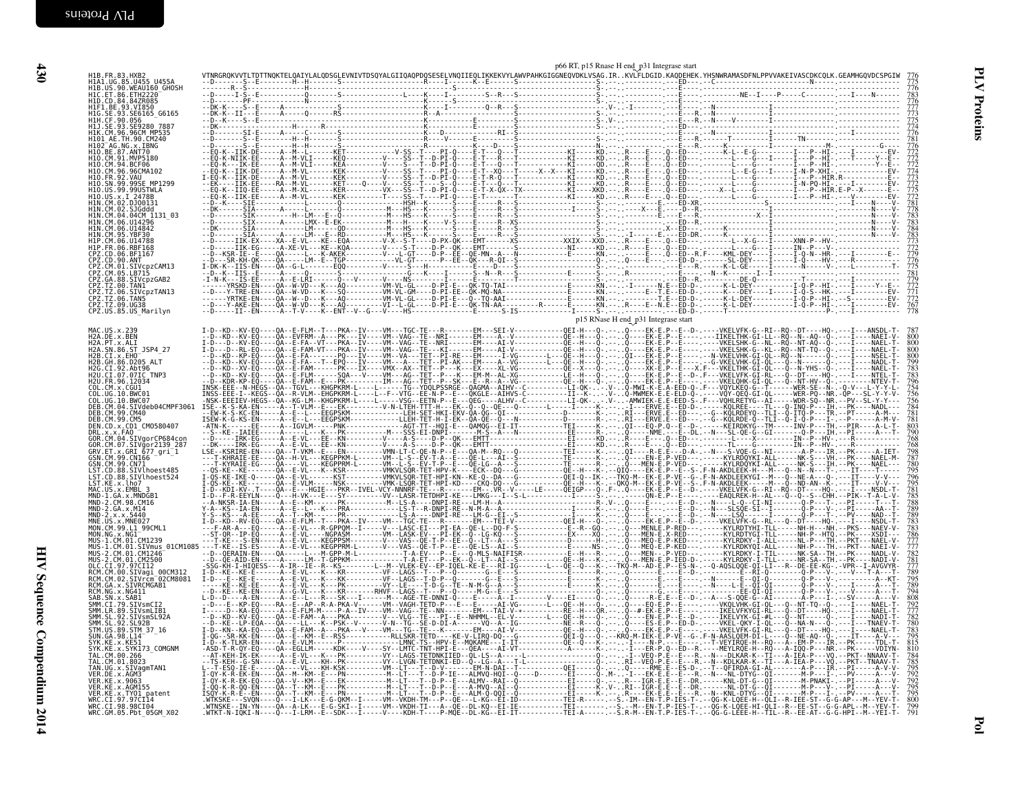p66 RT, p15 Rnase H end_p31 Integrase start

```
H1B.FR.83.HXB2                 VTNRGRQKVVTLTDTTNQKTELQAIYLALQDSGLEVNIVTDSQYALGIIQAQPDQSESELVNQIIEQLIKKEKVYLAWVPAHKGIGGNEQVDKLVSAG.IR..KVLFLDGID.KAQDEHEK.YHSNWRAMASDFNLPPVVAKEIVASCDKCQLK.GEAMHGQVDCSPGIW  776
H1A1.UG.85.U455_U455A
H1B.US.90.WEAU160_GHOSH
H1C.ET.86.ETH2220
H1D.CD.84.84ZR085
H1F1.BE.93.VI850
H1G.SE.93.SE6165_G6165
H1H.CF.90.056
H1J.SE.93.SE9280_7887
H1K.CM.96.96CM_MP535
H101_AE.TH.90.CM240
H102_AG.NG.x.IBNG
H1O.BE.87.ANT70
H1O.CM.91.MVP5180
H1O.CM.94.BCF06
H1O.CM.96.96CMA102
H1O.FR.92.VAU
H1O.SN.99.99SE_MP1299
H1O.US.99.99USTWLA
H1O.US.x.I_2478B
H1N.CM.02.DJO0131
H1N.CM.02.SJGddd
H1N.CM.04.04CM_1131_03
H1N.CM.06.U14296
H1N.CM.06.U14842
H1N.CM.95.YBF30
H1P.CM.06.U14788
H1P.FR.06.RBF168
CPZ.CD.06.BF1167
CPZ.CD.90.ANT
CPZ.CM.01.SIVcpzCAM13
CPZ.CM.05.LB715
CPZ.GA.88.SIVcpzGAB2
CPZ.TZ.00.TAN1
CPZ.TZ.06.SIVcpzTAN13
CPZ.TZ.06.TAN5
CPZ.TZ.09.UG38
CPZ.US.85.US_Marilyn
```

p15 RNase H end_p31 Integrase start

```
MAC.US.x.239
H2A.DE.x.BEN
H2A.PT.x.ALI
H2A.SN.86.ST_JSP4_27
H2B.CI.x.EHO
H2B.GH.86.D205_ALT
H2G.CI.92.Abt96
H2U.CI.07.07IC_TNP3
H2U.FR.96.12034
COL.CM.x.CGU1
COL.UG.10.BWC01
COL.UG.10.BWC07
DEB.CM.04.SIVdeb04CMPF3061
DEB.CM.99.CM40
DEB.CM.99.CM5
DEN.CD.x.CD1_CM0580407
DRL.x.x.FAO
GOR.CM.04.SIVgorCP684con
GOR.CM.07.SIVgor2139_287
GRV.ET.x.GRI_677_gri_1
GSN.CM.99.CN166
GSN.CM.99.CN71
LST.CD.88.SIVlhoest485
LST.CD.88.SIVlhoest524
LST.KE.x.lho7
MAC.US.x.EMBL_3
MND-1.GA.x.MNDGB1
MND-2.CM.98.CM16
MND-2.GA.x.M14
MND-2.x.x.5440
MNE.US.x.MNE027
MON.CM.99.L1_99CML1
MON.NG.x.NG1
MUS-1.CM.01.CM1239
MUS-1.CM.01.SIVmus_01CM1085
MUS-2.CM.01.CM1246
MUS-2.CM.01.CM2500
OLC.CI.97.97CI12
RCM.CM.00.SIVagi_00CM312
RCM.CM.02.SIVrcm_02CM8081
RCM.GA.x.SIVRCMGAB1
RCM.NG.x.NG411
SAB.SN.x.SAB1
SMM.CI.79.SIVsmCI2
SMM.LR.89.SIVsmLIB1
SMM.SL.92.SIVsmSL92A
SMM.SL.92.SL92B
STM.US.89.STM_37_16
SUN.GA.98.L14
SYK.KE.x.KE51
SYK.KE.x.SYK173_COMGNM
TAL.CM.00.266
TAL.CM.01.8023
TAN.UG.x.SIVagmTAN1
VER.DE.x.AGM3
VER.KE.x.9063
VER.KE.x.AGM155
VER.KE.x.TYO1_patent
WRC.CI.97.97CI14
WRC.CI.98.98CI04
WRC.GM.05.Pbt_05GM_X02
```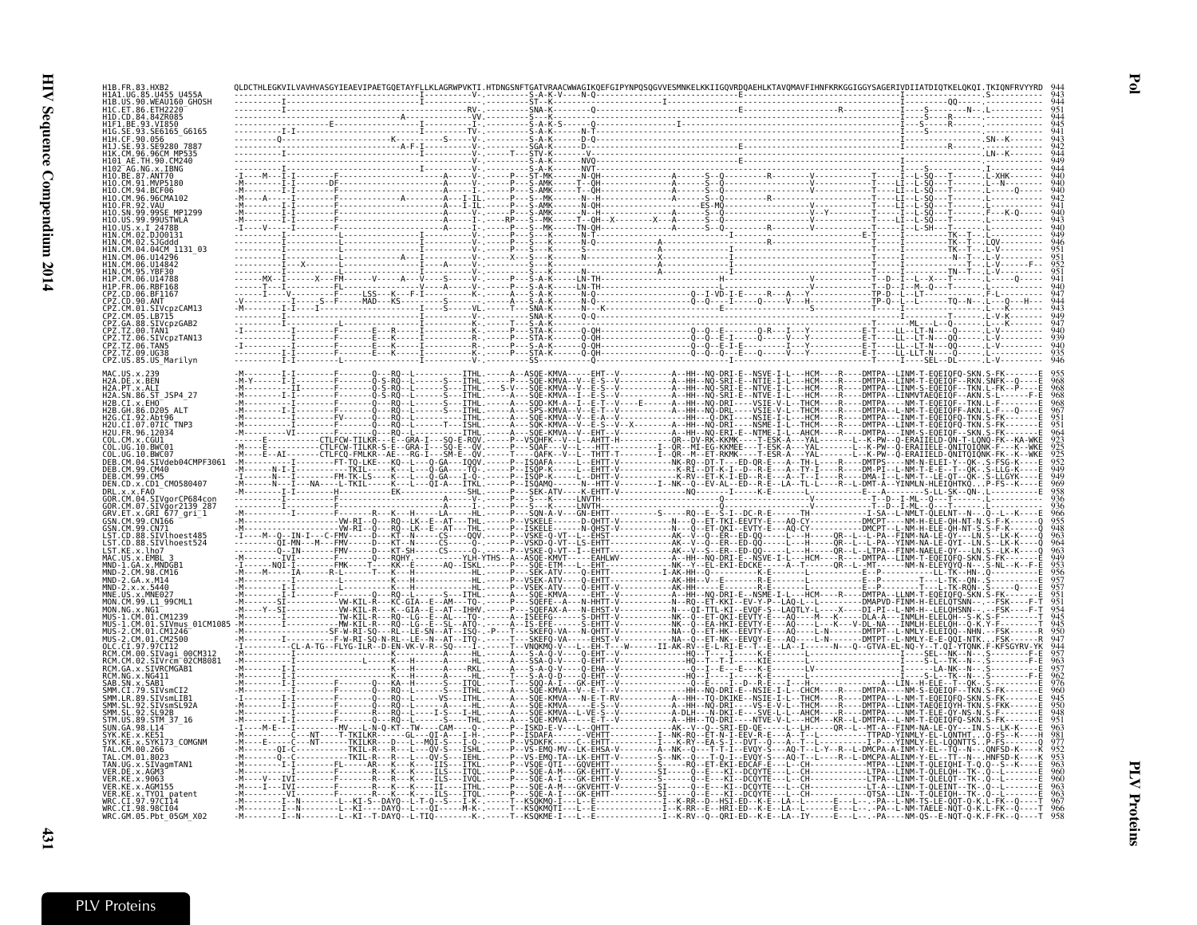```
H1B.FR.83.HXB2              QLDCTHLEGKVILVAVHVASGYIEAEVIPAETGQETAYFLLKLAGRWPVKTI.HTDNGSNFTGATVRAACWWAGIKQEFGIPYNPQSQGVVESMNKELKKIIGQVRDQAEHLKTAVQMAVFIHNFKRKGGIGGYSAGERIVDIIATDIQTKELQKQI.TKIQNFRVYYRD 944
H1A1.UG.85.U455_U455A       943
H1B.US.90.WEAU160_GHOSH     944
H1C.ET.86.ETH2220           951
H1D.CD.84.84ZR085           944
H1F1.BE.93.VI850            945
H1G.SE.93.SE6165_G6165      941
H1H.CF.90.056               943
H1J.SE.93.SE9280_7887       942
H1K.CM.96.96CM_MP535        944
H101_AE.TH.90.CM240         949
H102_AG.NG.x.IBNG           944
H1O.BE.87.ANT70             940
H1O.CM.91.MVP5180           940
H1O.CM.94.BCF06             940
H1O.CM.96.96CMA102          942
H1O.FR.92.VAU               941
H1O.SN.99.99SE_MP1299       940
H1O.US.99.99USTWLA          943
H1O.US.x.I_2478B            940
H1N.CM.02.DJO0131           949
H1N.CM.02.SJGddd            946
H1N.CM.04.04CM_1131_03      951
H1N.CM.06.U14296            951
H1N.CM.06.U14842            952
H1N.CM.95.YBF30             951
H1P.CM.06.U14788            944
H1P.FR.06.RBF168            940
CPZ.CD.06.BF1167            947
CPZ.CD.90.ANT               944
CPZ.CM.01.SIVcpzCAM13       943
CPZ.CM.05.LB715             949
CPZ.GA.88.SIVcpzGAB2        947
CPZ.TZ.00.TAN1              940
CPZ.TZ.06.SIVcpzTAN13       939
CPZ.TZ.06.TAN5              940
CPZ.TZ.09.UG38              935
CPZ.US.85.US_Marilyn        946

MAC.US.x.239                955
H2A.DE.x.BEN                968
H2A.PT.x.ALI                968
H2A.SN.86.ST_JSP4_27        968
H2B.CI.x.EHO                968
H2B.GH.86.D205_ALT          957
H2G.CI.92.Abt96             951
H2U.CI.07.07IC_TNP3         951
H2U.FR.96.12034             964
COL.CM.x.CGU1               923
COL.UG.10.BWC01             925
COL.UG.10.BWC07             925
DEB.CM.04.SIVdeb04CMPF3061  952
DEB.CM.99.CM40              949
DEB.CM.99.CM5               949
DEN.CD.x.CD1_CM580407       969
DRL.x.x.FAO                 958
GOR.CM.04.SIVgorCP684con    936
GOR.CM.07.SIVgor2139_287    936
GRV.ET.x.GRI_677_gri_1      966
GSN.CM.99.CN166             955
GSN.CM.99.CN71              948
LST.CD.88.SIVlhoest485      963
LST.CD.88.SIVlhoest524      964
LST.KE.x.lho7               963
MAC.US.x.EMBL_3             949
MND-1.GA.x.MNDGB1           953
MND-2.CM.98.CM16            956
MND-2.GA.x.M14              957
MND-2.x.x.5440              957
MNE.US.x.MNE027             951
MON.CM.99.L1_99CML1         951
MON.NG.x.NG1                954
MUS-1.CM.01.CM1239          945
MUS-1.CM.01.SIVmus_01CM1085 955
MUS-1.CM.01.CM1246          950
MUS-2.CM.01.CM2500          947
OLC.CI.97.97CI12            957
RCM.CM.00.SIVagi_00CM312    957
RCM.CM.02.SIVrcm_02CM8081   963
RCM.GA.x.SIVRCMGAB1         957
RCM.NG.x.NG411              962
SAB.SN.x.SAB1               976
SMM.CI.79.SIVsmCI2          960
SMM.LR.89.SIVsmLIB1         945
SMM.SL.92.SIVsmSL92A        950
SMM.SL.92.SL92B             948
STM.US.89.STM_37_16         951
SUN.GA.98.L14               963
SYK.KE.x.KE51               981
SYK.KE.x.SYK173_COMGNM      977
TAL.CM.00.266               952
TAL.CM.01.8023              953
TAN.UG.x.SIVagmTAN1         963
VER.DE.x.AGM3               960
VER.KE.x.9063               960
VER.KE.x.AGM155             963
VER.KE.x.TYO1_patent        963
WRC.CI.97.97CI14            957
WRC.CI.98.98CI04            966
WRC.GM.05.Pbt_05GM_X02      958
```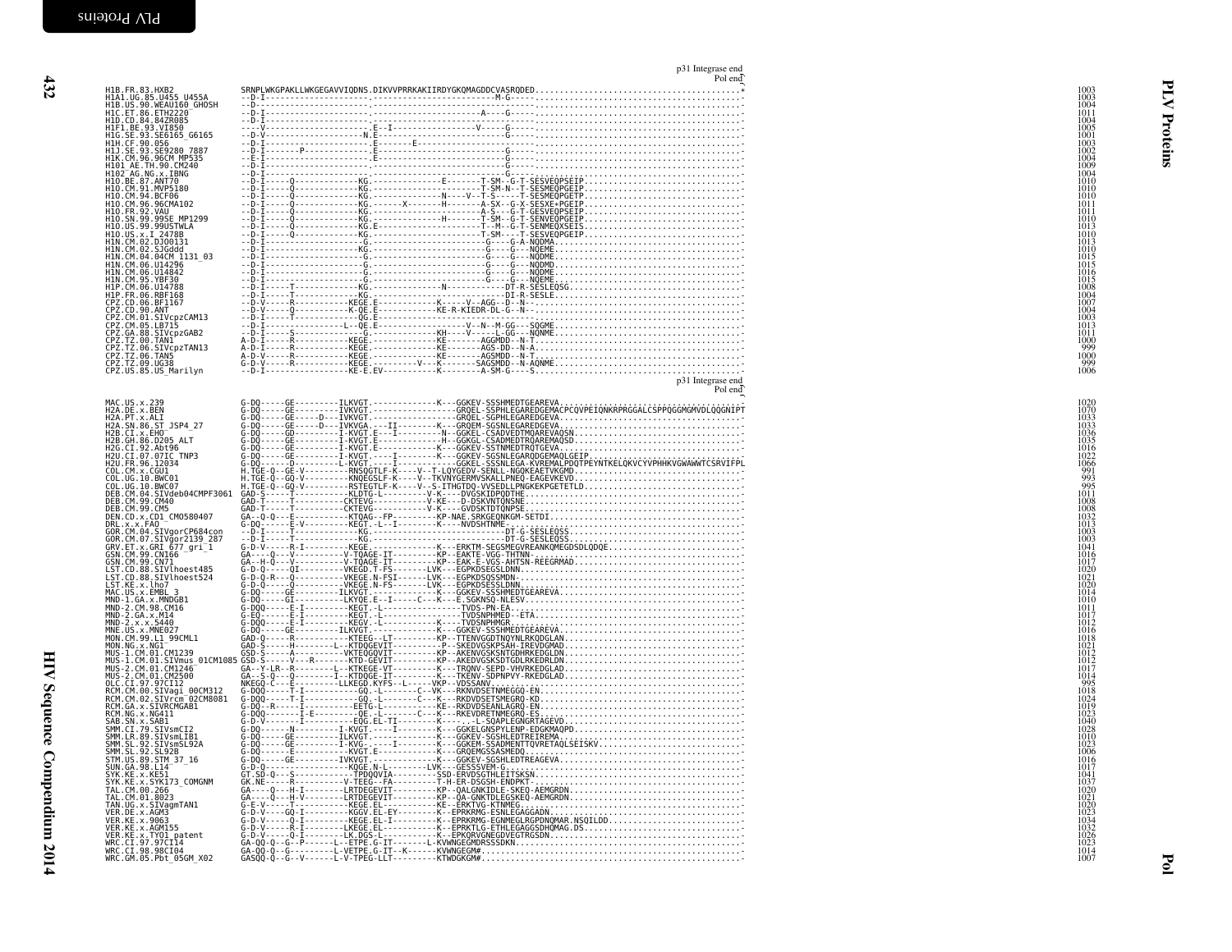```
                                                                    p31 Integrase end
                                                                              Pol end
H1B.FR.83.HXB2                  SRNPLWKGPAKLLWKGEGAVVIQDNS.DIKVVPRRKAKIIRDYGKQMAGDDCVASRQDED.........................................*   1003
H1A1.UG.85.U455_U455A           --D-I--------------------.-------------------------M-G-----.......................................-   1003
H1B.US.90.WEAU160_GHOSH         --D-----------------------.----------------------------------.......................................-   1004
H1C.ET.86.ETH2220               --D-I--------------------.-----------------------A--G-----.......................................-   1011
H1D.CD.84.84ZR085               --D-I--------------------.-------------------------G-----.......................................-   1004
H1F1.BE.93.VI850                ---V---------------------.E--I------------------V-----G-----.......................................-   1005
H1G.SE.93.SE6165_G6165          --D-V--------------------N.E-----------------------G-----.......................................-   1001
H1H.CF.90.056                   --D-I--------------------.E-------E--------------------G-----.......................................-   1003
H1J.SE.93.SE9280_7887           --D-I-------P------------.E-----------------------G-----.......................................-   1002
H1K.CM.96.96CM_MP535            --E-I--------------------.E-----------------------G-----.......................................-   1004
H101_AE.TH.90.CM240             --D-I--------------------.-------------------------G-----.......................................-   1009
H102_AG.NG.x.IBNG               --D-I--------------------.-------------------------G-----.......................................-   1004
H1O.BE.87.ANT70                 --D-I-----Q-------------KG.-----------E--------T-SM--G-T-SESVEQPSEIP...............................-   1010
H1O.CM.91.MVP5180               --D-I-----Q-------------KG.-------------------T-SM-N--T-SESMEQPGEIP...............................-   1010
H1O.CM.94.BCF06                 --D-I-----Q-------------KG.-----------N------V--T-S-----T-SESMEQPGETP...............................-   1010
H1O.CM.96.96CMA102              --D-I-----Q-------------KG.-------X-------H-------A-SX--G-X-SESXE+PGEIP...............................-   1011
H1O.FR.92.VAU                   --D-I-----Q-------------KG.-------------------A-S---G-T-GESVEQPSEIP...............................-   1011
H1O.SN.99.99SE_MP1299           --D-I-----Q-------------KG.-----------H-------T-SM--G-T-SENVEQPGEIP...............................-   1010
H1O.US.99.99USTWLA              --D-I-----Q-------------KG.E------------------T--M--G-T-SENMEQXSEIS...............................-   1013
H1O.US.x.I_2478B                --D-I-----Q-------------KG.-------------------T-SM----T-SESVEQPGEIP...............................-   1010
H1N.CM.02.DJO0131               --D-I--------------------G.-----------------------G----G-A-NQDMA.......................................-   1013
H1N.CM.02.SJGddd                --D-I--------------------KG.-----------------------G----G---NQEME.......................................-   1010
H1N.CM.04.04CM_1131_03          --D-I--------------------G.-----------------------G----G---NQDME.......................................-   1015
H1N.CM.06.U14296                --D-I--------------------G.-----------------------G----G---NQDMD.......................................-   1015
H1N.CM.06.U14842                --D-I--------------------G.-----------------------G----G---NQDME.......................................-   1016
H1N.CM.95.YBF30                 --D-I--------------------G.-----------------------G----G---NQEME.......................................-   1015
H1P.CM.06.U14788                --D-I------T-------------KG.-------------N-----------DT-R-SESLEQSG.......................................-   1008
H1P.FR.06.RBF168                --D-I------T-------------KG.----------------------------DI-R-SESLE.......................................-   1004
CPZ.CD.06.BF1167                --D-V-----R-----------KEGE.E-----------K-----V--AGG--D--N-.......................................-   1007
CPZ.CD.90.ANT                   --D-V-----Q-----------K.QE.E-----------KE-R-KIEDR-DL-G--N-.......................................-   1004
CPZ.CM.01.SIVcpzCAM13           --D-I------T-------------QG.E-------------------------------.......................................-   1003
CPZ.CM.05.LB715                 --D-I--------------------L-.QE.E---------------------V--N--M-GG---SQGME.......................................-   1013
CPZ.GA.88.SIVcpzGAB2            --D-I------S--------------G.----------KH------V-----L-GG---NQNME.......................................-   1011
CPZ.TZ.00.TAN1                  A-D-I-----R-----------KEGE.------------KE------AGGMDD--N-T.......................................-   1000
CPZ.TZ.06.SIVcpzTAN13           A-D-I-----R-----------KEGE.------------KE------AGS-DD--N-A.......................................-    999
CPZ.TZ.06.TAN5                  A-D-V-----R-----------KEGE.------------KE------AGSMDD--N-T.......................................-   1000
CPZ.TZ.09.UG38                  G-D-V-----R-----------KEGE.--------V---K-------SAGSMDD--N-AQNME.......................................-    999
CPZ.US.85.US_Marilyn            --D-I-----R-----------KE-E.EV----------K-------A-SM-G---S.......................................-   1006
                                                                    p31 Integrase end
                                                                              Pol end
MAC.US.x.239                    G-DQ-----GE---------ILKVGT.-------------K---GGKEV-SSSHMEDTGEAREVA...........................................-   1020
H2A.DE.x.BEN                    G-DQ-----GE---------IVKVGT.-----------------GRQEL-SSPHLEGAREDGEMACPCQVPEIQNKRPRGGALCSPPQGGMGMVDLQQGNIPT   1070
H2A.PT.x.ALI                    G-DQ-----GE-----D---IVKVGT.-----------------GRQEL-SGPHLEGAREDGEVA...........................................-   1033
H2A.SN.86.ST_JSP4_27            G-DQ-----GE-----D---IVKVGA.---II--------K---GRQEM-SGSNLEGAREDGEVA...........................................-   1033
H2B.CI.x.EHO                    G-DQ-----GD---------I-KVGT.E---I--------N---GGKEL-CSADVEDTMQAREVAQSN...........................................-   1036
H2B.GH.86.D205_ALT              G-DQ-----GE---------I-KVGT.E-------------H---GGKGL-CSADMEDTRQAREMAQSD...........................................-   1035
H2G.CI.92.Abt96                 G-DQ-----GE---------I-KVGT.E------------K---GGKEV-SSTNMEDTRQTGEVA...........................................-   1016
H2U.CI.07.07IC_TNP3             G-DQ-----GE---------I-KVGT.----I--------K---GGKEV-SGSNLEGARQDGEMAQLGEIP...........................................-   1022
H2U.FR.96.12034                 G-DQ--------D-------L-KVGT.----I--------K---GGKEL-SSSNLEGA-KVREMALPDQTPEYNTKELQKVCYVPHHKVGWAWWTCSRVIFPL   1066
COL.CM.x.CGU1                   H.TGE-Q--GE-V--------RNSQGTLF-K-----V--T-LQYGEDV-SENLL-NGQKEAETVKGMD...........................................-    991
COL.UG.10.BWC01                 H.TGE-Q--GQ-V--------KNQEGSLF-K----V--TKVNYGERMVSKALLPNEQ-EAGEVKEVD...........................................-    993
COL.UG.10.BWC07                 H.TGE-Q--GQ-V--------RSTEGTLF-K----V--S-ITHGTDQ-VVSEDLLPNGKEKPGETETLD...........................................-    995
DEB.CM.04.SIVdeb04CMPF3061      GAD-S-----T----------KLDTG-L---------V-K-----DVGSKIDPQDTHE...........................................-   1011
DEB.CM.99.CM40                  GAD-T-----T----------CKTEVG-----------V-KE----D-DSKVNTQNSNE...........................................-   1008
DEB.CM.99.CM5                   GAD-T-----T----------CKTEVG-----------V-K-----GVDSKTDTQNPSE...........................................-   1008
DEN.CD.x.CD1_CMO580407          GA--Q-Q---E----------KTQAG--FP--------KP-NAE.SRKGEQNKGM-SETDI...........................................-   1032
DRL.x.x.FAO                     G-DQ-----E-V---------KEGT.-L--I--------K----NVDSHTNME...........................................-   1013
GOR.CM.04.SIVgorCP684con        --D-I-----T---------------KG.---------------------DT-G-SESLEQSS...........................................-   1003
GOR.CM.07.SIVgor2139_287        --D-I-----T---------------KG.---------------------DT-G-SESLEQSS...........................................-   1003
GRV.ET.x.GRI_677_gri_1          G-D-V-----R-I--------KEGE.-------------K---ERKTM-SEGSMEGVREANKQMEGDSDLQDQE...........................................-   1041
GSN.CM.99.CN166                 GA---Q---V-----------V-TQAGE-IT---------KP--EAKTE-VGG-THTNN-...........................................-   1016
GSN.CM.99.CN71                  GA--H-Q--V-----------V-TQAGE-IT---------KP--EAK-E-VGS-AHTSN-REEGRMAD...........................................-   1017
LST.CD.88.SIVlhoest485          G-D-Q-----QI---------VKEGD.T-FS-------LVK---EGPKDSEGSLDNN...........................................-   1020
LST.CD.88.SIVlhoest524          G-D-Q-R---Q----------VKEGE.N-FSI------LVK---EGPKDSQSSMDN-...........................................-   1021
LST.KE.x.lho7                   G-D-Q-----Q----------VKEGE.N-FS-------LVK---EGPKDSESSLDNN...........................................-   1020
MAC.US.x.EMBL_3                 G-DQ-----GE---------ILKVGT.-------------K---GGKEV-SSSHMEDTGEAREVA...........................................-   1014
MND-1.GA.x.MNDGB1               G-DQ-----GI----------LKYQE.E--I-----C---K---E.SGKNSQ-NLESV...........................................-   1010
MND-2.CM.98.CM16                G-DQQ-----E-I--------KEGT.-----------------TVDS-PN-EA.-...........................................-   1011
MND-2.GA.x.M14                  G-EQ-----E-I---------KEGT.-L---------------TVDSNPHMED--ETA...........................................-   1017
MND-2.x.x.5440                  G-DQQ-----E-I--------KEGV.-L-----------K----TVDSNPHMGR...........................................-   1012
MNE.US.x.MNE027                 G-DQ-----GE---------ILKVGT.------------K---GGKEV-SSSHMEDTGEAREVA...........................................-   1016
MON.CM.99.L1_99CML1             GAD-Q-----R----------KTEEG--LT---------KP--TTENVGGDTNQYNLRKQDGLAN...........................................-   1018
MON.NG.x.NG1                    GAD-S-----H----------L--KTDQGEVIT---------P--SKEDVGSKPAH-IREVDGMAD...........................................-   1021
MUS-1.CM.01.CM1239              GSD-S-----A----------VKTEQGQVIT---------KP--AKENVGSKSNTGDHRKEDGLDN...........................................-   1012
MUS-1.CM.01.SIVmus_01CM1085     GSD-S-----V---R------KTD-GEVIT---------KP--AKEDVGSKSDTGDLRKEDRLDN...........................................-   1012
MUS-2.CM.01.CM1246              GA--Y-LR--R----------L--KTKEGE-VT---------K---TRQNV-SEPD-VHVRKEDGLAD...........................................-   1017
MUS-2.CM.01.CM2500              GA--S-Q---Q----------I--KTDQGE-IT---------K---TKENV-SDPNPVY-RKEDGLAD...........................................-   1016
OLC.CI.97.97CI12                NKEGQ-C---E----------LLKEGD.KYFS--L------VKP--VDSSANV...........................................-    995
RCM.CM.00.SIVagi_00CM312        G-DQQ-----T-I--------------GQ.-L------C--VK---RKNVDSETNMEGGQ-EN...........................................-   1018
RCM.CM.02.SIVrcm_02CM8081       G-DQQ-----T-I--------------GQ.-L------C--K---RKDVDSETSMEGRQ-KD...........................................-   1024
RCM.GA.x.SIVRCMGAB1             G-DQ--R---I----------EETG-L------------KE--RKDVDSEANLAGRQ-EN...........................................-   1019
RCM.NG.x.NG411                  G-DQQ-----I-E--------------QE.-L------C--K---RKEVDRETNMEGRQ-ES...........................................-   1023
SAB.SN.x.SAB1                   G-D-V-----I---------------EQG.EL-TI--------K-----L-SQAPLEGNGRTAGEVD...........................................-   1040
SMM.CI.79.SIVsmCI2              G-DQ------N---------I-KVGT.----I--------K---GGKELGNSPYLENP-EDGKMAQPD...........................................-   1028
SMM.LR.89.SIVsmLIB1             G-DQ-----GE---------ILKVGT.-------------K---GGKEV-SGSHLEDTREIREMA...........................................-   1010
SMM.SL.92.SIVsmSL92A            G-DQ-----GE---------I-KVG-.----I--------K---GGKEM-SSADMENTTQVRETAQLSEISKV...........................................-   1023
SMM.SL.92.SL92B                 G-DQ-----E-----------KVGT.E-------------K---GRQEMGSSASMEDQ...........................................-   1006
STM.US.89.STM_37_16             G-DQ-----GE---------IVKVGT.-------------K---GGKEV-SGSHLEDTREAGEVA...........................................-   1016
SUN.GA.98.L14                   G-D-Q----------------KQGE.N-L---------LVK---GESSSVEM-G...........................................-   1017
SYK.KE.x.KE51                   GT.SD-Q---S----------TPDQQVIA---------SSD-ERVDSGTHLEITSKSN...........................................-   1041
SYK.KE.x.SYK173_COMGNM          GK.NE-----R----------V-TEEG--FA---------T-H-ER-DSGSH-ENDPKT-...........................................-   1037
TAL.CM.00.266                   GA----Q---H-I--------LRTDEGEVIT---------KP--QALGNKIDLE-SKEQ-AEMGRDN...........................................-   1020
TAL.CM.01.8023                  GA----Q---H-V--------LRTDEGEVIT---------KP--QA-GNKTDLEGSKEQ-AEMGRDN...........................................-   1021
TAN.UG.x.SIVagmTAN1             G-E-V-----T----------KEGE.EL-----------KE--ERKTVG-KTNMEG...........................................-   1020
VER.DE.x.AGM3                   G-D-V-----GQ-I-------KGGV.EL-EY--------K---EPRKRMG-ESNLEGAGGADN...........................................-   1023
VER.KE.x.9063                   G-D-V-----Q-I--------KEGE.EL-I---------K--EPRKRMG-EGNMEGLRGPDNQMAR.NSQILDD...........................................-   1034
VER.KE.x.AGM155                 G-D-V-----R-I--------LKEGE.EL----------K--EPRKTLG-ETHLEGAGGSDHQMAG.DS...........................................-   1032
VER.KE.x.TYO1_patent            G-D-V-----Q-I--------LK.DGS-L-----------K--EPKQRVGNEGDVEGTRGSDN...........................................-   1026
WRC.CI.97.97CI14                GA-QQ-Q--G--P--------L--ETPE.G-IT-------L-KVWNGEGMDRSSSDKN...........................................-   1023
WRC.CI.98.98CI04                GA-QQ-Q--G-----------L-VETPE.G-IT--K----KVWNGEGM#...........................................-   1014
WRC.GM.05.Pbt_05GM_X02          GASQQ-Q--G--V--------L-V-TPEG-LIT--------KTWDGKGM#...........................................-   1007
```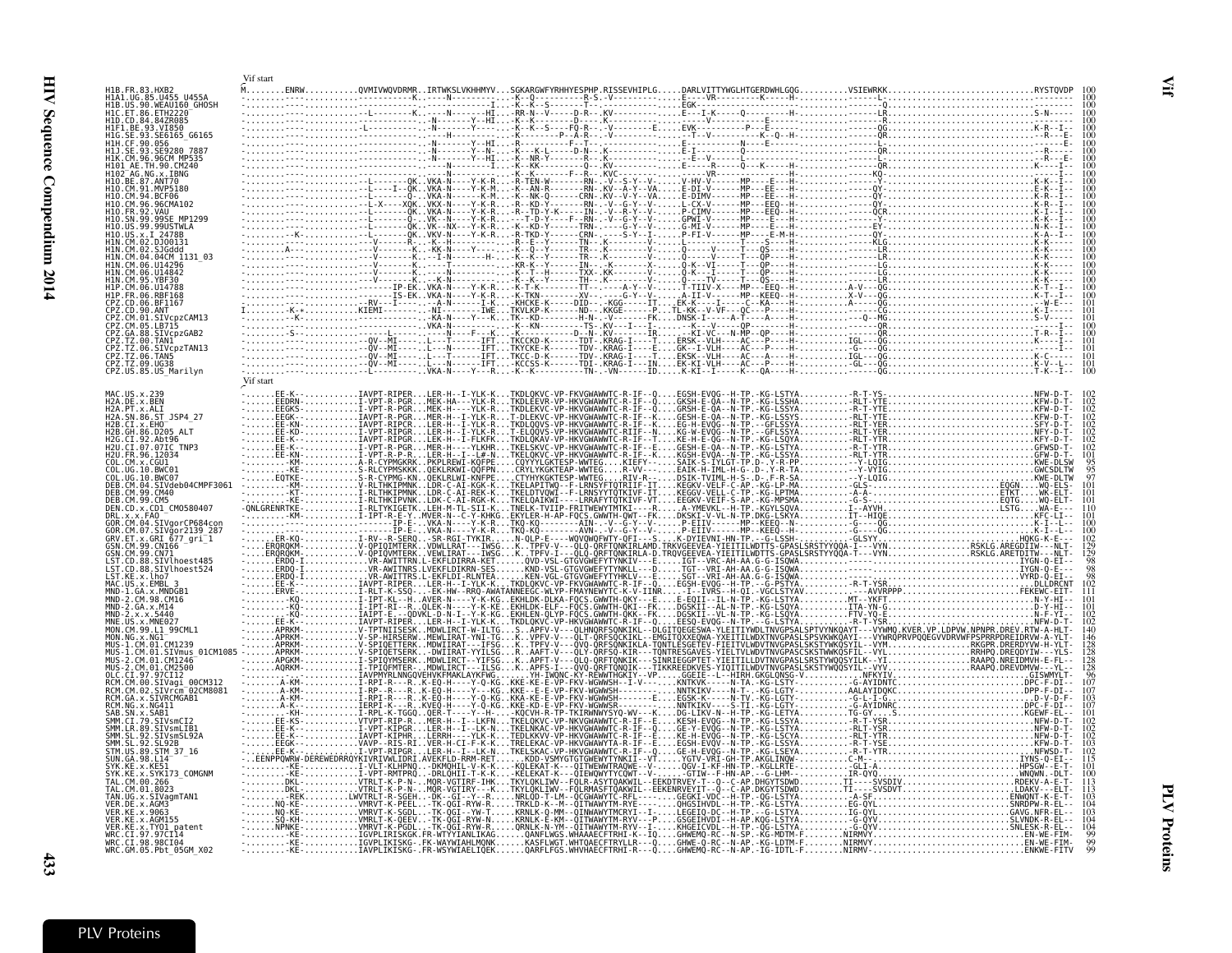```
Vif start
H1B.FR.83.HXB2            M........ENRW...........QVMIVWQVDRMR..IRTWKSLVKHHMYV...SGKARGWFYRHHYESPHP.RISSEVHIPLG.....DARLVITTYWGLHTGERDWHLGQG.........VSIEWRKK..............................RYSTQVDP  100
H1A1.UG.85.U455_U455A                                                                                                                                                               100
H1B.US.90.WEAU160_GHOSH                                                                                                                                                             100
H1C.ET.86.ETH2220                                                                                                                                                                   100
H1D.CD.84.84ZR085                                                                                                                                                                   100
H1F1.BE.93.VI850                                                                                                                                                                    100
H1G.SE.93.SE6165_G6165                                                                                                                                                              100
H1H.CF.90.056                                                                                                                                                                       100
H1J.SE.93.SE9280_7887                                                                                                                                                               100
H1K.CM.96.96CM_MP535                                                                                                                                                                100
H101_AE.TH.90.CM240                                                                                                                                                                 100
H102_AG.NG.x.IBNG                                                                                                                                                                   100
H1O.BE.87.ANT70                                                                                                                                                                     100
H1O.CM.91.MVP5180                                                                                                                                                                   100
H1O.CM.94.BCF06                                                                                                                                                                     100
H1O.CM.96.96CMA102                                                                                                                                                                  100
H1O.FR.92.VAU                                                                                                                                                                       100
H1O.SN.99.99SE_MP1299                                                                                                                                                               100
H1O.US.99.99USTWLA                                                                                                                                                                  100
H1O.US.x.I_2478B                                                                                                                                                                    100
H1N.CM.02.DJO0131                                                                                                                                                                   100
H1N.CM.02.SJGddd                                                                                                                                                                    100
H1N.CM.04.04CM_1131_03                                                                                                                                                              100
H1N.CM.06.U14296                                                                                                                                                                    100
H1N.CM.06.U14842                                                                                                                                                                    100
H1N.CM.95.YBF30                                                                                                                                                                     100
H1P.CM.06.U14788                                                                                                                                                                    100
H1P.FR.06.RBF168                                                                                                                                                                    100
CPZ.CD.06.BF1167                                                                                                                                                                    101
CPZ.CD.90.ANT                                                                                                                                                                       101
CPZ.CM.01.SIVcpzCAM13                                                                                                                                                               101
CPZ.CM.05.LB715                                                                                                                                                                     100
CPZ.GA.88.SIVcpzGAB2                                                                                                                                                                100
CPZ.TZ.00.TAN1                                                                                                                                                                      100
CPZ.TZ.06.SIVcpzTAN13                                                                                                                                                               101
CPZ.TZ.06.TAN5                                                                                                                                                                      101
CPZ.TZ.09.UG38                                                                                                                                                                      101
CPZ.US.85.US_Marilyn                                                                                                                                                                100

Vif start
MAC.US.x.239              -.......EE-K-..........IAVPT-RIPER...LER-H--I-YLK-K...TKDLQKVC-VP-FKVGWAWWTC-R-IF--Q....EGSH-EVQG--H-TP..KG-LSTYA..........-R-T-YS-.........................NFW-D-T-  102
H2A.DE.x.BEN                                                                                                                                                                        102
H2A.PT.x.ALI                                                                                                                                                                        102
H2A.SN.86.ST_JSP4_27                                                                                                                                                                102
H2B.CI.x.EHO                                                                                                                                                                        102
H2B.GH.86.D205_ALT                                                                                                                                                                  102
H2G.CI.92.Abt96                                                                                                                                                                     102
H2U.CI.07.07IC_TNP3                                                                                                                                                                 102
H2U.FR.96.12034                                                                                                                                                                     101
COL.CM.x.CGU1                                                                                                                                                                        95
COL.UG.10.BWC01                                                                                                                                                                      95
COL.UG.10.BWC07                                                                                                                                                                      97
DEB.CM.04.SIVdeb04CMPF3061                                                                                                                                                          101
DEB.CM.99.CM40                                                                                                                                                                      101
DEB.CM.99.CM5                                                                                                                                                                       101
DEN.CD.x.CD1_CM0580407                                                                                                                                                              110
DRL.x.x.FAO                                                                                                                                                                         101
GOR.CM.04.SIVgorCP684con                                                                                                                                                            101
GOR.CM.07.SIVgor2139_287                                                                                                                                                            101
GRV.ET.x.GRI_677_gri_1                                                                                                                                                              102
GSN.CM.99.CN166                                                                                                                                                                     129
GSN.CM.99.CN71                                                                                                                                                                      129
LST.CD.88.SIVlhoest485                                                                                                                                                               98
LST.CD.88.SIVlhoest524                                                                                                                                                               98
LST.KE.x.lho7                                                                                                                                                                        98
MAC.US.x.EMBL_3                                                                                                                                                                     102
MND-1.GA.x.MNDGB1                                                                                                                                                                   111
MND-2.CM.98.CM16                                                                                                                                                                    101
MND-2.GA.x.M14                                                                                                                                                                      101
MND-2.x.x.5440                                                                                                                                                                      101
MNE.US.x.MNE027                                                                                                                                                                     102
MON.CM.99.L1_99CML1                                                                                                                                                                 140
MON.NG.x.NG1                                                                                                                                                                        146
MUS-1.CM.01.CM1239                                                                                                                                                                  128
MUS-1.CM.01.SIVmus_01CM1085                                                                                                                                                         128
MUS-2.CM.01.CM1246                                                                                                                                                                  128
MUS-2.CM.01.CM2500                                                                                                                                                                  128
OLC.CI.97.97CI12                                                                                                                                                                     96
RCM.CM.00.SIVagi_00CM312                                                                                                                                                            107
RCM.CM.02.SIVrcm_02CM8081                                                                                                                                                           107
RCM.GA.x.SIVRCMGAB1                                                                                                                                                                 103
RCM.NG.x.NG411                                                                                                                                                                      107
SAB.SN.x.SAB1                                                                                                                                                                       107
SMM.CI.79.SIVsmCI2                                                                                                                                                                  102
SMM.LR.89.SIVsmLIB1                                                                                                                                                                 102
SMM.SL.92.SIVsmSL92A                                                                                                                                                                102
SMM.SL.92.SL92B                                                                                                                                                                     103
STM.US.89.STM_37_16                                                                                                                                                                 102
SUN.GA.98.L14                                                                                                                                                                       115
SYK.KE.x.KE51                                                                                                                                                                       101
SYK.KE.x.SYK173_COMGNM                                                                                                                                                              100
TAL.CM.00.266                                                                                                                                                                       113
TAL.CM.01.8023                                                                                                                                                                      113
TAN.UG.x.SIVagmTAN1                                                                                                                                                                 103
VER.DE.x.AGM3                                                                                                                                                                       104
VER.KE.x.9063                                                                                                                                                                       103
VER.KE.x.AGM155                                                                                                                                                                     104
VER.KE.x.TYO1_patent                                                                                                                                                                104
WRC.CI.97.97CI14                                                                                                                                                                     99
WRC.CI.98.98CI04                                                                                                                                                                     99
WRC.GM.05.Pbt_05GM_X02                                                                                                                                                               99
```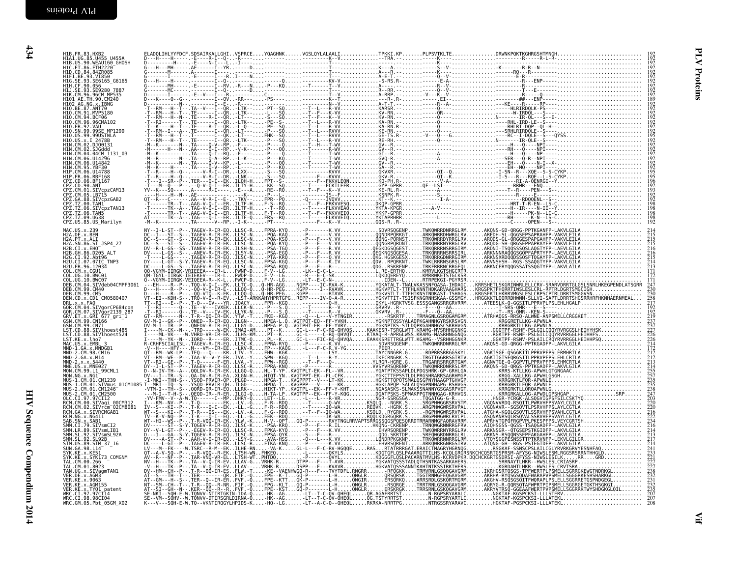```
H1B.FR.83.HXB2            ELADQLIHLYYFDCF.SDSAIRKALLGHI..VSPRCE....YQAGHNK......VGSLQYLALAALI.............TPKKI.KP.......PLPSVTKLTE..............DRWNKPQKTKGHRGSHTMNGH...........................  192
H1A1.UG.85.U455_U455A     D----H-----H-------E-----R-I--Q.....R---..............................K--V..............TRA..-........-----K--...............R----R-L-R-.........................  192
H1B.US.90.WEAU160_GHOSH   D----------H-----E----N-I----L....I-..........................................T---..........................................................................  192
H1C.ET.86.ETH2220         G---H---MH------AE-------I--YR.....-D.........................................T---..............S--V-...........-K.........R-R--N................................  192
H1D.CD.84.84ZR085         G------M-------A---------I-------------------.................................K--V...........A---R..-...........-----K--................RQ--R-............................  192
H1F1.BE.93.VI850          G-------I-------E-------I---R..I----N.........................................T---............A-E-T.-.........----Q--V-..............E-R-...............................  192
H1G.SE.93.SE6165_G6165    D---H------H-------E-----I-Q-...........................................KV-V..............S-RS.R.-.........-----E-A-..............R----ENP..........................  192
H1H.CF.90.056             G-------MH------E-------I--RV..-R---N....-P---KQ..........-T-----T--V.............A--.-..........------R--V-..............R-...............................  192
H1J.SE.93.SE9280_7887     G-------MC----------------I--Q.........D......................................T---............R--RR.-..........------Q--V-..............T---E-.............................  192
H1K.CM.96.96CM_MP535      D--------I------E--V----I--R.......C..........................................T---............A-RRP.-........--V---K--V-..............R---Q-..........................  192
H101_AE.TH.90.CM240       D------Q--G-------------I--QV..-RR---.....-PS.........................K--T...............-R-.R............-----EI-..............-##---ENP.........................  189
H102_AG.NG.x.IBNG         D---------N-------------I--E.....R-.........................................T---............A-T-T.-........------R--A-...................KE---R----RP...............  192
H1O.BE.87.ANT70           -T--RM---H--T---TA--V---I--QR...LTK-.......-PT--SQ.........T--L---R-VV............KARSR.-........------Q---.................-HLRIRDQLK-PS-...........................  192
H1O.CM.91.MVP5180         -T--RM---H--T---TE------I--QR...LTK-.......-L---SQ.........T--F---R-VV............KV-RN.-........------QR--...............--W-IRDQL---S-..........................  192
H1O.CM.94.BCF06           -T--RM---H--N---TE-----R-I--QR...LT--.......-S---SQ.........T--F---K-VV............KV-RN.-........-----------...........N-------IR-QL---S--E-..........................  192
H1O.CM.96.96CMA102        -T--RI----------TE-----I--QR...LTK-.......-PE-S-............T--L---R-VV............KA-RN.-........------R---................RHL-IRD-LE--S-...........................  192
H1O.FR.92.VAU             -T--K----H--T---TE-----R-T--QR...L-Q-.......-PE--SQ.........T--L---R-VV............KA-RN.R-........-----------...............-RHLRI-DQP--QL-H-.........................  192
H1O.SN.99.99SE_MP1299     -T--RM--I---A---TE-------I--QR...LT--.......-P---SQ.........T--L---R-VV............KE-RN.-........------Q---................SRHLRIRDQLE--S-...........................  195
H1O.US.99.99USTWLA        -T--RM---H--T---TE-------C--QR...LT--.......FHK-SQ..........T--L---RVVV............GE-TS.R.-........-V---Q---G-...............-RC--I-DQLE--S---QYSS.....................  195
H1O.US.x.I_2478B          -T--RM---H--T---TE-------I--QR...LTK-.......-P---SQ.........T--L---R-VV............RE-RH.-........------------..........N------IR-QLE--S-...........................  192
H1N.CM.02.DJ00131         -M--K---------N---TA-----Q-V--RP....F----.......-P---Q.........T--H---T-WV..............GV-R.-..........-------------.....................H----Q----NPI-..........................  192
H1N.CM.02.SJGddd          -M---------H---N---AA-----Q-I--RP....V-K-........-P---QQ...........T---R-WV..............GV-R.-..........-------------.....................RH---Q----NPI-..........................  192
H1N.CM.04.04CM_1131_03    -M--K-----------TA-----Q-I--RQ....F----.......-P---Q..........T------T-WV..............GI-R.-..........-------A-----.....................H----Q----NPI-..........................  192
H1N.CM.06.U14296          -M--R---------N---TA-----Q-A--RP....L-K-.......-P---KQ..........T------T-WV..............GVQ-R.-..........-------------................-SER---Q-R--NPI-..........................  192
H1N.CM.06.U14842          -M--N---------N---TA-----Q-V--RP....L----.......-P---QQ..........T------T-WV..............GV--R.-..........-------A-----...............-EH---Q----N-I--X-...........................  192
H1N.CM.95.YBF30           -M--K-----------TA-----Q-V--RP....L----.......-P---KQ..........T------T-WV..............GA--R.-..........-------------.....................EH---MQ----NPI-..........................  192
H1P.CM.06.U14788          DY------H--Q----V-R-I--DR...LXX-.......-P---SQ..........T------KVVV..............GKVXR.-..........--QI--Q...............-I-SN--R---XQE--S-S-CYKP..........................  195
H1P.FR.06.RBF168          -T--R------H--Q------V-R-I--DR...LNK-.......-S---SQ...........F---KVVV..............GKV-R.-..........--QI--K...............-I-S----R---RQE--L-S-CYKP..........................  195
CPZ.CD.06.BF1167          -T---I--SR--P---TER-----Q-I--ER..ILQH-H......FPT--S-...........-T--F-FKKVLEQN.........KQ-PH.R-.........-V-A-.....................RI-A-QENRGI--Y-..........................  196
CPZ.CM.05.SIVcpzEK505     -T---M--Q---P---Q-V-Q-I--ER..ILTY-H.......-KK--SQ.........T---F-FCKILEFR..........GYP-GPRR..........QF--LSI--.............-------RPMR---ENQ-...........................  195
CPZ.CM.01.SIVcpzCAM13     YV--K---SQ-----A--R--I-----E---A......RE--RQ.........T--F---K--V..............KE-RL.R.-........---------................-T--R-----PEN---S-...........................  193
CPZ.CM.05.LB715           ---H-----H--N---AE--------------K......-P---L................T--.........IS--F......KSNPK.R-.........-------S--.....................R------S---..........................  192
CPZ.GA.88.SIVcpzGAB2      QT--R-----E-----AA--V-R-I--E..-TKV--.....FPR--PQ........-Q------IQVV.............KT--K.-...........----I-A-..................----RDQQENL--S-..........................  192
CPZ.TZ.00.TAN1            -T------TR--T---AAG-V-Q-I--ER..ILTF-H......F-S--RQ.......-T--F-FRKVVESQ..........DKQP-GPRR..........................-HRT-T-R-EN--LS-C...........................  198
CPZ.TZ.06.SIVcpzTAN13     -T------TK--A---TAG-V-Q-I--ER..ILTF-H......-T--RQ........T--F--FLKVVEAQ..........YKTA-KPGR..........--A-V---.............-H--IR----N-II--Y...........................  198
CPZ.TZ.06.TAN5            -T------TR--T---AAG-V-Q-I--ER..ILTF-H......F-T--RQ.......-T--F-FKKVVEIQ..........YKKP-GPRR..........................-H-----PK-N--LC-C...........................  198
CPZ.TZ.09.UG38            AT------TK--A---TAG---Q-I--ER..ILTF-Q......FRS--RQ.......-T--F-FLKVVEIQ..........YKTAPRHRR..........------L--...........-RH-----K-N--LS-C...........................  198
CPZ.US.85.US_Marilyn      -M--K------------TA-------V--RP...I-K-.......-PT-.................F---K--V...............GQS-R.R-.........-------------.....................-CPENN---S-...........................  192

MAC.US.x.239              NY--I-L-ST--P--.TAGEV-R-IR-EQ..LLSC-R....FPRA-KYQ.......-P-------K.VV..............SDVRSQGENP.....TWKQWRRDNRRGLRM......AKQNS-GD-QRGG-PPTKGANFP-LAKVLGILA.......................  214
H2A.BE.x.BEN              DC--I----ST--S--.TAGEV-R-IR-EK..LLSC-N....-PQA-KAQ.......-P-------V.VV..............QQNDRPQRKGT.....ARKQWRRDHWRGLRV......AREDH-SL-QGGSEPSAPRAHFP-VAKVLEILA.......................  215
H2A.PT.x.ALI              DC--S----ST--S--.TAGEV-R-IR-EK..LLSC-N....-PQA-KSQ.......-P---F---V.VV..............QQNG-PQRNST.....TRKQWRRDRWRGLRV......ARQDS-GL-QRGGSEPAPGAHFP-VAKVLEILA.......................  215
H2A.SN.86.ST_JSP4_27      DC--S----ST--S--.TAGEV-R-IR-EK..LLSC-N....-PQA-KYQ.......-P---F---V.VV..............QQNGRPQRDNT.....TRKQWRRNYRRGLRV......ARQDG-SH-QRGSEPPAPRAYFP-VAKVLEILA.......................  215
H2B.CI.x.EHO              DV--R-L-GS--SS-.TANEV-R-IR-EK..ILSH-N....-PSA-TGQ.......-P---F---R.VV..............QEGKDGSQGEST.....TRKQRRRNSRRGIRM......ARDNI-TSQQSSSQSLAQGTYFP-LAEVLGILA.......................  216
H2B.GH.86.D205_ALT        DV--------T--S--.TAGEV-R-IR-EK..ILSY-N....-PSA-EGQ.......-P---F---R.VV..............QEGKNGSQGEGN.....TRRQRRRNSRRSIRL......ARKNNNRAQQGSSQSFPARPTYFP-LAEVLGILA.......................  216
H2G.CI.92.Abt96           -T----L-GS-----.TAGEV-R-IR-EK..ILSC-N....-PTA-KRQ.......-P---F---Q.VV..............QKG.HGSKGESX.....TRKQRRGDNRRGIRM......ARKNSXRDQQDSSQSFTQGAYFP-LAKVLGILA.......................  215
H2U.CI.07.07IC_TNP3       DY----L-GT--S-Y.TAGEV-R-IR-EQ..LLSC-N....FPSA-KQQ.......-P---F---K.IV..............QDV..RPQRKNT.....TWKLRRRNSGRSLRM......ARVNSHSH--RGS-SSAQGTYFP-VAKVLGILA.......................  216
H2U.FR.96.12034           DC--L----GS--S--.TAGEV-R-IR-EQ..LLSC-N....-PQA-KQQ.......-P---R---R.VV..............QDG..RSKRENP.....TRKFRRRNCRRGFQL......ARKNCERYQQGSSATSSQGTYFP-LAKVLAILA.......................  213
COL.CM.x.CGU1             QQ-VGYM-IIRGK-VRIEEEA---IR-L...PWNP-D.....F-V--LG.........-LK--E-C-L...............L.RE-ERTHQ.......KMRVLKGTSHGCRTR.......................................................  171
COL.UG.10.BWC01           QM-TGYL-IIRGK-IEIEKEV---IR-L...PWDP-D.....F-V--LG.........-LR--E-C-SK..............LQKDQERYQ.......KMRRWKETSTGCKSR.......................................................  172
COL.UG.10.BWC07           Q--VGYM-IIRGK-VEIQEEA-R--K-L...PWCP-D.....F-V--LG.........-LT--E-C-N...............-IDEN--L.......TRRRPEKGI-PGYRSR.......................................................  171
DEB.CM.04.SIVdeb04CMPF3061 ---EH-----R--P--.TQQ-V-Q-I--EK..LLTC-Q....Q-HR-AGG....NGPP----IC-RVA-K............YGKATALT-TNALVKASSNFQASA-IHDAGC...KRRSHETLSKGRINWRLELLCRV-SRARVDRRTGLGSLSNRLHKEGPENDLATSGRR  247
DEB.CM.99.CM40            D---H-----R--P--.-QQ-V-Q-IR-E...LLQQ-Q....Q-HR-AGG....KGPP----I--RVAVK............HGKVPTLT-TTFHLKNNTHDKARVAAGHARS...KRGSPKTFHQRRTIWSLESLCRL-RPTRLDGRTSMGCIGH.........................  230
DEB.CM.99.CM5             D---H-----R--P--.-QQ-V-Q-I--EK..LLQQ-Q....Q-HR-PEG....KGPP-----I---RTAVK............YGKVSTLT-TTFHLKNSTNDKAST-TSHAGS...KRGSPKTLHKRRVMGSLESLCRPSCPTRLDRRTSMGGVSN.........................  230
DEN.CD.x.CD1_CM0580407    VT--EI--KDH-S--.TRQ-V-Q--R-EV...-LST-ARKKAHYHPRTGPG..REPP----IV-Q-A-R............YGKVTTIT-TSISFKNGRNHSKAA-GSSMGY...HRGGKKTLQQRRDHWNM-SLLVI-SAPTLDRRTSHGSRRHRFHKNHAERNMEAL...  258
DRL.x.x.FAO               TT--RI---E--P--.T-Q---GV---YR..IQACY-.....FPR--KG..............-Q-H...............IKYL-HGRKTVSG.ESSSGANGSRRGRVRRM......ATEESLK-G-QGSITLPPRVPLPSLEHLHGALP....................  217
GOR.CM.04.SIVgorCP684con  -T--RI-------Q--.TE--V---IVXER..LLCK-N.......-P---S.Q..........T------R--V.............GRVRV..R-.........-F---Q--AA.............--T-SRS-QMR----E--S-.........................  192
GOR.CM.07.SIVgor2139_287  -T--RI-------Q--.TE--V---IV-ER..LLYK-N.......-P---S.Q...........T-----R--V.............GKVRV..R-.........-F---Q--AA.............-T--RS-QMR--KEN-S-.........................  192
GRV.ET.x.GRI_677_gri_1    GT--RM------N--.T--R---QQ-IR-EK..YTW--T.....FKE--KGQ........-Q---L-----V-YTNGIR..........-RSKRTF.....TRMAGNLGSRQGAMGRM......ATRHAQGS-RRSQ-ALWNE-ANPSMELLCRGGKET..........................  219
GSN.CM.99.CN166           GV-M-I--GK--P--.QNED--R-IR-EQ..ILGN-......HPEA-L.Q..VGTPQT-EQ--FF-YVKH............YGKNPTQSSYALAQPKGAHNHGYRSKRSVGN.........KRGGRETLLKG-APWNLA...................................  237
GSN.CM.99.CN71            DV-M-I--TR--P--.QNEDV-R-IR-EQ..LLGY-D.....HPEA-P.Q..VGTPHT-ER--FF-YVRY............YGKNPTKS-STLDQPKGANHNGSCSKRHVGN.........KRRGRKTLLKG-APWNLA...................................  237
LST.CD.88.SIVlhoest485    I------M--CK--N--.TRD------W-EK..IMAI-AM.....PT--K........GC-L-----F-C-RQ-QHVQS.......KAAKESR-TSRGLWTT.KGMG-MVSRHHGGNKG.........GGQTPF-RSHF-PSLGILCQQYRVRGGSLHEIHYHSK.........  227
LST.CD.88.SIVlhoest524    I-----ML-VK----W.VHRD-VR-IR-EK..ILHS-KM.....PT--K........GC-L-----F-C-RQ-QHVQT.......KTAAQ-R-APRGLWSS.KRAMG-MASRHNGGNQG.........RGKTPF-RSNF-PSLGILCQQYRVRGGLHEIHHFS.........  226
LST.KE.x.lho7             I-----M--YK--N--.IQRD--R----ER..ITMC-Q.....-PL--K........GC-L----FIC-RQ-QHVQA.......EAAKKSRETTRGLWTT.KGAMG--VSRHHGGNKR.........GGKTPF-RSNV-PSLAILCRQYRVRRGGLHEIHHPSQ.........  226
MAC.US.x.EMBL_3           R-CRHFSCIALISL-.TAGEV-R-IR-EQ..LLSC-K.....FPRA-RYQ.......-P-------K.VV..............SDVRSQGENP.....TWKQWRRDNRRGLRM......AKQNS-GD-QRGG-PPTKGADFP-LAKVLGILA.......................  214
MND-1.GA.x.MNDGB1         -V---H----HFY---.M---VM--IR-EE..-LKV-R.......FP---KAQG.......-L---F-C-R.V-YG..........PEER..........................................................................  172
MND-2.CM.98.CM16          QT--RM--WK-LP--.TEQ---Q----KR..LTV-.Y.....FHW--KGK..................LSY...............TAYCNNGRR.G.....-RDPRRSRRGGSKYL......VGKISGE-QSGGKITLPPRVPFPSLERMHRTLA....................  212
MND-2.GA.x.M14            VT--RM--WE--P--.TAA-V---V-IR..IVA.-Y.....SPW--KGQ........-T---L---R-Y............IKFCRNGRK.S.....TRGTTGGRRSGTRTV......AGKIIGTSEQRKSITLPPRVPFPSLEHLCRTLA....................  212
MND-2.x.x.5440            VT--RI--GE--P--.T-Q-------F-ER..LVA.-Y.....FPW--RGQ........-T---F---Q-............YLRGR-HGRE.G.....TRGARRSRRGRTGAM......AGNVTGE-Q-GGPVTLPPRVPFPSLEHMCRTLA....................  213
MNE.US.x.MNE027           DY--I-L-ST--P--.TAGEV-R-IR-EQ..LLSC-R.....FPRA-KNQ.......-P-------R.............VVSYVRSQRENP.....TWKQWRRDNRRSLRM......AKQNS-GD-QRGS-PPTKGADFP-LAKVLGILA.......................  214
MON.CM.99.L1_99CML1       D--N-IV-TH--A--.QQLDV-R-IR-EQ..HL-T-YP..KVGTPLT-EK--FL--VR..........YGATPTKSSAPLDLPDGSHRK-GP-GRHLGA..........KRRS-KTLLKG-APWHLGTGNGAAC..........................  255
MON.NG.x.NG1              DV---I--TR--S--.QA-DV-R-IR-EA..XLGN-H.....HIQT-YN..KVGTPPT-EK--FL-CFK..........YGKCTTEPSSTLDLPRGSHRARRSAGRHMGP.........KRGG-XALLKG-APWHLGSGH.............................  257
MUS-1.CM.01.CM1239        -I-MKI--THH-S--.YSQD-PRVIR-QP..PLGD--.....HPGA-T..KVGPPPT--V---LT-KK..........HGKSTTQPQTSMALQSGPNYHAAGPTGHVGP.........KRRGRKTLFQR-APWNLE.................................  235
MUS-1.CM.01.SIVmus_01CM1085 T--MRI--TQ--S--.YSQD-PRVIR-QH..TLGD--.....HPDA-T..KVGPPPP--V---LK-KK..........HGKLAPQP-SALALQSGPNHHAPG-RSHVGS.........KRRGRKTLFQR-APWNLE.................................  235
MUS-2.CM.01.CM1246        -VTM-I--TH--S--.QQRD-QR-IR-EQ..LLRK--.....HIKT-YP..KVGTPL--EK--FF-Y-KHT..........NGASASKS-SLMAKSSNANNYGSGASRPVGT.........KRRGRKTLLQRQAPWNLG.................................  235
MUS-2.CM.01.CM2500        ---M-I--T-H-S--.QEQD-IR--R-ER..ILGI-Q.....H-TA-LP..KVGTPP--EK--FF-Y-KQG..........DGATPSKS-SPMAKPPGTNNHGAG-KRHVGS.........KRRGRKALLQG-APWDLGPSHGAP.................SRP...  247
OLC.CI.97.97CI12          -YV-FMV--V--A-W.TQ------I--MP..DHRY-Q.....LET--LG........-L---L---R-VR............NGR-SSRGSGA.....TQGATGG-G-R..........HNGR-YCRGK-ALSQGVIGPSFSILCSKTYQ.......................  203
RCM.CM.00.SIVagi_00CM312   I---KM--NV--P--.T-Q------EK..-LV.-G.....F-R--RDQ........-T-----Q-WV..........KSQLQ..-NGRK.S.....SRGPHWGGRSRVSTM......VGQNVVRDQ-RSQITLPWRVHFPSVAYLCGILA....................  220
RCM.CM.02.SIVrcm_02CM8081 IV--S---KI--P--.T-K---Q-I--EK..-LL.-G.....F-R--RDQ........-T-----IQ-WA..........REQVK..-HGRK.S.....ARGPHWGWRSRVPAL......VGQNAVR--SGSQVTLPSRVHFPSLAYLCGTLA....................  220
RCM.GA.x.SIVRCMGAB1       WT--S---KI--P--.T-R---QS---EK..LV.-G.....F-R--RDQ........-T-----F-IQ-WA..........KSQLQ..RYGRK.S.....AKGPHWGWRSRVPAL......ATGHA-KGQLGSQVTLSSRVHFPSVAHLCGTLA....................  216
RCM.NG.x.NG411            TV--K-V-NQ--P--.T-K---Q-I--EK..-LL.-G.....FEK--RDQ........-T--------IK-WA..........RQQLKDGRGQRK.S.....ARGPHWGWRSRVPCL......ASQNANRSQLRSQVALSSRVHFPSVAYLCGILA....................  222
SAB.SN.x.SAB1             WT--HI--WS--P--.T-R-VQQ-IR-EK..YLW.-K.....H-V--QPT..GQ-P---------RVYTNGLRRVAPTSRRGSSQGSPQESQRRDTRMARNMGFAQRAVRRM......APRHVTGPQFRGPVPLPKESPFPSLVEYCGRTSH....................  234
SMM.CI.79.SIVsmCI2        DV-----ST--S-P-.TQGEV-R-IR-EQ..ILSC-K.....-PSA-KRQ........-P-------R.IL............HKQNG-CKRENP.....TRNQWGRNNRRGFRV......AIQHSGSS-QGSS-TSAQGADFP-LAKVLGILA.......................  216
SMM.LR.89.SIVsmLIB1       DY--V-L-GT--P--.-EGEV-R-IR-EQ..LLSC-R.....FPKA-KYQ........-P---F---K.VV............EHVRSQRENP.....TWKQWRRNYRRGLRV......ARKNSGR--QTGSEPSTKGIDFP-LAKVLGILA.......................  214
SMM.SL.92.SIVsmSL92A      D---I----GA--S-P.TQGEV-R-IR-EQ..ILSC-N.....FPSA-QYK........-S---F---R.............QDG.SKRTDP.....SREQWGRDNRRGLRL......ARKNS-RSQQNSSEPFAKGAHFP-LAKVLGILA.......................  213
SMM.SL.92.SL92B           DV-----A-ST--P--.AAH-V-Q-IR-EQ..-LSY-G.....-AVA-HSS........-Q---L---K.VV............LQNDRPKGNP.....TRKQWRRNNRRGLRM......VTQYSGGPESNSSTTPTKRVNFP-LEKVLGILGA......................  217
STM.US.89.STM_37_16       DC-----L-GT--P--.TAGEV-R-IR-EK..ILSC-R.....FTKA-KNQ........-P-------K.VV............EHVRSQRENT.....AKKQWRRGNRRGSIRV......ATQNG-GH--RGS-PSTEGTDFP-LAKVLGILA.......................  217
SUN.GA.98.L14             LV---M--FK----W.TSRC--R-M--EK..ILHE-RN.....-VA-K.....GL-L---F-C-RV-HGQQE.....RAS....RTATRRRGAT.ERAICTMAGRYHGRNQG.........RSGKAF-SSNSCPSLAILCGLYRVRKGRVYESNHFAQ.........  241
SYK.KE.x.KE51             QT--A-V-SQ--P--.--R-VQQ--R-EK..LTSH-WN..FHKEQ.........-L----------QKYLS..........KDGTGFLQSLPAAARGTTILHS-KCQLGRGRSNKCHCQSRTGSPRSM-AFYSG-NIWSLESMLRGGSRSRRNTHHGLD.........  233
SYK.KE.x.SYK173_COMGNM    AV--R---NF--P--.TAR-VNQ-VR-EL..LTSH-WT..PHTDQ..........-P------QVYL...........KDGGGFLQSLPACARNTMVLHS-KCRVDPKR.DQCHCKGRTGSDRSI-AFYSS-NIWSLESILK.....RR.....GRD..........  221
TAL.CM.00.266             NV--H---TK--P--.TA--V-Q-IR-EV..LLAV-G.....VRHK-R........DTPP---F---T-AVR..........YGKVATQSSSTADLQTHSNTKASARKAHERS.........SRRNAYTLHKR--HWSLESLCRIASRP...................  227
TAL.CM.01.8023            -V--H---TK--P--.TA--V-Q-IR-EV..LLAV-Q.....VRHK-R........DSPP---F---K-VAVR..........HGKVATQSSSANNKAHTNTKSSIRKTHERS.........KGRDAHTLHKR--HWSLESLCRVTSRA...................  227
TAN.UG.x.SIVagmTAN1       DV--HM--CH--P--.T-R---QQ-IR-ES..FLW.-T.....-KE--VAENHWGQ-R---F---TVYTDFL.RNGRR.......-RFQGKK......TRMVRNLGSQQGAVGRM......IKRHGSRTQSGS-TPFWERTPLPSMELLSGRRGKEWGTNDRKGL.............  238
VER.DE.x.AGM3             AT--S---TH--T--.TER-------QR..FTF.-Q.....FPE--K-T..GQ-P------L-H......QNGLR.......QRSQRSK.....TGGTRNMGFEQGAVGRM......AKRHA-RYQSGSQDAFWARAPVPSMELLSSGRRGKESHSHARKGL.............  232
VER.KE.x.9063             AT--GM---H--S--.TER---Q--IR-ER..FVF.-Q.....FPE--KTT..GK-P------L-H......QNGIR.......ERSQRKQ.....ARRSRDLGSKQRTMGRM......AKGHV-RSQSGSQTFWQRAPLPSLELLSGGRRETGSPNDGEGL.............  231
VER.KE.x.AGM155           NT--SM--CH--T--.T-R---QQ--R-NR..FIF.-Q.....FPG--KLT..GQ-P------L-H......QNGLR.......-RSQRGE.....TRRTRNLGSQQGAVGRM......AQRYG-R-QQRSQTAFWPRTPIPSMELLSGGRGETGKTHSGKGL.............  232
VER.KE.x.TYO1_patent      AT--SI--GH--N--.KER--QQ--R--R..FVF.-Q.....FPE--KST..GQ-P------L-H......QNGLR.......ERSKRGK.....TRRSRNLGSKQGAVGRM......AKRYVTRSQ-GGEAAFWERTPVPSMELLSGGRRKTWYSHDGKGLQIL.........  235
WRC.CI.97.97CI14          SE-NKI--SQH-E-W.TQNVV-NTIRTGKIN-IDA-Q.....-HK--AG........-LT--T-C-QV-QHEQL.....QR.AGAFRRTST.........N-RGPSRYARALC.........NGKTAF-KGSPCKSI-LLLSTERV.........................  207
WRC.CI.98.98CI04          SE--VM--SQHV--W.TQNVV-DTIRSGRLDIRNA-Q.....-HK--AG........-LT--T-C-QV-QHEQL.....QG.TSTYRRTST.........N-RGPSRYARTLC.........NGKTAF-KGSPCKSI-LLLATEKL.........................  207
WRC.GM.05.Pbt_05GM_X02    K---V---SQH-E-W.TQ--VKNTIRQGYLHPIDS-K.....-HQ--LG........-LT--A-C-Q-QHEQL.....RKRKA-NRRTPG.........NTRGSSRYARAVC.........HGKTAF-PGSPCKSI-LLATEKL.........................  208
```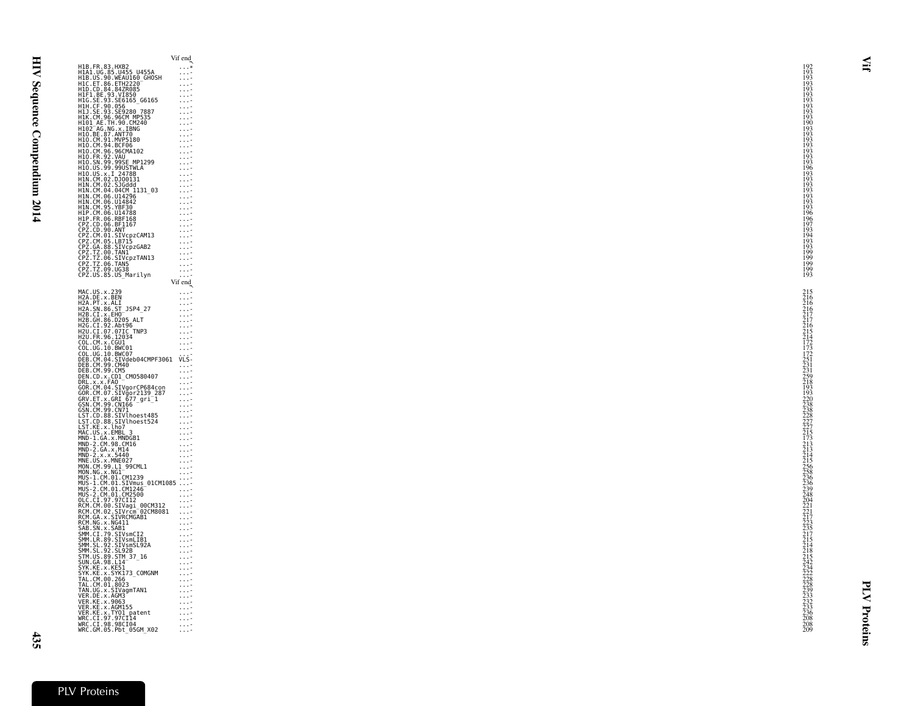Vif end

| | | |
|---|---|---|
| H1B.FR.83.HXB2 | ...* | 192 |
| H1A1.UG.85.U455_U455A | ...- | 193 |
| H1B.US.90.WEAU160_GHOSH | ...- | 193 |
| H1C.ET.86.ETH2220 | ...- | 193 |
| H1D.CD.84.84ZR085 | ...- | 193 |
| H1F1.BE.93.VI850 | ...- | 193 |
| H1G.SE.93.SE6165_G6165 | ...- | 193 |
| H1H.CF.90.056 | ...- | 193 |
| H1J.SE.93.SE9280_7887 | ...- | 193 |
| H1K.CM.96.96CM_MP535 | ...- | 193 |
| H101_AE.TH.90.CM240 | ...- | 190 |
| H102_AG.NG.x.IBNG | ...- | 193 |
| H1O.BE.87.ANT70 | ...- | 193 |
| H1O.CM.91.MVP5180 | ...- | 193 |
| H1O.CM.94.BCF06 | ...- | 193 |
| H1O.CM.96.96CMA102 | ...- | 193 |
| H1O.FR.92.VAU | ...- | 193 |
| H1O.SN.99.99SE_MP1299 | ...- | 193 |
| H1O.US.99.99USTWLA | ...- | 196 |
| H1O.US.x.I_2478B | ...- | 193 |
| H1N.CM.02.DJO0131 | ...- | 193 |
| H1N.CM.02.SJGddd | ...- | 193 |
| H1N.CM.04.04CM_1131_03 | ...- | 193 |
| H1N.CM.06.U14296 | ...- | 193 |
| H1N.CM.06.U14842 | ...- | 193 |
| H1N.CM.95.YBF30 | ...- | 193 |
| H1P.CM.06.U14788 | ...- | 196 |
| H1P.FR.06.RBF168 | ...- | 196 |
| CPZ.CD.06.BF1167 | ...- | 197 |
| CPZ.CD.90.ANT | ...- | 193 |
| CPZ.CM.01.SIVcpzCAM13 | ...- | 194 |
| CPZ.CM.05.LB715 | ...- | 193 |
| CPZ.GA.88.SIVcpzGAB2 | ...- | 193 |
| CPZ.TZ.00.TAN1 | ...- | 199 |
| CPZ.TZ.06.SIVcpzTAN13 | ...- | 199 |
| CPZ.TZ.06.TAN5 | ...- | 199 |
| CPZ.TZ.09.UG38 | ...- | 199 |
| CPZ.US.85.US_Marilyn | ...- | 193 |

Vif end

| | | |
|---|---|---|
| MAC.US.x.239 | ...- | 215 |
| H2A.DE.x.BEN | ...- | 216 |
| H2A.PT.x.ALI | ...- | 216 |
| H2A.SN.86.ST_JSP4_27 | ...- | 216 |
| H2B.CI.x.EHO | ...- | 217 |
| H2B.GH.86.D205_ALT | ...- | 217 |
| H2G.CI.92.Abt96 | ...- | 216 |
| H2U.CI.07.07IC_TNP3 | ...- | 215 |
| H2U.FR.96.12034 | ...- | 214 |
| COL.CM.x.CGU1 | ...- | 172 |
| COL.UG.10.BWC01 | ...- | 173 |
| COL.UG.10.BWC07 | ...- | 172 |
| DEB.CM.04.SIVdeb04CMPF3061 | VLS- | 251 |
| DEB.CM.99.CM40 | ...- | 231 |
| DEB.CM.99.CM5 | ...- | 231 |
| DEN.CD.x.CD1_CMO580407 | ...- | 259 |
| DRL.x.x.FAO | ...- | 218 |
| GOR.CM.04.SIVgorCP684con | ...- | 193 |
| GOR.CM.07.SIVgor2139_287 | ...- | 193 |
| GRV.ET.x.GRI_677_gri_1 | ...- | 220 |
| GSN.CM.99.CN166 | ...- | 238 |
| GSN.CM.99.CN71 | ...- | 238 |
| LST.CD.88.SIVlhoest485 | ...- | 228 |
| LST.CD.88.SIVlhoest524 | ...- | 227 |
| LST.KE.x.lho7 | ...- | 227 |
| MAC.US.x.EMBL_3 | ...- | 215 |
| MND-1.GA.x.MNDGB1 | ...- | 173 |
| MND-2.CM.98.CM16 | ...- | 213 |
| MND-2.GA.x.M14 | ...- | 213 |
| MND-2.x.x.5440 | ...- | 214 |
| MNE.US.x.MNE027 | ...- | 215 |
| MON.CM.99.L1_99CML1 | ...- | 256 |
| MON.NG.x.NG1 | ...- | 258 |
| MUS-1.CM.01.CM1239 | ...- | 236 |
| MUS-1.CM.01.SIVmus_01CM1085 | ...- | 236 |
| MUS-2.CM.01.CM1246 | ...- | 239 |
| MUS-2.CM.01.CM2500 | ...- | 248 |
| OLC.CI.97.97CI12 | ...- | 204 |
| RCM.CM.00.SIVagi_00CM312 | ...- | 221 |
| RCM.CM.02.SIVrcm_02CM8081 | ...- | 221 |
| RCM.GA.x.SIVRCMGAB1 | ...- | 217 |
| RCM.NG.x.NG411 | ...- | 223 |
| SAB.SN.x.SAB1 | ...- | 235 |
| SMM.CI.79.SIVsmCI2 | ...- | 217 |
| SMM.LR.89.SIVsmLIB1 | ...- | 215 |
| SMM.SL.92.SIVsmSL92A | ...- | 214 |
| SMM.SL.92.SL92B | ...- | 218 |
| STM.US.89.STM_37_16 | ...- | 215 |
| SUN.GA.98.L14 | ...- | 242 |
| SYK.KE.x.KE51 | ...- | 234 |
| SYK.KE.x.SYK173_COMGNM | ...- | 222 |
| TAL.CM.00.266 | ...- | 228 |
| TAL.CM.01.8023 | ...- | 228 |
| TAN.UG.x.SIVagmTAN1 | ...- | 239 |
| VER.DE.x.AGM3 | ...- | 233 |
| VER.KE.x.9063 | ...- | 232 |
| VER.KE.x.AGM155 | ...- | 233 |
| VER.KE.x.TYO1_patent | ...- | 236 |
| WRC.CI.97.97CI14 | ...- | 208 |
| WRC.CI.98.98CI04 | ...- | 208 |
| WRC.GM.05.Pbt_05GM_X02 | ...- | 209 |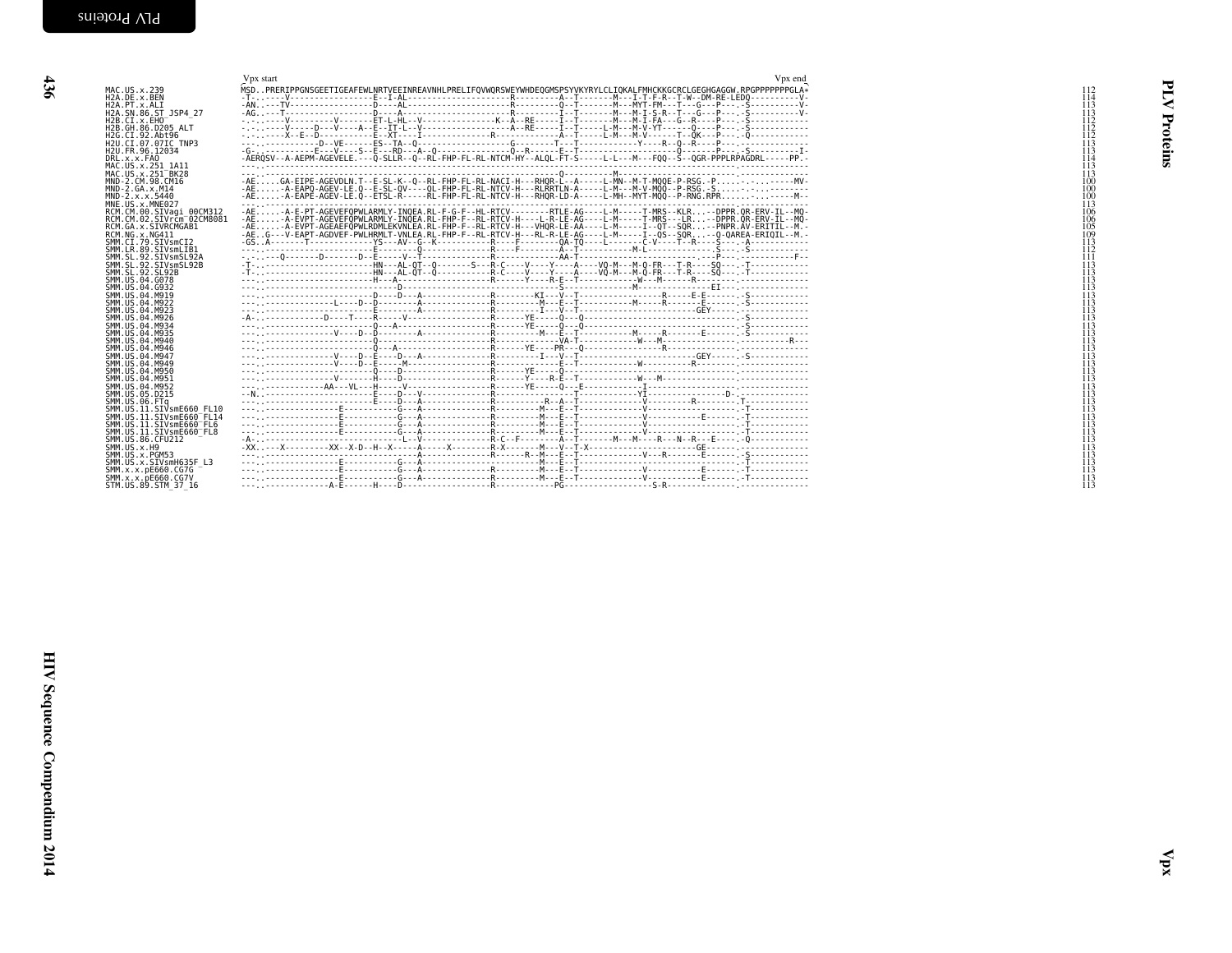```
                                Vpx start                                                                                                                    Vpx end
MAC.US.x.239                    MSD..PRERIPPGNSGEETIGEAFEWLNRTVEEINREAVNHLPRELIFQVWQRSWEYWHDEQGMSPSYVKYRYLCLIQKALFMHCKKGCRCLGEGHGAGGW.RPGPPPPPPPGLA*   112
H2A.DE.x.BEN                    -T-..-----V------------------E--I-AL---------------------R---------A--T-------M---I-T-F-R--T-W--DM-RE-LEDQ---------V-   114
H2A.PT.x.ALI                    -AN.---TV-----------------D----AL-------------------R---------Q--T-------M---MYT-FM---T---G---P----.-S----------V-   113
H2A.SN.86.ST_JSP4_27            -AG.----T-----------------D----A--------------------R---------I--T-------M---M-I-S-R--T---G---P----.-S----------V-   113
H2B.CI.x.EHO                    -.-.-----V---------V-------ET-L-HL--V---------------K--A--RE-----I--T-------M---M-I-FA---G--R----P----.-S-----------   112
H2B.GH.86.D205_ALT              -.-.-----V-----D---V----A--E--IT-L--V---------------A--RE-----I--T------L-M---M-V-YT------Q----P----.-S-----------   112
H2G.CI.92.Abt96                 -.-.-----X--E--D-----------E--XT----I---------------R---------A--T------L-M---M-V------T--QK---P----.-Q-----------   112
H2U.CI.07.07IC_TNP3             ---.-------------D--VE------ES--TA--Q---------------G---------T---T----------Y-----R--Q--R----P----.-------------   113
H2U.FR.96.12034                 -G-.-----------E---V-----S--E--RD---A--Q------------Q--R------E---T--------------------Q------P----.-S----------I-   113
DRL.x.x.FAO                     -AERQSV--A-AEPM-AGEVELE.---Q-SLLR--Q--RL-FHP-FL-RL-NTCM-HY--ALQL-FT-S-----L-L---M---FQQ--S--QGR-PPPLRPAGDRL-----PP.-   114
MAC.US.x.251_1A11               ---.-----------------------------------------------------------------------------------------------------.-----------   113
MAC.US.x.251_BK28               ---.---------------------------------------------------------------Q-----------M--------------------------.-----------   113
MND-2.CM.98.CM16                -AE.....GA-EIPE-AGEVDLN.T--E-SL-K--Q--RL-FHP-FL-RL-NACI-H---RHQR-L--A-----L-MN--M-T-MQQE-P-RSG.-P.....-.-------MV-   100
MND-2.GA.x.M14                  -AE.....A-EAPQ-AGEV-LE.Q--E-SL-QV----QL-FHP-FL-RL-NTCV-H---RLRRTLN-A-----L-M---M-V-MQQ--P-RSG.-S.....-.-----------   100
MND-2.x.x.5440                  -AE.....A-EAPE-AGEV-LE.Q--ETSL-R-----RL-FHP-FL-RL-NTCV-H---RHQR-LD-A-----L-MH--MYT-MQQ--P-RNG.RPR......-.-------M--   100
MNE.US.x.MNE027                 ---.-------------------------------------------------------------------------------------------------------.-----------   113
RCM.CM.00.SIVagi_00CM312        -AE.....A-E-PT-AGEVEFQPWLARMLY-INQEA.RL-F-G-F--HL-RTCV---------RTLE-AG----L-M-----T-MRS--KLR...--DPPR.QR-ERV-IL--MQ-   106
RCM.CM.02.SIVrcm_02CM8081       -AE.....A-EVPT-AGEVEFQPWLARMLY-INQEA.RL-FHP-F--RL-RTCV-H-----L-R-LE-AG----L-M-----T-MRS---LR...--DPPR.QR-ERV-IL--MQ-   106
RCM.GA.x.SIVRCMGAB1             -AE.....A-EVPT-AGEAEFQPWLRDMLEKVNLEA.RL-FHP-F--RL-RTCV-H---VHQR-LE-AA----L-M-----I--QT--SQR...--PNPR.AV-ERITIL--M.-   105
RCM.NG.x.NG411                  -AE..G---V-EAPT-AGDVEF-PWLHRMLT-VNLEA.RL-FHP-F--RL-RTCV-H---RL-R-LE-AG----L-M-----I--QS--SQR...--Q-QAREA-ERIQIL--M.-   109
SMM.CI.79.SIVsmCI2              -GS..A-------T-------------YS---AV--G--K-----------R----F--------QA-TQ----L-------C-V-----T--R----S----.-A-----------   113
SMM.LR.89.SIVsmLIB1             ---.-----------------------E------Q------------------R----F--------A--T----------M-L------------S----.-S-----------   112
SMM.SL.92.SIVsmSL92A            -.-.----Q-------D-------D--E-----V--T-----------------R--------------AA-T--------------------------P----.----------F--   111
SMM.SL.92.SIVsmSL92B            -T-.-----------------------HN---AL-QT--Q-------S---R-C-----V----Y----A----VQ-M---M-Q-FR---T-R----SQ----.-T-----------   113
SMM.SL.92.SL92B                 -T-.-----------------------HN---AL-QT--Q-------------R-C-----V----Y----A----VQ-M---M-Q-FR---T-R----SQ----.-T-----------   113
SMM.US.04.G078                  ---.-----------------------H---A--------------------R-------Y----R-E--T----------W---M-----R-----.-------------   113
SMM.US.04.G932                  ---.--------------------------D--------------------------------------S---------------M-------------EI----.-------------   113
SMM.US.04.M919                  ---.--------------------------D----D---A---------------R---------KI---V--T-----------------R------E-E------.-S-----------   113
SMM.US.04.M922                  ---.------------------L----D--D----------A--------------R----------M---E--T-----------M-----R-------E------.-S-----------   113
SMM.US.04.M923                  ---.--------------------------E----------A--------------R----------I---V--T-------------------------------GEY------.-------------   113
SMM.US.04.M926                  -A-.--------------D----T----R------V------------------R-------YE------Q---Q----------------------------------.-S-----------   113
SMM.US.04.M934                  ---.---------------------------Q---A-------------------R-------YE------Q---Q----------------------------------.-S-----------   113
SMM.US.04.M935                  ---.----------------V----D--D----------A---------------R----------M---E--T-------------M-----R-------E------.-S-----------   113
SMM.US.04.M940                  ---.---------------------------Q-----------------------R---------------VA-T-----------W---M--------------------------R---   113
SMM.US.04.M946                  ---.---------------------------Q---A-------------------R-------YE-----PR---Q------------------R------------.-------------   113
SMM.US.04.M947                  ---.----------------V----D--E-----D---A----------------R----------I---V--T----------------------------GEY------.-S-----------   113
SMM.US.04.M949                  ---.----------------V----D--E-----M--------------------R-----------------E--T-----------W-------------R------.-------------   113
SMM.US.04.M950                  ---.---------------------------Q---D-------------------R-------YE------Q---------------------------------.-------------   113
SMM.US.04.M951                  ---.----------------V-----------H---D-------------------R-------Y-----R-E--T-----------W---M--------------------.-------------   113
SMM.US.04.M952                  ---.--------------AA---VL---H------V------------------R-------YE------Q---E-----------I-------------------.-------------   113
SMM.US.05.D215                  --N.--------------------------E----D---V-----------------R----------------------T------------YI-------------D-.-------------   113
SMM.US.06.FTq                   ---.--------------------------E----D---A-----------------R---------------R--A--T------------V-------------R-----------T-----------   113
SMM.US.11.SIVsmE660_FL10        ---.---------------E------------G---A-------------------R----------M---E--T--------------V------------------------T-----------   113
SMM.US.11.SIVsmE660_FL14        ---.---------------E------------G---A-------------------R----------M---E--T--------------V------------E--------T-----------   113
SMM.US.11.SIVsmE660_FL6         ---.---------------E------------G---A-------------------R----------M---E--T--------------V--------------------.-T-----------   113
SMM.US.11.SIVsmE660_FL8         ---.---------------E------------G---A-------------------R----------M---E--T--------------V--------------------.-T-----------   113
SMM.US.86.CFU212                -A-.-------------------------------L--V------------------R-C--F----------A--T-------M---M-----R--N--R---E-----.-Q-----------   113
SMM.US.x.H9                     -XX.----X---------XX--X-D--H--X-----A-------X----------R-X---------M---V--T-X------------------------GE------.-------------   113
SMM.US.x.PGM53                  ---.-------------------------------------A-------------------R------R--M---E--T--------------V---R-------E------.-S-----------   113
SMM.US.x.SIVsmH635F_L3          ---.---------------E------------G---A---------------------------M---E--T--------------------------------------.-T-----------   113
SMM.x.x.pE660.CG7G              ---.---------------E------------G---A-------------------R----------M---E--T--------------V--------------E------.-T-----------   113
SMM.x.x.pE660.CG7V              ---.---------------E------------G---A-------------------R----------M---E--T--------------V--------------E------.-T-----------   113
STM.US.89.STM_37_16             ---.---------------A-E------H----D----------------------R-------------PG----------------------S-R--------------.-------------   113
```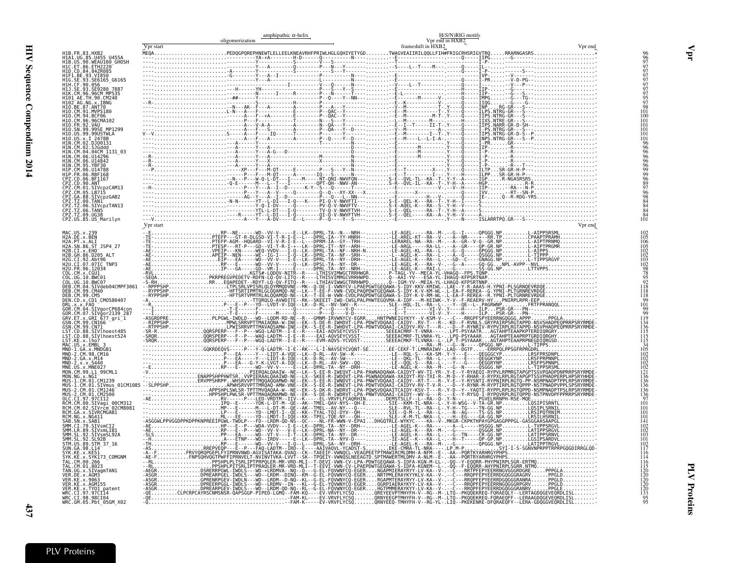# Vpr

amphipathic α-helix

oligomerization

H(S/N)RIG motifs

Vpr end in HXB2

frameshift in HXB2

```
Vpr start                                                                                                        Vpr end
H1B.FR.83.HXB2           MEQA........................PEDQGPQREPHNEWTLELLEELKNEAVRHFPRIWLHGLGQHIYETYGD........TWAGVEAIIRILQQLLFIH#FRIGCRHSRIGVTRQ.....RRARNGASRS...................*   96
H1A1.UG.85.U455_U455A                                                                                              96
H1B.US.90.WEAU160_GHOSH                                                                                            97
H1C.ET.86.ETH2220                                                                                                  97
H1D.CD.84.84ZR085                                                                                                  97
H1F1.BE.93.VI850                                                                                                   97
H1G.SE.93.SE6165_G6165                                                                                             97
H1H.CF.90.056                                                                                                      97
H1J.SE.93.SE9280_7887                                                                                              97
H1K.CM.96.96CM_MP535                                                                                               97
H101_AE.TH.90.CM240                                                                                                97
H102_AG.NG.x.IBNG                                                                                                  97
H1O.BE.87.ANT70                                                                                                    98
H1O.CM.91.MVP5180                                                                                                  101
H1O.CM.94.BCF06                                                                                                    100
H1O.CM.96.96CMA102                                                                                                 101
H1O.FR.92.VAU                                                                                                      101
H1O.SN.99.99SE_MP1299                                                                                              101
H1O.US.99.99USTWLA                                                                                                 101
H1O.US.x.I_2478B                                                                                                   101
H1N.CM.02.DJO0131                                                                                                  96
H1N.CM.02.SJGddd                                                                                                   96
H1N.CM.04.04CM_1131_03                                                                                             96
H1N.CM.06.U14296                                                                                                   96
H1N.CM.06.U14842                                                                                                   96
H1N.CM.95.YBF30                                                                                                    96
H1P.CM.06.U14788                                                                                                   99
H1P.FR.06.RBF168                                                                                                   99
CPZ.CD.06.BF1167                                                                                                   96
CPZ.CD.90.ANT                                                                                                      89
CPZ.CM.01.SIVcpzCAM13                                                                                              97
CPZ.CM.05.LB715                                                                                                    96
CPZ.GA.88.SIVcpzGAB2                                                                                               98
CPZ.TZ.00.TAN1                                                                                                     84
CPZ.TZ.06.SIVcpzTAN13                                                                                              84
CPZ.TZ.06.TAN5                                                                                                     84
CPZ.TZ.09.UG38                                                                                                     84
CPZ.US.85.US_Marilyn                                                                                               101

Vpr start                                                                                                        Vpr end
MAC.US.x.239                                                                                                       102
H2A.DE.x.BEN                                                                                                       105
H2A.PT.x.ALI                                                                                                       106
H2A.SN.86.ST_JSP4_27                                                                                               105
H2B.CI.x.EHO                                                                                                       102
H2B.GH.86.D205_ALT                                                                                                 102
H2G.CI.92.Abt96                                                                                                    103
H2U.CI.07.07IC_TNP3                                                                                                102
H2U.FR.96.12034                                                                                                    98
COL.CM.x.CGU1                                                                                                      78
COL.UG.10.BWC01                                                                                                    95
COL.UG.10.BWC07                                                                                                    92
DEB.CM.04.SIVdeb04CMPF3061                                                                                         118
DEB.CM.99.CM40                                                                                                     118
DEB.CM.99.CM5                                                                                                      118
DEN.CD.x.CD1_CM0580407                                                                                             99
DRL.x.x.FAO                                                                                                        101
GOR.CM.04.SIVgorCP684con                                                                                           99
GOR.CM.07.SIVgor2139_287                                                                                           99
GRV.ET.x.GRI_677_gri_1                                                                                             119
GSN.CM.99.CN166                                                                                                    134
GSN.CM.99.CN71                                                                                                     136
LST.CD.88.SIVlhoest485                                                                                             115
LST.CD.88.SIVlhoest524                                                                                             115
LST.KE.x.lho7                                                                                                      115
MAC.US.x.EMBL_3                                                                                                    34
MND-1.GA.x.MNDGB1                                                                                                  105
MND-2.CM.98.CM16                                                                                                   102
MND-2.GA.x.M14                                                                                                     102
MND-2.x.x.5440                                                                                                     102
MNE.US.x.MNE027                                                                                                    102
MON.CM.99.L1_99CML1                                                                                                121
MON.NG.x.NG1                                                                                                       136
MUS-1.CM.01.CM1239                                                                                                 136
MUS-1.CM.01.SIVmus_01CM1085                                                                                        136
MUS-2.CM.01.CM1246                                                                                                 136
MUS-2.CM.01.CM2500                                                                                                 136
OLC.CI.97.97CI12                                                                                                   97
RCM.CM.00.SIVagi_00CM312                                                                                           101
RCM.CM.02.SIVrcm_02CM8081                                                                                          101
RCM.GA.x.SIVRCMGAB1                                                                                                101
RCM.NG.x.NG411                                                                                                     101
SAB.SN.x.SAB1                                                                                                      141
SMM.CI.79.SIVsmCI2                                                                                                 102
SMM.LR.89.SIVsmLIB1                                                                                                102
SMM.SL.92.SIVsmSL92A                                                                                               103
SMM.SL.92.SL92B                                                                                                    101
STM.US.89.STM_37_16                                                                                                102
SUN.GA.98.L14                                                                                                      117
SYK.KE.x.KE51                                                                                                      116
SYK.KE.x.SYK173_COMGNM                                                                                             114
TAL.CM.00.266                                                                                                      116
TAL.CM.01.8023                                                                                                     115
TAN.UG.x.SIVagmTAN1                                                                                                120
VER.DE.x.AGM3                                                                                                      120
VER.KE.x.9063                                                                                                      120
VER.KE.x.AGM155                                                                                                    120
VER.KE.x.TYO1_patent                                                                                               120
WRC.CI.97.97CI14                                                                                                   133
WRC.CI.98.98CI04                                                                                                   95
WRC.GM.05.Pbt_05GM_X02                                                                                             95
```

PLV Proteins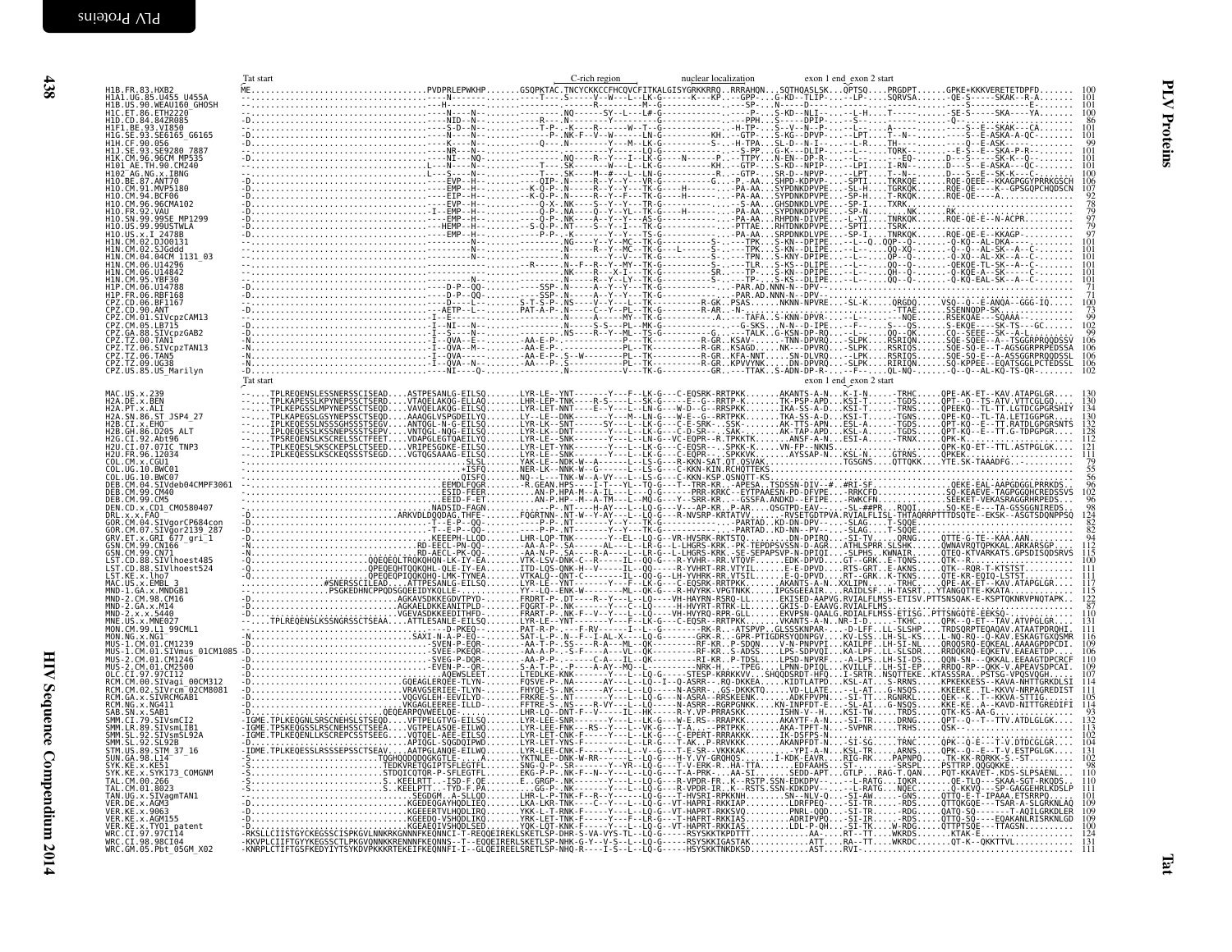```
                             Tat start                                    C-rich region          nuclear localization        exon 1 end  exon 2 start
H1B.FR.83.HXB2              ME....................................PVDPRLEPWKHP.......GSQPKTAC.TNCYCKKCCFHCQVCFITKALGISYGRKKRRQ..RRRAHQN...SQTHQASLSK...QPTSQ....PRGDPT......GPKE*KKKVERETETDPFD....... 100
H1A1.UG.85.U455_U455A       --..................................---N--------.......----T---.S-----V--W---L--LK-G-------K---KP.--GPP---.G-KD--TLIP-...-LP-....SQRVSA......-QE-S-----SKAK--R-A....... 101
H1B.US.90.WEAU160_GHOSH     --..................................-H-------.......--------.-----------M--G----------.---SP-..N-----D--.....--------........--S----------E-....... 101
H1C.ET.86.ETH2220           --..................................-N---N--.......NQ------SY--L---L#-G----------.----P-..S-KD--NLI-...-L-H-.....T-----......-SE-S-----SKA----YA....... 100
H1D.CD.84.84ZR085           -D..................................NID--N--.......N------Y---------G----------.---PPH..S-----DPIP-...-S-......----......-Q-..................... 86
H1F1.BE.93.VI850            --..................................S-D--N--.......--T-P..-K----R-----W--T--G----------.-H-TP-..S--V--N--P-...-L-.....A---......--.....S--E-SKAK---CA....... 101
H1G.SE.93.SE6165_G6165      -D..................................-N---N--.......-P..NK-F--V--W-----LN-G------KH.---GTP-..S-KG--DPVP-...-LPT....T--N-......--.....S--E-ASKA-A-QC-....... 101
H1H.CF.90.056               -D..................................K---N--.......--Q---.N------Y---M--LK-G---------S-..H-TPA..SL-D--N-I-...-L-R.....TH----......--Q--E-ASK-....... 99
H1J.SE.93.SE9280_7887       --..................................NR---N--.......--------.-----Y------LQ-G----------.--S-PP..G-K---DLIP-...-L-.....TQRK-......-E-S--E--SKA-P-R-....... 101
H1K.CM.96.96CM_MP535        --..................................NI---NQ-.......NQ----R---Y---L---LN-G----N------P...-TTPY-..N-EN--DP-R-...-L-.....--EQ-......D---S----SK-K--Q-....... 101
H101_AE.TH.90.CM240         --..................................L---N---N--.......T---.SK-------W---L--LK-G-------KH.--GTP-..S-KD--NPIP-...-LPI....I-RN--......D---S--E-ASKA---QC-....... 101
H102_AG.NG.x.IBNG           --..................................L--S---N--.......T---.SK-----M--#---L--LN-G--------R..-GTP.SR-D--NPVP-...-LPT....T--N-......D---S--E--SK-K---C-....... 100
H1O.BE.87.ANT70             -D..................................EVP--H--.......--QIP--N---R--Y---Y--TR-G----------G.-P-AA..SHPD-KDPVP-...-SPTI....TKRKQE......RQE-QEEE--KKAGPGGYPRRKGSCH 106
H1O.CM.91.MVP5180           -D..................................EMP--H--.......--K-Q-P--N-----R--Y---Y--TK-G----H---------.-PA-AA..SYPDNKDPVPE...-SL-H....TGRKQK......RQE-QE-E----K--GPSGQPCHQDSCN 107
H1O.CM.94.BCF06             -D..................................EIP--H--.......--K-Q-P--N-----R--F---TK-G----H----------.-PA-AA..SYPDNKDPVPE...-SP-H....T-RKQK......RQE-QE----A.............. 92
H1O.CM.96.96CMA102          -D..................................EVP--H--.......--Q-X--NK---S--Y---Y--TR-G----------G.-S-AA..GHSDNKDLVPE...-SP-I....TXRK.............................. 78
H1O.FR.92.VAU               -D..................................I--EMP--H--.......--Q-P--NA----Q--Y--YL--TK-G----H---------.-PA-AA..SYPDNKDPVPE...-SP-N.........NK......RK................. 79
H1O.SN.99.99SE_MP1299       -D..................................EMP--H--.......--Q-P--NK----A--Y---Y--AS-G----------G.-PA-AA..RHPDN-DIVPE...-L-YI....TNRKQK......RQE-QE-E--N-ACPR.......... 97
H1O.US.99.99USTWLA          -D..................................HEMP--H--.......--S-Q-P--NT---S--Y---I--TK-G----------.-PTTAE..RHTDNKDPVPE...-SPTI....TSRK.............................. 79
H1O.US.x.I_2478B            -D..................................EMP--H--.......--P-P--K------Y---Y--TS-G----------.-PA-AA..SRPDNKDLVPE...-SP-I....TNRKQK......RQE-QE-E--KKAGP-........... 97
H1N.CM.02.DJO0131           --..................................N--.......NG------Y--MC--TK-G----------S-..--TPK..S-KN--DPIPE...-L--Q..QQP--Q-.....-Q-KQ--AL-DKA-........... 101
H1N.CM.02.SJGddd            --..................................N--.......----R--Y--MC--TK-G---L------S-..--TPK..S-KN--DLIPE...-L-.....QQ-XQ-......-Q--Q--AL-SK--A--C-........ 101
H1N.CM.04.04CM_1131_03      -D..................................N--.......----Y--V--TK-G----------S-..--TPN..S-KNY-DPIPE...-L-.....QP--Q-......-Q-XQ--AL-XK--A--C-........ 101
H1N.CM.06.U14296            --..................................R-------.N--F--R--Y--MY--TK-G----------S-..--TLR..S-KS--DLIPE...-L-.....QQ--Q-......-QEKQE-TL-SK--A--C-........ 101
H1N.CM.06.U14842            --..................................N--.......NK----R--X-I---TK-G----------SR..--TP-..S-KS--DLIPE...-L-.....QH--Q-......-Q-KQE-A--SK-----C-........ 101
H1N.CM.95.YBF30             --..................................N--.......N-----R--Y--LY--TK-G----------S-..--TP-..S-KS--DLIPE...-L-.....QQ--Q-......-Q-KQ-EAL-SK--A--C-........ 101
H1P.CM.06.U14788            -D..................................D-P--QQ-.......SSP--N----A--Y---Y--TK-G----------.PAR.AD.NNN-N--DPV-......................................... 71
H1P.FR.06.RBF168            -D..................................D-P--QQ-.......SSP--N----A--Y---Y--TK-G----------.PAR.AD.NNN-N--DPV-......................................... 71
CPZ.CD.06.BF1167            -D..................................D-----L--.......S-T-S-P--NS----V--Y---L--TK--------R-GK..PSAS.......NKNN-NPVRE...-SL-K.....QRGDQ......VSQ--Q--E-ANQA--GGG-IQ...... 100
CPZ.CD.90.ANT               -D..................................AETP--L--.......PAT-A-P-.N---C--Y--PL--TK-G----------R-AR..-N--........................-TTAE.......SSENNQDP-SK.................. 73
CPZ.CM.01.SIVcpzCAM13       --..................................I--E-------.......--------.N-----A---MY--TK-G----------.A...-TAFA..S-KNN-DPVR-...-L-.....-NQE......RSEKQAE---SQAAA-................. 99
CPZ.CM.05.LB715             --..................................I--NI--N--.......--------.N----S-S---PL--MK-G----------.--G-SKS..N-N--D-IPE...-F-......S---QS......S-EKQE----SK-TS---GC-....... 102
CPZ.GA.88.SIVcpzGAB2        -D..................................I-S---N-.......--------.NS----R--Y--ML--TS-G----------.G..--TALK..G-KSN-DP-RQ...-L-.......QQ--QK......CQ--SEEE--SK--A--L-....... 99
CPZ.TZ.00.TAN1              -N..................................I--QVA--E--.......-AA-E-P-------------P---TK---------R-GR..KSAV--.....-TNN-DPVRQ...-SLPK....RSRIQN......SQE-SQEE--A--TSGGRPRQQDSSV 106
CPZ.TZ.06.SIVcpzTAN13       -N..................................I--QVA--M--.......-AA-E-P-------------PL--TK---------R-GR..KSAGD..NK---DPVRQ...-SLPK....RSRIQS......SQE-SQ-E--T-AGSGGRPRPEDSSA 106
CPZ.TZ.06.TAN5              -N..................................I--QVA--.......-AA-E-P-.S--W---------PL--TK---------R-GR..KFA-NNT.....SN-DLVRQ...-SLPK....RSRIQS......SQE-SQ-E--A-ASSGGRPRQQDSSL 106
CPZ.TZ.09.UG38              -N..................................I--QVA--N--.......-AA---P-.S------------PL--TK---------R-GR..KPVVYNK.....DN-DPVRQ...-SLPK....RIRIQN......SQ-KPPEE--EQATSGGLPCTEDSSL 106
CPZ.US.85.US_Marilyn        -D..................................N---------.......--------.N-------------V---TK-G----------GR..--TTAK..S-ADN-DP-R-...-F---.....QL-NQ-......-Q--Q--AL-KQ-TS-QR--....... 102
                             Tat start                                                                                               exon 1 end  exon 2 start
MAC.US.x.239                -----TPLREQENSLESSNERSSCISEAD.....ASTPESANLG-EILSQ.......LYR-LE-YNT------Y---F--LK-G----C-EQSRK-RRTPKK......AKANTS-A-N...K-I-N.....-TRHC......QPE-AK-ET--KAV.ATAPGLGR.... 130
H2A.DE.x.BEN                -----TPLKAPESSLKPYNEPSSCTSERD.....VTAQELAKQG-ELLAQ.......LHR-LEP-TNK----R-S-----L--SK-G----C-EQSR-RRTPK....TK-PSP-APD...KS-I-S.....-TGDS......QPT--Q--TS-ATV.VTTCGLGQ.... 130
H2A.PT.x.ALI                -----TPLKEPGSSLMPYNEPSSCTSEQD.....VAVQELAKQG-EILSQ.......LYR-LET-NNT----E--Y---L--LN-G----W-D--G--RRSPKK.......IKA-SS-A-D...KSI-T.....-TRNS......QPEEKQ--TL-TT.LGTDCGPGRSHIY 134
H2A.SN.86.ST_JSP4_27        -----TPLKAPEGSLGSYNEPSSCTSEQD.....AAAQGLVSPGDEILYQ.......LY---LE--DNK--------Y---M--LN-G----W-E--G--RRTPKK.......TKA-SS-A-D...KSI-T.....-TGNS......QPE-AK-Q--TL-TA.LETIGGPGR... 130
H2B.CI.x.EHO                -----TPLKEQESSLNSSSGHSSSTSEGV.....ANTQGL-N-G-EILSQ.......LYR-LE--SNT------SY---L--LK-G----C-E-SRK--SSK.......AK-TTS-APN...ESL-A-.....-TGDS......QPT-KQ--E--TT.RATDLGPGRSNTS 132
H2B.GH.86.D205_ALT          -----IPLQEQESSLKSSNEPSSSTSEPV.....VNTQGL-NQG-EILSQ.......LYR-LK--DNT------Y---L--LK-G----C-D-SR---.SAK-......AK-TAP-APD...KSL-A-.....-TGDS......QPT-KQ--E--TT.G-TDPGPGR.... 128
H2C.CI.92.Abt96             -----TPSREQENSLKCSRELSSCTFEET.....VDAPGLEGTQAEILYQ.......LYR-LE--SNK------Y---L--LK-G--VC-EQPR--R.TPKKTK.......ANSF-A-N...ESI-A-.....-TRNX......QPK-K.................. 112
H2G.CI.07.07IC_TNP3         -----TPLKEQESSLKSCKEPSSCTSEPD.....VRIPESGQKE-EILSQ.......LYR-LET-YNT-----SPE--Y---L--LK-G----C-EQPR---SPKK-K-......VN-FP--NKNS.........-----......QPK-KQ-ET--TTL.ASTPGLGK.... 121
H2U.FR.96.12034             -----IPLKEQESSLKSCKEQSSSTSEGD.....VGTQGSAAAG-EILSQ.......LYR-LE--SNK------Y---L--LK-G----C-EQPR---.SPKKVK.......AYSSAP-N-.KSL-N-.....GTRNS......QPKEK.................. 111
COL.CM.x.CGU1               -.......................................SLSL.......YAK-LE--NDK-W--A------Y---L--LS-G----R-KKN-SAT.QT.QSVAK..........TGSGNS....QTTQKK......YTE.SK-TAAADFG.......... 79
COL.UG.10.BWC01             -.......................................+ISFQ.......NER-LK--NNK-W--A------Y---L--LS-G----C-KKN-KR.RCHOTTEKS.......................................................... 55
COL.UG.10.BWC07             -.......................................QISFQ.......NQ--L---TNK-W--A-VY---L--LS-G----C-KKN-KSP.QSNQTT-KS............................................................... 56
DEB.CM.04.SIVdeb04CMPF3061  -.......................................EEMDLFDGR.......R.GEAN.HPS---I-T---YL--TQ-G----T--TRR-KR..-APESA..TSDSSN-DIV-.#..#RI-SF..........QEKE-EAL-AAPGDGGLPRRKDS.. 96
DEB.CM.99.CM40              -.......................................ESID-FEER.......AN-P.HPA-M---L-IL---LQ-G----PRR-KRKC-EYTPAAESN-PD-DPVPE...-RRKCFD.......SQ-KEAEVE-TAGPGGQHCRESSVS 102
DEB.CM.99.CM5               -.......................................EEID-F-ET.......AN-P.HP--M--A-TM---L--MQ-G----Y--SRR-KR..-GSSFA.ANDKD--EFIPE...-RWKCFN.......SEEKET-VEKASRAGGRHRPEDS... 96
DEN.CD.x.CD1_CM0580407      -.......................................NADSID-FAGN.......---P.NT---H-AY---L--LQ-G----V---AP-KR..P-AR.....QSGTPD-EAV-.....-SL-##PR..RQQI.......SQ-KE-E---TA-GSSGGNIREDS. 98
DRL.x.x.FAO                 -D..............................ARKVDLDQQDAG.THFE-.......FQGRTNN--VT-W--Y-AY---L--LQ-G---R-NVSRP-KRTAIVV......-RVSETGDTPVA.RVIALFLISL-THTAQRRPTTTDSQTE--EKSK--ASGTSDQNPPSQ 124
GOR.CM.04.SIVgorCP684con    -D.......................................T--E-P--QQ-.......-P-P-.NT---------Y---Y--TK-G----------.-PARTAD..KD-DN-DPV-......-SLAG.....T-SQQE.......................... 82
GOR.CM.07.SIVgor2139_287    -D.......................................T--E-P--QQ-.......-P-P-.NT---------Y---Y--TK-G----------.-PARTAD..KD-NN--PV-......-SLAG.....T-SQQE.......................... 82
GRV.ET.x.GRI_677_gri_1      -D.......................................KEEEPH-LLQD.......LHR-LQP-TNK------Y--EL--LQ-G---VR-HVSRK-RKTSTQ.......SI-TV-.....-QRNG.......QTTE-G-TE--KAA.AAN........ 94
GSN.CM.99.CN166             -N..................................RD-EECL-PN-QQ-.......-AA-A-P-.SA-----AL---L--LR-G--L-LHGRS-KRK.-PK-TEPDPSVSSN-D-AGR...ATHLSPRR.SLSHK......QWNAVRQTQPKKAL.ARKARSGP..... 112
GSN.CM.99.CN71              -N..................................RD-AECL-PK-QQ-.......-AA-N-P-.SA----R-A----L--LR-G--L-LHGRS-KRK.-SE-SEPAPSVP-N-DPIQI...-SLPHS..KWNAIR......QTEQ-KTVARKATS.GPSDISQDSRVS 115
LST.CD.88.SIVlhoest485      -Q..............................QQEQEQLTRQKQHQN-LK-IY-EA.......VTK-LSV-DNK-C---R--Y--IL--QQ-G----R-YVHR-RK.VTQVF.......EDK-DPVD...GT--GRK...E-TQNS......QTK--R....................... 100
LST.CD.88.SIVlhoest524      -Q..............................QPEQEQHTQQKQHL-QLE-IY-EA.......ITD-LQS-QNK-H--V------IL---QQ----R-YVHRT-RR.VTYIL.......E-E-DPVD...RTS-GRT...E-AKNS......QTK--RQR-T-KTSTST........... 111
LST.KE.x.lho7               -Q..............................QPEQEQPIQQKQHQ-LMK-TYNEA.......VTKALQ--QNT-C-------Y---IL--QQ-G---LH-YVHRK-RR.VTSIL.......E-Q-DPVD...RT--GRK...K-TKNS......QTE-KR-EQIQ-LSTST........... 111
MAC.US.x.EMBL_3             -..............................#SNERSSCICLEAD.....ATTPESANLG-EILSQ.......LYR-LE--YNT------Y---F--LK-G----C-EQSRK-RRTPKK......AKANTS-A-N...XXLIPN.......-TRHC......QPE-AK-ET--KAV.ATAPGLGR.... 111
MND-1.GA.x.MNDGB1           -..............................PSGKEDHNCPPQDSGQEEIDYKQLLE-.......YY--LQ--ENK-W--------ML--QK-G----R-HVYRK-VPGTNKK......IPGSGEEAIR.....RAIDLSF..H-TASRT.....YTANGQTTE-KKATA............... 115
MND-2.CM.98.CM16            -D.......................................AGKAVSDKKEGDVTPYD.......FRDRT-P-.DT-----R--Y---L--LQ-----VH-HAYRN-RSRQ-LL.......EKISED-AAPVG.RVIALFLMSS-ETISV.PTTSNSQAK-E-KSPTQKNRVPNQTAPK.. 122
MND-2.GA.x.M14              -D.......................................AGKAELDKEANITPLD.......FQGRT-P-.NK-------Y---L--LQ-----H-HVYRT-RTRKK.......GKIS-D-EAAVG.RVIALFLMS....................... 87
MND-2.x.x.5440              -D.......................................VGEVASDKKEEDITHFD.......FRART-P-.NK-F---V---Y---L--LQ-----VH-HVYRQ-RPR-GLL.......EKVPSN-QAALG.RDIALFLMSS-ETISG..PTTSNGQTE-EEKSQ............ 110
MNE.US.x.MNE027             -----TPLREQENSLKSSNGRSSCTSEAA.....ATTLESANLE-EILSQ.......LYR-LE--YNT------Y---L--LK-G----C-EQSR--RRTPKK.......VKANTS-A-N..NR-I-D.....-TKHC......QPK--Q-ET--TAV.ATVPGLGR.... 131
MON.CM.99.L1_99CML1         -..............................-D-PKEQ-.......PAT-R-P--------F-RV------I---L--LQ-G-------RK-R..-ATSPVP..GLSSSKNPAR.....-D-LFF...LL-SLSHP.....TRDSQRPTEQAQAV-ATAATPDRQHI. 111
MON.NG.x.NG1                -N..............................SAXI-N-A-P-EQ-.......SAT-L-P--N---F--I-AL-X----LQ-G---------GRK-R..-GPR-PTIGDRSYQDNPGV.....KV-LSS..LH-SL-KS.....L-NQ-RQ--Q-KAV.ESKAGTGXQSMR 116
MUS-1.CM.01.CM1239          -D..............................-SVEN-P-EQR-.......-AA-T-P-.SS-----R--A---ML--QK--------RF-KR..P-SDQN.....V-N-PNVPPI...KAILPF..LH-SI-NL.....QRQQSRQ-EQKEAL.AAAAGPDPCDI. 109
MUS-1.CM.01.SIVmus_01CM1085 -D..............................-SVEE-PKEQR-.......-AA-A-P-.S-F------V---QK-----------RF-KR..S-ADSS.....LPS-SDPVQI...KA-LPF..LL-SLSDR.....RRDQKRQ-EQKETV.EAEAEEDP... 106
MUS-2.CM.01.CM1246          -D..............................-SVEG-P-DQR-.......-AA-P-P-------C-A---IL--QK--------RI-KR..P-TDSL.....LPSD-NPVRF...-A-LPS..LH-SI-DS.....QQN-SN---QKKAL.EEAAGTDPCRCF 110
MUS-2.CM.01.CM2500          -D..............................-EVEN-P--QR-.......S-A-T-P--P-----A-AY--MQ--L---------NRK-R..-TPEG.....LPNN-DPIQL...KVILLF..LH-SI-EP.....RRDQ-RP--QKK-V.APEAVSDPCAI. 109
OLC.CI.97.97CI12            -D..............................AQENSLEET.......LTEDLKE-KNK-------Y---L---LQ-G-------HTESP-KRRKKVV.....SHQQDSRDT-HFQ.I-SRTN..NSQTTEKE.KTASSSRA..PSTSG-VPQSVQGH..... 107
RCM.CM.00.SIVagi_00CM312    -D..............................GQEAGLERQEE-TLYN-.......FQSVE-P-.NA-----AY---L--LQ-I--Q-ASRR--.RQ-DKKEA.....KIDTLATPD...KSL-AT....S-RRNS......KPKEKKESS--KAVA-NHTTGRKDLSI 114
RCM.CM.02.SIVrcm_02CM8081   -D..............................VRAVGSERIEE-TLYN-.......FHYQE-S-.NK-----AV---L--LQ-----N-ASRR-..GS-DKKKTQ.....VD-LLATE....-L-AT.....G-NSQS......KKEEKE..TL-KKVV-NRPAGREDIST 111
RCM.GA.x.SIVRCMGAB1         -D..............................VQGVGLEH-EEVLYD-.......FRKRE-S-.NT-----Y---V--LQ-----N-ASRA--RRSKEEEK.....ADKFPVPN.....-SI-T.....RGNRKL.......QEK--K...T---KKVA-STTIG... 105
RCM.NG.x.NG411              -D..............................VKGAGLEEREE-ILLD-.......FFTRE-S-.NS-----R-VY-----L--LQ-----N-ASRR--RGRPGNKK.....KN-INPPDT-E...-SL-AI.....G-NSQS......KKE-KE..A---KAVD-NITTGREDIFI 114
SAB.SN.x.SAB1               -D..............................AGEARPQVWEELQE-.......LHR-LQ--DNT-F----V---IL--HK----R.Y.VP-PRRASKK.....ISHN-V--H.....KSI-TN.....TRDS......QTK-KS-AA-G............... 93
SMM.CI.79.SIVsmCI2          -IGME.TPLKEQENSLRSCNEHSLSTSEQD.....VFTPELGTVG-EILSQ.......LYR-LEE-SNR---------Y---L--LK-G----W-E.RS--RRAPKK.......AKAYTF-A-N...-SI-TR.....-DRNG......QPT--Q--T--TTV.ATDLGLGK.... 132
SMM.LR.89.SIVsmLIB1         -IGME.TPSKEQGSSLRSCNEHSSCTSEEA.....VGTPELASQE-EILWQ.......LYR-LEE-FNK---RS---Y---VK-G----T-A.....-PRTPKK.......AKA-TPFT-N.....-SVPNR.....TRHS......QSK--.......................... 113
SMM.SL.92.SIVsmSL92A        -IGME.TPLKEQENLLKSCREPCSSTSEEG.....VQTQEL-AEE-EILSQ.......LYR-LET-CNK-F-----Y---L--LK-G----C-EPERT-RRRAKKK.......IK-DSFPS-N.......................................... 102
SMM.SL.92.SL92B             -D..............................APIQGL-SQGDQIPWD.......LYR-LET-YNS-F-----Y---L--LR-G----T-AK..P-RRVKKK.......AKANPFDT-N....-SI-SG.....-TRNC......QPK--Q-E---T-V.DTDCGLGR.... 104
STM.US.89.STM_37_16         -IDME.TPLKEQESSLRSSSEPSSCTSEAV.....AATPGLANQE-EILWQ.......LYR-LEE-CNK-F----Y---L--V--G---T-E-SR--VKKKAK.........-YPI-A-N...KSL-TR.....ARNS......QPK--Q--E--T-V.ESTPGLGK.... 131
SUN.GA.98.L14               -S..............................TGGKHQQDQDQGKGTLE---A.......YKTNLE--DNK-W-RR-----L--LQ-G-----H-Y.VY-GRQHQS......I-KDK-EAVR....RIG-RK.....PAPNPQ......TK-KK-RQRKK-S--ST........ 102
SYK.KE.x.KE51               -S..............................TEDKVRETQGIPTSFLEGTFL.......SNG-Q-P-.SR------Y--YR--LQ-G----T-V-ERK-R..HA-TTA......EDFAAHS.....ST-......--SRSPL.....PSTTRP.QQGQKKE............... 98
SYK.KE.x.SYK173_COMGNM      -S..............................STDQICQTQR-P-SFLEGTFL.......EKG-P-P-.NK-F--N---Y---L--LQ-G----T-A-PRK-...AA-SI......SEDD-APT..GTLP.....RAG-T.QAN....PQT-KKAVET-.KDS-SLPSAENL.... 110
TAL.CM.00.266               -S..............................KEELRTT...ISD-F.QE.......E..GRGP-.NK------Y---L--LQ-G----R-VPDR-TR..K---RSTP.SSN-EDKDPV-.....-L-RATG....IQKR.......QE-TLQ---SKAA-SGT-RKQDS.... 110
TAL.CM.01.8023              -S..............................KEELPTT...-TYD-F.PA.......GG-P-.NK------Y---L--LQ-G----R-VPDR-IR..K-RSTS.SSN-KDKDPV-.....-L-RATG.....NQEC.......Q-KKVQ---SP-GAGGEHRLKDSLP 111
TAN.UG.x.SIVagmTAN1         -...............................SEGDGM..A-SLLQD.......LHR-L-P-TNK-F--R--Y-------LQ-G----T-HVSRI-RPKKNH.........SN--NLV-Q.....-SI-AW......-GNS......QTTQ-E-T-IPAAA.ETSRRPQ.......... 101
VER.DE.x.AGM3               -D..............................KGEDEQGAYHQDLIEQ.......LKA-LKR-TNK----C--Y---L--LQ-G----VT-HAPRI-RKKIAP.........LDRFPEQ....-SI-TR.....-RDS......QTTQKGQE----TSAR-A-SLGRKNLAQ 109
VER.KE.x.9063               -D..............................KGEEERTVLHQDLIRQ.......YKK-L-T-RNK-F-----Y---L--LQ-G---VT-HAPRT-RKKSVQ.........PNRL-QQD....-SI-TR.....-RDG......QATQ-SQ------T-AQILGRKDLER 109
VER.KE.x.AGM155             -D..............................KGEEDQ-VSHQDLIKQ.......YRK-LET-TNK-F-----Y---F--LR-G----T-HAPRT-RKKIAS.........ADRIPVPQ....-SI-IR.....-RDS......QTTQ-SQ-----EQAKANLRISRKNLGD 109
VER.KE.x.TYO1_patent        -D..............................KGEAEQIVSHQDLSED.......YKK-LQT-KNK-F-----Y---L--LQ-G----VT-HAPRT-RKKIAS.........LDL-P-QH.....-SI-TK.....W-RDG......QTTPTSQE----TTAGSN........ 100
WRC.CI.97.97CI14            -RKSLLCIISTGYCKEGSSCISPKGVLNNKRKGNNNFKEQNNCI-T-REQQEIREKLSKETLSP-DHR-S-VA-VYS-TL--LQ-G-----RSYSKKTKPDTTT.........AA-...RT--TT.....WKRDS.......KTAK-E................... 124
WRC.CI.98.98CI04            -KKVPLCIIFTGYYKEGSSCTLPKGVQNNKKRENNNFKEQNNS-T--EQQEIREKLSKETLSP-NHK-G-Y--V-S---L--LQ-G-----RSYSKKIGASTAK.........ATT...RA--TT.....WKRDC.......QT-K--QKKTTVL........... 131
WRC.GM.05.Pbt_05GM_X02      -KNRPLCTIFTGSFKEDYIYTSYKDVPKKKRTEKEIFKEQNNFI-I--GLQEIREELSRETLSP-NHQ-R---I-S---L--LQ-G-----HSYSKKTNKDKSD.........AST...RVI-.......................................... 98
```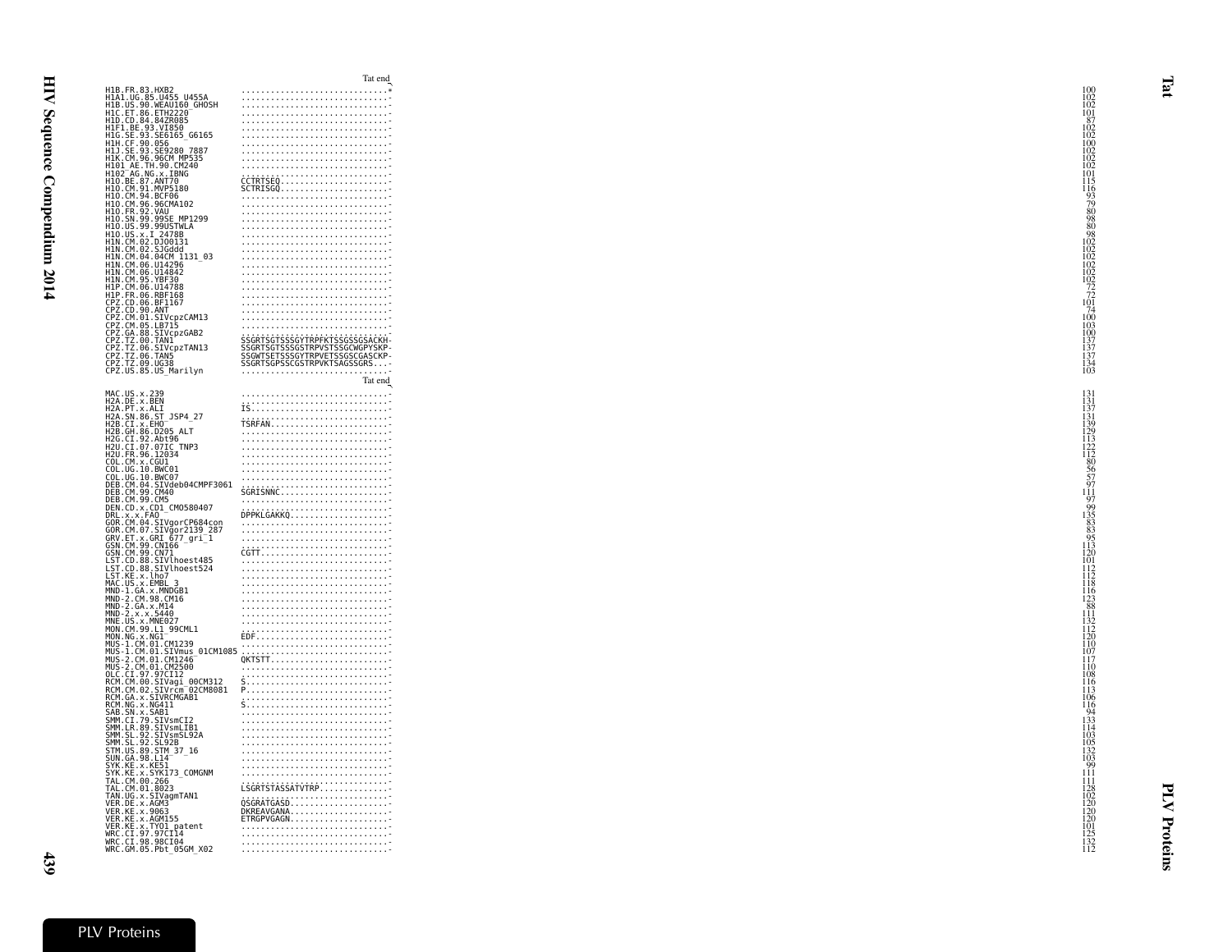```
                                       Tat end
H1B.FR.83.HXB2                ..............................*   100
H1A1.UG.85.U455_U455A         ..............................-   102
H1B.US.90.WEAU160_GHOSH       ..............................-   102
H1C.ET.86.ETH2220             ..............................-   101
H1D.CD.84.84ZR085             ..............................-    87
H1F1.BE.93.VI850              ..............................-   102
H1G.SE.93.SE6165_G6165        ..............................-   102
H1H.CF.90.056                 ..............................-   100
H1J.SE.93.SE9280_7887         ..............................-   102
H1K.CM.96.96CM_MP535          ..............................-   102
H101_AE.TH.90.CM240           ..............................-   102
H102_AG.NG.x.IBNG             ..............................-   101
H1O.BE.87.ANT70               CCTRTSEQ......................-   115
H1O.CM.91.MVP5180             SCTRISGQ......................-   116
H1O.CM.94.BCF06               ..............................-    93
H1O.CM.96.96CMA102            ..............................-    79
H1O.FR.92.VAU                 ..............................-    80
H1O.SN.99.99SE_MP1299         ..............................-    98
H1O.US.99.99USTWLA            ..............................-    80
H1O.US.x.I_2478B              ..............................-    98
H1N.CM.02.DJO0131             ..............................-   102
H1N.CM.02.SJGddd              ..............................-   102
H1N.CM.04.04CM_1131_03        ..............................-   102
H1N.CM.06.U14296              ..............................-   102
H1N.CM.06.U14842              ..............................-   102
H1N.CM.95.YBF30               ..............................-   102
H1P.CM.06.U14788              ..............................-    73
H1P.FR.06.RBF168              ..............................-    72
CPZ.CD.06.BF1167              ..............................-   101
CPZ.CD.90.ANT                 ..............................-    74
CPZ.CM.01.SIVcpzCAM13         ..............................-   100
CPZ.CM.05.LB715               ..............................-   103
CPZ.GA.88.SIVcpzGAB2          ..............................-   100
CPZ.TZ.00.TAN1                SSGRTSGTSSSGYTRPFKTSSGSGSACKH-   137
CPZ.TZ.06.SIVcpzTAN13         SSGRTSGTSSSGSTRPVSTSSGCWGPYSKP-   137
CPZ.TZ.06.TAN5                SSGWTSETSSSGYTRPVETSSGSCGASCKP-   137
CPZ.TZ.09.UG38                SSGRTSGPSSCGSTRPVKTSAGSSGRS...-   134
CPZ.US.85.US_Marilyn          ..............................-   103
                                       Tat end
MAC.US.x.239                  ..............................-   131
H2A.DE.x.BEN                  ..............................-   131
H2A.PT.x.ALI                  IS............................-   137
H2A.SN.86.ST_JSP4_27          ..............................-   131
H2B.CI.x.EHO                  TSRFAN........................-   139
H2B.GH.86.D205_ALT            ..............................-   129
H2G.CI.92.Abt96               ..............................-   113
H2U.CI.07.07IC_TNP3           ..............................-   122
H2U.FR.96.12034               ..............................-   112
COL.CM.x.CGU1                 ..............................-    80
COL.UG.10.BWC01               ..............................-    56
COL.UG.10.BWC07               ..............................-    57
DEB.CM.04.SIVdeb04CMPF3061    ..............................-    97
DEB.CM.99.CM40                SGRISNNC......................-   111
DEB.CM.99.CM5                 ..............................-    97
DEN.CD.x.CD1_CM0580407        ..............................-    99
DRL.x.x.FAO                   DPPKLGAKKQ....................-   135
GOR.CM.04.SIVgorCP684con      ..............................-    83
GOR.CM.07.SIVgor2139_287      ..............................-    83
GRV.ET.x.GRI_677_gri_1        ..............................-    95
GSN.CM.99.CN166               ..............................-   113
GSN.CM.99.CN71                CGTT..........................-   120
LST.CD.88.SIVlhoest485        ..............................-   101
LST.CD.88.SIVlhoest524        ..............................-   112
LST.KE.x.lho7                 ..............................-   112
MAC.US.x.EMBL_3               ..............................-   118
MND-1.GA.x.MNDGB1             ..............................-   116
MND-2.CM.98.CM16              ..............................-   123
MND-2.GA.x.M14                ..............................-    88
MND-2.x.x.5440                ..............................-   111
MNE.US.x.MNE027               ..............................-   132
MON.CM.99.L1_99CML1           ..............................-   112
MON.NG.x.NG1                  EDF...........................-   120
MUS-1.CM.01.CM1239            ..............................-   110
MUS-1.CM.01.SIVmus_01CM1085   ..............................-   107
MUS-2.CM.01.CM1246            QKTSTT........................-   117
MUS-2.CM.01.CM2500            ..............................-   110
OLC.CI.97.97CI12              ..............................-   108
RCM.CM.00.SIVagi_00CM312      S.............................-   116
RCM.CM.02.SIVrcm_02CM8081     P.............................-   113
RCM.GA.x.SIVRCMGAB1           ..............................-   106
RCM.NG.x.NG411                S.............................-   116
SAB.SN.x.SAB1                 ..............................-    94
SMM.CI.79.SIVsmCI2            ..............................-   133
SMM.LR.89.SIVsmLIB1           ..............................-   114
SMM.SL.92.SIVsmSL92A          ..............................-   103
SMM.SL.92.SL92B               ..............................-   105
STM.US.89.STM_37_16           ..............................-   132
SUN.GA.98.L14                 ..............................-   103
SYK.KE.x.KE51                 ..............................-    99
SYK.KE.x.SYK173_COMGNM        ..............................-   111
TAL.CM.00.266                 ..............................-   111
TAL.CM.01.8023                LSGRTSTASSATVTRP..............-   128
TAN.UG.x.SIVagmTAN1           ..............................-   102
VER.DE.x.AGM3                 QSGRATGASD....................-   120
VER.KE.x.9063                 DKREAVGANA....................-   120
VER.KE.x.AGM155               ETRGPVGAGN....................-   120
VER.KE.x.TYO1_patent          ..............................-   101
WRC.CI.97.97CI14              ..............................-   125
WRC.CI.98.98CI04              ..............................-   132
WRC.GM.05.Pbt_05GM_X02        ..............................-   112
```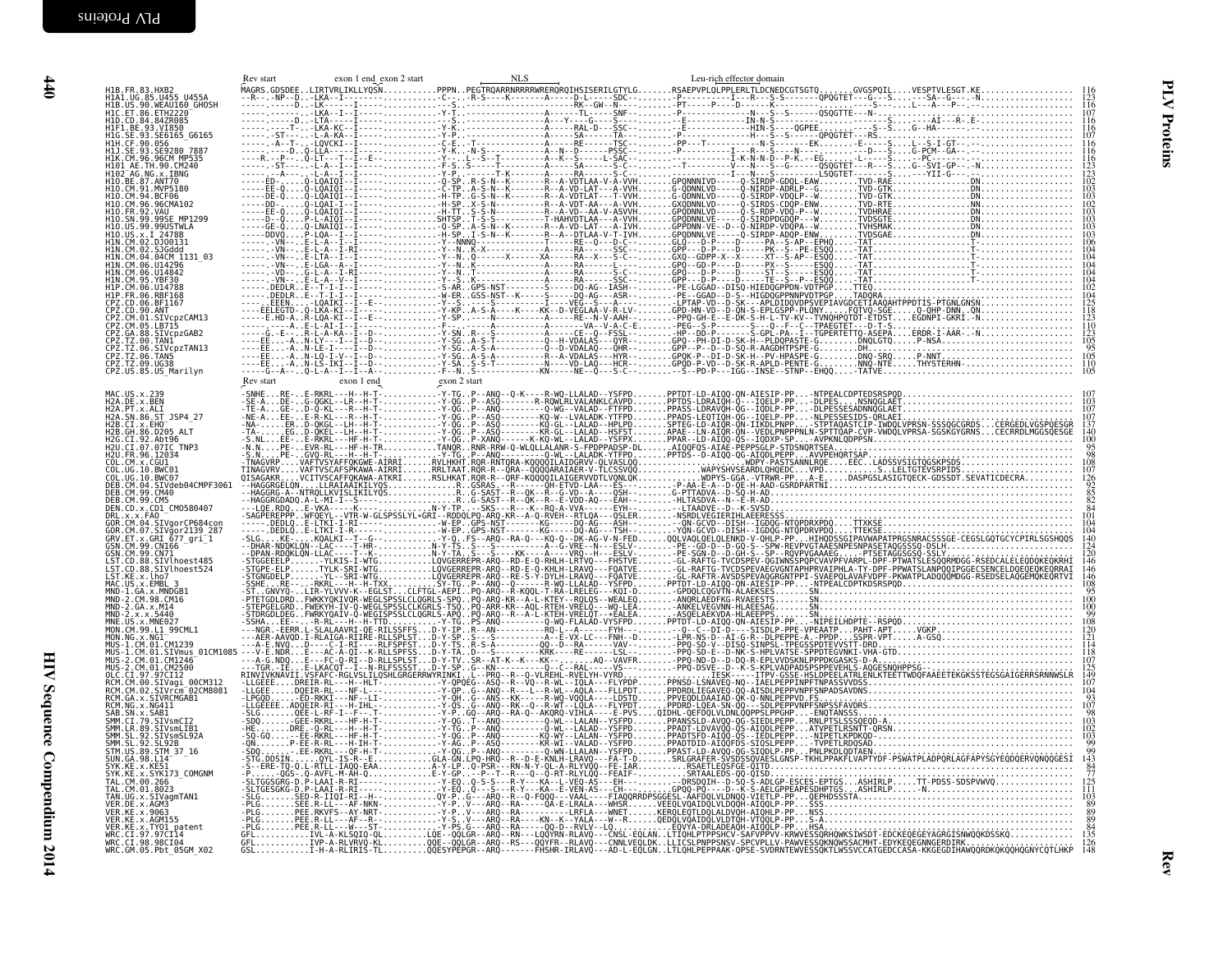```
                        Rev start        exon 1 end exon 2 start          NLS                            Leu-rich effector domain
H1B.FR.83.HXB2                MAGRS.GDSDEE..LIRTVRLIKLLYQSN...........PPPN..PEGTRQARRNRRRRWRERQRQIHSISERILGTYLG.......RSAEPVPLQLPPLERLTLDCNEDCGTSGTQ.......GVGSPQIL....VESPTVLESGT.KE..................  116
H1A1.UG.85.U455_U455A         123
H1B.US.90.WEAU160_GHOSH       116
H1C.ET.86.ETH2220             107
H1D.CD.84.84ZR085             116
H1F1.BE.93.VI850              116
H1G.SE.93.SE6165_G6165        107
H1H.CF.90.056                 116
H1J.SE.93.SE9280_7887         116
H1K.CM.96.96CM_MP535          116
H101_AE.TH.90.CM240           123
H102_AG.NG.x.IBNG             123
H1O.BE.87.ANT70               102
H1O.CM.91.MVP5180             103
H1O.CM.94.BCF06               103
H1O.CM.96.96CMA102            102
H1O.FR.92.VAU                 103
H1O.SN.99.99SE_MP1299         103
H1O.US.99.99USTWLA            103
H1O.US.x.I_2478B              103
H1N.CM.02.DJO0131             106
H1N.CM.02.SJGddd              104
H1N.CM.04.04CM_1131_03        104
H1N.CM.06.U14296              104
H1N.CM.06.U14842              104
H1N.CM.95.YBF30               104
H1P.CM.06.U14788              102
H1P.FR.06.RBF168              104
CPZ.CD.06.BF1167              125
CPZ.CD.90.ANT                 118
CPZ.CM.01.SIVcpzCAM13         123
CPZ.CM.05.LB715               110
CPZ.GA.88.SIVcpzGAB2          123
CPZ.TZ.00.TAN1                105
CPZ.TZ.06.SIVcpzTAN13          95
CPZ.TZ.06.TAN5                105
CPZ.TZ.09.UG38                110
CPZ.US.85.US_Marilyn          105

                        Rev start        exon 1 end        exon 2 start
MAC.US.x.239                  107
H2A.DE.x.BEN                  103
H2A.PT.x.ALI                  107
H2A.SN.86.ST_JSP4_27          107
H2B.CI.x.EHO                  137
H2B.GH.86.D205_ALT            140
H2G.CI.92.Abt96               100
H2U.CI.07.07IC_TNP3            95
H2U.FR.96.12034                98
COL.CM.x.CGU1                 108
COL.UG.10.BWC01               107
COL.UG.10.BWC07               126
DEB.CM.04.SIVdeb04CMPF3061     92
DEB.CM.99.CM40                 85
DEB.CM.99.CM5                  82
DEN.CD.x.CD1_CM0580407         84
DRL.x.x.FAO                   101
GOR.CM.04.SIVgorCP684con      104
GOR.CM.07.SIVgor2139_287      104
GRV.ET.x.GRI_677_gri_1        140
GSN.CM.99.CN166               124
GSN.CM.99.CN71                120
LST.CD.88.SIVlhoest485        146
LST.CD.88.SIVlhoest524        146
LST.KE.x.lho7                 146
MAC.US.x.EMBL_3               108
MND-1.GA.x.MNDGB1              95
MND-2.CM.98.CM16              100
MND-2.GA.x.M14                100
MND-2.x.x.5440                 99
MNE.US.x.MNE027               108
MON.CM.99.L1_99CML1           120
MON.NG.x.NG1                  121
MUS-1.CM.01.CM1239            114
MUS-1.CM.01.SIVmus_01CM1085   118
MUS-2.CM.01.CM1246            107
MUS-2.CM.01.CM2500            125
OLC.CI.97.97CI12              149
RCM.CM.00.SIVagi_00CM312      107
RCM.CM.02.SIVrcm_02CM8081     104
RCM.GA.x.SIVRCMGAB1            93
RCM.NG.x.NG411                107
SAB.SN.x.SAB1                  98
SMM.CI.79.SIVsmCI2            103
SMM.LR.89.SIVsmLIB1           102
SMM.SL.92.SIVsmSL92A          103
SMM.SL.92.SL92B                99
STM.US.89.STM_37_16            99
SUN.GA.98.L14                 143
SYK.KE.x.KE51                  84
SYK.KE.x.SYK173_COMGNM         77
TAL.CM.00.266                 125
TAL.CM.01.8023                111
TAN.UG.x.SIVagmTAN1           103
VER.DE.x.AGM3                  89
VER.KE.x.9063                  89
VER.KE.x.AGM155                89
VER.KE.x.TYO1_patent           84
WRC.CI.97.97CI14              135
WRC.CI.98.98CI04              126
WRC.GM.05.Pbt_05GM_X02        148
```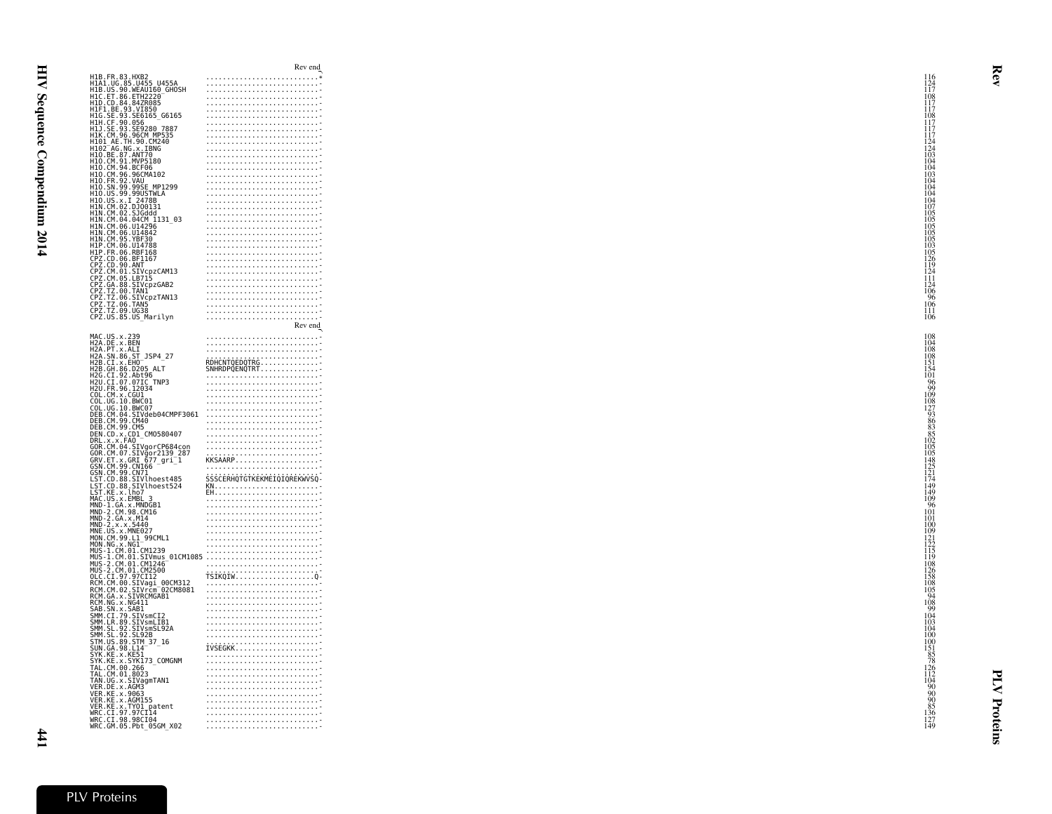Rev end

```
H1B.FR.83.HXB2              ..........................*   116
H1A1.UG.85.U455_U455A       ..........................-   124
H1B.US.90.WEAU160_GHOSH     ..........................-   117
H1C.ET.86.ETH2220           ..........................-   108
H1D.CD.84.84ZR085           ..........................-   117
H1F1.BE.93.VI850            ..........................-   117
H1G.SE.93.SE6165_G6165      ..........................-   108
H1H.CF.90.056               ..........................-   117
H1J.SE.93.SE9280_7887       ..........................-   117
H1K.CM.96.96CM_MP535        ..........................-   117
H101_AE.TH.90.CM240         ..........................-   124
H102_AG.NG.x.IBNG           ..........................-   124
H1O.BE.87.ANT70             ..........................-   103
H1O.CM.91.MVP5180           ..........................-   104
H1O.CM.94.BCF06             ..........................-   104
H1O.CM.96.96CMA102          ..........................-   103
H1O.FR.92.VAU               ..........................-   104
H1O.SN.99.99SE_MP1299       ..........................-   104
H1O.US.99.99USTWLA          ..........................-   104
H1O.US.x.I_2478B            ..........................-   104
H1N.CM.02.DJO0131           ..........................-   107
H1N.CM.02.SJGddd            ..........................-   105
H1N.CM.04.04CM_1131_03      ..........................-   105
H1N.CM.06.U14296            ..........................-   105
H1N.CM.06.U14842            ..........................-   105
H1N.CM.95.YBF30             ..........................-   105
H1P.CM.06.U14788            ..........................-   103
H1P.FR.06.RBF168            ..........................-   105
CPZ.CD.06.BF1167            ..........................-   126
CPZ.CD.90.ANT               ..........................-   119
CPZ.CM.01.SIVcpzCAM13       ..........................-   124
CPZ.CM.05.LB715             ..........................-   111
CPZ.GA.88.SIVcpzGAB2        ..........................-   124
CPZ.TZ.00.TAN1              ..........................-   106
CPZ.TZ.06.SIVcpzTAN13       ..........................-    96
CPZ.TZ.06.TAN5              ..........................-   106
CPZ.TZ.09.UG38              ..........................-   111
CPZ.US.85.US_Marilyn        ..........................-   106
```

Rev end

```
MAC.US.x.239                ..........................-   108
H2A.DE.x.BEN                ..........................-   104
H2A.PT.x.ALI                ..........................-   108
H2A.SN.86.ST_JSP4_27        ..........................-   108
H2B.CI.x.EHO                RDHCNTQEDQTRG.............-   151
H2B.GH.86.D205_ALT          SNHRDPQENQTRT.............-   154
H2G.CI.92.Abt96             ..........................-   101
H2U.CI.07.07IC_TNP3         ..........................-    96
H2U.FR.96.12034             ..........................-    99
COL.CM.x.CGU1               ..........................-   109
COL.UG.10.BWC01             ..........................-   108
COL.UG.10.BWC07             ..........................-   127
DEB.CM.04.SIVdeb04CMPF3061  ..........................-    93
DEB.CM.99.CM40              ..........................-    86
DEB.CM.99.CM5               ..........................-    83
DEN.CD.x.CD1_CMO580407      ..........................-    85
DRL.x.x.FAO                 ..........................-   102
GOR.CM.04.SIVgorCP684con    ..........................-   105
GOR.CM.07.SIVgor2139_287    ..........................-   105
GRV.ET.x.GRI_677_gri_1      KKSAARP...................-   148
GSN.CM.99.CN166             ..........................-   125
GSN.CM.99.CN71              ..........................-   121
LST.CD.88.SIVlhoest485      SSSCERHQTGTKEKMEIQIQREKWVSQ-  174
LST.CD.88.SIVlhoest524      KN........................-   149
LST.KE.x.lho7               EH........................-   149
MAC.US.x.EMBL_3             ..........................-   109
MND-1.GA.x.MNDGB1           ..........................-    96
MND-2.CM.98.CM16            ..........................-   101
MND-2.GA.x.M14              ..........................-   101
MND-2.x.x.5440              ..........................-   100
MNE.US.x.MNE027             ..........................-   109
MON.CM.99.L1_99CML1         ..........................-   121
MON.NG.x.NG1                ..........................-   122
MUS-1.CM.01.CM1239          ..........................-   115
MUS-1.CM.01.SIVmus_01CM1085 ..........................-   119
MUS-2.CM.01.CM1246          ..........................-   108
MUS-2.CM.01.CM2500          ..........................-   126
OLC.CI.97.97CI12            TSIKQIW..................Q-   158
RCM.CM.00.SIVagi_00CM312    ..........................-   108
RCM.CM.02.SIVrcm_02CM8081   ..........................-   105
RCM.GA.x.SIVRCMGAB1         ..........................-    94
RCM.NG.x.NG411              ..........................-   108
SAB.SN.x.SAB1               ..........................-    99
SMM.CI.79.SIVsmCI2          ..........................-   104
SMM.LR.89.SIVsmLIB1         ..........................-   103
SMM.SL.92.SIVsmSL92A        ..........................-   104
SMM.SL.92.SL92B             ..........................-   100
STM.US.89.STM_37_16         ..........................-   100
SUN.GA.98.L14               IVSEGKK...................-   151
SYK.KE.x.KE51               ..........................-    85
SYK.KE.x.SYK173_COMGNM      ..........................-    78
TAL.CM.00.266               ..........................-   126
TAL.CM.01.8023              ..........................-   112
TAN.UG.x.SIVagmTAN1         ..........................-   104
VER.DE.x.AGM3               ..........................-    90
VER.KE.x.9063               ..........................-    90
VER.KE.x.AGM155             ..........................-    90
VER.KE.x.TYO1_patent        ..........................-    85
WRC.CI.97.97CI14            ..........................-   136
WRC.CI.98.98CI04            ..........................-   127
WRC.GM.05.Pbt_05GM_X02      ..........................-   149
```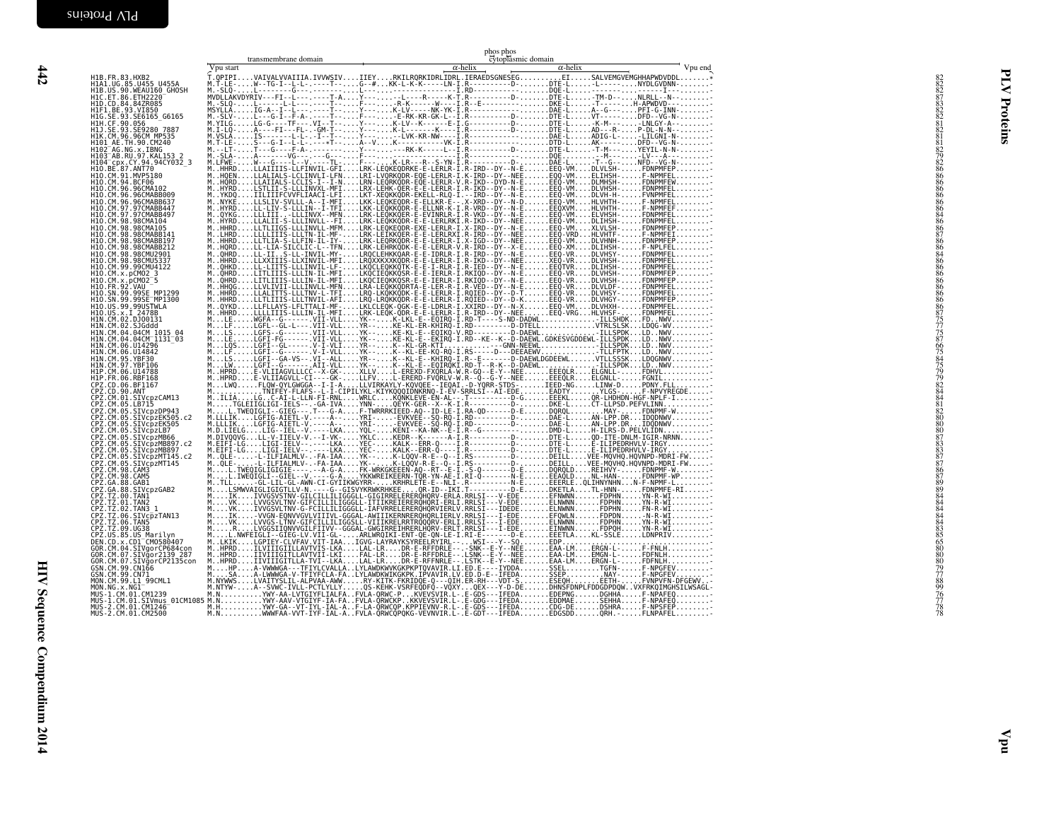```
                                                                                 phos phos
                              transmembrane domain                               cytoplasmic domain
                              Vpu start                                 α-helix                         α-helix               Vpu end
H1B.FR.83.HXB2                T.QPIPI....VAIVALVVAIIIA.IVVWSIV....IIEY....RKILRQRKIDRLIDRL.IERAEDSGNESEG...........EI.....SALVEMGVEMGHHAPWDVDDL.......*   82
H1A1.UG.85.U455_U455A         M.T-LE-....W--TG-I--L-L-.----T--....G--#...KK-L-K-R-----LN-I.R----------D-.......DTE-L......-L-----....NYDLGVDNN-.......-   82
H1B.US.90.WEAU160_GHOSH       M.-SLQ-....L-------G---.--------....L-------.-------------------I.RD-------------.......DQE-L......------...------I---.......-   82
H1C.ET.86.ETH2220             MVDLLAKVDYRIV---FI--L-.-----T-A....Y-------.--L----R----K-T.R-----------D-.......DTE-L......-TM-D-....NLRLL--N-.......-   87
H1D.CD.84.84ZR085             M.-SLQ-....L------L-L--.----T---....F-------.-R-K------W----I.R--E-----------.......DKE-L......-T-----...H-APWDVD---.......-   83
H1F1.BE.93.VI850              MSYLLA-....IG-A--I--L--.----T--....Y-------.K-LV-----NK-YK-I.R-----------.......DAE-L......A--G---....PFI-G-INN-.......-   82
H1G.SE.93.SE6165_G6165        M.-SLV-....L---G-I--F-A--.---T--....F-------.-E-RK-KR-GK-L--I.R-----------.......DTE-L......VT------...DFD--VG-N-.......-   82
H1H.CF.90.056                 M.YILG-....LG-G----TF---.VI--T--....Y-------.K-LV--K-----E-I.G----------D-.......DTE-L......-K-M---....-LNLGY-A--.......-   81
H1J.SE.93.SE9280_7887         M.I-LQ-....A----FI--FL-.-GM-T--....Y-------.K-L------K----I.R-----------D-.......DTE-L......AD---R-....P-DL-N-N-.......-   82
H1K.CM.96.96CM_MP535          M.VSLA-....IS-------L-.-I--T-....Y-------.-LVK-KR-NW----I.R-----------.......DAE-L......ADIG-L-....LILGNI-N-.......-   81
H101_AE.TH.90.CM240           M.T-LE-....S---G-I--L-L-.----+T-....A--V....K----------VK-I.R------------.......DTD-L......AK-----....DFD--VG-N-.......-   81
H102_AG.NG.x.IBNG             M.--LT-....T---G---F-A-.-------....Y-------.---RK-K-----L--I.R----------D-.......DTE-L......-T-M---....YEYIL-N-N-.......-   82
H103_AB.RU.97.KAL153_2        M.-SLA-....A-----VG----.----G----....F-------.--------------I.R-----------.......DQE........--M-----...-LV---A---.......-   79
H104_cpx.CY.94.94CY032_3      M.LFWE-....W---G----L--V.----TL-....F-------.K-LR---R--S-YN-I.R-----------.......DAE-L......-T--G----...NFD--VG-N-.......-   82
H10.BE.87.ANT70               M..HHRD....LLAIIIIS-LLFINVIL-GFI....LRK-LEQKEQDRKE-E-LERLR-I.R-IRD--DY--N-E.......EEQ-VM....DLVLSH-.....FDNPMFEP.......-   86
H10.CM.91.MVP5180             M..HQEN....LLAIIALS-LCILNVLI-LFN....LRI-LVQRKQDR-EQE-LERLR-I.R-IRD--DY--NEE.......EQQ-VM....ELIHSH-.....F-NPMFEL.......-   86
H10.CM.94.BCF06               M..HQRD....LLAIIALS-LCLIS-I--I-N....LRN-LEQRKQDR-EQE-LERLR-V.R-IKD--DYD-N-E.......EEQ-VM....DLMHSH-.....FDNPMFEW.......-   86
H10.CM.96.96CMA102            M..HYRD....LSTLII-S-LLLINVXL-MFI....LRX-LEHK-QER-E-E-LERLR-I.R-IKD--DY--N-E.......EEQ-VM....DLVHSH-.....FDNPMFEL.......-   86
H10.CM.96.96CMABB009          M..YKDQ....IILIIIFCVVFLIAACI-LFI....LKT-XEQKKQDR-EKELL-RLQ-I.--IRD--DY--N-E.......EEQ-VM....DLVH-H-.....FVNPMFEL.......-   86
H10.CM.96.96CMABB637          M..NYKE....LLSLIV-SVLLL-A--I-MFI....LKK-LEQKEQDR-E-ELLKR-E-.X-XRD--DY--N-D.......EEQ-VM....HLVHTH-.....F-NPMFEL.......-   86
H10.CM.97.97CMABB447          M..HYRD....LL-LIV-S-LLLIN--I-TFI....LKK-LEQKKQDR-E-E-ELLNR-K-I.R-VRD--DY--N-E.......EEQXVM....HLVHTH-.....F-NPMFEF.......-   86
H10.CM.97.97CMABB497          M..QYKG....LLLIII.-.LLLINVX--MFN....LRK-LEQKKQER-E-E-EVINRLR-I.R-VKD--DY--N-E.......EEQ-VM....ELVHSH-.....FDNPMFEL.......-   84
H10.CM.98.98CMA104            M..HYRD....LLALII-S-LLLINVLL--FI....LRK-LEQKKQDR-E-E-LERLRKI.R-IKD--DY--NEE.......EEQ-VM....DLIHSH-.....FDNPMFEL.......-   86
H10.CM.98.98CMA105            M..HHRD....LLTLIIGS-LLLINVLL-MFM....LRK-LEQKEQDR-EXE-LERLR-I.X-IRD--DY--N-E.......EEQ-VM....XLVLSH-.....FDNPMFEP.......-   86
H10.CM.98.98CMABB141          M..LHRD....LLLLIITS-LLLTN-IL-MF-....LRK-LEIKKQER-E-E-LERLRXI.R-IRD--DY--N-E.......EEQ-VRD...HLVHTF-.....F-NPMFEI.......-   87
H10.CM.98.98CMABB197          M..HHRD....LLTLIA-S-LLFIN-IL-IY-....LRK-LEQRKQDR-E-E-LERLR-I.X-IGD--DY--NEE.......EEQ-VM....DLVHNH-.....FDNPMFEP.......-   86
H10.CM.98.98CMABB212          M..HQRD....LL-LIA-SILCLIC-L--TFN....LRK-LEHRKQDK-E-E-LERLR-V.R-IRD--DY--X-E.......EEQ-XM....DLIHSH-.....F-NPLFEL.......-   86
H10.CM.98.98CMU2901           M..QHRD....LL-II..S-LL-INVIL-MY-....LRQCLEHKKQAR-E-E-IDRLR-I.R-IRD--DY--N-E.......EEQ-VR....DLVHSY-.....FDNPMFEL.......-   84
H10.CM.98.98CMU5337           M..HHRD....LLXXIIIS-LLXINVIL-MFI....LRQXXXXKQDR-E-E-LERLR-I.R-IKD--DY--NEE.......XEQ-VR....DLVHSH-.....FDNPMFEL.......-   86
H10.CM.99.99CMU4122           M..QHKD....LL-LIITS-LLLINVIL-LF-....LKQCLEQKKQTK-E-E-I-RLR-I.R-IED--DY--N-E.......EEQTVR....DLIHSH-.....FDNPMFEL.......-   86
H10.CM.x.pCMO2_3              M..QHRD....LITLIIIS-LLLINVIL-MFI....LKQCIEQKKQSR-E-E-IERLR-I.RKIQD--DY--N-E.......EEQ-VR....DLVHSH-.....FDNPMFEL.......-   86
H10.CM.x.pCMO2_5              M..QHRD....LITLIIIS-LLLINIL-MFI....LKQCIEQKKQSR-E-E-IERLR-I.RKIQD--DY--N-E.......EEQ-VR....DLVHSH-.....FDNPMFEP.......-   86
H10.FR.92.VAU                 M..HHQG....LLVLVIII-LLLINVIL-MFN....LRA-LEQKKQDRTA-E-LERLR-I.R-VED--DY--N-E.......EEQ-VR....DLVLDF-.....FDNPMFEL.......-   86
H10.SN.99.99SE_MP1299         M..HHRD....LLALITTS-LLLTNV-L-TFI....LRQ-LKQKKQDK-E-E-LERLR-I.RQIED--DY--D-T.......EEQ-VR....DLVHSY-.....FDNPMFEL.......-   86
H10.SN.99.99SE_MP1300         M..HHRD....LLTLIITS-LLLINVIL-AFI....LRQ-LKQKKQDR-E-E-LERLR-I.RQIED--DY--D-K.......EEQ-VR....DLVHGY-.....FDNPMFEP.......-   86
H10.US.99.99USTWLA            M..QYKD....LLFLLAYS-LFLTTALI-MF-....LKLCLEQK-QGK-E-E-LERLR-I.XXIRD--DY--N-X.......EEQ-VM....DLVHXH-.....FDNPMFEL.......-   86
H10.US.x.I_2478B              M..HHRD....LLLLIIS-LLLIN-IL-MFI....LRK-LEQK_QDR-E-E-LERLR-I.R-IRD--DY--NEE.......EEQ-VRG...HLVHSF-.....FDNPMFEL.......-   87
H1N.CM.02.DJO0131             M...LKE....WGFA--G------VII-VLL....YK------K-LKL-E--EQIRQ-I.RD-T----S-ND-DADWL..............ILLSHDK...FD..NWV........-   75
H1N.CM.02.SJGddd              M...LF.....LGFL--GL-L---VI-VLL....YR------KE-KL-ER-KHIRQ-I.RD---------D-DTELL...............VTRLSLSK...LDQG-WV........-   77
H1N.CM.04.04CM_1015_04        M...LS.....LGFS--G------VII-VLL....YK------KE-KL-E--EQIKQ-V.RD----------D-DAEWL..............-ILLSPDK...LD..NWV........-   75
H1N.CM.04.04CM_1131_03        M...LE.....LGFI-FG------VII-VLL....YK------KE-KL-E--EKIRQ-I.RD--KE--K--D-DAEWL.GDKESVGDDEWL-ILLSPDK...LD..NWV........-   87
H1N.CM.06.U14296              M...QS.....LGFI--GL-----V-I-VLL....XR------K--KL-GR-KTI..............-GNN-NEEWL..............-ILLSPDK...LD..NWV........-   66
H1N.CM.06.U14842              M...LF.....LGFI--G------V-I-VLL....YK------K--KL-EE-KQ-RQ-I.RS-----D---DEEAEWV..............-TLLFPTK...LD..NWV........-   75
H1N.CM.95.YBF30               M...LS.....LGFI--GA-VS--VI--ALL....YR------K--KL-E--KHIRQ-I.R--E------D-DAEWLDGDEEWL......VTLLSSSK...LDQGNWV........-   84
H1N.CM.97.YBF106              M...LW.....LGFI--G-T----AII-VLL....YK------K--KL-E--EQIRQKI.RD-T---R-K---D-DAEWL...............-ILLSPDK...LD..NWV........-   75
H1P.CM.06.U14788              M..HPRD....E-VLIIAGVLLLCC--X-GK-....XLLV....L-EREXD-FXQRLA-W.R-GQ--E-Y--NEE.......EEEQLR.....ELGNLL-.....FDHVL..........-   79
H1P.FR.06.RBF168              M..HPRD....E-VLIIAGVLL-CI----GK-....LLFV....L-ERERD-FVQRLV-W.R--Q--G-Y--NEE.......EEEQLR.....ELGNLL-.....FGNIL..........-   79
CPZ.CD.06.BF1167              M...LWQ.....FLQW-QYLGWGGA-I-I-A....LLVIRKAYLY-KQVQEE--IEQAI.-D-YQRR-STDS-.......IEED-NG.....LINW-D.....PDNY.FLL.......-   82
CPZ.CD.90.ANT                 M..........TNIFEY-FLAFS--L-I-CIPILYKL-KIYKQQQIDNKRNQ-I-EV-SRRLSI--AI-EDE.......EADTY.......YLGS-.....F-NPVYREGDE.....-   84
CPZ.CM.01.SIVcpzCAM13         M.ILIA....LG..C-AI-L-LLN-FI-RNL....WRLC.....KQNKLEVE-EN-AL--.T---------D-G.......EEEKL......QR-LHDHDN-HGF-NPLF-I........-   84
CPZ.CM.05.LB715               M.....TGLEIIGLIGI-IELS----GA-IVA....YNN.....QEYK-GER---X--K-I.R----------D-.......DKE-L.......CT-LLPSD.PEFVLINN.........-   81
CPZ.CM.05.SIVcpzDP943         M....L.TWEQIGLI--GIEG----.T---G-A....F-TWRRRKIEED-AQ--ID-LE-I.RA-QD------D-E.......DQRQL.......MAY-.....FDNPMF-W.......-   82
CPZ.CM.05.SIVcpzEK505.c2      M.LLLIK....LGFIG-AIETL-V.----A--.....YRI-.....-EVKVEE--SQ-RQ-I.RD----------D-.......DAE-L......AN-LPP.DR...IDQDNWV........-   80
CPZ.CM.05.SIVcpzEK505         M.LLLIK....LGFIG-AIETL-V.----A--.....YRI-.....-EVKVEE--SQ-RQ-I.RD----------D-.......DAE-L......AN-LPP.DR...IDQDNWV........-   80
CPZ.CM.05.SIVcpzLB7           M.D.LIELG....LIG--IEL--V.----LKA....YQL-.....KENI--KA-NK--E-I.R--G----------.......DMD-L......H-ILRS-D.PELVLIDN.........-   80
CPZ.CM.05.SIVcpzMB66          M.DIVQQVG....LL-V-IIELV-V.--I-VK-....YKLC.....KEDR--K-----A-I.R----------D-.......DTE-L......QD-ITE-DNLM-IGIR-NRNN.......-   87
CPZ.CM.05.SIVcpzMB897.c2      M.EIFI-LG....LIGI-IELV-.----LKA....YEC-.....KALK--ERR-Q----I.R----------D-.......DTE-L......E-ILIPEDRHVLV-IRGY.........-   83
CPZ.CM.05.SIVcpzMB897         M.EIFI-LG....LIGI-IELV-.----LKA....YEC-.....KALK--ERR-Q----I.R----------D-.......DTE-L......E-ILIPEDRHVLV-IRGY.........-   83
CPZ.CM.05.SIVcpzMT145.c2      M...QLE-....-L-ILFIALMLV-.-FA-IAA....YK-----.K-LQQV-R-E--Q--I.RS-----------D-.......DEILL......VEE-MQVHQ.HQVNPD-MDRI-FW.....-   87
CPZ.CM.05.SIVcpzMT145         M...QLE-....-L-ILFIALMLV-.-FA-IAA....YK-----.K-LQQV-R-E--Q--I.RS-----------D-.......DEILL......VEE-MQVHQ.HQVNPD-MDRI-FW.....-   87
CPZ.CM.98.CAM3                M....L.TWEQIGLIGIGIE----.--A-G-A....FK-WRKGKEEEN-AQ--RT--E-I.-S-Q-------D-E.......DQRQLD.....REIHVY-.....FDNPMF-W.......-   86
CPZ.CM.98.CAM5                M....L.IWEQIGLI--GIEL--V.----G-A....YKKWREIKEERN-TQR-YN-AE-I.RI-Q--------N-E.......EEAQLD.....NL-HAN-.....FDNPMF-WP......-   87
CPZ.GA.88.GAB1                M..TLL......-GL-LIL-GL-AWN-CI-GYIIKWGYRR-....KRHRLETE-E--NLI-.R---------N-E.......EEERLE..QLIHNYNHN..N-F-NPMF-L........-   89
CPZ.GA.88.SIVcpzGAB2          M....LSMWVAIGLIGIGTLLV-N.----G--GISVYKRWKRHKEE....QR-ID--IKI.T---------D-E.......DKETLA.....TL-HNN-.....FDNPMFE-RI.......-   89
CPZ.TZ.00.TAN1                M....IK.....IVVGSVSTNV-GILCILLILIGGGLL-GIGIRRELERERQHQRV-ERLA.RRLSI---V-EDE.......EFNWNN......FDPHN.....YN-R-WI.........-   84
CPZ.TZ.01.TAN2                M....VK.....IVVGSVLTNV-GIFCILLILIGGGLL-ITIIKRELERERQHQRI-ERLI.RRLSI---V-EDE.......ELNWNN......FDPHN.....YN-R-WI.........-   84
CPZ.TZ.02.TAN3_1              M....VK.....IVVGSVLTNV-G-FCILLILIGGGLL-IAFVRRELERERQHQRVIERLV.RRLSI---IDEDE.......ELNWNN......FDPHN.....FN-R-WI.........-   84
CPZ.TZ.06.SIVcpzTAN13         M....IK.....-VVGN-EQNVVGVLVIIIVL-GGGAL-AWIIIKERNRERQHQRLIERLV.RRLSI---V-EDE.......EFQWLN......FDPDN.....-N-R-WI.........-   84
CPZ.TZ.06.TAN5                M....VK.....LVVGS-LTNV-GIFCILLILIGGSLL-VIIIKRELRRTRQQQRV-ERLI.RRLSI---I-EDE.......ELNWNN......FDPHN.....YN-R-WI.........-   84
CPZ.TZ.09.UG38                M.....R.....LVGGSIIQNVVGILFIIVV--GGGAL-GWGIRREIHRERLHQRV-ERLT.RRLSI---I-EDE.......EINWNN......FDPQH.....YN-R-WI.........-   83
CPZ.US.85.US_Marilyn          M....L.NWFEIGLI--GIEG-LV.VII-GL-....ARLWRQIKI-ENT-QE-QN-LE-I.RI-E---------D-E.......EEETLA.....KL-SSLE.....LDNPRIV.........-   85
DEN.CD.x.CD1_CM0580407        M..LKIK....LGPIEY-CLVFAV.VIT-IAA....IGVG-LAYRAYKSYREELRYIRL-----WSI---Y--SQ.......EDP.........................................-   65
GOR.CM.04.SIVgorCP684con      M..HPRD....ILVIIIGIITLAVTVIS-LKA....LAL-LR....DR-E-RFFDRLE-.-SNK--E-Y--NEE.......EAA-LM.....ERGN-L-.....F-FNLH...........-   80
GOR.CM.07.SIVgor2139_287      M..HPRD....IIVIIIGITLLAVTVII-LKI....FAL-LR....DR-E-RFFDRLE-.LSNK--E-Y--NEE.......EAA-LM.....EMGN-L-.....FDFNLH...........-   80
GOR.CM.07.SIVgorCP2135con     M..HPRD....IIVIIIGITLLA-TVI--LKA....LAL-LR....DR-E-RFFNRLE-.LSTK--E-Y--NEE.......EAA-LM.....ERGN-L-.....FDFNLH...........-   80
GSN.CM.99.CN166               M....HP....A-VWWWGA---TFIYLCVALLA..LYLAWDKWVKGKPKPTQVAVIR.LI.ED.E----IYDDA.......SSEL........TGFN-.....F-NPGFEV.........-   79
GSN.CM.99.CN71                M....SA....A-LWWWGA-V-TFIYFCLA-FA..LYLAWDKWIKGKPK.IPVAVIR.LV.ED.D-E--IFEDA.......SSEP........NAY-.....F-NPGFEV.........-   77
MON.CM.99.L1_99CML1           M.NYWWS....LVAITYSLIL-ALPVAA-AWW.....RY-KITK-FKRIDQE-Q---QIH.ER-RH---VDT-S.......ESEQH.......EETH-.....FVNPVFN-DFGEWV.....-   88
MON.NG.x.NG1                  M.NTYW-....A--SVWC-IVLL-PCTLYLLY....QS-KEHK-VSRFEQDFQ--VQXY...QEX---Y-D-DE.......DHNSFDNPLFDDGDPDQW..VXFRKQIMGHSILWSAGL-   99
MUS-1.CM.01.CM1239            M.N..........YWY-AA-LVTGIYFLIALFA..FVLA-QRWC-P...KVEVSVIR.L-.E-GDS---IFEDA.......EDEPNG.......DGHHA.....F-NPAFEQ.........-   76
MUS-1.CM.01.SIVmus_01CM1085   M.N..........YWY-AAV-VTGIYF-IA-FA..FVLA-QRWCKP..KKVEVSVIR.L-.E-GDG---IFEDA.......EDDMAE.......SEHHA.....F-NPAFEQ.........-   77
MUS-2.CM.01.CM1246            M.H..........YWY-GA--VT-IYL-IAL-A..F-LA-QRWCQP.KPPIEVNV-R.L-.E-GDS---IFEDA.......CDG-DE.......DSHRA.....F-NPSFEP.........-   78
MUS-2.CM.01.CM2500            M.N..........WWWFAA-VVT-IYF-IAL-A..FVLA-QRWCQPQKG-VEVNVIR.L-.E-GDT---IFEDA.......EDGSDD.......QRH.-.....FLNPAFEL.........-   78
```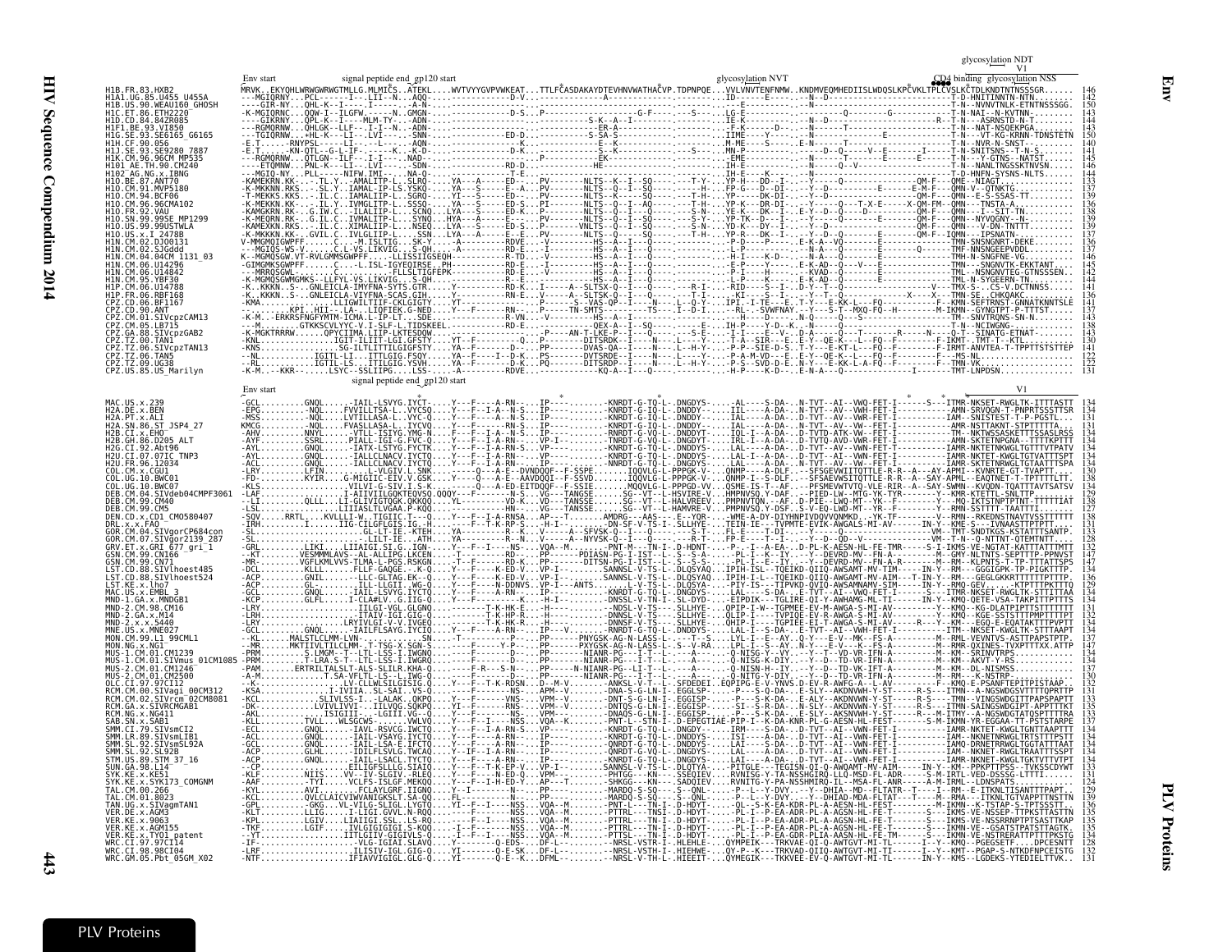# Env

## PLV Proteins

```
                                    Env start         signal peptide end gp120 start                                   glycosylation NVT          CD4 binding  glycosylation NSS   glycosylation NDT
                                                                                                                                                                                        V1
H1B.FR.83.HXB2                      MRVK..EKYQHLWRWGWRWGTMLLG.MLMICS..ATEKL....WVTVYYGVPVWKEAT...TTLFCASDAKAYDTEVHNVWATHACVP.TDPNPQE....VVLVNVTENFNMW..KNDMVEQMHEDIISLWDQSLKPCVKLTPLCVSLKCTDLKNDTNTNSSSGR......   146
H1A1.UG.85.U455_U455A                                                                                                                                                                        142
H1B.US.90.WEAU160_GHOSH                                                                                                                                                                      150
H1C.ET.86.ETH2220                                                                                                                                                                            143
H1D.CD.84.84ZR085                                                                                                                                                                            144
H1F1.BE.93.VI850                                                                                                                                                                             143
H1G.SE.93.SE6165_G6165                                                                                                                                                                       150
H1H.CF.90.056                                                                                                                                                                                140
H1J.SE.93.SE9280_7887                                                                                                                                                                        141
H1K.CM.96.96CM_MP535                                                                                                                                                                         145
H101_AE.TH.90.CM240                                                                                                                                                                          146
H102_AG.NG.x.IBNG                                                                                                                                                                            144
H1O.BE.87.ANT70                                                                                                                                                                              133
H1O.CM.91.MVP5180                                                                                                                                                                            137
H1O.CM.94.BCF06                                                                                                                                                                              139
H1O.CM.96.96CMA102                                                                                                                                                                           136
H1O.FR.92.VAU                                                                                                                                                                                138
H1O.SN.99.99SE_MP1299                                                                                                                                                                        136
H1O.US.99.99USTWLA                                                                                                                                                                           139
H1O.US.x.I_2478B                                                                                                                                                                             137
H1N.CM.02.DJO0131                                                                                                                                                                            136
H1N.CM.02.SJGddd                                                                                                                                                                             137
H1N.CM.04.04CM_1131_03                                                                                                                                                                       146
H1N.CM.06.U14296                                                                                                                                                                             145
H1N.CM.06.U14842                                                                                                                                                                             142
H1N.CM.95.YBF30                                                                                                                                                                              144
H1P.CM.06.U14788                                                                                                                                                                             141
H1P.FR.06.RBF168                                                                                                                                                                             136
CPZ.CD.06.BF1167                                                                                                                                                                             141
CPZ.CD.90.ANT                                                                                                                                                                                137
CPZ.CM.01.SIVcpzCAM13                                                                                                                                                                        133
CPZ.CM.05.LB715                                                                                                                                                                              138
CPZ.GA.88.SIVcpzGAB2                                                                                                                                                                         143
CPZ.TZ.00.TAN1                                                                                                                                                                               130
CPZ.TZ.06.SIVcpzTAN13                                                                                                                                                                        141
CPZ.TZ.06.TAN5                                                                                                                                                                               122
CPZ.TZ.09.UG38                                                                                                                                                                               122
CPZ.US.85.US_Marilyn                                                                                                                                                                         131

                                    Env start         signal peptide end gp120 start                                                                                                    V1

MAC.US.x.239                                                                                                                                                                                 134
H2A.DE.x.BEN                                                                                                                                                                                 134
H2A.PT.x.ALI                                                                                                                                                                                 134
H2A.SN.86.ST_JSP4_27                                                                                                                                                                         131
H2B.CI.x.EHO                                                                                                                                                                                 134
H2B.GH.86.D205_ALT                                                                                                                                                                           134
H2G.CI.92.Abt96                                                                                                                                                                              134
H2U.CI.07.07IC_TNP3                                                                                                                                                                          134
H2U.FR.96.12034                                                                                                                                                                              134
COL.CM.x.CGU1                                                                                                                                                                                130
COL.UG.10.BWC01                                                                                                                                                                              138
COL.UG.10.BWC07                                                                                                                                                                              134
DEB.CM.04.SIVdeb04CMPF3061                                                                                                                                                                   129
DEB.CM.99.CM40                                                                                                                                                                               138
DEB.CM.99.CM5                                                                                                                                                                                127
DEN.CD.x.CD1_CMO580407                                                                                                                                                                       138
DRL.x.x.FAO                                                                                                                                                                                  131
GOR.CM.04.SIVgorCP684con                                                                                                                                                                     133
GOR.CM.07.SIVgor2139_287                                                                                                                                                                     128
GRV.ET.x.GRI_677_gri_1                                                                                                                                                                       132
GSN.CM.99.CN166                                                                                                                                                                              147
GSN.CM.99.CN71                                                                                                                                                                               145
LST.CD.88.SIVlhoest485                                                                                                                                                                       137
LST.CD.88.SIVlhoest524                                                                                                                                                                       136
LST.KE.x.lho7                                                                                                                                                                                129
MAC.US.x.EMBL_3                                                                                                                                                                              134
MND-1.GA.x.MNDGB1                                                                                                                                                                            134
MND-2.CM.98.CM16                                                                                                                                                                             131
MND-2.GA.x.M14                                                                                                                                                                               132
MND-2.x.x.MND2                                                                                                                                                                               134
MNE.US.x.MNE027                                                                                                                                                                              134
MON.CM.99.L1_99CML1                                                                                                                                                                          137
MON.NG.x.NG1                                                                                                                                                                                 147
MUS-1.CM.01.CM1239                                                                                                                                                                           134
MUS-1.CM.01.SIVmus_01CM1085                                                                                                                                                                  133
MUS-2.CM.01.CM1246                                                                                                                                                                           137
MUS-2.CM.01.CM2500                                                                                                                                                                           130
OLC.CI.97.97CI12                                                                                                                                                                             132
RCM.CM.00.SIVagi_00CM312                                                                                                                                                                     131
RCM.CM.02.SIVrcm_02CM8081                                                                                                                                                                    131
RCM.GA.x.SIVRCMGAB1                                                                                                                                                                          133
RCM.NG.x.NG411                                                                                                                                                                               135
SAB.SN.x.SAB1                                                                                                                                                                                137
SMM.CI.79.SIVsmCI2                                                                                                                                                                           134
SMM.LR.89.SIVsmLIB1                                                                                                                                                                          134
SMM.SL.92.SIVsmSL92A                                                                                                                                                                         134
SMM.SL.92.SL92B                                                                                                                                                                              134
STM.US.89.STM_37_16                                                                                                                                                                          134
SUN.GA.98.L14                                                                                                                                                                                137
SYK.KE.x.KE51                                                                                                                                                                                131
SYK.KE.x.SYK173_COMGNM                                                                                                                                                                       124
TAL.CM.00.266                                                                                                                                                                                129
TAL.CM.01.8023                                                                                                                                                                               139
TAN.UG.x.SIVagmTAN1                                                                                                                                                                          136
VER.DE.x.AGM3                                                                                                                                                                                135
VER.KE.x.9063                                                                                                                                                                                135
VER.KE.x.AGM155                                                                                                                                                                              134
VER.KE.x.TYO1_patent                                                                                                                                                                         134
WRC.CI.97.97CI14                                                                                                                                                                             128
WRC.CI.98.98CI04                                                                                                                                                                             132
WRC.GM.05.Pbt_05GM_X02                                                                                                                                                                       131
```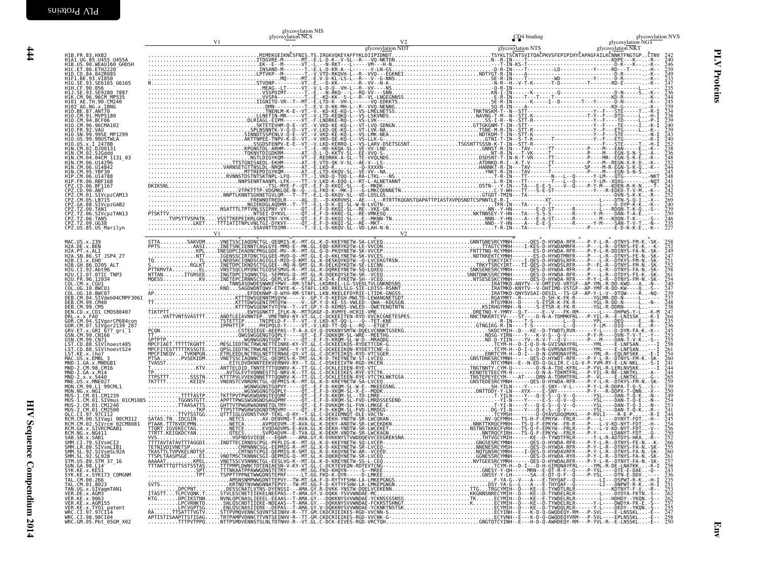```
                                        glycosylation NIS
                                      glycosylation NCS                                              CD4 binding                                  glycosylation NVS
                         V1                                                   V2                    ● ●                        glycosylation NGT
                                                               glycosylation NDT              glycosylation NTS            glycosylation NKT

H1B.FR.83.HXB2          ....................................MIMEKGEIKNCSFNIS.TS.IRGKVQKEYAFFYKLDIIPIDNDT.........................TSYKLTSCNTSVITQACPKVSFEPIPIHYCAPAGFAILKCNNKTFNGTGP.CTNV  242
H1A1.UG.85.U455_U455A   ....................................ITDGVRE-M------MT.-E.L-D-K--V-SL--R---VQ-NKTDN.......................N--R-IN----T------------------------------KDPE---K----R--  240
H1B.US.90.WEAU160_GHOSH  ....................................EK--E--M------VT.-L.--N-RKT---L-----VM---H-N...........................--T-IN-KS-T---------------------------------D-K---K----K--  246
H1C.ET.86.ETH2220       ....................................INSAND-M------T.-E.L-D-KR-A--L----V-LN-GS..........................-D-R-IN----T-----------LD------------Y-----RD---T-----H--  239
H1D.CD.84.84ZR085       ....................................LPTVKP--M------T.-V.VTD-RKQVH-L--R--VVQ--EGKNEI...................NDTYGT-R-IN----A---------------------------D-R-------K--  249
H1F1.BE.93.VI850        ........................................MQ----MT.-E.V-D-KL-LS-L--R---V--G-NNS..........................SE-R-IN----T---------WD-----------Y-----RD---T-----K--  233
H1G.SE.93.SE6165_G6165  N...................................STVDNP-----VT.-E.--D-KK--------R--VV--N-A...........................-N-R--H--V-T-K-----T-D------------T------RD-E-----L--K--  247
H1H.CF.90.056           ....................................MEAG--LT-----VT.-V.L-D-Q--VH-L--R--VV----NS...........................-Q-R-IN-------------------------------------------------  235
H1J.SE.93.SE9280_7887   ....................................VSSPDIMT------T.-E.--N-RKQ---L--RQ-VV---SNN..........................KN-I-IN----K------Q----------------D-N-----S.-K--  236
H1K.CM.96.96CM_MP535    ....................................VVSPA-----------T.-E.-KD-KK--S--L--VL-LNGEGNNSS.....................SE-R-IN----T---T----T-----------------KD-R-------K--  244
H101_AE.TH.90.CM240     ....................................IIGNITD-VR--T--MT.-E.LTD-K--VH-L------VQ-EDKKTS......................SE-R-IN-----K-----I--D------T----Y------D-N-------K--  245
H102_AG.NG.x.IBNG       ....................................DMN-------------T.-E.V-D-KK-MH-L--R--VVQ-NENNG..........................SQ-R-IN----A-------------------------KD-G-------K--  239
H1O.BE.87.ANT70         ....................................TNENLM-K-E--VT.-V.LKD-KE-KQ-L--VS-LMELNETSS.....................TNKTNSKM-T--N--STT-------------------Y--F---STE-----T.-H-I  234
H1O.CM.91.MVP5180       ....................................LLNETIN-MR-----VT.-V.LTD-KEQKQ-L--VS-LSKVNDS.......................NAVNG-T-M--N--STI-K------------T-Y--F---DTD------L.-H-I  238
H1O.CM.94.BCF06         ....................................DLRIAGL-EIPM-----VT.-F.LNDRKE-RQ-L--VS-LVK-...........................SS-I-R--N--STT-R-----------------Y--F---TD------T.-H-I  239
H1O.CM.96.96CMA102      ....................................SKTETEVHM-Q-E--VT.-V.VKD-KE-KQ-L--VT-LVQ-SDNGN......................GTTGKGNM-T--N--STT-K------------------Y--F---TE------I.-K-I  240
H1O.FR.92.VAU           ....................................SPLNSNNTK-V-Q-D--VT.-V.LKD-QE-KQ-L--VT-LVK-NA.......................TSNE-M-R-IN--STT-R-----------------Y--F---ETG-----L.-K--  239
H1O.SN.99.99SE_MP1299   ....................................SINNDTSSPENLV-Q-E--VT.-V.VKD-KE-KQ-L--VS-LMK-NEA.....................NDTKDM-T-IN--STT-K-----------------Y--F---STE--------N-I  243
H1O.US.99.99USTWLA      ....................................AKTTNPEE-TNPV-K-D--VT.-V.VKD-QE-KQ-L--VS-LLK-G........................GTNI-T-IN--S-T-K------T------------Y--F---ETG-------K-I  240
H1O.US.x.I_2478B        ....................................SSGDSFENPV-E-E--VT.-V.LKD-KERRQ-L--VS-LARV-DSETSGSNT.............TSGSNTTSSSN-K-T-IN--STT-R-----------------------STE-----T.-H-I  252
H1N.CM.02.DJO0131       ....................................KPGNGTDL-ARHM-------T.-E.-HD-KKQA-SL--VE-VV-LND.......................GNNST-R-IN--TAV-------TT------------P----M---EAN-----E.-K--  238
H1N.CM.02.SJGddd        ....................................TQKNVTDIGDKRM-----AT.-D.L-D-KKTV-SL--EE-VVQ-S........................NT-R-IN--T-VK-------T-------------P----M---EGN-S-N-S.-A--  236
H1N.CM.04.04CM_1131_03  ....................................NGTLDIGYKQM------VT.-E.REDRKK-A-SL--TE-VVQLNDS......................DSDSNT-T-IN-K-T-VR-----TT------------P----MR--EGN-S-K-E.-K--  248
H1N.CM.06.U14296        ....................................TTSTGNISAEDL-EKHM------AT.-E.VTD-QK-V-SL--AE-V--LS-....................ATDNKD-R-I--X-T-V-------TT------------P----M--REGN-X-K-D.-K--  252
H1N.CM.06.U14842        ....................................VARNSETGTTNSLDL-NRQM-------AT.-E.LKD-K-------Q-XXXXN-....................HANNKT-R-IN--TAV-------T--------------SP----M-R-EGN-S-K-Q.-K--  244
H1N.CM.95.YBF30         ....................................MTTREPDIGYKQM-------AT.-E.LTD-KKQV-SL--VE-VV--NA......................YNKT-R-IN--TAV-------T-------------P-----M---EGN-S-N-S.-K--  245
H1P.CM.06.U14788        ....................................RVNNSTDSTNTSKTNPL-LFQ--T-TT.-I.VKD-Q-TQQ-L--RA-LTKL---NS.....................-T-IN--T--------------N---L--Q-----Y-LM---QTG-------NKT  248
H1P.FR.06.RBF168        ....................................NNPSENRTAANPL-LFK----TT-TT.-V.LKD-K-EQQ-L--RT-L-ALNETANNT....................L-R-IN--T--------T-----L--Q-----Y-LM--XQXG-------NQT  241
CPZ.CD.06.BF1167        DKIKSNL.............................TSL-MYE-F--QT.-E.F-D-KKQI-SL---E--MKDK-......................DSTN---Y-IN---TA---E-E-S----V--Q---P-Y-M---KDEN-R-K-N.--T-  243
CPZ.CD.90.ANT           ....................................VTPKTTTP-VDGMKLQE-N--Q-.G.FKD-K--MK-I---G-LMKCQDNNETN.....................NT-R-IN---TT----S-E-ST-------------Y---R-EDED-T-V-M.-K--  242
CPZ.CM.01.SIVcpzCAM13   ....................................NNPTLKNNTSGKNETGVLQM---T-TT.-L.LKD-KKQV-SL--VD-LQSLGS.......................GTGDT-TMIN---TA-------------------------DVN-S-K-K.-R--  252
CPZ.CM.05.LB715         ....................................FREWNDTREDLR----AG.-D.--D-KKRVHSL--AE---L--RTRTTKQGNSTQAPATTPIASTXVPDSNDTCSPNNTLE-R-I----------------XT-------------L-----DTN-S-Q-I.-X--  269
CPZ.GA.88.SIVcpzGAB2    ....................................NGIEKDGLAQDMR---T-TT.-L.L-K-QI-SL-W-N-LVGTN-........................TFR-IN---TA------T-------------L-----D-DYP-K-E.-K--  240
CPZ.TZ.00.TAN1          ....................................NSATTTLTPTVNLSSIPNY-VY-----QT.-E.F-D-KKQI-SL--RE--VKE-GN...................NN--Y-HN-------E-D-ST------R--------L----RDQN-T-K-Q.-S--  239
CPZ.TZ.06.SIVcpzTAN13   PTSKTTV.............................NTSEI-DYKVL-----QT.-E.F-D-KKNI-SL--RE-VMKESQ......................NKTNNSEY-Y-HN---TA---S-S-S-------R------Y-M----DAN-T-A-E.----  250
CPZ.TZ.06.TAN5          .......TVPSTTVSPATK....VSSTTKEEPIKRLGKNITNY-VYK-----QT.-E.F-D-KKQI-SL--RE--MKNN-TN.....................NNN-Y-HN-----A---E-A-ST-------R-------M----KQQN-T-K-----S--  246
CPZ.TZ.09.UG38          .......LKET.........TTTIATITNPLVNLTGI-DYKVY-----QT.-E.F-D-KKQI-SL--RE--MKT-.........................NND-Y-HN---TA---E-E-S-------R------Y-M----SAN-T-V-T.-N--  235
CPZ.US.85.US_Marilyn    ....................................SSAVNTTDIMR-----T.-E.L-D-KKQV-SL--VD-LAH-N-N.......................T-R-IN---TA-------T-------------P-----E-D-K-K-E.-K--  227
                         V1                                                   V2

MAC.US.x.239            STTA.........SAKVDM.....VNETSSCIAQDNCTGL-QEQMIS-K--MT.GL.K-D-KKEYNETW-SA-LVCEQ...........GNNTGNESRCYMNH-----QES-D-HYWDA-RFR----P-Y-L-R--DTNYS-FM-K.-SK-  258
H2A.DE.x.BEN            PPTS.........AASI.......INETSWCIENNTCAGLGYE-MMQ-E--MK.GL.EQD-KRRYKDTW-LE-VVCDN...............TTAGTCYMNH-----I-KES-D-HYWDAMRFR---P---L-R--DTNYS-FE-K.-K-  252
H2A.PT.x.ALI            ................KPL.....INESDPCIKADNCPRGLGDE-MV--R--MT.GL.Q-D-PKQYNETW-SK-VVCEP..............FNTTTNQ-RCYMNH-------ES-D-HYWDA-RFR---P-Y-L-R-DDINYS-FA-N.-SK-  249
H2A.SN.86.ST_JSP4_27    ................NTT.....IGENSSCIRTDNCTGLGEE-MVD-Q--MT.GL.E-D-KKLYNETW-SK-VVCES..............NDTKKEKTCYMNH-----QES-D-HYWDTMRFR---P---L-R--DTNYS-FE-N.-SK-  247
H2B.CI.x.EHO            TQ...............TL.....LNEDSKCIQNDSCAGIGLE-MID-Q-KMT.GL.K-DESKYKDTW-SQ-LVCEKGTRSN...........ESKCYIKT-----I-QES-D-HYWDSLRFR---P---L-R--DTKYS-FM-K.-SK-  251
H2B.GH.86.D205_ALT      S................RGLKT.....INETDPCIKNDSCTGLGEE--MQ-N-SMT.GL.R-DELKQYKDTW-SE-LECNN.............TRKYTSRCYIRT---TI-QES-D-HYWDSLRFR---P--FL-R--DTNYS-FM-N.-SK-  252
H2G.CI.92.Abt96         PTTKMVTA.........EL.....VNSTSQCLMYDNCTGIQSESMVG-R--MT.GL.K-DQRKEYNETW-SQ-LQXEQ..............SNKSENESRCYMRH-------QES-D-HYWDA-RFR---P-Y-L-R--DTNYS-FM-N.-SK-  258
H2U.CI.07.07IC_TNP3     NTTAN.........ITGRSEE...INGTNPCISQNNCTGL-SEPMVG-Q--MT.GL.R-DQEKQYSETW-SR--VCEQ...........SNNTDNKSRCYMNH-------QES-D-HYWDA-RFR---P-Y-L-R--DTDYS-FS-K.-SK-  261
H2U.FR.96.12034         MQESS.............KV.....INEDSPCIRNNSCSGL-QEPLVS-R--MT.GL.K-D-K-EYKETW-SH--VCEQ.............NTSESESKCYMNH-----QES-D-HYWDA-RFR---P-Y-L-R--DTNYS-FM-N.-SK-  254
COL.CM.x.CGU1           ..........................TNNSASDWDESNWKEYPWY--RM-STAFL.LKDRKEL-LG-SVEDLTVLGNKNDSNS........IRATMKD-ANYTV--V-DMTIVD-VRTGF--AP-YML-R-DD-KWD---A.-N-  240
COL.UG.10.BWC01         ...................KND.....SAGDWDNTQWV-ETWYE-K--STAFL.LKD.RKELSLG-STE-LDISS-RSNNT..........IRATMKD-KNYTV--V-DHTIMD-VSTGF--AP-YMF-R-DD-KW----D.-S--  237
COL.UG.10.BWC07         AP..........................EFDEKNWP-D-WYH-RM-STAFL.LKN.RKELEFDYRIE-LTIDK-GNGSS...........IRATMKD-QNYSVSAI-DESIL--TS-GF--AP-Y-L-V--DTQW----R.-NQ-  239
DEB.CM.04.SIVdeb04CMPF3061 .........................KTTTDWSGENNTMSQYW------V-.GP.Y-D-KEEGH-MWLTD-LEWANGNETGDT.........RGAYMRY--R------D-SH-K-FK-R------YGLMR-DD-N----L.----  237
DEB.CM.99.CM40          TT........................KTTTDWSGENITMTQYW------V-.GP.Y-D-KE-SS-VWLED--QWA--KDGSGN........RTGYMKH--D-----S-ETSR-K-FK-R-----YGL-R-DDN-----L.-N--  248
DEB.CM.99.CM5           ..........................KTTTDWSGENKTVTQYW--T-V-.GP.Y-D-KEMQS-VWLED--QWETENQTNTN.........KSIRHGYMNH--N-----S-ETSR-K-FK-R-----YGL-R-DDRN-----L.----  238
DEN.CD.x.CD1_CM0580407  TIKTPTT...................EWYGGNKTT.IFLK-N--MTTKGGF-D-RVMYE-HCRIE-VME.......................DRETNQ-Y-YMRY--Q-T----E--V----FK-RM---------DHPWS-Y-L.-K-M  247
DRL.x.x.FAO             ......VATTVNTSVASTTT......ANDTLEIAVNNTEP--VNETNRV-KY-VT.GL.C-DCKEEITEN-RYD-VVCKCGNETESPES..........NNCTNKRKTCYV----ST----D-N-A-TDMMKRFL----P-YIL-R--E-LNISSK.-K-I  264
GOR.CM.04.SIVgorCP684con ........TSTETTIP.....TNIPELD-F--T--VT.-V.LKD-KT-QQ-L---Q--TET-KNE........................-R-IN----T-S---------L--Q-------YPL----DEQ-----E.-N--  235
GOR.CM.07.SIVgor2139_287 ........IPPHTTIP.....PHIPQLD-Y-----VT.-V.LKD-TT-QQ-L---R--ETGET...........................GTNGIKG-R-IN---T-S---------L--Q-------Y-LM--DIQ-----E.-R--  236
GRV.ET.x.GRI_677_gri_1  PCQN..........................CSTEQIEGE-AEEPAS--T-A-A.GY.Q-DVKKNYSMTW-DQELVCNKTGSEKG...........SHCCYMIH---D---KE--D-TYWDTLRVR------Y-L---R-DYR-FA-K.-K--  245
GSN.CM.99.CN166         TT..........................QWGSWGGENGTGQPLY-----QT.-E.F-DQKKQM-SL-WRE--MEETHG..........NQSG-YIRN----Y---K-V-S--Q-V-------P-Y-M---DVN-T-V-T.-Y--  255
GSN.CM.99.CN71          SPTPTP......................WGNWGGNGTGQP-Y-----QT.-E.F-D-KRQM-SL-W-D--MRAQDG...........ND-D-YIIN----YV--K-V-T--Q-V--------P---M----DAN-T-V-K.-S--  253
LST.CD.88.SIVlhoest485  MPCFIAET.TTTTTKGNTT.....MESLIEDTNCTRWLNETTEINRE-T--YT.GL.C-DCKEEIKQS-RYDETTCDK-G.............TCYM-H--D-I-Q-D-N-GVISNAYFRL------YML----E-LNFSAN.---I  258
LST.CD.88.SIVlhoest524  MPCFITESTTTTTTKSSGTE.....QPSLIEDTNCTRWLNETTEINRE--Y-VT.GL.C-DCKEEIKQN-RYDETTCNE-G.............TCYM-H--D-I-L-D-N-GVMSNAYFRL------YML----E-LNFSAN.---I  261
LST.KE.x.lho7           MPCFINEQV..TVKNPGN.....ETRLEEDLNCTRGLNETTERNAE-QY-VT.GL.C-DCTEIKQS-RYD-VTCSGER.............ENRTCYM-H--D-I---D-N-GVMQNAYFRL------YML----EQLNFSKK.--E-I  254
MAC.US.x.EMBL_3         PTSA......PVSEKIDM.....VNETSSCIAQNNCTGL-QEQMIS-K-TMT.GL.K-D-TKEYNETW-ST-LVCEQ...........GNSTDNESRCYMNH-----QES-D-HYWDT-RFR----P-Y-L-R--DTNYS-FM-K.-SK-  260
MND-1.GA.x.MNDGB1       TVASST....................EIYLDVDKNNTEEKVERNHV-RY--T.GL.C-DSKEEIVTN-RGD-VKCEN.............NTCYMNH---E--N-ED-Q-GLLIR.C-LG-V-P-YVM-RY-E-LN-NKL.---S-I  241
MND-2.CM.98.CM16        T..........................KTV.....ANTTELDID.TNNTETTTQQNRV-K--TT.GL.C-DCKLEIEEN-RYE-VTC...............TNGTNNTY-CYM-Q-------D-N-A-TDE-KFRL---P-YVL-R-LERLNVSKK.--I  244
MND-2.GA.x.M14          TP..........................AVTGLEVTVQNNESTTQ-NRV-K--TT.GL.C-DCKLEIEES-RYE-VTC...............KENDTETEECYM-H-------D-N-A-TDKMTFRL---P-YIL-R-RE-LNKTKL.--A-I  244
MND-2.x.x.5440          TTPSTTT......SSSTN.....KTTTPVLVVEKQNNETTTQQNRV-K--TT.GL.C-DCKLEIEEN-RYE-VTCTKLNKTGSA..........TNSTEPEYECYM----AT----DRN-A-TDRMTFRL---P--VL----E-LNKTKL.--G-  265
MNE.US.x.MNE027         TKTTTT.......KEIEV......VNENSTCVNRDNCTGL-QEPMIS-K--MT.GL.K-D-KREYNETW-SA-LVCEQ...........GNSTDESRCYMRH-----QES-D-HYWDA-RFR---P-Y-L-R--DTKYS-FM-N.-SK-  259
MON.CM.99.L1_99CML1     ............................WGNWGGNGTGQPVY----QT.-E.F-D-KKQM-SL-W--MEEGSG..............SH-YILN----Y---E-SNY--V-L------P-Y-L---DDPA-T-Q-S.----  239
MON.NG.x.NG1            ............................WGSWGGNGTGQPLY-----QT.-E.F-D-XKQM-SL-X-E--MQDK...........DNTTDDY-YL-IN---XYX-----E-SNY----------P-Y---R-DDPX-T-QNN.-X--  250
MUS-1.CM.01.CM1239      ..........TTTTASTP.....TKTTPVTPWGKWDANGTEQSMF-----QT.-E.F-D-KKQM-SL--TD-LMRE..............T-YILN----Y---Q-E-S--Q-V--Q-------YSL----DAN-T-Q-K.-N--  259
MUS-1.CM.01.SIVmus_01CM1085 ........TGGNSTGTT.....APPTTPWGSWGNGNDSAGQPMF-----QT.-E.F-D-KRQM-SL--MRDSSESEND.........YI-N----Y---E-S--Q-V--Q-------YSL----DAN-T-Q-K.-N--  254
MUS-2.CM.01.CM1246      ........TTAASATTS.....GHTTVTPWGRWADNNETQLTMY-----QT.-E.F-DVKKQM-SL-FVK-LMKGE-E...........T-YI-N----Y---Q-E-S--Q-V--Q-------YSL----DAN-T-Q-I.-N--  253
MUS-2.CM.01.CM2500      ...................TKP.....TTPSTTPWGRWSDGNDTMQVMY-----QT.-E.F-D-KKQM-SL-FVD-LMRDGS...........DG-YI-N----Y---Q-E-S--Q-V--Q-------YSL----DAN-T-Q-K.-N--  241
OLC.CI.97.97CI12        .........TTVTSSTGG.....QTTTIAQLGVDNSTVKP-TEKL-Q-RY--T.GL.C-DCKIEMNDTY-DLE-VACVN...........TCYMSH---------D-QYAVSDQQMVKL---P-RVLI---R-E-P---R--I  244
RCM.CM.00.SIVagi_00CM312 SATAS.TN..IDCGIN.......NETCS........AV-DENVMQ-T-AVA.GL.K-DEKH-YNDTW-SR-LWCQKAN..............NV-QCFMRH---TS-H-F-EPRYW--FRLR----P---L---DYNYT-FDT.-H-  245
RCM.CM.02.SIVrcm_02CM8081 PTAAK.TTTKVDCPMN.......NETCA........AVPDEDVM--E-AVA.GL.K-DEKY-ANDTW-SR-LWCEKDKN...........NNKKTTKRQCFMRH---TS-Q-F-EPKYW--FR-R----P---L-V-KD-NYT-FDT.-H-  254
RCM.GA.x.SIVRCMGAB1     TTQRT.IGVEKECTAG.......NETCE........AVQDADVMS-E-AVA.GL.K-DEKH-YNDTW-SR-LWCKEKT.............NSTNKKEKKCFMRH---TS-Q-F-EPKYW--FRLR----P---L-V-KD-NYT-FDT.-N-  264
RCM.NG.x.NG411          TTRTT.KEIGKDCYAN........QTECS........SVPDADVM--E-TVA.GL.K-DEKM-VNDTW-SR-LWCKAGN..............NNTROCFIRH---TS-Q-F-EPKYW--FRLR----P---Y----LDANYT-FDT.-K-  250
SAB.SN.x.SAB1           VVS..........................VGFNDSVIEQE---EQAM----AMA.GY.R-DVKKNYSTWDDQEVVCEEGREKSNA........THTVGCYMIH-------D--K--D-TYWDTFRLR--------Y-L-R-ADTDYS-HKA.--R-  252
SMM.CI.79.SIVsmCI2      TTTAVTATAVTTTAGGDI.....INDTTECIRNDSCPGL-PEPLIG-K--MT.GL.K-D-KKEYNETW-SQ-LVCER-..........GNGSESRCYMNH-----QES-D-HYWDA-RFR---P-Y-L-R--DTNYS-FE-N.--K-  266
SMM.LR.89.SIVsmLIB1     TETNIVDIVNETSP............CMPNNNCSGL-EEPMIG-R--MT.GL.K-D-KKEYNETW-SR-LVCEQ-............NNENESRCYMNH-----QES-D-HYWDA-RFR---P-Y-L-R--DTNYS-FA-N.-SK-  255
SMM.SL.92.SIVsmSL92A    TKASTTLTPVKELNDTSF.........CMTNDTCPGI-QEPMIG-K-SMT.GL.K-D-KKQYNETW-AR-VCEED-..........NQTGNESRCYMNH-----I-QES-D-HYWDAVRFR---P-Y-L-R--DTNYS-FA-N.-SK-  260
SMM.SL.92.SL92B         TTSPLTAASPSGE....EI.....VNDTMSCTKNNNCSGI-QEPMIG-Q--MT.GL.K-DQRKQYNETW-SR-LVCEQ-...........GGNESSRCYMNH-----QES-D-HYWDA-RYR---P-Y-L-R--DTNYS-FA-N.-SK-  261
STM.US.89.STM_37_16     AAAAAT..........KPEL.....VNETSSCVSNNNCTGL-EESLVG-K--MT.GL.K-D-KKEYNETW-SS-L-CEQ-............NVTGEESRCYMNH-----QES-D-HYWDALRFR---P-Y-L-R--DTNYT-FA-N.-SK-  257
SUN.GA.98.L14           TTTAKTTTQTTSSTSSTAS.....TTTPMPLDWNCTDTENIAESN-V-KY-VT.GL.C-DCKTEVEQN-RDTEVTCNG-...........TCYM-H--D-I---D-H-GIMQNAYFRL------YML-R-DE-LNATKK.--K-I  258
SYK.KE.x.KE51           .........SPT.....TTTNKAATPPAWWGDNSTETRY-----MT.GG.FKD-KHQYN-----S--MREE.....................GNESY-Y-QH----MRN--E-QT-R-F--Q---P-YSL----DTE-E-DAE.-Q--  243
SYK.KE.x.SYK173_COMGNM  ...........TPT.....TSPPTTPPNETWWGDNSTEPPR-----LT.GG.FKD-K-QYR----D-LMKEE....................GNSSY-Y-TH-------SA--E-QT-Q-F--Q---P-YSL----DTN-E-DDV.----  236
TAL.CM.00.266           .........................AMSNSNMPWWGDNTTEPVY--TW-MT.GA.F-D-RYTYFSHW-LA-LMKEPGNGS.........F-YA-G--V----A---E-THYQAF--Q-------LI---DSPWT-R-K.-H-I  235
TAL.CM.01.8023          SVTS.........................KRTNDTNVWWGNNATEPVY--TW-MT.GL.F-D-KYTYFSHW-LA-LMKEPGNGN.........DSY-YA-G--L----A---E-THYQAF--Q-------LI---DNPWT-R-K.-H-I  251
TAN.UG.x.SIVagmTAN1     .........DPCPNT.....DESSCNATLVTNS-DYENSSI---AMA.GY.R-DVKK-YNSTW-DQELVCEKENN.........TTG..TRGCYMIH--D---KE--E-TYWDTLRLR---------------KDTNYT-F-V.-R--  253
VER.DE.x.AGM3           ITASTT...TLPCVQNK.T.....STVLESCNETIEKELNEEPAS--T-AMA.GY.Q-DKK-YSVVWNDAE-MC..........KKGNNSNRECYMIH--D---KE--D-TYWDELRLR---------L--DYDYA-FKTN.-S--  262
VER.KE.x.9063           KTG.......DPCIKSTNN.....NVNLQPCNASLIEEEL-EEAAS--T-AMA.GY.--DQKKNYSVVWNDAE-YCKNSSSSNSS........TK.....ECYMIH--D---KE--E-TYWDELRLR---------L---HDHDY--YKQN.-S--  262
VER.KE.x.AGM155         .........LPCVRNKTD.....SNLQSCNDTIIEKE-NDEAAS--T-AMA.GY.--DQKKNYSVVWNDAE-FCKRSTSHNGE..........K.......ECYMIH--D---KE--D-TYWDELRLR---------Y-L-----DWDYA-FK-E.-S--  257
VER.KE.x.TYO1_patent    .........LPCVGPTSG.....ENLQSCNASIIERE--DEPAS--T-AMA.GY.V-DQKKNYSVVWNDAE-YCKNKTNSTSK...........ECYMIH--D---KE--D-TYWDQLRLR--------Y-L-----DEDY--YKQN.-S--  255
WRC.CI.97.97CI14        RA.......TTSATTTVGTV.....STTPVMQVENNCSQVNTSEINHV-R--TT.GM.CKDCRIEIKES-RGD-VVCNN-S..........ECYMIH--E---K-D-Q-GWQDEQY-RM---P-SVL----E-LNSSKL.--E-  247
WRC.CI.98.98CI04        APTISTISAAPTTSTISAG.....TRTPAMPVDNNCTTVNTSEINHV-R--TT.GM.CKDCRIEIKES-RGD-VVCNK-G...........ECYVNH--E---K-D-Q-GWQDEQYVRM---P-SVL----EPLNSSKL.--E-  258
WRC.GM.05.Pbt_05GM_X02  .........TTTPVTPPQ.....NTTPSMDVENNSTSLNLTDTNHV-R--VT.GL.C-DCK-EIVES-RGD-VRCTQH.............GNGTQTCYINH--E----H-D-Q-AWHDEQY-RM---P-YVL-R--E-LNSSKL.--E-  250
```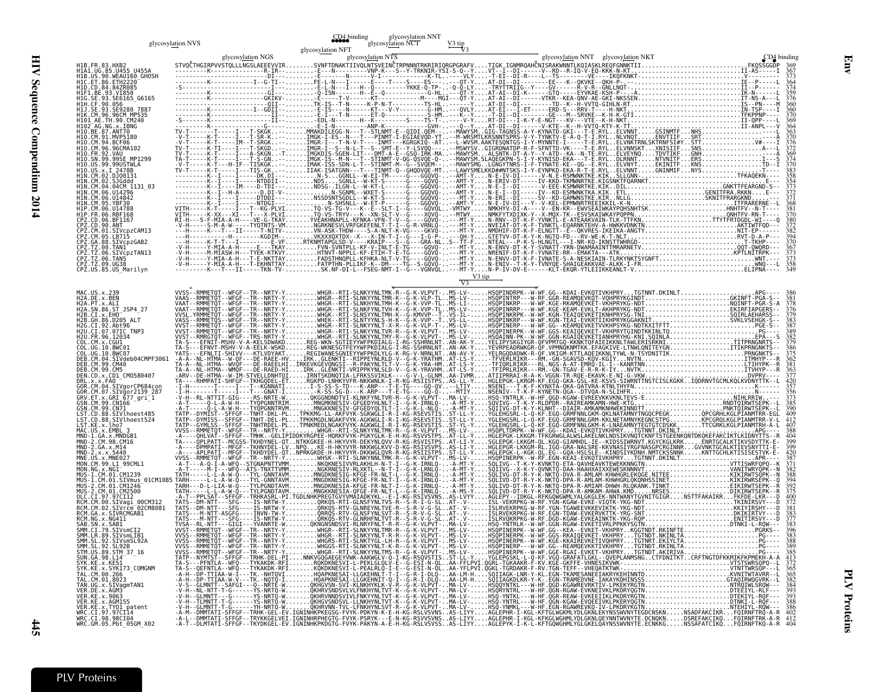glycosylation NVS

glycosylation NGS

glycosylation NFT

CD4 binding

glycosylation NNT

glycosylation NCT

V3 tip

V3

glycosylation NTS

glycosylation NNT

glycosylation NKT

CD4 binding

```
H1B.FR.83.HXB2  STVQCTHGIRPVVSTQLLLNGSLAEEEVVIR........SVNFTDNAKTIIVQLNTSVEINCTRPNNNTRKRIRIQRGPGRAFV....TIGK.IGNMRQAHCNISRAKWNNTLKQIASKLREQFGNNKTII...................FKQSSGGDP  369
```

V3 tip

V3

```
MAC.US.x.239  VVSS--RMMETQT--WFGF--TR--NRTY-Y........WHGR--RTI-SLNKYYNLTMK-R--G-K-VLPVT-..MS-LV-.....HSQPINDRPK--W-WF.GG--KDAI-EVKQTIVKHPRY...TGTNNT.DKINLT...................APG----  386
```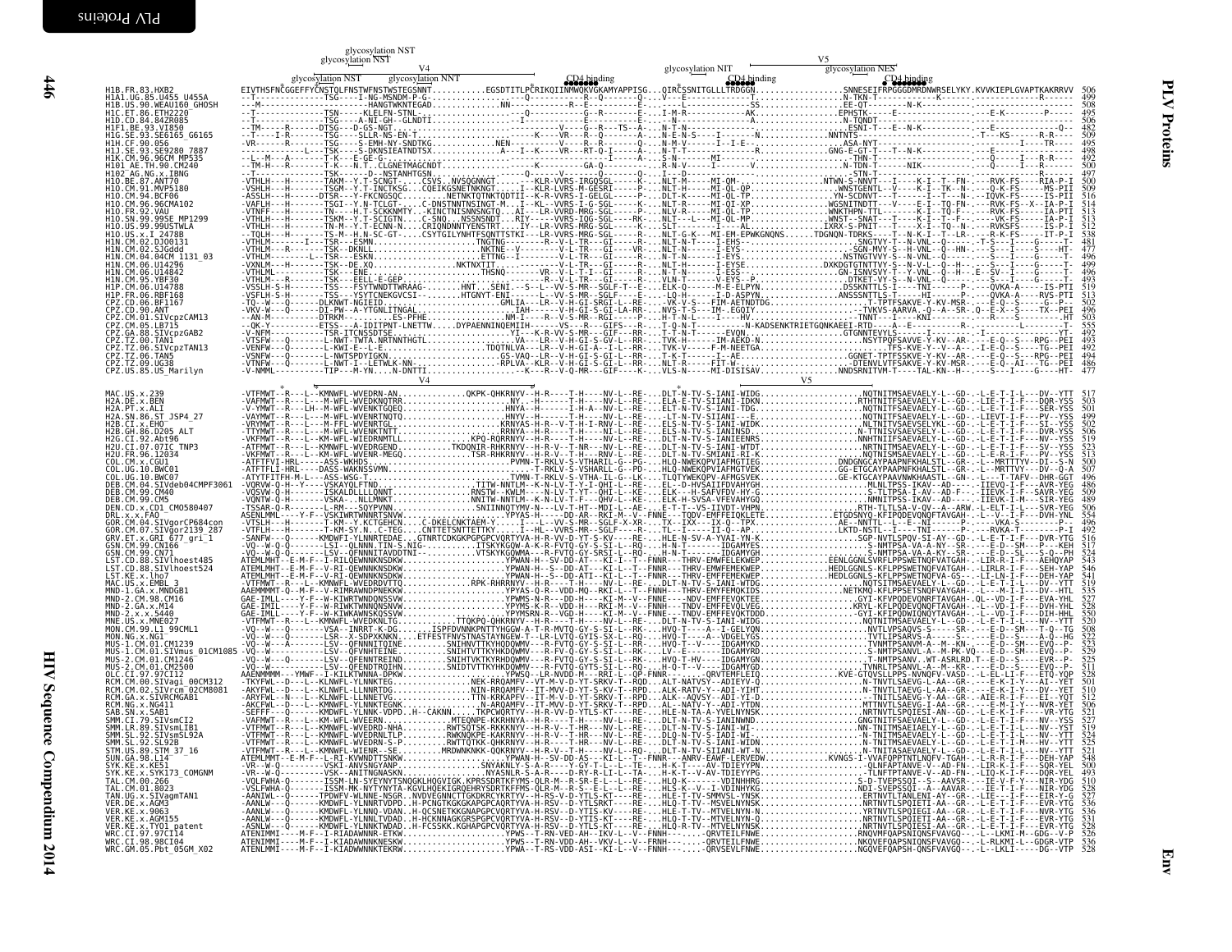# PLV Proteins

## Env

```
                           glycosylation NST
                     glycosylation NST
                                V4                                                                                        V5
              glycosylation NST     glycosylation NNT            CD4 binding                glycosylation NIT       glycosylation NES
                                                                                             CD4 binding                     CD4 binding

H1B.FR.83.HXB2                EIVTHSFNCGGEFFYCNSTQLFNSTWFNSTWSTEGSNNT...........EGSDTITLPCRIKQIINMWQKVGKAMYAPPISG...QIRCSSNITGLLLTRDGGN..................SNNESEIFRPGGGDMRDNWRSELYKY.KVVKIEPLGVAPTKAKRRVV   506
H1A1.UG.85.U455_U455A                                                                                                                                                                      499
H1B.US.90.WEAU160_GHOSH                                                                                                                                                                    508
H1C.ET.86.ETH2220                                                                                                                                                                          495
H1D.CD.84.84ZR085                                                                                                                                                                          506
H1F1.BE.93.VI850                                                                                                                                                                           482
H1G.SE.93.SE6165_G6165                                                                                                                                                                     509
H1H.CF.90.056                                                                                                                                                                              495
H1J.SE.93.SE9280_7887                                                                                                                                                                      498
H1K.CM.96.96CM_MP535                                                                                                                                                                       492
H101_AE.TH.90.CM240                                                                                                                                                                        500
H102_AG.NG.x.IBNG                                                                                                                                                                          497
H1O.BE.87.ANT70                                                                                                                                                                            500
H1O.CM.91.MVP5180                                                                                                                                                                          509
H1O.CM.94.BCF06                                                                                                                                                                            516
H1O.CM.96.96CMA102                                                                                                                                                                         514
H1O.FR.92.VAU                                                                                                                                                                              513
H1O.SN.99.99SE_MP1299                                                                                                                                                                      513
H1O.US.99.99USTWLA                                                                                                                                                                         512
H1O.US.x.I_2478B                                                                                                                                                                           538
H1N.CM.02.DJO0131                                                                                                                                                                          481
H1N.CM.02.SJGddd                                                                                                                                                                           477
H1N.CM.04.04CM_1131_03                                                                                                                                                                     496
H1N.CM.06.U14296                                                                                                                                                                           499
H1N.CM.06.U14842                                                                                                                                                                           496
H1N.CM.95.YBF30                                                                                                                                                                            493
H1P.CM.06.U14788                                                                                                                                                                           519
H1P.FR.06.RBF168                                                                                                                                                                           513
CPZ.CD.06.BF1167                                                                                                                                                                           502
CPZ.CD.90.ANT                                                                                                                                                                              497
CPZ.CM.01.SIVcpzCAM13                                                                                                                                                                      503
CPZ.CM.05.LB715                                                                                                                                                                            555
CPZ.GA.88.SIVcpzGAB2                                                                                                                                                                       492
CPZ.TZ.00.TAN1                                                                                                                                                                             492
CPZ.TZ.06.SIVcpzTAN13                                                                                                                                                                      492
CPZ.TZ.06.TAN5                                                                                                                                                                             494
CPZ.TZ.09.UG38                                                                                                                                                                             486
CPZ.US.85.US_Marilyn                                                                                                                                                                       477

                                V4                                                                                        V5

MAC.US.x.239                  -VTFMWT-R---L--KMNWFL-WVEDRN-AN.............QKPK-QHKRNYV--H-R----T-H----NV-L--RE-...DLT-N-TV-S-IANI-WIDG...........NQTNITMSAEVAELY-L--GD-.-L-E-T-I-L---DV--YTT   517
H2A.DE.x.BEN                                                                                                                                                                               503
H2A.PT.x.ALI                                                                                                                                                                               501
H2A.SN.86.ST_JSP4_27                                                                                                                                                                       499
H2B.CI.x.EHO                                                                                                                                                                               502
H2B.GH.86.D205_ALT                                                                                                                                                                         500
H2G.CI.92.Abt96                                                                                                                                                                            506
H2U.CI.07.07IC_TNP3                                                                                                                                                                        519
H2U.FR.96.12034                                                                                                                                                                            523
COL.CM.x.CGU1                                                                                                                                                                              513
COL.UG.10.BWC01                                                                                                                                                                            500
COL.UG.10.BWC07                                                                                                                                                                            507
DEB.CM.04.SIVdeb04CMPF3061                                                                                                                                                                 489
DEB.CM.99.CM40                                                                                                                                                                             486
DEB.CM.99.CM5                                                                                                                                                                              496
DEN.CD.x.CD1_CM0580407                                                                                                                                                                     489
DRL.x.x.FAO                                                                                                                                                                                506
GOR.CM.04.SIVgorCP684con                                                                                                                                                                   496
GOR.CM.07.SIVgor2139_287                                                                                                                                                                   492
GRV.ET.x.GRI_677_gri_1                                                                                                                                                                     516
GSN.CM.99.CN166                                                                                                                                                                            517
GSN.CM.99.CN71                                                                                                                                                                             524
LST.CD.88.SIVlhoest485                                                                                                                                                                     543
LST.CD.88.SIVlhoest524                                                                                                                                                                     546
LST.KE.x.lho7                                                                                                                                                                              541
MAC.US.x.EMBL_3                                                                                                                                                                            519
MND-1.GA.x.MNDGB1                                                                                                                                                                          535
MND-2.CM.98.CM16                                                                                                                                                                           527
MND-2.GA.x.M14                                                                                                                                                                             528
MND-2.x.x.5440                                                                                                                                                                             550
MNE.US.x.MNE027                                                                                                                                                                            520
MON.CM.99.L1_99CML1                                                                                                                                                                        508
MON.NG.x.NG1                                                                                                                                                                               522
MUS-1.CM.01.CM1239                                                                                                                                                                         533
MUS-1.CM.01.SIVmus_01CM1085                                                                                                                                                                525
MUS-2.CM.01.CM1246                                                                                                                                                                         529
MUS-2.CM.01.CM2500                                                                                                                                                                         525
OLC.CI.97.97CI12                                                                                                                                                                           528
RCM.CM.00.SIVagi_00CM312                                                                                                                                                                   501
RCM.CM.02.SIVrcm_02CM8081                                                                                                                                                                  510
RCM.GA.x.SIVRCMGAB1                                                                                                                                                                        512
RCM.NG.x.NG411                                                                                                                                                                             506
SAB.SN.x.SAB1                                                                                                                                                                              521
SMM.CI.79.SIVsmCI2                                                                                                                                                                         527
SMM.LR.89.SIVsmLIB1                                                                                                                                                                        519
SMM.SL.92.SIVsmSL92A                                                                                                                                                                       524
SMM.SL.92.SL92B                                                                                                                                                                            525
STM.US.89.STM_37_16                                                                                                                                                                        521
SUN.GA.98.L14                                                                                                                                                                              548
SYK.KE.x.KE51                                                                                                                                                                              500
SYK.KE.x.SYK173_COMGNM                                                                                                                                                                     493
TAL.CM.00.266                                                                                                                                                                              510
TAL.CM.01.8023                                                                                                                                                                             528
TAN.UG.x.SIVagmTAN1                                                                                                                                                                        527
VER.DE.x.AGM3                                                                                                                                                                              527
VER.KE.x.9063                                                                                                                                                                              528
VER.KE.x.AGM155                                                                                                                                                                            531
VER.KE.x.TYO1_patent                                                                                                                                                                       528
WRC.CI.97.97CI14                                                                                                                                                                           526
WRC.CI.98.98CI04                                                                                                                                                                           536
WRC.GM.05.Pbt_05GM_X02                                                                                                                                                                     528
```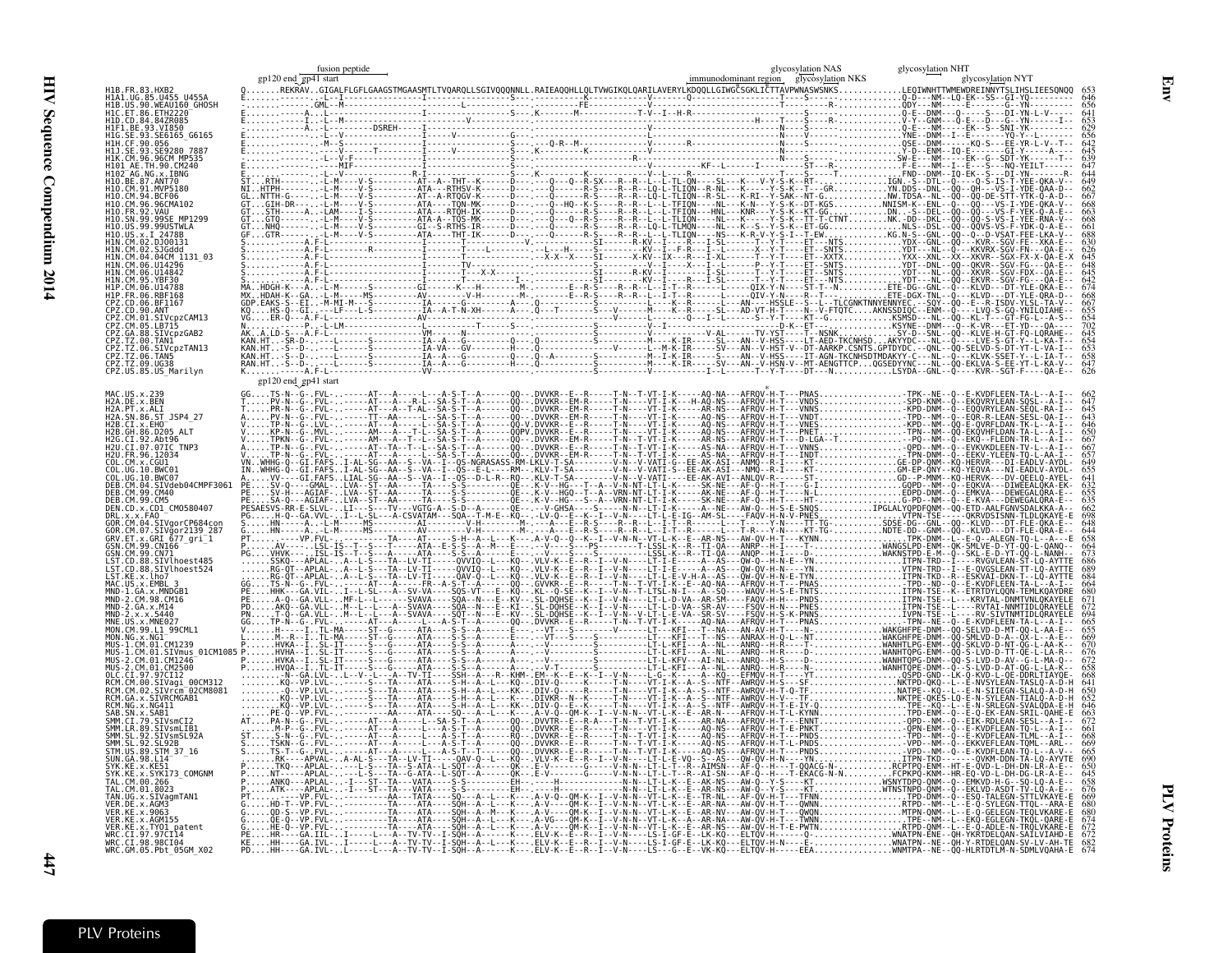```
                    fusion peptide                                                                                                   glycosylation NAS        glycosylation NHT
          gp120 end  gp41 start                                                                                          immunodominant region   glycosylation NKS          glycosylation NYT
H1B.FR.83.HXB2
H1A1.UG.85.U455_U455A
H1B.US.90.WEAU160_GHOSH
H1C.ET.86.ETH2220
H1D.CD.84.84ZR085
H1F1.BE.93.VI850
H1G.SE.93.SE6165_G6165
H1H.CF.90.056
H1J.SE.93.SE9280_7887
H1K.CM.96.96CM_MP535
H101_AE.TH.90.CM240
H102_AG.NG.x.IBNG
H1O.BE.87.ANT70
H1O.CM.91.MVP5180
H1O.CM.94.BCF06
H1O.CM.96.96CMA102
H1O.FR.92.VAU
H1O.SN.99.99SE_MP1299
H1O.US.99.99USTWLA
H1O.US.x.I_2478B
H1N.CM.02.DJO0131
H1N.CM.02.SJGddd
H1N.CM.04.04CM_1131_03
H1N.CM.06.U14296
H1N.CM.06.U14842
H1N.CM.95.YBF30
H1P.CM.06.U14788
H1P.FR.06.RBF168
CPZ.CD.06.BF1167
CPZ.CD.90.ANT
CPZ.CM.01.SIVcpzCAM13
CPZ.CM.05.LB715
CPZ.GA.88.SIVcpzGAB2
CPZ.TZ.00.TAN1
CPZ.TZ.06.SIVcpzTAN13
CPZ.TZ.06.TAN5
CPZ.TZ.09.UG38
CPZ.US.85.US_Marilyn

          gp120 end  gp41 start

MAC.US.x.239
H2A.DE.x.BEN
H2A.PT.x.ALI
H2A.SN.86.ST_JSP4_27
H2B.CI.x.EHO
H2B.GH.86.D205_ALT
H2G.CI.92.Abt96
H2U.CI.07.07IC_TNP3
H2U.FR.96.12034
COL.CM.x.CGU1
COL.UG.10.BWC01
COL.UG.10.BWC07
DEB.CM.04.SIVdeb04CMPF3061
DEB.CM.99.CM40
DEB.CM.99.CM5
DEN.CD.x.CD1_CM0580407
DRL.x.x.FAO
GOR.CM.04.SIVgorCP684con
GOR.CM.07.SIVgor2139_287
GRV.ET.x.GRI_677_gri_1
GSN.CM.99.CN166
GSN.CM.99.CN71
LST.CD.88.SIVlhoest485
LST.CD.88.SIVlhoest524
LST.KE.x.lho7
MAC.US.x.EMBL_3
MND-1.GA.x.MNDGB1
MND-2.CM.98.CM16
MND-2.GA.x.M14
MND-2.x.x.5440
MON.CM.x.MNE027
MON.CM.99.L1_99CML1
MON.NG.x.NG1
MUS-1.CM.01.CM1239
MUS-1.CM.01.SIVmus_01CM1085
MUS-2.CM.01.CM1246
MUS-2.CM.01.CM2500
OLC.CI.97.97CI12
RCM.CM.00.SIVagi_00CM312
RCM.CM.02.SIVrcm_02CM8081
RCM.GA.x.SIVRCMGAB1
RCM.NG.x.NG411
SAB.SN.x.SAB1
SMM.CI.79.SIVsmCI2
SMM.LR.89.SIVsmLIB1
SMM.SL.92.SIVsmSL92A
SMM.SL.92.SL92B
STM.US.89.STM_37_16
SUN.GA.98.L14
SYK.KE.x.KE51
SYK.KE.x.SYK173_COMGNM
TAL.CM.00.266
TAL.CM.01.8023
TAN.UG.x.SIVagmTAN1
VER.DE.x.AGM3
VER.KE.x.9063
VER.KE.x.AGM155
VER.KE.x.TYO1_patent
WRC.CI.97.97CI14
WRC.CI.98.98CI04
WRC.GM.05.Pbt_05GM_X02
```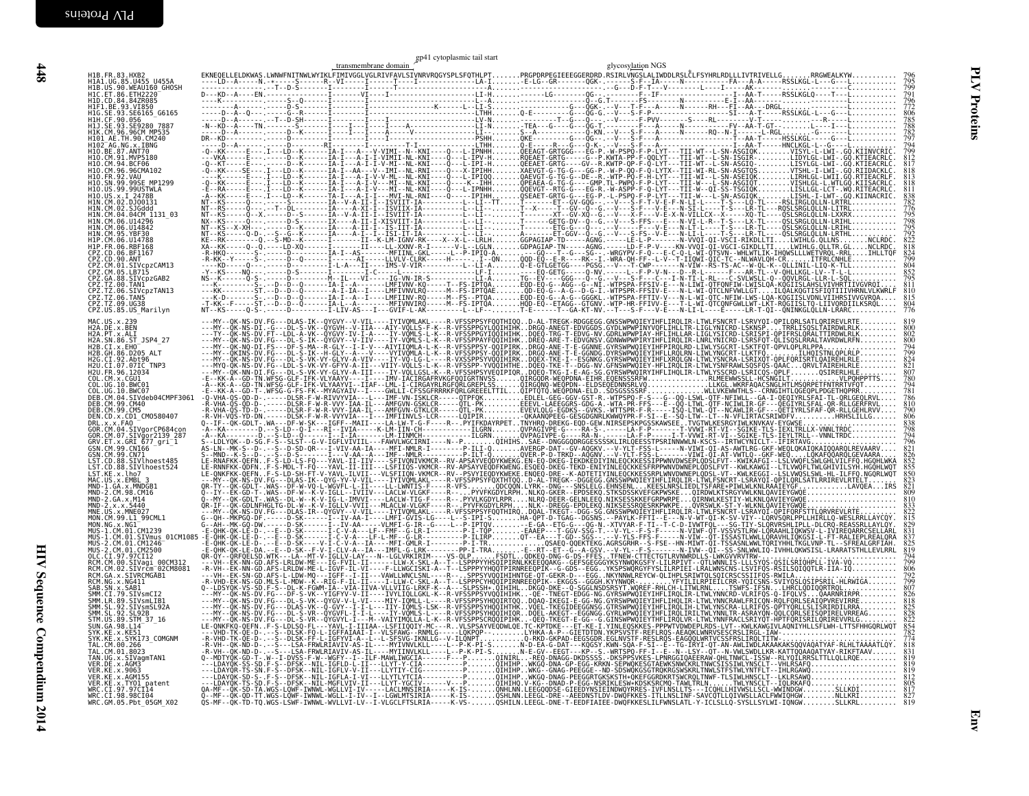gp41 cytoplasmic tail start

transmembrane domain

glycosylation NGS

```
H1B.FR.83.HXB2
H1A1.UG.85.U455_U455A
H1B.US.90.WEAU160_GHOSH
H1C.ET.86.ETH2220
H1D.CD.84.84ZR085
H1F1.BE.93.VI850
H1G.SE.93.SE6165_G6165
H1H.CF.90.056
H1J.SE.93.SE9280_7887
H1K.CM.96.96CM_MP535
H101_AE.TH.90.CM240
H102_AG.NG.x.IBNG
H1O.BE.87.ANT70
H1O.CM.91.MVP5180
H1O.CM.94.BCF06
H1O.CM.96.96CMA102
H1O.FR.92.VAU
H1O.SN.99.99SE_MP1299
H1O.US.99.99USTWLA
H1O.US.x.I_2478B
H1N.CM.02.DJO0131
H1N.CM.02.SJGddd
H1N.CM.04.04CM_1131_03
H1N.CM.06.U14296
H1N.CM.06.U14842
H1N.CM.95.YBF30
H1P.CM.06.U14788
H1P.FR.06.RBF168
CPZ.CD.06.BF1167
CPZ.CM.90.ANT
CPZ.CM.01.SIVcpzCAM13
CPZ.CM.05.LB715
CPZ.GA.88.SIVcpzGAB2
CPZ.TZ.00.TAN1
CPZ.TZ.06.SIVcpzTAN13
CPZ.TZ.06.TAN5
CPZ.TZ.09.UG38
CPZ.US.85.US_Marilyn

MAC.US.x.239
H2A.DE.x.BEN
H2A.PT.x.ALI
H2A.SN.86.ST_JSP4_27
H2B.CI.x.EHO
H2B.GH.86.D205_ALT
H2G.CI.92.Abt96
H2U.CI.07.07IC_TNP3
H2U.FR.96.12034
COL.CM.x.CGU1
COL.UG.10.BWC01
COL.UG.10.BWC07
DEB.CM.04.SIVdeb04CMPF3061
DEB.CM.99.CM40
DEB.CM.99.CM5
DEN.CD.x.CD1_CM0580407
DRL.x.x.FAO
GOR.CM.04.SIVgorCP684con
GOR.CM.07.SIVgor2139_287
GRV.ET.x.GRI_677_gri_1
GSN.CM.99.CN166
GSN.CM.99.CN71
LST.CD.88.SIVlhoest485
LST.CD.88.SIVlhoest524
LST.KE.x.lho7
MAC.US.x.EMBL_3
MND-1.GA.x.MNDGB1
MND-2.CM.98.CM16
MND-2.GA.x.M14
MND-2.x.x.5440
MNE.US.x.MNE027
MON.CM.99.L1_99CML1
MON.NG.x.NG1
MUS-1.CM.01.CM1239
MUS-1.CM.01.SIVmus_01CM1085
MUS-2.CM.01.CM1246
MUS-2.CM.01.CM2500
OLC.CI.97.97CI12
RCM.CM.00.SIVagi_00CM312
RCM.CM.02.SIVrcm_02CM8081
RCM.GA.x.SIVRCMGAB1
RCM.NG.x.NG411
SAB.SN.x.SAB1
SMM.CI.79.SIVsmCI2
SMM.LR.89.SIVsmLIB1
SMM.SL.92.SIVsmSL92A
SMM.SL.92.SL92B
STM.US.89.STM_37_16
SUN.GA.98.L14
SYK.KE.x.KE51
SYK.KE.x.SYK173_COMGNM
TAL.CM.00.266
TAL.CM.01.8023
TAN.UG.x.SIVagmTAN1
VER.DE.x.AGM3
VER.KE.x.9063
VER.KE.x.AGM155
VER.KE.x.TYO1_patent
WRC.CI.97.97CI14
WRC.CI.98.98CI04
WRC.GM.05.Pbt_05GM_X02
```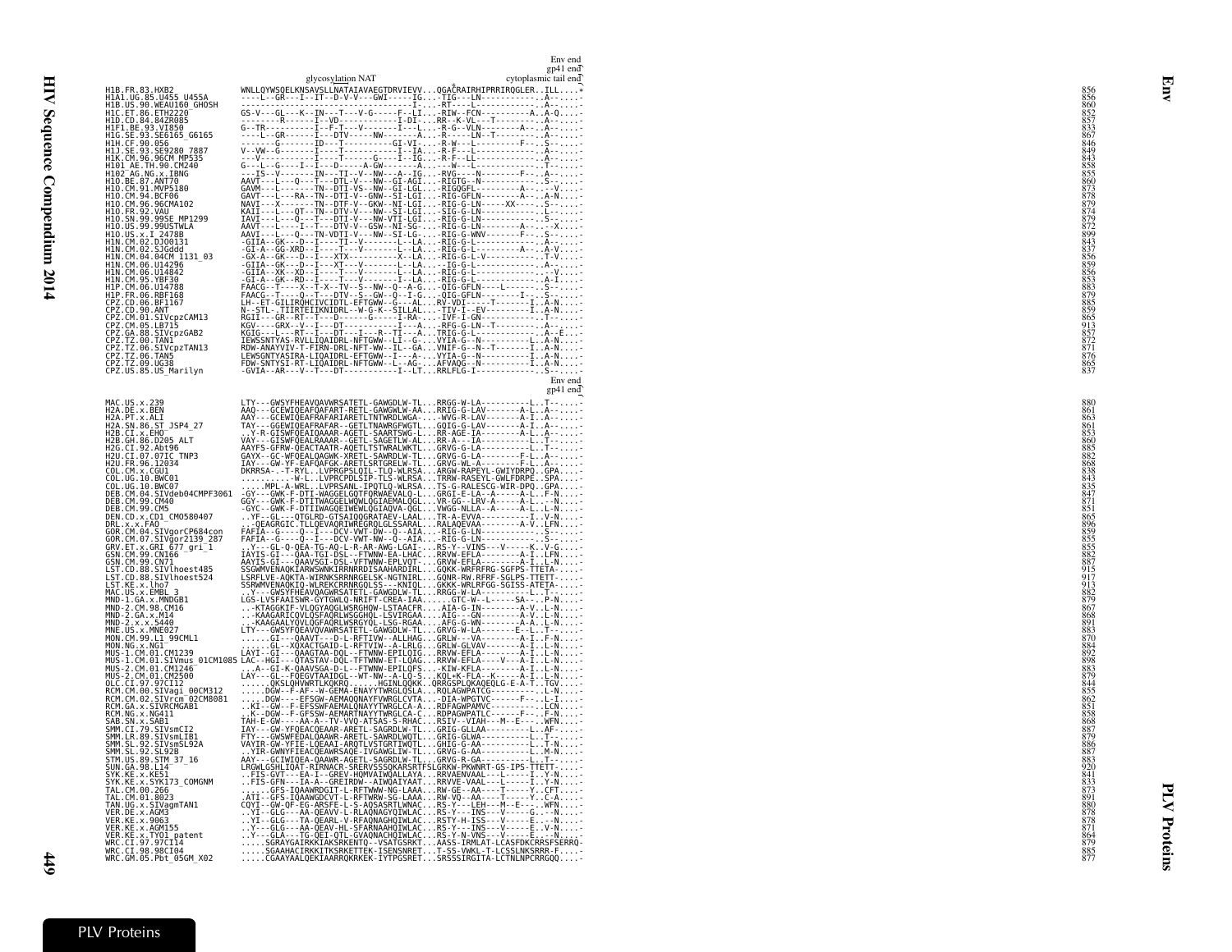```
                                                                                  Env end
                                                                                  gp41 end
                                  glycosylation NAT                               cytoplasmic tail end
H1B.FR.83.HXB2                    WNLLQYWSQELKNSAVSLLNATAIAVAEGTDRVIEVV...QGACRAIRHIPRRIRQGLER..ILL....*   856
H1A1.UG.85.U455_U455A             ----L--GR---I--IT--D-V-V---GWI-----IG...-TIG----LN-----------..A--...-   856
H1B.US.90.WEAU160_GHOSH           ------------------------------------I...-RT----L-------------..A--...-   860
H1C.ET.86.ETH2220                 GS-V---GL---K--IN---T---V-G-----F--LI...-RIW--FCN-----------A..A-Q...-   852
H1D.CD.84.84ZR085                 --------R------I--VD-----------I-DI-...RR--K-VL---T---------..A--...-   857
H1F1.BE.93.VI850                  G--TR----------I--F-T---V-----I---L...-R-G--VLN----------A-..A--...-   833
H1G.SE.93.SE6165_G6165            ----L--GR------I---DTV-----NW-------A...-R-----LN--T--------A-..A--...-   867
H1H.CF.90.056                     --------G-------ID---T----------GI-VI...-R-W---L----------F-..S--...-   846
H1J.SE.93.SE9280_7887             V--VW--G-------I-----T-----------I--IA...-R-F---L------------..A--...-   849
H1K.CM.96.96CM_MP535              ---V-----------I-----T-------G---I--IG...-R-F--LL------------..A--...-   853
H101_AE.TH.90.CM240               G---L--G----I--I---D-----A-GW-------A...---W---L-------------..T--...-   858
H102_AG.NG.x.IBNG                 ---IS--V-------IN---TI--V--NW---A--IG...-RVG----N----------F-..A--...-   855
H1O.BE.87.ANT70                   AAVT---L---Q---T---DTL-V---NW--GI-AGI...-RIGTG--N-----------..S--...-   860
H1O.CM.91.MVP5180                 GAVM---L-------TN--DTI-VS--NW--GI-LGL...-RIGQGFL---------A--..--V...-   855
H1O.CM.94.BCF06                   GAVT---L---RA--TN--DTI-V--GNW--SI-LGI...-RIG-GFLN--------A--..A-N...-   878
H1O.CM.96.96CMA102                NAVI---X-------TN--DTF-V--GKW--NI-LGI...-RIG-G-LN-----XX----..S--...-   879
H1O.FR.92.VAU                     KAII---L---QT--TN--DTV-V---NW--SI-LGI...-SIG-G-LN------------..L--...-   874
H1O.SN.99.99SE_MP1299             IAVI---L---Q---T---DTT-V---NW-VTI-LGI...-RIG-G-LN------------..S--...-   879
H1O.US.99.99USTWLA                AAVT---L----I--T---DTV-V--GSW--NI-SG-...-RIG-G-LN--------A--..--X...-   872
H1O.US.x.I_2478B                  AAVI---L---Q---TN-VDTI-V---NW--SI-LG-...-RIG-G-WNV-------F--..S--...-   899
H1N.CM.02.DJO0131                 -GIIA--GK---D--I-----TI--V-------L--LA...-RIG-G-L------------..A--...-   843
H1N.CM.02.SJGddd                  -GI-A--GG-XRD--I-----T---V-------L--LA...-RIG-G-L---------A--..A-V...-   837
H1N.CM.04.04CM_1131_03            -GX-A--GK---D--I---XTX----------X--LA...-RIG-G-L-V-----------..T-V...-   856
H1N.CM.06.U14296                  -GIIA--GK---D--I---XT----V-------L--LA...--IG-G-L------------..A--...-   859
H1N.CM.06.U14842                  -GIIA--XK--XD--I-----T---V-------L--LA...-RIG-G-L------------..--V...-   856
H1N.CM.95.YBF30                   -GI-A--GK---D--I-----T---V-------I--LA...-RIG-G-L------------..A-I...-   853
H1P.CM.06.U14788                  FAACG--T----X--T-X--TV--S--NW--Q--A-G...-QIG-GFLN------L----..S--...-   883
H1P.FR.06.RBF168                  FAACG--T----Q--T---DTV--S--GW--Q--I-G...-QIG-GFLN---------I--..S--...-   879
CPZ.CD.06.BF1167                  LH--ET-GILIRQHCIVCIDTL-EFTGWW--G---AL...RV-VDI-----T-------I..A-N...-   885
CPZ.CD.90.ANT                     N--STL-.TIIRTEIIKNIDRL--W-G-K--SILLAL...-TIV-I--EV--------I..A-N...-   859
CPZ.CM.01.SIVcpzCAM13             RGII---GR--RT--T---D-------G-----I-RA-...-IVF-I-GN-----------..T--...-   865
CPZ.CM.05.LB715                   KGV----GRX--V--I---DT-----------I---A...-RFG-G-LN--T--------..A--...-   913
CPZ.GA.88.SIVcpzGAB2              KGIG---L---RT--I---DT---I---R--TI---A...TRIG-G-L-------------..A--E...-   857
CPZ.TZ.00.TAN1                    IEWSSNTYAS-RVLLIQAIDRL-NFTGWW--LI--G-...VYIA-G--N-----------L..A-N...-   872
CPZ.TZ.06.SIVcpzTAN13             RDW-ANAYVIV-T-FIRN-DRL-NFT-WW--IL--GA...VNIF-G--N--T-------I..A-N...-   871
CPZ.TZ.06.TAN5                    LEWSGNTYASIRA-LIQAIDRL-EFTGWW--I---A-...VYIA-G--N-----------I..A-N...-   876
CPZ.TZ.09.UG38                    FDW-SNTYSI-RT-LIQAIDRL-NFTGWW--L--AG-...AFVAQG--N-----------I..A-N...-   865
CPZ.US.85.US_Marilyn              -GVIA--AR---V--T---DT----------I--LT...RRLFLG-I-------------..S--...-   837
                                                                                  Env end
                                                                                  gp41 end

MAC.US.x.239                      LTY---GWSYFHEAVQAVWRSATETL-GAWGDLW-TL...RRGG-W-LA---------L..T--...-   880
H2A.DE.x.BEN                      AAQ---GCEWIQEAFQAFART-RETL-GAWGWLW-AA...RRIG-G-LAV-------A-I..A--...-   861
H2A.PT.x.ALI                      AAY---GCEWIQEAFRAFARIARETLTNTWRDLWGA-...-WVG-R-LAV-------A-I..A--...-   863
H2A.SN.86.ST_JSP4_27              TAY---GGEWIQEAFRAFAR--GETLTNAWRGFWGTL...GQIG-G-LAV-------A-I..A--...-   861
H2B.CI.x.EHO                      ..Y-R-GISWFQEAIQAAAR-AGETL-SAARTSWG-L...RR-AGE-IA--------A-L..A--...-   853
H2B.GH.86.D205_ALT                VAY---GISWFQEALRAAAR--GETL-SAGETLW-AL...RR-A---IA--------A-L..T--...-   860
H2G.CI.92.Abt96                   AAYFS-GFRW-QEACTAATR-AQETLTSTWRALWKTL...GRVG-G-LA---------L..T--...-   885
H2U.CI.07.07IC_TNP3               GAYX--GC-WFQEALQAGWK-XRETL-SAWRDLW-TL...GRVG-G-LA-------F-L..A--...-   882
H2U.FR.96.12034                   IAY---GW-YF-EAFQAFGK-ARETLSRTGRELW-TL...GRVG-WL-A-------F-L..A--...-   868
COL.CM.x.CGU1                     DKRRSA--T-RYL..LVPRGPSLQIL-TLQ-WLRSA...ARGW-RAPEYL-GWIYDRPQ..GPA...-   838
COL.UG.10.BWC01                   ..........-W-L..LVPRCPDLSIP-TLS-WLRSA...TRRW-RASEYL-GWLFDRPE..SPA...-   843
COL.UG.10.BWC07                   .....MPL-A-WRL..LVPRSANL-IPQTLQ-WLRSA...TS-G-RALESCG-WIR-DPQ..GPA...-   835
DEB.CM.04.SIVdeb04CMPF3061        -GY---GWK-F-DTI-WAGGELGQTFQRWAEVALQ-L...GRGI-E-LA--A-----A-L..F-N...-   847
DEB.CM.99.CM40                    GGY---GWK-F-DTITWAGGELWQWLQGIAEMALQGL...VR-GG--LRV-A-----A-L..--N...-   871
DEB.CM.99.CM5                     -GYC--GWK-F-DTIIWAGQEIWEWLQGIAQVA-QGL...VWGG-NLLA--A-----A-L..L-N...-   851
DEN.CD.x.CD1_CM0580407            ..YF--GL---QTGLRD-GTSAIQQGRATAEV-LAAL...TR-A-EVVA----------I..V-N...-   865
DRL.x.x.FAO                       ..-QEAGRGIC.TLLQEVAQRIWREGRQLGLSSARAL...RALAQEVAA--------A-V..LFN...-   896
GOR.CM.04.SIVgorCP684con          FAFIA--G----Q--I---DCV-VWT-DW--Q--AIA...-RIG-G-LN------------..S--...-   859
GOR.CM.07.SIVgor2139_287          FAFIA--G----Q--I---DCV-VWT-NW--Q--AIA...-RIG-G-LN------------..S--...-   855
GRV.ET.x.GRI_677_gri_1            ..Y---GL-Q-QEA-TG-AQ-L-R-AR-AWG-LGAI-...RS-Y--VINS---V-----K..V-G...-   855
GSN.CM.99.CN166                   IAYIS-GI---QAA-TGI-DSL--FTWNW-EA-LHAC...RRVW-EFLA--------A-I..LFN...-   882
GSN.CM.99.CN71                    AAYIS-GI---QAAVSGI-DSL-VFTWNW-EPLVQT-...GRVW-EFLA--------A-I..L-N...-   887
LST.CD.88.SIVlhoest485            SSGWMVENAQKIARWSWNKIRRNRRDISAAHARDIRL...GQKK-WRFRFRG-SGFPS-TTETA-...-   915
LST.CD.88.SIVlhoest524            LSRFLVE-AQKTA-WIRNKSRRNRGELSK-NGTNIRL...GQNR-RW.RFRF-SGLPS-TTETT-...-   917
LST.KE.x.lho7                     SSRWMVENAQKIQ-WLREKCRRNRGQLSS---KNIQL...GKKK-WRLRFGG-SGISS-ATETA-...-   913
MAC.US.x.EMBL_3                   ..Y---GWSYFHEAVQAGWRSATETL-GAWGDLW-TL...RRGG-W-LA---------L..T--...-   882
MND-1.GA.x.MNDGB1                 LGS-LVSFAAISWR-GYTGWLQ-NRIFT-CREA-IAA.....GTC-W--L-----SA-..P-N...-   879
MND-2.CM.98.CM16                  ..-KTAGGKIF-VLQGYAQGLWSRGHQW-LSTAACFR.....AIA-G-IN--------A-V..L-N...-   867
MND-2.GA.x.M14                    ..-KAAGARICQVLQSFAQRLWSGGHQL-LSVIRGAA.....AIG---GN---------A-V..L-N...-   868
MND-2.x.x.5440                    ..-KAAGAALYQVLQGFAQRLWSRGYQL-LSG-RGAA.....AFG-G-WN---------A-A..L-N...-   891
MNE.US.x.MNE027                   LTY---GWSYFQEAVQVAWRSATETL-GAWGDLW-TL...GRVG-W-LA-------E-.L..T--...-   883
MON.CM.99.L1_99CML1               .......GI---QAAVT---D-L-RFTIVW--ALLHAG...GRLW---VA--------A-I..F-N...-   870
MON.NG.x.NG1                      .......GL---XQXACTGAID-L-RFTVIW--A-LRLG...GRLW-GLVAV--------A-I..L-N...-   884
MUS-1.CM.01.CM1239                LAYI--GI---QAAGTAA-DQL--FTWNW-EPILQIG...RRVW-EFLA--------A-I..L-N...-   892
MUS-1.CM.01.SIVmus_01CM1085       LAC--HGI---QTASTAV-DQL-TFTWNW-ET-LQAG...RRVW-EFLA-----V---A-I..L-N...-   898
MUS-2.CM.01.CM1246                ..A--GI-K-QAAVSGA-D-L---FTWNW-EPILQFS....-KIW-KFLA--------A-I..L-N...-   883
MUS-2.CM.01.CM2500                LAY---GL--FQEGVTAAIDGL--WT-NW--A-LQ-S...KQL+K-FLA--K-----A-I..L-N...-   879
OLC.CI.97.97CI12                  .......QKSLQHVWRTLKQKRQ.......HGINLQQKK..QRRGSPLQKAQEQLG-E-A-T..TGV...-   844
RCM.CM.00.SIVagi_00CM312          ......DGW---F-AF--W-GEMA-ENAYYTWRGLQSLA...RQLAGWPATCG---------..L-N...-   855
RCM.CM.02.SIVrcm_02CM8081         ......DGW---EFSGW-AEMAQQNAYFVWRGLCVTA...-DIA-WPGTVC--------F--..L-I...-   862
RCM.GA.x.SIVRCMGAB1               ..KI--GW--F-EFSSWFAEMALQNAYYTWRGLCA-A...RDFAGWPAMVC---------..LCN...-   851
RCM.NG.x.NG411                    ..K--DGW--F-EFSSW-AEMARTNAYYTWRGLCA-C...RDPAGWPATLC--------F-..F-N...-   858
SAB.SN.x.SAB1                     TAH-E-GW----AA-A--TV-VVQ-ATSAS-S-RHAC...RSIV--VIAH--M--E-...WFN...-   868
SMM.CI.79.SIVsmCI2                IAY---GW-YFQEACQEAAR-ARETL-SAGRDLW-TL...GRIG-GLLAA---------L..AF-...-   887
SMM.LR.89.SIVsmLIB1               FTY---GWSWFEDALQAAWR-ARETL-SAWRDLWQTL...GRIG-GLWA-----------L..T--...-   879
SMM.SL.92.SIVsmSL92A              VAYIR-GW-YFIE-LQEAAI-ARQTLVSTGRTIWQTL...GHIG-G-AA-----------L..T-N...-   886
SMM.SL.92.SL92B                   ..YIR-GWNYFIEACQEAWRSAQE-IVGAWGLIW-TL...GRVG-G-AA-----------L..M-N...-   887
STM.US.89.STM_37_16               AAY---GCIWIQEA-QAAWR-AGETL-SAGRDLW-TL...GRVG-R-GA-----------L..T--...-   883
SUN.GA.98.L14                     LRGWLGSHLIQAT-RIRNACR-SRERVSSSQKARSRTFSLGRKW-PKWNRT-GS-IPS-TTETT-...-   920
SYK.KE.x.KE51                     ..FIS-GVT---EA-I--GREV-HQMVAIWQALLAYA...RRVAENVAAL---L-----I..Y-N...-   841
SYK.KE.x.SYK173_COMGNM            ..FIS-GFN---IA-A--GREIRDW--AIWQAIYAAT...RRVVE-VAAL---L-----I..Y-N...-   833
TAL.CM.00.266                     .......GFS-IQAAWRDGIT-L-RFTWWN-NG-LAAA...RW-GE--AA-----T-----Y..CFT...-   873
TAL.CM.01.8023                    .ATI--GFS-IQAAWGDCVT-L-RFTWRW-SG-LAAA...RW-VQ--AA-----T-----Y..C-A...-   891
TAN.UG.x.SIVagmTAN1               CQYI--GW-QF-EG-ARSFE-L-S-AQSASRTLWNAC...RS-Y---LEH---M--E---..WFN...-   880
VER.DE.x.AGM3                     ..YI--GLG---AA-QEAVV-L-RLAQNAGYQIWLAC...RS-Y---INS---V-----G..--N...-   878
VER.KE.x.9063                     ..YI--GLG---TA-QEARL-V-RFAQNAGHQIWLAC...RSTY-H-ISS---V-----E..--N...-   878
VER.KE.x.AGM155                   ..Y---GLG---AA-QEAV-HL-SFARNAAHQIWLAC...RS-Y---INS---V-----E..V-N...-   871
VER.KE.x.TYO1_patent              ..Y---GLA---TG-QEI-QTL-GVAQNACHQIWLAC...RS-Y-N-VNS---V-----E..--N...-   864
WRC.CI.97.97CI14                  .....SGRAYGAIRKKIAKSRKENTQ--VSATGSRKT...AASS-IRMLAT-LCASFDKCRRSFSERRQ-   879
WRC.CI.98.98CI04                  .....SGAAHACIRKKITKSRKETTEK-ISENSNRET...T-SS-VWKL-T-LCSSLNKSRRR-F....-   885
WRC.GM.05.Pbt_05GM_X02            .....CGAAYAALQEKIAARRQKRKEK-IYTPGSRET...SRSSSIRGITA-LCTNLNPCRRGQQ....-   877
```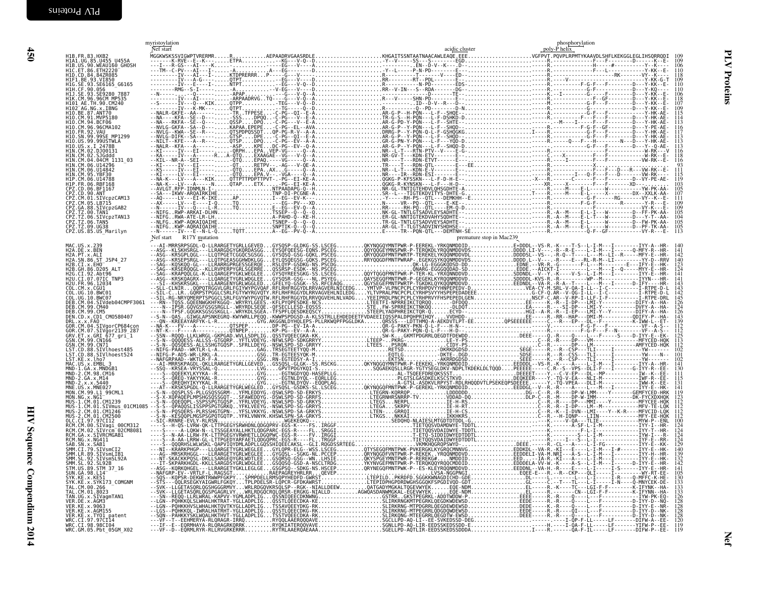# PLV Proteins — Nef

```
                  myristoylation                                                                                           phosphorylation
                  Nef start                                                        acidic cluster                          poly-P helix
H1B.FR.83.HXB2             MGGKWSKSSVIGWPTVRERMR....R...........AEPAADRVGAASRDLE.....................KHGAITSSNTAATNAACAWLEAQE.EEE....................VGFPVT.PQVPLRPMTYKAAVDLSHFLKEKGGLEGLIHSQRRQDI  109
H1A1.UG.85.U455_U455A      -------K-RVE--E--K-.......ETPA.............-KG---V-Q--D..........................-Y--V------SS---S--------EGD.....................-R-------------F---F-------D------K--E-  109
H1B.US.90.WEAU160_GHOSH    ---I---R-GS---AI----K......................EG---V---A............................EN--D-V--K---.D--.....................-R-------------H-----#---------Y---K---  106
H1C.ET.86.ETH2220          ---TM--C-PV---AI---I-....A.............A--EG---V---D..........................-Y-L-----P-N-PD--------E-.....................-R-------------F---L----------Y-KK--E-  110
H1D.CD.84.84ZR085          ---------IV---AI---I-....KTDPRERRR...P-----G--V-----.........................R---------T------V----ED--.....................-R------------------------RK--------VY--K----  118
H1F1.BE.93.VI850           ---------IV---A-G-.......QTPT.............-EG---V---D..........................RR-------RT--PDL--------E-.....................-R-------------------------------Y-KK-G-T  109
H1G.SE.93.SE6165_G6165     ---------IV---E---I-.....NTPT.............-EG---V-Q--D..........................R---------N-PD-----------EDS-.....................-R-------------F-G-F---F---------D---Y-KK--E-  110
H1H.CF.90.056              --------RMG--S-I--------..A..............-V-EG---V---D..........................RR--V-IN---S--RDA-------DG-.....................-R-------------G-F---------------D---Y-KQ--E-  110
H1J.SE.93.SE9280_7887      --N-----------Q----------..APAP............-----V---D..........................--------------------TE-.....................-K-I-----------G------F---------D---Y-KK--E-  106
H1K.CM.96.96CM_MP535       -----------IV---AI-------..ARPAADRVG..TQ...-G---V-Q--A..........................R---V-----SHN-PD--------E-.....................-R-------------F---GF---------D---Y-KK--E-  118
H101_AE.TH.90.CM240        --S------IV---Q---KIK....QTPP.............-TEG---V-Q--D..........................ID--D-V--R---D-------.....................-R-------------F---F---------D---Y-KK--E-  107
H102_AG.NG.x.IBNG          ---------IV---K-MK-------QTPT.............-TG---Q---D..........................R----------Q--PD-------D-N.....................-R-------------G-----------------D---Y-KK--E-  109
H1O.BE.87.ANT70            --NALR-GKFE--AA----------TR..TFPESE...-C--PG--QI--E-A..........................AR-G-P--H-PQN----L-F--SHQE--.....................-R-------------F---------------D---Y-HK-AE-  118
H1O.CM.91.MVP5180          --NA---KFA--SE--D--------.SSS....DPQQ....-C-PG---V--E-A..........................TR-G-S--H-PQN----L-F--DSHKD-D.....................-R-------------F---F---------D---Y-HK-AE-  114
H1O.CM.94.BCF06            --NA---RKFA--SE--Q-------QSSP....DPQ.....-C-PG---V--E-A..........................AR-G-PD-Y-PQN----L-F--SHTE--.....................-R---M----I-------F---------D---Y-HK-AE-  113
H1O.CM.96.96CMA102         --NVLG-GKFA--SA--D-------KAPAA.EPEPE....-C-PG--EL--AVA..........................AR-G-P---Y-PQN----L-F--SHQD--.....................-R-------------F-G-F--GF-------D---Y-PE-AE-  116
H1O.FR.92.VAU              --NVLG--KWA--SE--R-------QTSPDPQSSDT....QP-PG-R-V--A-A..........................DRRG-P---Y-PQN-Q-L-F-GSHQGKG.....................I---R-------------F-G-F---F---------D---Y-HK-AE-  117
H1O.SN.99.99SE_MP1299      --NVLG-DIFK--SA----------GTSP....DPE.....-C-PG--QI--E-A..........................AR-G-PF--Y-PQN----L-F--SHQD--.....................-R-------------G-F---------------D---Y-HK-AE-  113
H1O.US.99.99USTWLA         --NILT--KFE--A--R--------QTSP....DPQ.....-C-PG--EV--A-A..........................GR-G-PN-Y-PQN----L-F--YQD-D.....................-R-----Q---F--H---------N---D---Y-HK-AE-  113
H1O.US.x.I_2478B           --NALR--KFA--A-----------ASP....KPE.....DC-PG--EV--Q-A..........................AR-G-P--H-PQN----L-F--SHQD-D.....................-R-------------G-F---F---------D---Y--Q-AE-  113
H1N.CM.02.DJO0131          --KI-----IV---EI---------QRPH....EPA.VEP-VG----V---A..........................NR--L-T---RTN-PTV--V----E-G-.....................-R-------------F------------------W-RK---V  116
H1N.CM.02.SJGddd           --KA-----IV---A-----R....A-QTQ....EXAAGAE--VG----V-Q--A..........................NR-GV-T---KDN-ETV--------E-.....................-R---C--X------F---F----------W-RK--E-  118
H1N.CM.04.04CM_1131_03     --KIL--NR-A--SEI---------QTQ....EPAQ.....---VG----V---A..........................NR-----T---RDN-ETVT-----E-.....................-R-------I------F--------------VW-RK--E-  116
H1N.CM.06.U14296           --KI-----IV---EI---------QT.....RETPV....AG---V-QE-A..........................TR-----T---RDN-QTL------E--EE.....................-R-------X------------------------  93
H1N.CM.06.U14842           --KS-----IV---EI---------QTQ....EPA..AX..G----V-Q--A..........................NR--L-T---KDN-E-V--------E-.....................-R-------------F---F---D---R---VW-RK--E-  111
H1N.CM.95.YBF30            --KI-----LV---EI---------QTQ....EPA.V--..VGA----Q--A..........................NR-----IR--RDN-ESI------E-.....................-R-------I---Q-F---F---D-----VW-RK--E-  115
H1P.CM.06.U14788           --NA-K---LV---A-----KIK..QTTPTTPDPTTPVT..PG--EI-KE-A..........................QGKG-P-KFSSKN---L-F-D-H-E--.....................-X---R---C------F--------------D--VY-PE-AE-  115
H1P.FR.06.RBF168           --NA-K---LV---A-----N....QTAP....ETX.....PG--EI-KE-A..........................QGKG-R-KYNSKN----L-F---H-D-.....................-XR-----X-------F---F-------XD---------  103
CPZ.CD.06.BF1167           --AVLGT.RFP-IDNMLN-I-....................NTPAADAPG-Q--H..........................NR-GL-TNTIGTEHDVLQHSQDHTE-A.....................-R------M---E-L-----W-------YW-PK-AA-  105
CPZ.CD.90.ANT              --SA---IKWV-ARQAIRKIHE...................TNP-DI-PCGNE-A..........................SR--L---TIGTEKDVTYS-DHTE--.....................T---R------M---E-L----X-------DX--XXLK-AA-  105
CPZ.CM.01.SIVcpzCAM13      --AQ-----LV---EI-K-IKE...AP.............I--EG--EV-K--E..........................-Y-------RH-PS--QTL---DEMKHH--E-.....................-R-------------G-F------RG-----VY-K---E-  111
CPZ.CM.05.LB715            --AX-----LV---E----I-Q...TQ.............E--EG--PV--XD..........................N-----VR--PQ--QTL-----E-KE--.....................-R-------------F-G-F-------R-------Y-R---E-  109
CPZ.GA.88.SIVcpzGAB2       --N-----IV---Q-----L-R...TQ.............E--EG--EV-Q--A..........................RR-----RH-PQ---QTL-----EM-Q-D.....................-R-------------------------------VY-K---E-  109
CPZ.TZ.00.TAN1             --NIFG..RWP-ARKAI-DLHN....................TSSEP--Q--Q-D..........................NK-GL-TNTLGTSADVLEYSADHTE--.....................-R--A--M---E-L-I---W-------D--FF-PK-AA-  105
CPZ.TZ.06.SIVcpzTAN13      --NIFG..RWA-ATE-LR-LH....................A-PAHD-Q--KE-H..........................ER-GL-NNTIGTEKDVAHYSQDHTE--.....................-R--A--M---E-L-T---W-------D--T-Y---AA-  104
CPZ.TZ.06.TAN5             --NLFG..KWP-AQKAIQAIHE...................TSNEP--Q--Q-D..........................NK-GL-TNTLGTSADVVEYSADHTE--.....................-R--A--M---E-L-----W-------D--FW-PK-AA-  105
CPZ.TZ.09.UG38             --NIFG..KWP-AQRAIQAIHE...................SNPTIK-Q--Q-D..........................AR-GL-T-TLGTSADVINYSHDHSE--.....................-R--A--M---E-L-----W-------D--PF-PK-AA-  105
CPZ.US.85.US_Marilyn       --N------IV---E--N-L-Q....TQTT...........A--EG--PV-Q--D..........................TR--PQN----QTL-----DEMTNH-SE-.....................-R-------------Q-F--GF-------VY-R---E-  113

                  Nef start      R17Y mutation                                                               premature stop in Mac239
MAC.US.x.239               ---AI-MRRSRPSGDL-Q-LLRARGETYGRLLGEVED...EYSQSP-GLDKG-SS.LSCEG........QKYNQGQYMNTPWR-P-EEREKL-YRKQNMDDID..............E*DDDL--VS-R.-K----T-S--L-I-M---I--------IYY-A--HR-  140
H2A.DE.x.BEN               --ASG--KLSKHSRGL-Q-LLRARGDGYGKQRDASEG...EYSQFQEESG-EQNS.PSCEG........QQYQQGEYMNSPWR-P-TEREKQLYRQQNMDDVDS............DDDDLI-V----R--R-E-----L-I-M---I--------Q-MFY-E--HR-  141
H2A.PT.x.ALI               --ASG--KRSGPLQGL---LLQTPGETCGGQCSGSEG...GYSQSQ-GSG-GQKL.PSCEG........QRYQQGDFMNTPWR-P-TEREKELYKQQNMDDVDL............DDDDSL--VS----R-Q--T-----L---M--LI--R-----MFY-E--HR-  142
H2A.SN.86.ST_JSP4_27       --ASG--KRSEPSRGL---LLQTPGEASGGHWDKLGG...EYLQSQPEGSG-EQNS.PSCEG........RRYQQGDFMNTPWRAP--EGEKGSYKQQNMDDVDS...........DDDD.L--V----R--E---RL-R-M--LI--------YY-D--RRV  140
H2B.CI.x.EHO               --SAG--KQSKQQ-GL---LLRARRGPRGESGERQE...RS-QYP-GSDKG-NS.PSCEG..........DK-LG-EGGGKQQDSD-DD.............EDNE-------R--F--F---M--Y-------E---IFY-E--HR-  123
H2B.GH.86.D205_ALT         --SAG--KRSERQQGL---KLLRVPERPYGRLSGERRE..QSSRSP-ESDK--NS.PSCEG..........QNARG-EGGGQQDAD-SD.............EDDE.--AICKT-I------------L---M---I--Q-----MYY-E--HR-  124
H2C.CI.92.Abt96            --SAG--KRAPQQLGL-K-LLQARGETYGKLWEGLEE...GYSQYREESGKG-SS.LSCEG........QQYTGQEFMNTPWR-P-TER-KL-YRKQNMDDID...........SDDNDL--V--Y--K-----V-S--L-I-M---I--------IYY-E--HR-  141
H2U.CI.07.07IC_TNP3        --ASG--KRSKQAGRX---LLQARGETYGRLWDGLEE...GYSQR-SSG---NL.PSYEG........QAYSEQGFMNTPWR-P-GEDEKLKYRQQNMDDVD..........SDDDDN-KVS-R--R------------WP--M---I-------TYYN---HR-  141
H2U.FR.96.12034            --SI--KHSKRSGKL----LLAARGENYGRLWGGLED...GFELYQ-GSGK--SS.RFCEAQG......QGYSEGEFMNTPWRTP-TGKDKLQYKQQNMDDVD..........EEDNDL--VA-R.-R-A--T----L---M---I--------D-IFY----HR-  143
COL.CM.x.CGU1              ---SLL-CLNIR....QQPQTRGGVLGRLFGIYWYPGVQAF.RFLRHFRGGYDLRRVAGVEHLNICEDG....YMTVP-VLPNCPCPLCYRHPDVYHHPEPEDD-D..............VEA-CY-M.SRL-V-QA-I-LL---I-C------------I-RTPE-D-L  143
COL.UG.10.BWC01            ---SIL-C--LR..GQPRPSTRGGCLSRLFGTYWYRGVQTY.RFLRHFRGGYDLRRVAGVEHLNILEDG....YLYVPAL-PNCPCPLCYRHPSVYYHSPEDADEEE.............G-CF-Q.AR--V-QG-I-LL-I-C------------I-RTPE-HA-  142
COL.UG.10.BWC07            ---SIL-RG-NRYQMERPTSPGGCLSRLFGVYWYPGVQTW.RFLRHFRGGYDLRRVQGVEHLNLVADG....YEEIPRDLPNCPCPLCYRHPRVYFHSPEPEDLGEN.............NSCF-C.AR--V-RP-I-LLF-I-F------------I-RTPE-DRL  145
DEB.CM.04.SIVdeb04CMPF3061 ---RN--TQSS.GQEENWGKHFKGGQ-.WRYRYLGEES.-KFLPYQPESDKE-NCS...............LTEETFI-NPRREIKTQRQQ.......-DFDQQ..............EE-----K.-R--I-DP---LMI-Y------------DIFY-A--HA-  126
DEB.CM.99.CM40             ---N--IPSR.GQVGSFGSGSRGL.-WRYRDLSEQE..QFSECLLESD-EQSS...............STE..FW-SPRREIKCTRKQQ-ER...DLDQ...............EA-----R.---SI-DP---LMI-Y------------DVFY-A--HA-  124
DEB.CM.99.CM5              ---N--TPSF.GQGKKSGSGSKGLL-.WRYKDLSGEA..TFSPFLQESDKEQSCY...............STEEPLYADPHREIKCTQR-Q.......ECYD-..............HGI--A-R.-R--I-EP---LMI-Y---Y------DIFY-A--HA-  126
DEN.CD.x.CD1_CM0580407     --S-N--QAS..GIWGLAPSNKEGRQ-KWYWRLLPEQQ.-KWWPSPDGSD-A-KLSSTRLLEHDEDEETFVDAEEIIQSSPALDPQHPRIHQY....VVDHDD..........EE-----R.-RR--HAP---DMI-M------------QDIFY-P--HA-  143
DRL.x.x.FAO                ---QN--KREEAYARFYK-L-R..........GYG.AKGGNLDYHQLEPS-PLLRKWQPFPGGLDKA.......QRSSS---LDTTHMQ-A-AEKQ-TDLPT-EE...QPSEEEEEE------R.---R--EP---DL--F-----------K-IWW-L--ET-  139
GOR.CM.04.SIVgorCP684con   ---NA-K---FV--A-----------QTSPEP..........DP-PG--EV-IA-A..........................QR-G-PAKY-PKN-Q-L-F---H-N-.....................-------------F-G-F---F---------VF--A-S--  112
GOR.CM.07.SIVgor2139_287   ---NT-K---F---A-----------QTNPEP..........KP-PG--EV--A-A..........................QR-G-PAKY-PQN-Q-L-F---H-D-.....................-------------F-G-F---F--N-------VF--A-S--  112
GRV.ET.x.GRI_677_gri_1     ---SSN--RQQQ-LLKLWRGL-GKPGAD.WALLSDPLIG..QSSTVQEECGAA-KK..............SW-K....GKMTPDGRRLQEGDTPDEWDD..........DEEE-----Q.-R---Q----L---F---M---S----D-IYY-E--EK-  125
GSN.CM.99.CN166            --S-N--QQQQESS-ALLSS-GTGQRP..YFTLVDEYG.-NFWLSPD-SDKGRRYY..............LTEEP--PKRG-.........-LE-Y-PS.........................C--R.-R----DP---VM-----------MFYCED-HQK  113
GSN.CM.99.CN71             --S-N--QQSQESS-ALLSSHGTGQSP..SFRLLDEYG.-NSWLSPD-SD-GRRYY..............LTEES...PSRQN.........CIDY-PS.........................C--R.-R----DP---LM----------AMFYCED-HQK  112
LST.CD.88.SIVlhoest485     ---NIFG-PAAD--WKTLR-L-A...........GAG..TRSEGTEETYQQ-M..................RETSD.......-DKRKDGSDD...........SEGE-----R.-R--CSP---TLI------------YW----H---  102
LST.CD.88.SIVlhoest524     ---NIFG-P-ADS-WR-LRKL-A...........GSG..TR-EGTEESYQK-M..................EQTLG.......-DKTE-.DGD...........SDSE-----R.-R--CSS---TLI------------YW----N---  101
LST.KE.x.lho7              ---NAFGRPAAD--WKTLR-F-A...........GSG..RN-EGTEDSY-Q-M..................EKTSN.......-AKRRDGDSD...........SEEE-----K.-R--CSP---TLI------------YW-------  102
MAC.US.x.EMBL_3            ---AI-MRRSKPAGDL-QKLLRARGETYGRLLGEVED...GSSQSL-GLGK--SS.RSCKG........QKYNQGQYMNTPWR-P-EEKEKL-YRKQNMDDID..............EEDDDL--VS-R.-K----A---L-I-M---I--------IYY-A--HR-  141
MND-1.GA.x.MNDGB1          --SSQ--KRSEA-VRYSSAL-Q.............LVG....GPVTPDGYKQI-S..................SQGAEKQSLLRGR-YGTYSEGLDKV-NDPLTKDEKLDLTQQD....PEEEEE-----C.R--S--VPS--DLI-F---I--------G-IYY-R--EE-  130
MND-2.CM.98.CM16           ----S--QQEEKYLKYYKA--R.............GYG....-EGTNGDYQQ-HASEPLLG..............AL-TSQEEFDREQKSSST.........DEEEET-----Y.-C-V-EP---DL--MP------------IW--K--EE-  111
MND-2.GA.x.M14             ----S--QREQ-YAKYYKAL-R.............GYG....-EGTNLDYQL--EQRLLEG..............PLGTSLGASDKELKSCTKVD........DEQKEER-----Y.-TQ-V-EA---NLI-M--------------IWF-R--EE-  115
MND-2.x.x.5440             ----S--QREQHYIKYYKAL-R.............GYG....-EGTNLDYQV--EQQPLAG..............A-GTSL-ASDKVLRPYST-RDLRHQQDVTLPSEKEQPSDEEEE.-----Y.-TQ-VPEA---DLI-M------------IWW-K--EE-  131
MNE.US.x.MNE027            ---AT--KRSKSPGDL-Q-LLRARGETYGRLLGEVED...GYSQSL-GSDKS-SL.LSCEG........QKYNQGQYMNTPWR-P-GEREKL-YRKQNMDDID..............EEDDGL--V-R.-R-----A---L-I-M---I--------IYY-E--HK-  141
MON.CM.99.L1_99CML1        --S-N--QQSPLSS-PLLGSQSSGRM...YFMLEDDYG.-QSWLSPD-SD-ERKYS..............LTEGRN-KQRRQP.......LDQDDD..............DG--C---R.-R----DP-W-LMM----Y------GEMFYCED-HRK  119
MON.NG.x.NG1               --S-X-XQPAQEPLMPSHGSQSSGQT..SFAWEDDYG.-DSWLSPD-SD-GRRFS..............LTEGRNHRSNRRP-TV.........VDDAD-DQ..............DLP-C---R.-M----DP-W-IMM------------DK-FYCXDXHQK  123
MUS-1.CM.01.CM1239         --S-N--QQEQQPL-SSPSSPGTGQSP..YFRLVDEYG.-NSWLSPD-SD-GRKYS..............LTEGS...NERPL.......IE-H-RS.........................C--R.-R----DP---MMI---Y----------MFYCEE-HQK  112
MUS-1.CM.01.SIVmus_01CM1085 --S-N--QPAQQSLISSPPSPGTGRKQ..YFKLVEEYG.-NSWLSPD-SD-GRRYS..............LTEGTNK...SKRPV.......IE-H-RT.........................C--R.-R--I-DP---LM-M------------MFV-TE-LQK  112
MUS-2.CM.01.CM1246         --S-N--PQSQERS-PLRSSHGTGPN..YFSLVKKYG.-NSWLSPD-SA-GRKYS..............LTEN-....GRRQI.........IE-H-CS.........................C--R.-K--I-DVN--LMI---Y--K-R-----MFVCID-LQK  112
MUS-2.CM.01.CM2500         --S-N--KESQQPLMGSPSGPQTGQTP..YFKLVNNYK.KHSWLSPN-SA-GRKYS..............LTKGS...NKKAI.........IKKHKRS.........................C--R.-R----H-IQNP---LIIN-----------MFY-EE-HQK  112
OLC.CI.97.97CI12           --SIC-RRNRE-EVLY-RLRSN.............NGEKEQRQ....................SEDQHQ-NLAIESLMTGDTTTEDDQ......................MYW-R-----V-QA---TLIE--------------IWE-E--ENL  100
RCM.CM.00.SIVagi_00CM312   ----S--H-QS-LVRW-QK-LTTPGEGYSRWHDNLQDGQPRC-EGS-K----FS..IRGGF................TIETQQSVDAMDWYE-TDDTL................................A-SF-L-I-M------------IYY-I--HR-  124
RCM.CM.02.SIVrcm_02CM8081  ----S---A-LQKW-N--LTSSGEAYALLHKTLQDGPARC-EGS-R----FL..SRGGI................TIETQQSVDAIDWYE-TDDTL................................F-L-I--------------IYY-T--HR-  124
RCM.GA.x.SIVRCMGAB1        ----S--N-AA-LLRW-FK-LTTPGEGYRWHETLQQGPWC-EGS-R----FV..IRGGI................TIETQ-SIDDIDWYEDTDDTL................................F-L-I-M------------IYW-I--HR-  124
RCM.NG.x.NG411             ----S--A-AA-LRRW-GL-LTTPGEDYARFAETLQDGQPRC-EGS-R----FL..TRGGF................TIETQQSVDAIDWYEDTDDTL................................R---I--S---L-I--------------IYF-E--RR-  124
SAB.SN.x.SAB1              ----S--QQQRHSLWLWSKL-QAPVIQYDMLADPLLGQSSHIQEECAKSL--GL.RQGDSSRTEEG.......YKMKHQGRQPSWYD-...........DEEE-----R.-CL---A---L-I-FG------------IYY-E--KK-  129
SMM.CI.79.SIVsmCI2         ---NI--KRARKPHGP---LLQARGETYGRLWEGLEE...GYLQPR-ELG--WSS.LSCEG........QTYSEGQFMNTPWR-P-VKERGKLKYGRQCMNNVG..........EDDKDL--VA-R.-KI---E---L-I-#------------IYY-E--HK-  140
SMM.LR.89.SIVsmLIB1        ---AG--MRSKRHGGL---LLQARGETYGRLWEGLEE...GYGQSL--SGKG-NL.PCCEP........QRYNQGDFVNTPWR-P-REKEK..YRQQNMDDID..........EEDDELI-VA-M.NRI---A-S---L-I-M---I--------IYY-H--HR-  139
SMM.SL.92.SIVsmSL92A       ---NT--SKACKKPQSL-DKLLSARGEGYGRLWDTLEE..GSQRSQ-GSG--WN..LHSIE........QKYSPGEYMNTPWR-P-REREKG#......NMDDID..........EED.---IA-R.-KI---A---L-I-M---I--------IYY-E--HR-  132
SMM.SL.92.SL92B            ---IT--SKPARKHGDL-KKLLSARGDSYGRLWDGLEE..GSQRSQ-GSD-A-NSCLTRDG........YKYNVGEFMNTPWR-P-TERKQQYRQQCMDDID..........EDDDELA-VV-W.-K----A-S---L-I-M---I--------D-IYY-E--HR-  142
STM.US.89.STM_37_16        --ASG--KQRKQHGEL---LLARGETYGKLLEGLGE...GSGPSQ--SDKG-NS.HSCEP........QRYNEGQFMNTPWR-P--ES-KLEYRQQNMDDVD..........EEDDNL--VA-H.-R----E---L-I---I--S------IYY-E--HR-  141
SUN.GA.98.L14              --NAFGRP-EV--VRTLF-L.RAGSGT.............RAEPAGREYHRLRR...QEVEP.................LVSA-NGGPNGI............EQEE-E----R.--R--CKP---QLI------------WY-RT-EE-  105
SYK.KE.x.KE51              --SQS--KQPSR-EKWRTRWWPFGKPY...SPMPDELLRMSQPYHEDFD-GWRST...........LTEPILD..PKRDFD.SGGKKWNAGDICHD-GDE.........DL----C---L---------L---I--------Q-MFFC-K-HE-  130
SYK.KE.x.SYK173_COMGNM     --STS---QQLRSEGKYAIGWRLFGKQY...TPLPDELSR-LQPCR-GFDKAWRST..........LTEPIDPHGPDRDWGHSGGQKFSPGDIVQD-GDT.........GL-----C.--T---TL---L-I------I-N----Q-MNYCEK-DE-  133
TAL.CM.00.266              --SVK--LLGETASQRLQGSHGGGRMVY...WRLRDGQVKRSQLSP--RGK-NIALLDEEW.........QATGADYMGKALTQEGVVYEK.......EQE-NDM...........EL-----R.-K----TC---LGI-F-F-----------K-IFYNK--HA-  133
TAL.CM.01.8023             --SVK--LLGETASQRLQGSPGAGRLVY...WRLRDGQCRQLQRSR-ERGK-NIALLD.........AGWQASDANWMGKAL-EGEVWYEK........EQE-NDM...........EL-----R.-CN--LGI-F-F-----------K-IFYNN--HA-  133
TAN.UG.x.SIVagmTAN1        ---SN--REQQ-LLRLWRAL-KAPVV-YGMLADPLLG...QSSNIQEECDKWNG...........GSTRR..GKSTPEGRKL-ADDTWDDW-P................EEEE-----R.-R----Q----L---F------------IYW-PK-EQ-  126
VER.DE.x.AGM3              --LGN--PQHKKQLSLWHALHKTRAT-YGLLADPLLG...QSSTLQEECDKA-KE..........SLIRKNGKMTPEGRKLQEGDKWDEWSD.............EEDE-----R.-R----Q----L---F------------D-IYY-D--NR-  128
VER.KE.x.9063              --LGN--PQHKKHVSLWHALHKTQVTKYGLLADPLIG...TSSAVQEEYDKG-RK..........SLIRKRNG-MTPDGRRLQEGDEWDEWSD.............DEDE-----K.-R----Q----L---F------------D-IYY-E--NR-  128
VER.KE.x.AGM155            --LGS--PQHKKQL-IWRALHATRHT-YGLLADPLLG...QSSTLQEECDKG-RK..........SLIRKRNG-MTPEGRRLQDGDQWDEWSD.............EEDE-----R.-R----QI---L---F------------D-IYY-D--NR-  128
VER.KE.x.TYO1_patent       --SQN--PAHKKYSKLWHALHKTHVT-YGLLADPLLG...TSSTVQEECDKA-RK..........SLIRKRNG-MTEEGRKLQEGDTW-EWSD.............DEEE-----R.-R----Q----L---F------------D-IYY-D--NR-  128
WRC.CI.97.97CI14           ---VF--T--EEHMERYA-RLQRAGR-IRRQ........RYQQLAAERQQQAVE...........SGCLLPD-AQ-LI--EE-SVKEDSSD-DEG..............----------I-QP-F-LL-----LF--------DIFW-A--EE-  120
WRC.CI.98.98CI04           ---IF--E--EQRMHAYA-RLQRAGRKQRRK........RYQKIATERQQVAVE...........SGNLLPD-AQ-LIR-EEDSSKEDSSDD-D..............------H.-----I-QA-F-LL-----LF--------YIFW-P--EE-  119
WRC.GM.05.Pbt_05GM_X02     ---VF--D--EQRMLRYR-RLLRVGRKERRR........RYTRLAAERQAEAAA...........SGELLPD-AQTLIR-EEDSSKEDSSSDDDA...............-----R.------QA-F-IL-----LF--------DIFW-P--EE-  119
```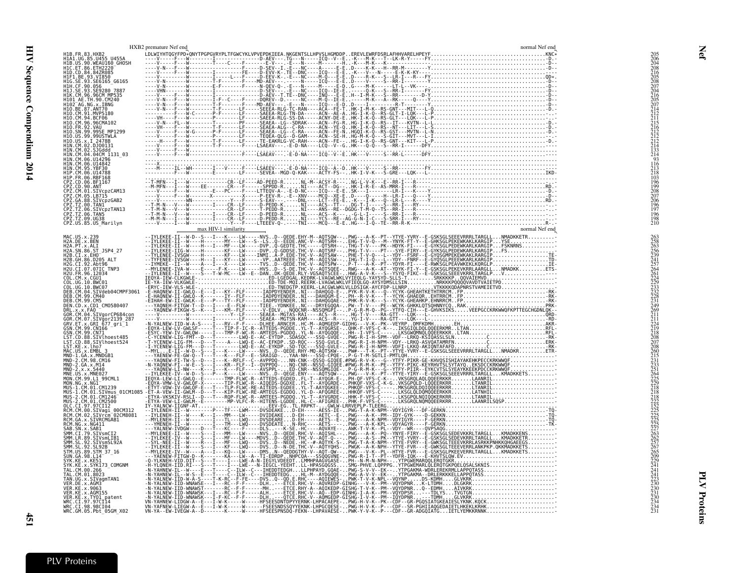```
                  HXB2 premature Nef end                                                                                          normal Nef end
H1B.FR.83.HXB2          LDLWIYHTQGYFPD*QNYTPGPGVRYPLTFGWCYKLVPVEPDKIEEA.NKGENTSLLHPVSLHGMDDP..EREVLEWRFDSRLAFHHVARELHPEYF.......................................KNC*   205
H1A1.UG.85.U455_U455A   ----V-----F---W--------I---------------D-AEV---.TG---N-----ICQ--V--E..-K---M-K---T--LK-R-Y-----FY......................................-D-   206
H1B.US.90.WEAU160_GHOSH ----V-----F---W--------T---C----F-------E-V----.-E---N-----M--------H...-K---M-K---K....................................................-D-   204
H1C.ET.86.ETH2220       ----V-N---F---W--------T--------F------D-SEV--I-.E---NC----A-----E-E..D----K-K---H--RR-M---------Y.......................................-D-   208
H1D.CD.84.84ZR085       ----V-----F---W--------I--------FE-----D-EVV-K-.TE--DNC----ICQ---E-E..-K---V---N-----E-K-K-KY----......................................-D-   216
H1F1.BE.93.VI850        ----V-----F---W--------I----L---F------D-EEV-K-.-E---NC----M-Q---E-E..D----R-K---S--LR-I---R---FY.....................................QD*.   205
H1G.SE.93.SE6165_G6165  ----V-N---F---W--------T-F------F------MD-AEV---.-----N-----ICQ---E-E..D----V-----S--RR-I---------Y.....................................-D-   208
H1H.CF.90.056           ----V-N-------W--------E-F------F------N-QEV-Q-.-E---N-----M-----E-D..G----M-K-------LT-L--VK---.......................................-D-   207
H1J.SE.93.SE9280_7887   ----VHN-------W--------T--------F------D-SEV---.-E---NC----ICQ--IE-E..--------Q-K---S--RR-I-------FY...................................-D-   204
H1K.CM.96.96CM_MP535    ----V-----F---W--------I--------F------D-AEV--T.TE--DNC----INQ---E-E..H--I-M-K---S--RR---------D-Y......................................-D-   216
H101_AE.TH.90.CM240     ----V-N---F---W--------I-F--C---F------DQREV--D.-----NC----M-Q--IE-E..------M-K---A--RK-------Q----Y....................................-D-   205
H102_AG.NG.x.IBNG       ----V-N---F---W--------T-F------F------MD-AEV---.-E---N-----ICQ---E-E..D----I---------R-T-------Y......................................-D-   207
H1O.BE.87.ANT70         ----V-N---F---W--------T-F------LF-----SEEEA-RLG-TC-RAN---ACA--FE-T..HK-I-M-K--RS-GNT---MIT----L-D.....................................-D-   214
H1O.CM.91.MVP5180       ----------F---W-C------P-F------LF-----SAEEA-RLG-TN-DA-----ACN--AE-A..HG-I-K-Q--RS-GLT-I-LQK---L-P.....................................-D-   212
H1O.CM.94.BCF06         ----VH----F---W--------P--------LF-----SAEEA-RLG-SS-DA-----ACNY-DE-E..HK-I-K-Q--RS-GLT---LQK---L-P.....................................-D-   211
H1O.CM.96.96CMA102      ----V-N---FL--W--------T--------PF-----SEAEA--LG--SDRAK----ACN--FG-R..HG-I-K-Q--RS---IT---KVTN--L-.....................................-D-   215
H1O.FR.92.VAU           ----VH----F---W--------T-F------LF-----SEAEA-ALG--C-RA-----ACN--YE-Q..HK-I-K-Q--RS--NT---LIT---L-S.....................................-D-   216
H1O.SN.99.99SE_MP1299   ----V-----F---W-G------P-F------LF-----SEAEA--LG--C-RAA----ACN--FE-N..HGQI-K-Q--RS-GST---MVTN--L-N.....................................-D-   212
H1O.US.99.99USTWLA      ----V-----F---W--------P--------LF-----TEQEA-QLG--D-GAM----ACN--SE-H..HG-M-K-Q---S-GIT---MVT---L-I.....................................-D-   212
H1O.US.x.I_2478B        ----H-----F---W--------T--------LF-----TE-EAKRLG-VC-RAH----ACN--FE-...HK-I-K-Q--RS-GNT---KIT---L-P.....................................-D-   212
H1N.CM.02.DJO0131       ----V-----F---W--------T-F------F------LSAEAV----E-D-NA----LCQ--V--G..HK---Q-Q---S--RR-I------DFY.......................................   214
H1N.CM.02.SJGddd        ----V-----F---W.........................................................................................................................   133
H1N.CM.04.04CM_1131_03  ----V-----F---W---------------F------LSAEAV----E-D-NA----ICQ--V--E..HK---V-----S--RR-L------DFY.........................................   214
H1N.CM.06.U14296        ----.....................................................................................................................................    93
H1N.CM.06.U14842        ----X-...................................................................................................................................   116
H1N.CM.95.YBF30         ----M-----IL--WH-------I---V----F------LSAEEV----E-D-NA----ICQ--A--D..HK---V-----S--RR---------FY......................................   213
H1P.CM.06.U14788        ----V-----F---W--------E--------LF-----SEVEA--MGD-Q-KAK----ACTY-FS---.HK-I-V-K---S-GRE---LQK---L-.....................................IKD-   218
H1P.FR.06.RBF168        ----.....................................................................................................................................   103
CPZ.CD.06.BF1167        --T-MFN---I---W--------------CR--LF----AD-PEED-R........NL-M--ACSY-R----..NG-L-V-K---E--RR-I---R----...................................   196
CPZ.CD.90.ANT           --M-MFN---I---W----EE--------CR--LF----SPPDD-R........NI----ACT--DG---..HK-I-R-E--AS-MRR---L-R-...................................RD.   199
CPZ.CM.01.SIVcpzCAM13   ----V-----F---W--------E---PC---F------LTTEQV-A--E-D-NC----ICQ---E-E..SK----I-------LR-I---K----Y.....................................-D-   208
CPZ.CM.05.LB715         ----V-----F---W--------X-----------X---P-EEV-R--E--XNV-----MCQ--XE-E..D----Q------H--LR-I---Q----Y.....................................-D-   207
CPZ.GA.88.SIVcpzGAB2    ----V-----F---WN---------------Y------S-EAV----.----DNL-----LCT--FE-E..-K---I-K---Q--LR-I------V.......................................RD.   206
CPZ.TZ.00.TAN1          --T-M-N---V---W--------I----CR--LF-----D-PEDD-K........NI----ACS--TT---..DG-T-I-----S--RR-I---RY-.....................................   196
CPZ.TZ.06.SIVcpzTAN13   --T-M-N---V---W----------------CR--LF-----T-PEDD-R........NI----ANS--RE--DGDG-T-M-Q--TS--RR-I---R-......................................   197
CPZ.TZ.06.TAN5          --T-M-N---V---W--------I----CR--LF-----D-PEED-R........NI----ACS--K---..-G-L-I-----S--RR-I---R-.......................................   196
CPZ.TZ.09.UG38          --M-M-N---I---W--------I----CR--LF-----D-PEDD-R........NI----YCS--RE--AG-G-N-I-C---S-SRR-I---RY-......................................   198
CPZ.US.85.US_Marilyn    ----V-----I---W--------T----------F----LTEEEV-Q-.-----TNI----MCQ---E-E..HG---I-Q--TE--RR-R-K----.................................R-.   210

                                   max HIV-1 similarity                                                                           normal Nef end

MAC.US.x.239            --IYLKEEE-II--W-D--S---I---K-----LW-----NVS..D--QEDE.EHY-M--AQTSQW--..PWG---A-K--PT--YTYE-YVRY--E-GSKSGLSEEEVRRRLTARGLL...NMADKKETR.........   263
H2A.DE.x.BEN            --IYLKEEE-II--W---------MY---LW--S--LS..Q--EEDE.ANC-V--AQTSRH--..EHG-T-V-Q---M--YNYK-FT-Y--E-GHKSGLPEKEWKAKLKARGIP..YSE.......................   258
H2A.PT.x.ALI            --IYLKEEE-II--W-----H---I---MF---LW-----DVP..Q-GEDTE.THC----QTSRH--..THG-T-V----PK--HDYK-FI----E-GYKSGLPEDEWKARLKARGIP..FSKNRNS.............   263
H2A.SN.86.ST_JSP4_27    --IYLKEEE-IIG-W----H-------KF---LW-----DVP..Q-GDDSE.THC-V--AQTSRF--..PHG-T-V----PT--SYE-FIRY--E-GYKSGLPEDEWKAKLKARGIP...FS...................   256
H2B.CI.x.EHO            --IYLKEEE-IVSGW----H---I---KR---LW----INMI..A-P.EDE.THC-V--AQTSAW--..PHE-T-V-Q---L--YDY--FSRF--E-GYQSGMPEKEWKAKLKARGIP......................TE-   239
H2B.GH.86.D205_ALT      --TYFENEE-IVSGW----H--I---KY---LW-----VP..AATREEE-THC-M--AQISSW--..IHG-T-I-Q---L--YDY--FNRF--E-GYQSGLPEEEWKARLKARGIP.....................TD-   241
H2G.CI.92.Abt96         --IYMEKE--II--W----A---I---X----LW-----TVS..D--QEDE.THC-V--AQTSPW--..P-T---A-K--PT--YDYR-FI----E-RWKSGLPEAVWKEKLKQRGLP.....................IE-   257
H2U.CI.07.07IC_TNP3     --MYLKEEE-IVA-W-----N---LW-----HVS..D--S-DE.THC-V--AQTSQEE--..RWG---A-K--AT--YTYE-YVRY--E-GSKSGLPEKEVKRRLAARGLL...NMADKK........ETS-   264
H2U.FR.96.12034         --IYLENEE-II--W----S---T-W-MC---LW--E-DAN..DK-QEDE.RLY-VGSAQTSCEE--..HWG-A-V-K---S--YSYQ-FIKC--E-GSKSGLSEEEVKRRLTARGLP...V...........   261
COL.CM.x.CGU1           IEQYA-IEW-CLKGWLE-........................ED-LGEDGAL.KEDRK-LVAGWLWKLVYIEQLG-YAYSYD-SLLS-T.........SRKKKKP..QQVAIEMVD......................   224
COL.UG.10.BWC01         IE-YAA-IEW-VLKGWLE-........................ED-TDE-MQI.KEERK-LVAGWLWKLVFIEQLGQ-AYSYDMSLLSIN..........NRKKKKPQQQQVAVDTVAIETPD...............   229
COL.UG.10.BWC07         -ERYC-IEW-VLS-WLE-........................ED-TNEDGTP.KEERL-LACGWLWKLVLLDSIGK-AYCFDP-LLNRP..........VTKKKKQDAPNRSTVAMEIETVD..............   233
DEB.CM.04.SIVdeb04CMPF3061 -E-HAQNEW-II-GWLQ--E---I---KY--FLF-----IADPDYENDER..NI---DAHQGQ-E--..PYK-R-V-K---Q--YCYK-GHEAHTKETHTRRCM..FP...............................-RK-   232
DEB.CM.99.CM40          -E-HAQNEW-II-GWLQ--E---I---TY--FLF-----IADPDYENDER..NI---DAHGQR-E--..PH--R-V-K---T--YCYK-GHAEGR..EHTRRCM..FP...............................-RK-   228
DEB.CM.99.CM5           -EIHAH-EW-II-GWLK--E---P--TY--FLF-----IADPDYENDER..NI---DAHQGQAE--..PHK-R-V-K---S--YCYK-GHEAHKP.EHNRRCM..FP...............................-RK-   231
DEN.CD.x.CD1_CM0580407  ---YAQNEH-FITGW-T--D---I---E--FLW-----TIEE..YDNKEE..NC---DRYEGQQA-..PW--T-V----PE--WCYK-GHKKLQTSQHNNYCQ..RAK..............................PRK-   249
DRL.x.x.FAO             ---YAQNEW-FIKGW-S--K---I---KM--FLF-----V-EDLV...NQQCNR--NSSQMGPI---..P-G-R-M-Q--PG--YTFQ-CIH-Y--E-GHVKSIKS.....VEEPGCCKRKWWQFKPTTEGCHGDNLQK--   269
GOR.CM.04.SIVgorCP684con ----V-----W--------------------Y--LF-----SEAEA--MGTAS-RAI----ACS--R----..HG-T-V----RA-GTT---LQK---L-.....................................QRD-   211
GOR.CM.07.SIVgor2139_287 ----V-----W--------I---------------LF-----SEAEA--MGTSN-KAM----ACS--R----..YG-I-V----RA-GTT---LQK---L-.....................................-RD-   211
GRV.ET.x.GRI_677_gri_1  -N-YALNEW-IID-W-A-S-----RV--F-F-----DLHEE.ARNCER..HC-M--AQMGEDP-GIDHG---V-K--PK--WEYRP..DMFKDMH.........EH.............................AKR-   224
GSN.CM.99.CN166         -EQYA-LEW-LV-GWLSF-----T---TIP-F-IC-R--ATTEDS-PGDDE..YL-T--AYQGRSE--..QHK-F-VFS-C-K---IKSGIQLDQLQQEERKMR..LTAN...........................RFL-   219
GSN.CM.99.CN71          -ESYC-YEW-IV-GWLQW-----I---TMP-F-WC-R--AMTEDS-PGDDQ..YL-N--AYQGQDE--..HH--I-VFS-C-----LKSGWQMNQLQQEERKKR..LTAN.........................RFL-   218
LST.CD.88.SIVlhoest485  -C-YCENEW-LIG-FMT--D---I---I---LWQ-E---AC-EYTDP..SDASQC---SSQ-GVIE-..PWG-R-I-N-SPM--VDF--LRKQ-KSIQASSLSLN..........C........................-RK-   208
LST.CD.88.SIVlhoest524  -T-YCENEW-LIG-FM---D---T---A----LWQ-E---AC-EFKDP..SD-RQC---SSQ-GVLE-..PWG-R-I-H-NPM--VDY--LRKQ-ASVQATAMRFN..........C........................ERK-   207
LST.KE.x.lho7           -I-YCENEW-LIG-FM---D---T---------LWQ-E---AC-EYKDP..SD-TQC---SSQ-GVLE-..PWG-R-I-H-NPM--VDFI-LKKQ-AKIQNTAFAFD..........C........................-RK-   208
MAC.US.x.EMBL_3         --MYL---E-II--W-D--S---I---K-----LW-----NVS..D--QEDE.RHY-MQ-AQTSKW--..PW#---T-K--PT--YTYE-YVRY--E-GSKSGLSEEEVRRRLTARGLL...NMADKR.........ETR-   260
MND-1.GA.x.MNDGB1       ---YAENEW-FE-GW-Q--T---T---K---FLF--E--SRAIGD-..YAA-NH---SSQ-CPQE-..P-G-T-M-SGTLI-PMTLQH..........................................   215
MND-2.CM.98.CM16        ---YAQNEW-FI-TW-S--D---I---K--RFLF--C--AVPPDQ-..NN-CNK--QSSQ-GIQEE.#PWG-R-V-K---G--YTFY-PIKR-GE-KHVQSISHIAYAKEHKPECCKRKWWQF............   231
MND-2.GA.x.M14          -N-YAQNEW-FI--W-E--S---I---KR--FLF--I--QVPPDQ-..NQ-CNR--NSSQ-GIQEE.#PWG-R-M-K---PE--YTFY-PIKC-KEYRHVTSLSYTAYQ..EKSDCCKRKWWQF............   233
MND-2.x.x.5440          ---YAQNEW-LI-NW---K---I---K---FLF-----AVSPPL-..ED-CNR--NSSQMGIQE-..P-G-R-M-K---G--YTFY-PIIR--EYKCVTSLSYEAYKKEEKPDCCKRKWWQF..........   251
MNE.US.x.MNE027         --IYLEKEE-IV--W-D--S---P---K-----LW-----NVS..D--QEQE.ENY----AQTSQW--..PWG---V-K--PT--YTYE-YIRY--E-GSKSGLSEEEVRRRLTARGLL...KMADKKETS......   264
MON.CM.99.L1_99CML1     IEQYA-LEW-LI-GWLQ--E-------TMP-FLWC-R--ATTEDS-EGDED..FL-T--AYQGR-E--..PH-QF-VFS-C-K---VKSGRQLAQLQQEERKKR.......LAANRIL.................   225
MON.NG.x.NG1            -EQYA-VMW-LV-GWLQF-X-------TIP-FLWC-R--AIQEDS-DGDXE..FL-T--AYQGRDE--..PHKQF-VXS-C-K-G..VKSGPQLD-LQQEERKKR.......LTANRIL.................   229
MUS-1.CM.01.CM1239      -ETYT-VDW-IV-GWLQF-E---T---TLP-FLWC-RE-AITEDS-EGDEE..YL-T-AAYQGKEE--..PHKQF-VFS-C-----..MKSGRQLDQIQQEERKRR.......LTANRIL................   218
MUS-1.CM.01.SIVmus_01CM1085 -ET-A-VEW-LI-GWLM--D---T---KIP-FLWC-RE-AITEDS-EGDDQ..VL-D--AFQGREE--..HHKQF-VFS-C-----..LKSGLQLDQMQQEERKRR.......LATNRIL................   218
MUS-2.CM.01.CM1246      -ETYA-VKSKIV-RSLI--D---T---RQP-FLWC-RE-AMTEES-PGDDQ..YL-T--AYVGRDE--..HHK-F-VFS-C-----..LKSGPQLNQIQQKERKRR.......LTANRIL................   218
MUS-2.CM.01.CM2500      -ETYA-VEW-LI-GWLM--E-------MP-VLFC-R--HITENS-LGDDE..HL-C--AFIGREE--..PHK-F-VFS-C-----..LKSGRQLNQMQQEERKRR.......LAANRILSQSP...........   222
OLC.CI.97.97CI12        IY-YALNCW-IEGNF-AT......................-EEV-EG..TL-RRPKT...GWLW-LRRVEPLP-TLEERG............................................................   152
RCM.CM.00.SIVagi_00CM312 --IYLENEH-II--W-------P---TF---LWM-----DVSDEAKE..D-EH------AESS-IE-..PWG-T-A-K-NPM--VDYIGYR--DF-GEKN...................................-TQ-   225
RCM.CM.02.SIVrcm_02CM8081 --IYLENEH-II--W----K---I---MM---LW-----DVIDEAKE..D-EH------AETS-E-..PWG---A-K--PM--IDY-GYK-----D-GEKKN................................-TQ-   225
RCM.GA.x.SIVRCMGAB1     --MYLENEH-II--W----I---I---TL---LWQ----DVSDEAKE..D-EH------AETS--E-..PWG---A-K-NPM--VDYIGYR--F-GEKKN..................................-TQ-   225
RCM.NG.x.NG411          ---YMENEH-II--W--------T---TM---LWQ----DVSDEATE..N-RHC-----AETS----..PWG---A-K-KPL--VDYAGYR----F-GERKN.................................-TK-   225
SAB.SN.x.SAB1           ---YALNEW-IVDGW-A--D---I---KC---F------DLS..---K-SE.-HC----AQVAYE--..AWK-T-V-K--PL--VDY--WR----QVPSAQG...................................   227
SMM.CI.79.SIVsmCI2      --MYLENEE-II--W-----S---I---MM---LW-----NVS..D--QEDE.RHC-V--AQISHL--..PWG---A-K--PQ--YNYE-FIRY--E-GSKSGLSEDEVKKRLTARGLL...KMADKKENS.........   263
SMM.LR.89.SIVsmLIB1     --IYLKEEE-IV--W-----S---I---MF---LW----MDVS..D--QEDE.THC-V--AQT-Q---..PWG---A-S--PK--YTYE-YVRY--E-GSKSGLSEDEVKRRLTARGLL...KMADKKETR.........   262
SMM.SL.92.SIVsmSL92A    --SYL-NEE-II--W----S---I---KF---LWQ-----DVS..D--NEDE..HC-V-#-AQTYK-S--..PWG-T-A-K-NPM--YTYE-FVRY--E-GWKSGLTEEEVKRRLASRKKPNHKKQHGAEEGS......   257
SMM.SL.92.SL92B         --IYLKEEE-II--W----S---I---KF---LWQ-----DVS..D--N-DE.THC-V-#-AQTYQHS--..PWGK--A-K-NPH--YTYE-FVR---E-GWKSGLTEEEVRRRLANKPKP.QKKMADKKETS.......   267
STM.US.89.STM_37_16     --MYLKEEE-IV--W----A---I---KQ---LW-----DMS..N--QEDDGTHY-V--AQT-QW--..PWG---V-K--PL--HTYE-FVR---E-GSKSGLPKEEVERRLTARGLL...KMADKKETS........   265
SUN.GA.98.L14           ---YAENEW-FITGW-D--K---I---KA---LW--A--TI-EDRDP..NHPCQA---SSQQGVNE-..PWG-R-I-T---PT--YDFR-IQK---E-KHVTSLQW.EV................................   209
SYK.KE.x.KE51           -Q-YLKNEH-VID.DIT--S---T---I---LWE-A-N-IEGYLVDEEDT..LMMHPAAGVGASE-..PH--N-M-N-NPH---..YTPGWEMARQQLERQTGKR...............................   229
SYK.KE.x.SYK173_COMGNM  -H-YLQNEH-IID.RI---S---T---I---LWE---N-IEGCL-YEEHT..LL-HPASGQGSS--..SMG-PHVE.LQPPPG..YTPGWEMARLQLERQTGKPQELQSALSKNIS...................   241
TAL.CM.00.266           -N-YAHNEW-IL--W--E---T---C--ILW--C---IHEDDTEDGH..LLPHPAYD.GQAE-..PWG-S-V-V--EK---..YTPGAKMA-WDRLEREKRMLLAPPQTASS.......................   241
TAL.CM.01.8023          -N-YAHNEW-IL--W-S--E---T---C--ILW--C---IHEDDTEDG...HL-M--AYDGQQE-..PWG-A-V-V--EK---..YTPGAKMA--DRLEREKKKELLAPPQTASS.....................   241
TAN.UG.x.SIVagmTAN1     -N-YALNEW-IID-W-A-S-----T-K-RC--F-FEE----DVS..Q--QD.E.RHC----AQIEWES-..PWK-T-V-K-NPL--VQYNP.....DS-KDMH....GLVKRK........................   223
VER.DE.x.AGM3           -N-YALNEW-IID-WNAWSE---I---RC--F-F-----DLH.....ETCE.RHC-V--AQVREDP-GINHG---V-K--PM--VQYDPNR...K-LTDMH....DLGKRK.......................   230
VER.KE.x.9063           -N-YALNEW-IID-WNAWST-------RC--F-F-----MH.....ETCE.RHY-A--AQIKEDP-GISHG-T-V-K--PM--VQYDPNR...Q--EDMH....AIVKRK........................   230
VER.KE.x.AGM155         -N-YALNEW-IID-WNAWSK---I---RC--F-F-----ALH.....ETCE.RHC-V--AQ--EDP-GINHG-I-A-K--PM--VQYDPSR......TDLYS....TVGTGN.....................   231
VER.KE.x.TYO1_patent    -N-YALNEW-IID-WNAWSK---I---F-KC--F-F-----DLH.....QTCE.RHC-V--AQMGEDP-GISHG-I-V-K--PM--IQYDPNR......TDMH.....GLVKRK....................   230
WRC.CI.97.97CI14        VN-YAHNEW-LIDGW-A--E---I-W-K-----W-----HFSEESDNTDPYYERNK-LHPACAEPE-..PWG-H-V-K--PK--CDF--GR-PGQSIATGKEAIESLYKNK.KQCK.....................   234
WRC.CI.98.98CI04        VN-YAFNEW-LIEGW-A--E---I-W-K-----W-----FSEESNDSSQYYEKNK-LHPGCQESE-..PWG-H-V-K--PC---CDF--SR-PGHIIAQGEDAIETLHKEKLKRHK.................   234
WRC.GM.05.Pbt_05GM_X02  VN-YA-EW-IVEGW-A--D-------K-----W-----HFSEESPNSDQ-FEKN--LHPAVAESE-..PWK-Y-V-K--P----CDF--GR-ADGQIATG...IETLYEMKKRNNK..................   231
```